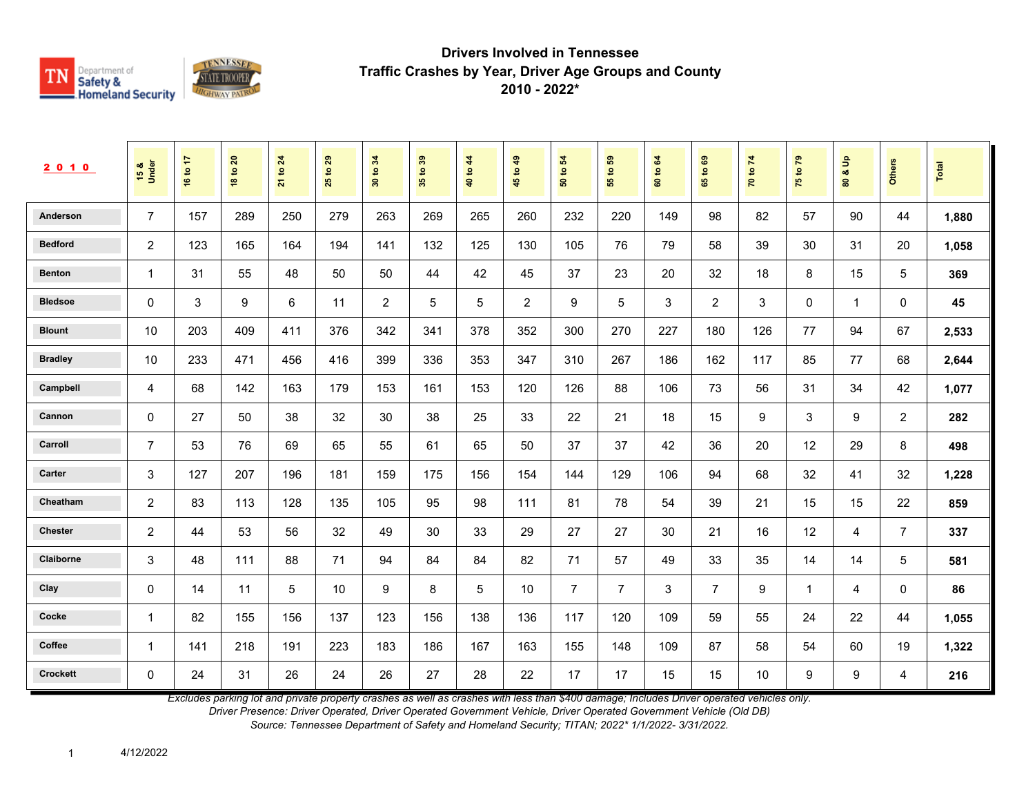# Drivers Involved in Tennessee
## Traffic Crashes by Year, Driver Age Groups and County
## 2010 - 2022*

| 2010 | 15 & Under | 16 to 17 | 18 to 20 | 21 to 24 | 25 to 29 | 30 to 34 | 35 to 39 | 40 to 44 | 45 to 49 | 50 to 54 | 55 to 59 | 60 to 64 | 65 to 69 | 70 to 74 | 75 to 79 | 80 & Up | Others | Total |
|---|---|---|---|---|---|---|---|---|---|---|---|---|---|---|---|---|---|---|
| Anderson | 7 | 157 | 289 | 250 | 279 | 263 | 269 | 265 | 260 | 232 | 220 | 149 | 98 | 82 | 57 | 90 | 44 | **1,880** |
| Bedford | 2 | 123 | 165 | 164 | 194 | 141 | 132 | 125 | 130 | 105 | 76 | 79 | 58 | 39 | 30 | 31 | 20 | **1,058** |
| Benton | 1 | 31 | 55 | 48 | 50 | 50 | 44 | 42 | 45 | 37 | 23 | 20 | 32 | 18 | 8 | 15 | 5 | **369** |
| Bledsoe | 0 | 3 | 9 | 6 | 11 | 2 | 5 | 5 | 2 | 9 | 5 | 3 | 2 | 3 | 0 | 1 | 0 | **45** |
| Blount | 10 | 203 | 409 | 411 | 376 | 342 | 341 | 378 | 352 | 300 | 270 | 227 | 180 | 126 | 77 | 94 | 67 | **2,533** |
| Bradley | 10 | 233 | 471 | 456 | 416 | 399 | 336 | 353 | 347 | 310 | 267 | 186 | 162 | 117 | 85 | 77 | 68 | **2,644** |
| Campbell | 4 | 68 | 142 | 163 | 179 | 153 | 161 | 153 | 120 | 126 | 88 | 106 | 73 | 56 | 31 | 34 | 42 | **1,077** |
| Cannon | 0 | 27 | 50 | 38 | 32 | 30 | 38 | 25 | 33 | 22 | 21 | 18 | 15 | 9 | 3 | 9 | 2 | **282** |
| Carroll | 7 | 53 | 76 | 69 | 65 | 55 | 61 | 65 | 50 | 37 | 37 | 42 | 36 | 20 | 12 | 29 | 8 | **498** |
| Carter | 3 | 127 | 207 | 196 | 181 | 159 | 175 | 156 | 154 | 144 | 129 | 106 | 94 | 68 | 32 | 41 | 32 | **1,228** |
| Cheatham | 2 | 83 | 113 | 128 | 135 | 105 | 95 | 98 | 111 | 81 | 78 | 54 | 39 | 21 | 15 | 15 | 22 | **859** |
| Chester | 2 | 44 | 53 | 56 | 32 | 49 | 30 | 33 | 29 | 27 | 27 | 30 | 21 | 16 | 12 | 4 | 7 | **337** |
| Claiborne | 3 | 48 | 111 | 88 | 71 | 94 | 84 | 84 | 82 | 71 | 57 | 49 | 33 | 35 | 14 | 14 | 5 | **581** |
| Clay | 0 | 14 | 11 | 5 | 10 | 9 | 8 | 5 | 10 | 7 | 7 | 3 | 7 | 9 | 1 | 4 | 0 | **86** |
| Cocke | 1 | 82 | 155 | 156 | 137 | 123 | 156 | 138 | 136 | 117 | 120 | 109 | 59 | 55 | 24 | 22 | 44 | **1,055** |
| Coffee | 1 | 141 | 218 | 191 | 223 | 183 | 186 | 167 | 163 | 155 | 148 | 109 | 87 | 58 | 54 | 60 | 19 | **1,322** |
| Crockett | 0 | 24 | 31 | 26 | 24 | 26 | 27 | 28 | 22 | 17 | 17 | 15 | 15 | 10 | 9 | 9 | 4 | **216** |

*Excludes parking lot and private property crashes as well as crashes with less than $400 damage; Includes Driver operated vehicles only.*
*Driver Presence: Driver Operated, Driver Operated Government Vehicle, Driver Operated Government Vehicle (Old DB)*
*Source: Tennessee Department of Safety and Homeland Security; TITAN; 2022* 1/1/2022- 3/31/2022.*

4/12/2022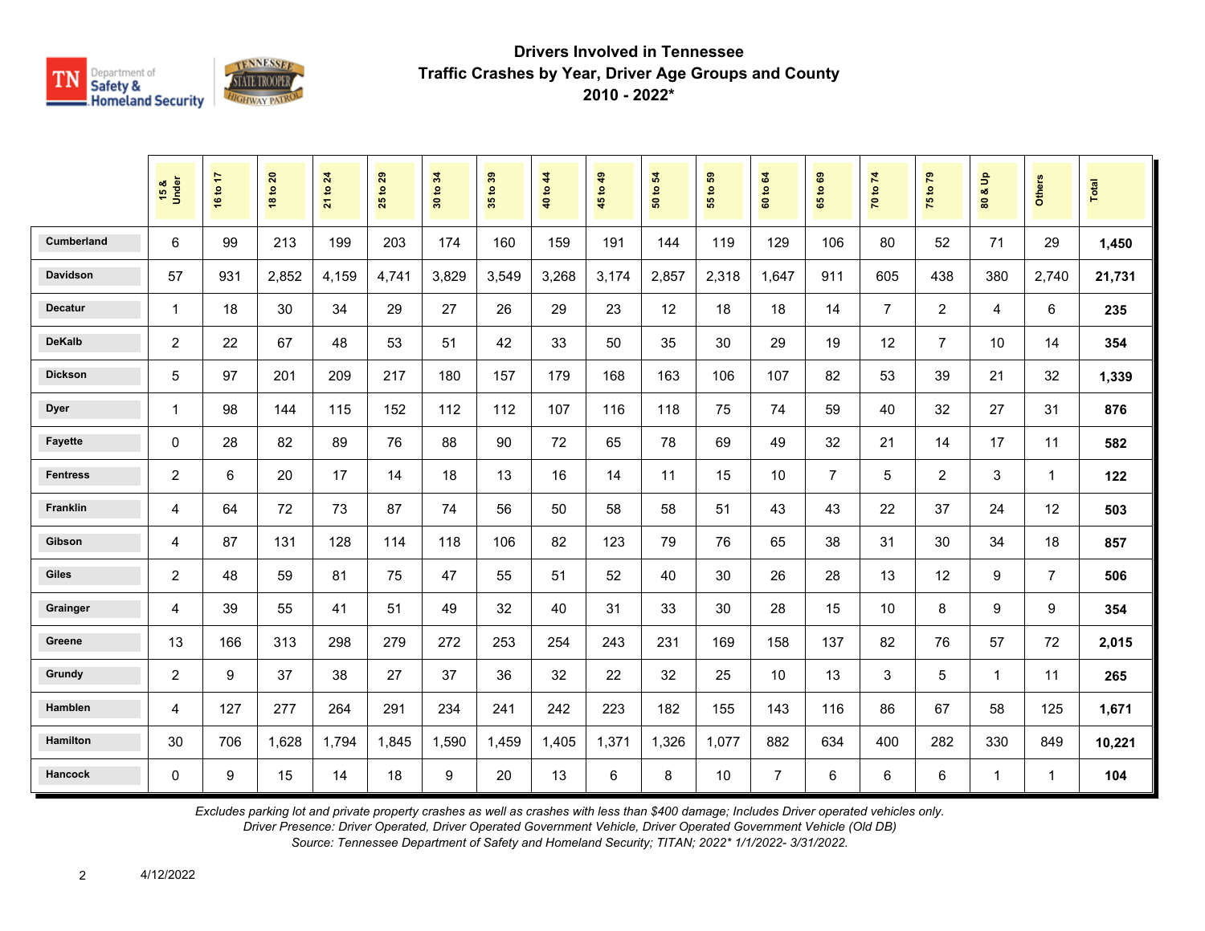# Drivers Involved in Tennessee Traffic Crashes by Year, Driver Age Groups and County

## 2010 - 2022*

| | 15 & Under | 16 to 17 | 18 to 20 | 21 to 24 | 25 to 29 | 30 to 34 | 35 to 39 | 40 to 44 | 45 to 49 | 50 to 54 | 55 to 59 | 60 to 64 | 65 to 69 | 70 to 74 | 75 to 79 | 80 & Up | Others | Total |
|---|---|---|---|---|---|---|---|---|---|---|---|---|---|---|---|---|---|---|
| Cumberland | 6 | 99 | 213 | 199 | 203 | 174 | 160 | 159 | 191 | 144 | 119 | 129 | 106 | 80 | 52 | 71 | 29 | **1,450** |
| Davidson | 57 | 931 | 2,852 | 4,159 | 4,741 | 3,829 | 3,549 | 3,268 | 3,174 | 2,857 | 2,318 | 1,647 | 911 | 605 | 438 | 380 | 2,740 | **21,731** |
| Decatur | 1 | 18 | 30 | 34 | 29 | 27 | 26 | 29 | 23 | 12 | 18 | 18 | 14 | 7 | 2 | 4 | 6 | **235** |
| DeKalb | 2 | 22 | 67 | 48 | 53 | 51 | 42 | 33 | 50 | 35 | 30 | 29 | 19 | 12 | 7 | 10 | 14 | **354** |
| Dickson | 5 | 97 | 201 | 209 | 217 | 180 | 157 | 179 | 168 | 163 | 106 | 107 | 82 | 53 | 39 | 21 | 32 | **1,339** |
| Dyer | 1 | 98 | 144 | 115 | 152 | 112 | 112 | 107 | 116 | 118 | 75 | 74 | 59 | 40 | 32 | 27 | 31 | **876** |
| Fayette | 0 | 28 | 82 | 89 | 76 | 88 | 90 | 72 | 65 | 78 | 69 | 49 | 32 | 21 | 14 | 17 | 11 | **582** |
| Fentress | 2 | 6 | 20 | 17 | 14 | 18 | 13 | 16 | 14 | 11 | 15 | 10 | 7 | 5 | 2 | 3 | 1 | **122** |
| Franklin | 4 | 64 | 72 | 73 | 87 | 74 | 56 | 50 | 58 | 58 | 51 | 43 | 43 | 22 | 37 | 24 | 12 | **503** |
| Gibson | 4 | 87 | 131 | 128 | 114 | 118 | 106 | 82 | 123 | 79 | 76 | 65 | 38 | 31 | 30 | 34 | 18 | **857** |
| Giles | 2 | 48 | 59 | 81 | 75 | 47 | 55 | 51 | 52 | 40 | 30 | 26 | 28 | 13 | 12 | 9 | 7 | **506** |
| Grainger | 4 | 39 | 55 | 41 | 51 | 49 | 32 | 40 | 31 | 33 | 30 | 28 | 15 | 10 | 8 | 9 | 9 | **354** |
| Greene | 13 | 166 | 313 | 298 | 279 | 272 | 253 | 254 | 243 | 231 | 169 | 158 | 137 | 82 | 76 | 57 | 72 | **2,015** |
| Grundy | 2 | 9 | 37 | 38 | 27 | 37 | 36 | 32 | 22 | 32 | 25 | 10 | 13 | 3 | 5 | 1 | 11 | **265** |
| Hamblen | 4 | 127 | 277 | 264 | 291 | 234 | 241 | 242 | 223 | 182 | 155 | 143 | 116 | 86 | 67 | 58 | 125 | **1,671** |
| Hamilton | 30 | 706 | 1,628 | 1,794 | 1,845 | 1,590 | 1,459 | 1,405 | 1,371 | 1,326 | 1,077 | 882 | 634 | 400 | 282 | 330 | 849 | **10,221** |
| Hancock | 0 | 9 | 15 | 14 | 18 | 9 | 20 | 13 | 6 | 8 | 10 | 7 | 6 | 6 | 6 | 1 | 1 | **104** |

*Excludes parking lot and private property crashes as well as crashes with less than $400 damage; Includes Driver operated vehicles only.*
*Driver Presence: Driver Operated, Driver Operated Government Vehicle, Driver Operated Government Vehicle (Old DB)*
*Source: Tennessee Department of Safety and Homeland Security; TITAN; 2022* 1/1/2022- 3/31/2022.*

4/12/2022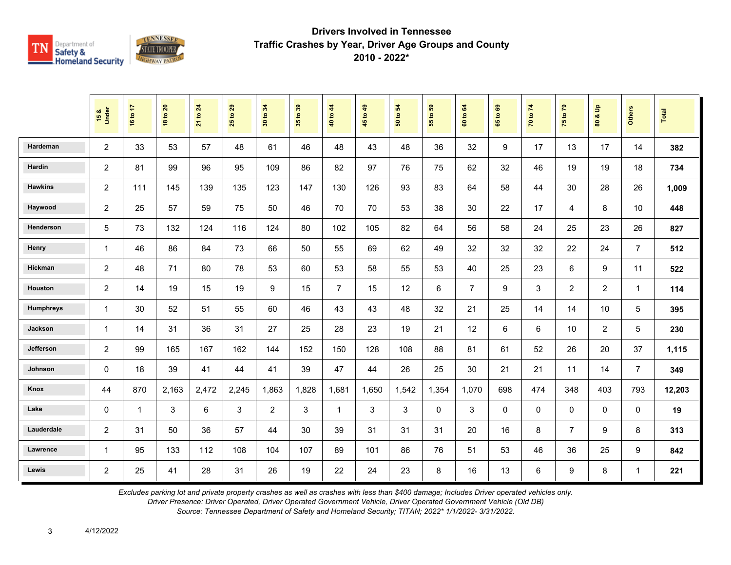## Drivers Involved in Tennessee Traffic Crashes by Year, Driver Age Groups and County 2010 - 2022*

| | 15 & Under | 16 to 17 | 18 to 20 | 21 to 24 | 25 to 29 | 30 to 34 | 35 to 39 | 40 to 44 | 45 to 49 | 50 to 54 | 55 to 59 | 60 to 64 | 65 to 69 | 70 to 74 | 75 to 79 | 80 & Up | Others | Total |
|---|---|---|---|---|---|---|---|---|---|---|---|---|---|---|---|---|---|---|
| Hardeman | 2 | 33 | 53 | 57 | 48 | 61 | 46 | 48 | 43 | 48 | 36 | 32 | 9 | 17 | 13 | 17 | 14 | **382** |
| Hardin | 2 | 81 | 99 | 96 | 95 | 109 | 86 | 82 | 97 | 76 | 75 | 62 | 32 | 46 | 19 | 19 | 18 | **734** |
| Hawkins | 2 | 111 | 145 | 139 | 135 | 123 | 147 | 130 | 126 | 93 | 83 | 64 | 58 | 44 | 30 | 28 | 26 | **1,009** |
| Haywood | 2 | 25 | 57 | 59 | 75 | 50 | 46 | 70 | 70 | 53 | 38 | 30 | 22 | 17 | 4 | 8 | 10 | **448** |
| Henderson | 5 | 73 | 132 | 124 | 116 | 124 | 80 | 102 | 105 | 82 | 64 | 56 | 58 | 24 | 25 | 23 | 26 | **827** |
| Henry | 1 | 46 | 86 | 84 | 73 | 66 | 50 | 55 | 69 | 62 | 49 | 32 | 32 | 32 | 22 | 24 | 7 | **512** |
| Hickman | 2 | 48 | 71 | 80 | 78 | 53 | 60 | 53 | 58 | 55 | 53 | 40 | 25 | 23 | 6 | 9 | 11 | **522** |
| Houston | 2 | 14 | 19 | 15 | 19 | 9 | 15 | 7 | 15 | 12 | 6 | 7 | 9 | 3 | 2 | 2 | 1 | **114** |
| Humphreys | 1 | 30 | 52 | 51 | 55 | 60 | 46 | 43 | 43 | 48 | 32 | 21 | 25 | 14 | 14 | 10 | 5 | **395** |
| Jackson | 1 | 14 | 31 | 36 | 31 | 27 | 25 | 28 | 23 | 19 | 21 | 12 | 6 | 6 | 10 | 2 | 5 | **230** |
| Jefferson | 2 | 99 | 165 | 167 | 162 | 144 | 152 | 150 | 128 | 108 | 88 | 81 | 61 | 52 | 26 | 20 | 37 | **1,115** |
| Johnson | 0 | 18 | 39 | 41 | 44 | 41 | 39 | 47 | 44 | 26 | 25 | 30 | 21 | 21 | 11 | 14 | 7 | **349** |
| Knox | 44 | 870 | 2,163 | 2,472 | 2,245 | 1,863 | 1,828 | 1,681 | 1,650 | 1,542 | 1,354 | 1,070 | 698 | 474 | 348 | 403 | 793 | **12,203** |
| Lake | 0 | 1 | 3 | 6 | 3 | 2 | 3 | 1 | 3 | 3 | 0 | 3 | 0 | 0 | 0 | 0 | 0 | **19** |
| Lauderdale | 2 | 31 | 50 | 36 | 57 | 44 | 30 | 39 | 31 | 31 | 31 | 20 | 16 | 8 | 7 | 9 | 8 | **313** |
| Lawrence | 1 | 95 | 133 | 112 | 108 | 104 | 107 | 89 | 101 | 86 | 76 | 51 | 53 | 46 | 36 | 25 | 9 | **842** |
| Lewis | 2 | 25 | 41 | 28 | 31 | 26 | 19 | 22 | 24 | 23 | 8 | 16 | 13 | 6 | 9 | 8 | 1 | **221** |

*Excludes parking lot and private property crashes as well as crashes with less than $400 damage; Includes Driver operated vehicles only.*
*Driver Presence: Driver Operated, Driver Operated Government Vehicle, Driver Operated Government Vehicle (Old DB)*
*Source: Tennessee Department of Safety and Homeland Security; TITAN; 2022* 1/1/2022- 3/31/2022.*

4/12/2022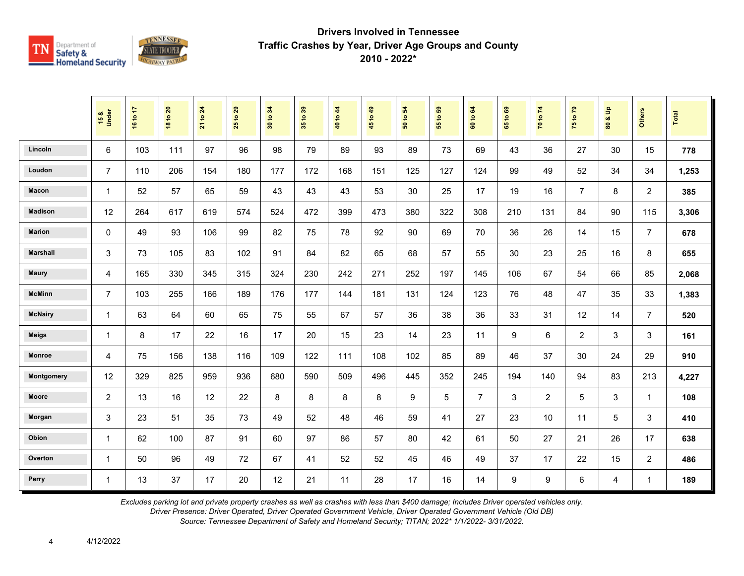# Drivers Involved in Tennessee Traffic Crashes by Year, Driver Age Groups and County 2010 - 2022*

| | 15 & Under | 16 to 17 | 18 to 20 | 21 to 24 | 25 to 29 | 30 to 34 | 35 to 39 | 40 to 44 | 45 to 49 | 50 to 54 | 55 to 59 | 60 to 64 | 65 to 69 | 70 to 74 | 75 to 79 | 80 & Up | Others | Total |
|---|---|---|---|---|---|---|---|---|---|---|---|---|---|---|---|---|---|---|
| Lincoln | 6 | 103 | 111 | 97 | 96 | 98 | 79 | 89 | 93 | 89 | 73 | 69 | 43 | 36 | 27 | 30 | 15 | **778** |
| Loudon | 7 | 110 | 206 | 154 | 180 | 177 | 172 | 168 | 151 | 125 | 127 | 124 | 99 | 49 | 52 | 34 | 34 | **1,253** |
| Macon | 1 | 52 | 57 | 65 | 59 | 43 | 43 | 43 | 53 | 30 | 25 | 17 | 19 | 16 | 7 | 8 | 2 | **385** |
| Madison | 12 | 264 | 617 | 619 | 574 | 524 | 472 | 399 | 473 | 380 | 322 | 308 | 210 | 131 | 84 | 90 | 115 | **3,306** |
| Marion | 0 | 49 | 93 | 106 | 99 | 82 | 75 | 78 | 92 | 90 | 69 | 70 | 36 | 26 | 14 | 15 | 7 | **678** |
| Marshall | 3 | 73 | 105 | 83 | 102 | 91 | 84 | 82 | 65 | 68 | 57 | 55 | 30 | 23 | 25 | 16 | 8 | **655** |
| Maury | 4 | 165 | 330 | 345 | 315 | 324 | 230 | 242 | 271 | 252 | 197 | 145 | 106 | 67 | 54 | 66 | 85 | **2,068** |
| McMinn | 7 | 103 | 255 | 166 | 189 | 176 | 177 | 144 | 181 | 131 | 124 | 123 | 76 | 48 | 47 | 35 | 33 | **1,383** |
| McNairy | 1 | 63 | 64 | 60 | 65 | 75 | 55 | 67 | 57 | 36 | 38 | 36 | 33 | 31 | 12 | 14 | 7 | **520** |
| Meigs | 1 | 8 | 17 | 22 | 16 | 17 | 20 | 15 | 23 | 14 | 23 | 11 | 9 | 6 | 2 | 3 | 3 | **161** |
| Monroe | 4 | 75 | 156 | 138 | 116 | 109 | 122 | 111 | 108 | 102 | 85 | 89 | 46 | 37 | 30 | 24 | 29 | **910** |
| Montgomery | 12 | 329 | 825 | 959 | 936 | 680 | 590 | 509 | 496 | 445 | 352 | 245 | 194 | 140 | 94 | 83 | 213 | **4,227** |
| Moore | 2 | 13 | 16 | 12 | 22 | 8 | 8 | 8 | 8 | 9 | 5 | 7 | 3 | 2 | 5 | 3 | 1 | **108** |
| Morgan | 3 | 23 | 51 | 35 | 73 | 49 | 52 | 48 | 46 | 59 | 41 | 27 | 23 | 10 | 11 | 5 | 3 | **410** |
| Obion | 1 | 62 | 100 | 87 | 91 | 60 | 97 | 86 | 57 | 80 | 42 | 61 | 50 | 27 | 21 | 26 | 17 | **638** |
| Overton | 1 | 50 | 96 | 49 | 72 | 67 | 41 | 52 | 52 | 45 | 46 | 49 | 37 | 17 | 22 | 15 | 2 | **486** |
| Perry | 1 | 13 | 37 | 17 | 20 | 12 | 21 | 11 | 28 | 17 | 16 | 14 | 9 | 9 | 6 | 4 | 1 | **189** |

*Excludes parking lot and private property crashes as well as crashes with less than $400 damage; Includes Driver operated vehicles only.*
*Driver Presence: Driver Operated, Driver Operated Government Vehicle, Driver Operated Government Vehicle (Old DB)*
*Source: Tennessee Department of Safety and Homeland Security; TITAN; 2022* 1/1/2022- 3/31/2022.*

4/12/2022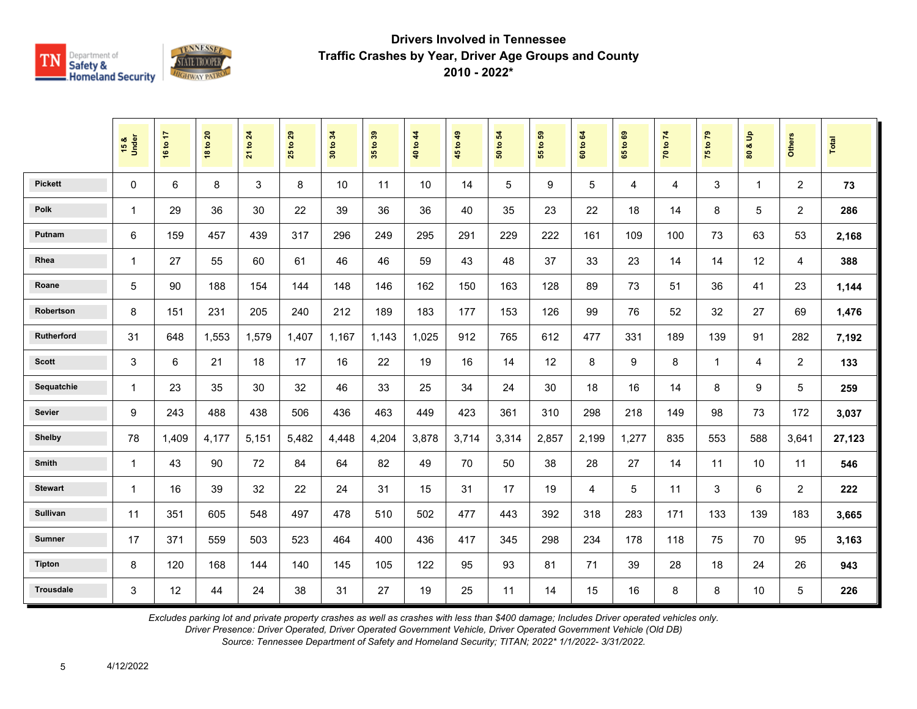# Drivers Involved in Tennessee Traffic Crashes by Year, Driver Age Groups and County 2010 - 2022*

| | 15 & Under | 16 to 17 | 18 to 20 | 21 to 24 | 25 to 29 | 30 to 34 | 35 to 39 | 40 to 44 | 45 to 49 | 50 to 54 | 55 to 59 | 60 to 64 | 65 to 69 | 70 to 74 | 75 to 79 | 80 & Up | Others | Total |
|---|---|---|---|---|---|---|---|---|---|---|---|---|---|---|---|---|---|---|
| Pickett | 0 | 6 | 8 | 3 | 8 | 10 | 11 | 10 | 14 | 5 | 9 | 5 | 4 | 4 | 3 | 1 | 2 | **73** |
| Polk | 1 | 29 | 36 | 30 | 22 | 39 | 36 | 36 | 40 | 35 | 23 | 22 | 18 | 14 | 8 | 5 | 2 | **286** |
| Putnam | 6 | 159 | 457 | 439 | 317 | 296 | 249 | 295 | 291 | 229 | 222 | 161 | 109 | 100 | 73 | 63 | 53 | **2,168** |
| Rhea | 1 | 27 | 55 | 60 | 61 | 46 | 46 | 59 | 43 | 48 | 37 | 33 | 23 | 14 | 14 | 12 | 4 | **388** |
| Roane | 5 | 90 | 188 | 154 | 144 | 148 | 146 | 162 | 150 | 163 | 128 | 89 | 73 | 51 | 36 | 41 | 23 | **1,144** |
| Robertson | 8 | 151 | 231 | 205 | 240 | 212 | 189 | 183 | 177 | 153 | 126 | 99 | 76 | 52 | 32 | 27 | 69 | **1,476** |
| Rutherford | 31 | 648 | 1,553 | 1,579 | 1,407 | 1,167 | 1,143 | 1,025 | 912 | 765 | 612 | 477 | 331 | 189 | 139 | 91 | 282 | **7,192** |
| Scott | 3 | 6 | 21 | 18 | 17 | 16 | 22 | 19 | 16 | 14 | 12 | 8 | 9 | 8 | 1 | 4 | 2 | **133** |
| Sequatchie | 1 | 23 | 35 | 30 | 32 | 46 | 33 | 25 | 34 | 24 | 30 | 18 | 16 | 14 | 8 | 9 | 5 | **259** |
| Sevier | 9 | 243 | 488 | 438 | 506 | 436 | 463 | 449 | 423 | 361 | 310 | 298 | 218 | 149 | 98 | 73 | 172 | **3,037** |
| Shelby | 78 | 1,409 | 4,177 | 5,151 | 5,482 | 4,448 | 4,204 | 3,878 | 3,714 | 3,314 | 2,857 | 2,199 | 1,277 | 835 | 553 | 588 | 3,641 | **27,123** |
| Smith | 1 | 43 | 90 | 72 | 84 | 64 | 82 | 49 | 70 | 50 | 38 | 28 | 27 | 14 | 11 | 10 | 11 | **546** |
| Stewart | 1 | 16 | 39 | 32 | 22 | 24 | 31 | 15 | 31 | 17 | 19 | 4 | 5 | 11 | 3 | 6 | 2 | **222** |
| Sullivan | 11 | 351 | 605 | 548 | 497 | 478 | 510 | 502 | 477 | 443 | 392 | 318 | 283 | 171 | 133 | 139 | 183 | **3,665** |
| Sumner | 17 | 371 | 559 | 503 | 523 | 464 | 400 | 436 | 417 | 345 | 298 | 234 | 178 | 118 | 75 | 70 | 95 | **3,163** |
| Tipton | 8 | 120 | 168 | 144 | 140 | 145 | 105 | 122 | 95 | 93 | 81 | 71 | 39 | 28 | 18 | 24 | 26 | **943** |
| Trousdale | 3 | 12 | 44 | 24 | 38 | 31 | 27 | 19 | 25 | 11 | 14 | 15 | 16 | 8 | 8 | 10 | 5 | **226** |

*Excludes parking lot and private property crashes as well as crashes with less than $400 damage; Includes Driver operated vehicles only.*
*Driver Presence: Driver Operated, Driver Operated Government Vehicle, Driver Operated Government Vehicle (Old DB)*
*Source: Tennessee Department of Safety and Homeland Security; TITAN; 2022* 1/1/2022- 3/31/2022.*

4/12/2022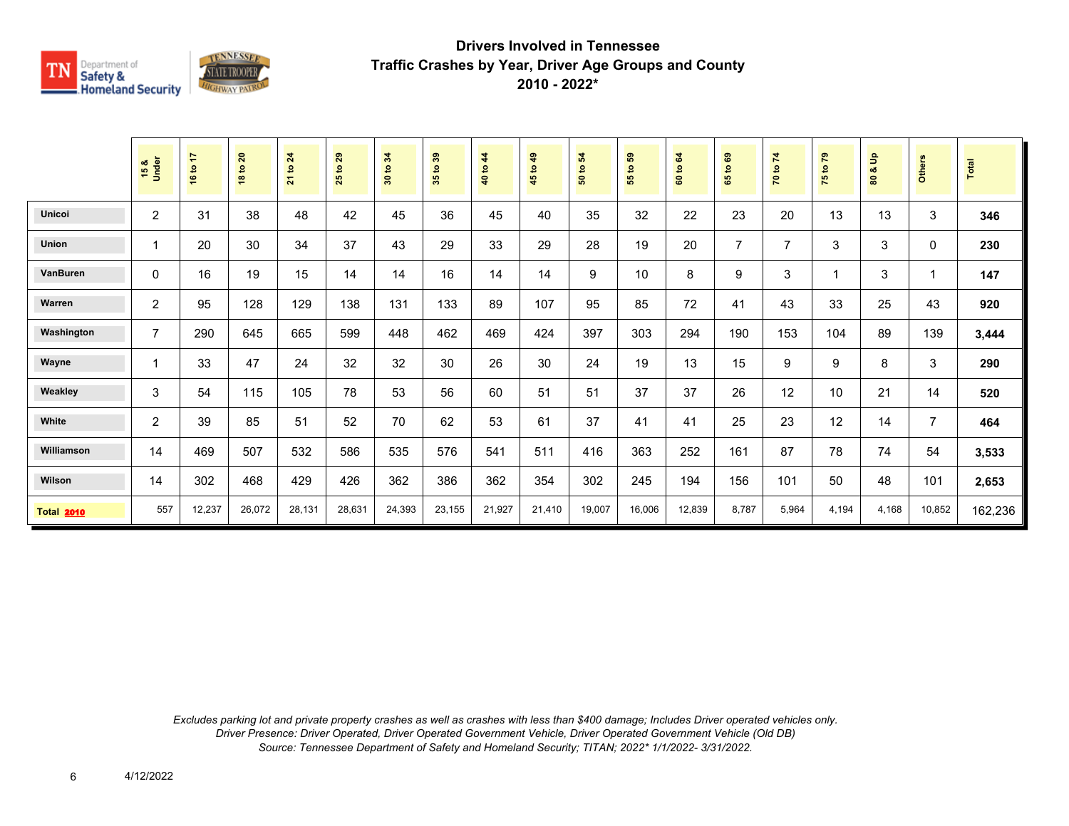## Drivers Involved in Tennessee
## Traffic Crashes by Year, Driver Age Groups and County
## 2010 - 2022*

| | 15 & Under | 16 to 17 | 18 to 20 | 21 to 24 | 25 to 29 | 30 to 34 | 35 to 39 | 40 to 44 | 45 to 49 | 50 to 54 | 55 to 59 | 60 to 64 | 65 to 69 | 70 to 74 | 75 to 79 | 80 & Up | Others | Total |
|---|---|---|---|---|---|---|---|---|---|---|---|---|---|---|---|---|---|---|
| **Unicoi** | 2 | 31 | 38 | 48 | 42 | 45 | 36 | 45 | 40 | 35 | 32 | 22 | 23 | 20 | 13 | 13 | 3 | **346** |
| **Union** | 1 | 20 | 30 | 34 | 37 | 43 | 29 | 33 | 29 | 28 | 19 | 20 | 7 | 7 | 3 | 3 | 0 | **230** |
| **VanBuren** | 0 | 16 | 19 | 15 | 14 | 14 | 16 | 14 | 14 | 9 | 10 | 8 | 9 | 3 | 1 | 3 | 1 | **147** |
| **Warren** | 2 | 95 | 128 | 129 | 138 | 131 | 133 | 89 | 107 | 95 | 85 | 72 | 41 | 43 | 33 | 25 | 43 | **920** |
| **Washington** | 7 | 290 | 645 | 665 | 599 | 448 | 462 | 469 | 424 | 397 | 303 | 294 | 190 | 153 | 104 | 89 | 139 | **3,444** |
| **Wayne** | 1 | 33 | 47 | 24 | 32 | 32 | 30 | 26 | 30 | 24 | 19 | 13 | 15 | 9 | 9 | 8 | 3 | **290** |
| **Weakley** | 3 | 54 | 115 | 105 | 78 | 53 | 56 | 60 | 51 | 51 | 37 | 37 | 26 | 12 | 10 | 21 | 14 | **520** |
| **White** | 2 | 39 | 85 | 51 | 52 | 70 | 62 | 53 | 61 | 37 | 41 | 41 | 25 | 23 | 12 | 14 | 7 | **464** |
| **Williamson** | 14 | 469 | 507 | 532 | 586 | 535 | 576 | 541 | 511 | 416 | 363 | 252 | 161 | 87 | 78 | 74 | 54 | **3,533** |
| **Wilson** | 14 | 302 | 468 | 429 | 426 | 362 | 386 | 362 | 354 | 302 | 245 | 194 | 156 | 101 | 50 | 48 | 101 | **2,653** |
| **Total 2010** | 557 | 12,237 | 26,072 | 28,131 | 28,631 | 24,393 | 23,155 | 21,927 | 21,410 | 19,007 | 16,006 | 12,839 | 8,787 | 5,964 | 4,194 | 4,168 | 10,852 | 162,236 |

*Excludes parking lot and private property crashes as well as crashes with less than $400 damage; Includes Driver operated vehicles only.*
*Driver Presence: Driver Operated, Driver Operated Government Vehicle, Driver Operated Government Vehicle (Old DB)*
*Source: Tennessee Department of Safety and Homeland Security; TITAN; 2022* 1/1/2022- 3/31/2022.*

4/12/2022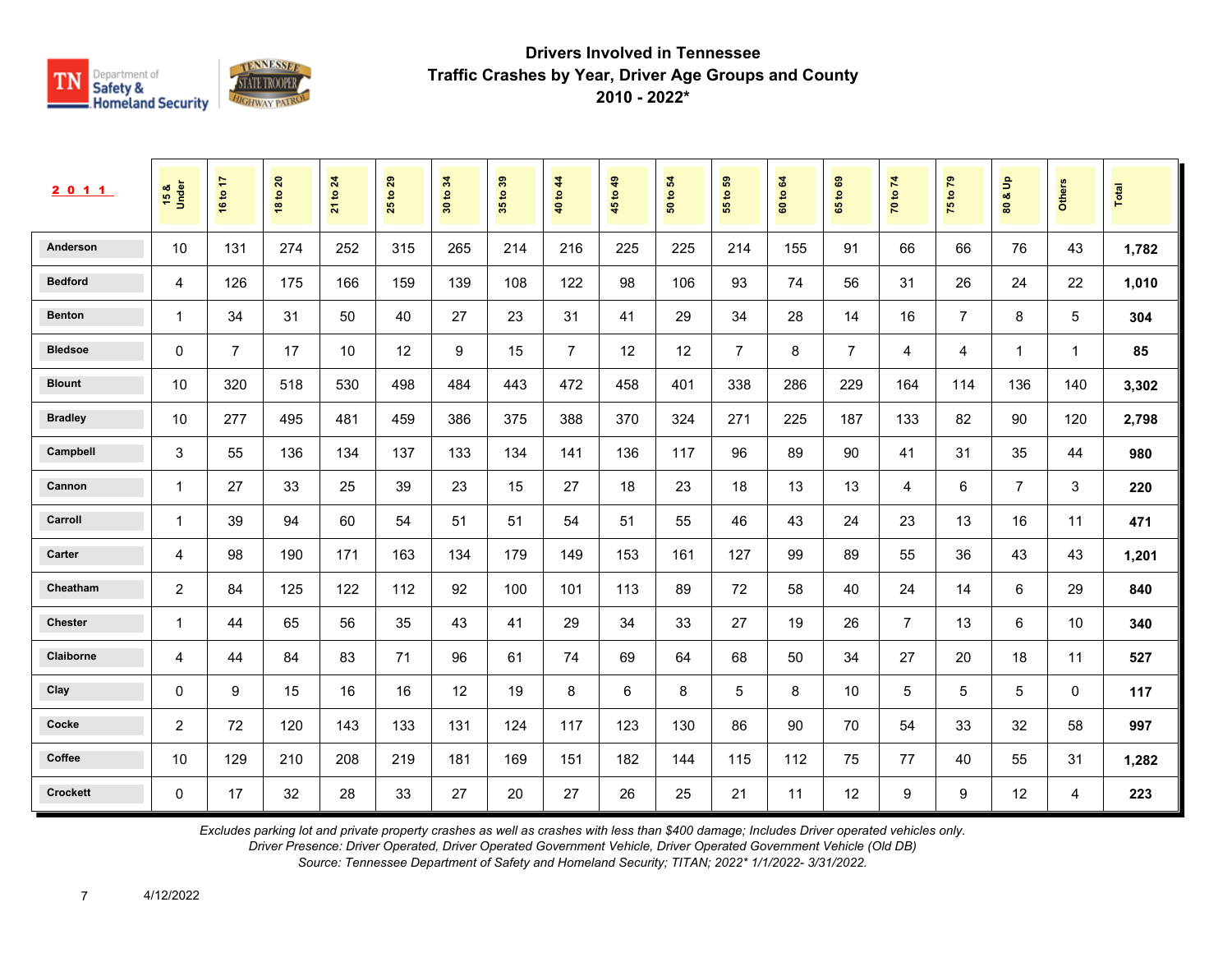# Drivers Involved in Tennessee Traffic Crashes by Year, Driver Age Groups and County 2010 - 2022*

| 2011 | 15 & Under | 16 to 17 | 18 to 20 | 21 to 24 | 25 to 29 | 30 to 34 | 35 to 39 | 40 to 44 | 45 to 49 | 50 to 54 | 55 to 59 | 60 to 64 | 65 to 69 | 70 to 74 | 75 to 79 | 80 & Up | Others | Total |
|---|---|---|---|---|---|---|---|---|---|---|---|---|---|---|---|---|---|---|
| **Anderson** | 10 | 131 | 274 | 252 | 315 | 265 | 214 | 216 | 225 | 225 | 214 | 155 | 91 | 66 | 66 | 76 | 43 | **1,782** |
| **Bedford** | 4 | 126 | 175 | 166 | 159 | 139 | 108 | 122 | 98 | 106 | 93 | 74 | 56 | 31 | 26 | 24 | 22 | **1,010** |
| **Benton** | 1 | 34 | 31 | 50 | 40 | 27 | 23 | 31 | 41 | 29 | 34 | 28 | 14 | 16 | 7 | 8 | 5 | **304** |
| **Bledsoe** | 0 | 7 | 17 | 10 | 12 | 9 | 15 | 7 | 12 | 12 | 7 | 8 | 7 | 4 | 4 | 1 | 1 | **85** |
| **Blount** | 10 | 320 | 518 | 530 | 498 | 484 | 443 | 472 | 458 | 401 | 338 | 286 | 229 | 164 | 114 | 136 | 140 | **3,302** |
| **Bradley** | 10 | 277 | 495 | 481 | 459 | 386 | 375 | 388 | 370 | 324 | 271 | 225 | 187 | 133 | 82 | 90 | 120 | **2,798** |
| **Campbell** | 3 | 55 | 136 | 134 | 137 | 133 | 134 | 141 | 136 | 117 | 96 | 89 | 90 | 41 | 31 | 35 | 44 | **980** |
| **Cannon** | 1 | 27 | 33 | 25 | 39 | 23 | 15 | 27 | 18 | 23 | 18 | 13 | 13 | 4 | 6 | 7 | 3 | **220** |
| **Carroll** | 1 | 39 | 94 | 60 | 54 | 51 | 51 | 54 | 51 | 55 | 46 | 43 | 24 | 23 | 13 | 16 | 11 | **471** |
| **Carter** | 4 | 98 | 190 | 171 | 163 | 134 | 179 | 149 | 153 | 161 | 127 | 99 | 89 | 55 | 36 | 43 | 43 | **1,201** |
| **Cheatham** | 2 | 84 | 125 | 122 | 112 | 92 | 100 | 101 | 113 | 89 | 72 | 58 | 40 | 24 | 14 | 6 | 29 | **840** |
| **Chester** | 1 | 44 | 65 | 56 | 35 | 43 | 41 | 29 | 34 | 33 | 27 | 19 | 26 | 7 | 13 | 6 | 10 | **340** |
| **Claiborne** | 4 | 44 | 84 | 83 | 71 | 96 | 61 | 74 | 69 | 64 | 68 | 50 | 34 | 27 | 20 | 18 | 11 | **527** |
| **Clay** | 0 | 9 | 15 | 16 | 16 | 12 | 19 | 8 | 6 | 8 | 5 | 8 | 10 | 5 | 5 | 5 | 0 | **117** |
| **Cocke** | 2 | 72 | 120 | 143 | 133 | 131 | 124 | 117 | 123 | 130 | 86 | 90 | 70 | 54 | 33 | 32 | 58 | **997** |
| **Coffee** | 10 | 129 | 210 | 208 | 219 | 181 | 169 | 151 | 182 | 144 | 115 | 112 | 75 | 77 | 40 | 55 | 31 | **1,282** |
| **Crockett** | 0 | 17 | 32 | 28 | 33 | 27 | 20 | 27 | 26 | 25 | 21 | 11 | 12 | 9 | 9 | 12 | 4 | **223** |

*Excludes parking lot and private property crashes as well as crashes with less than $400 damage; Includes Driver operated vehicles only.*
*Driver Presence: Driver Operated, Driver Operated Government Vehicle, Driver Operated Government Vehicle (Old DB)*
*Source: Tennessee Department of Safety and Homeland Security; TITAN; 2022* 1/1/2022- 3/31/2022.*

4/12/2022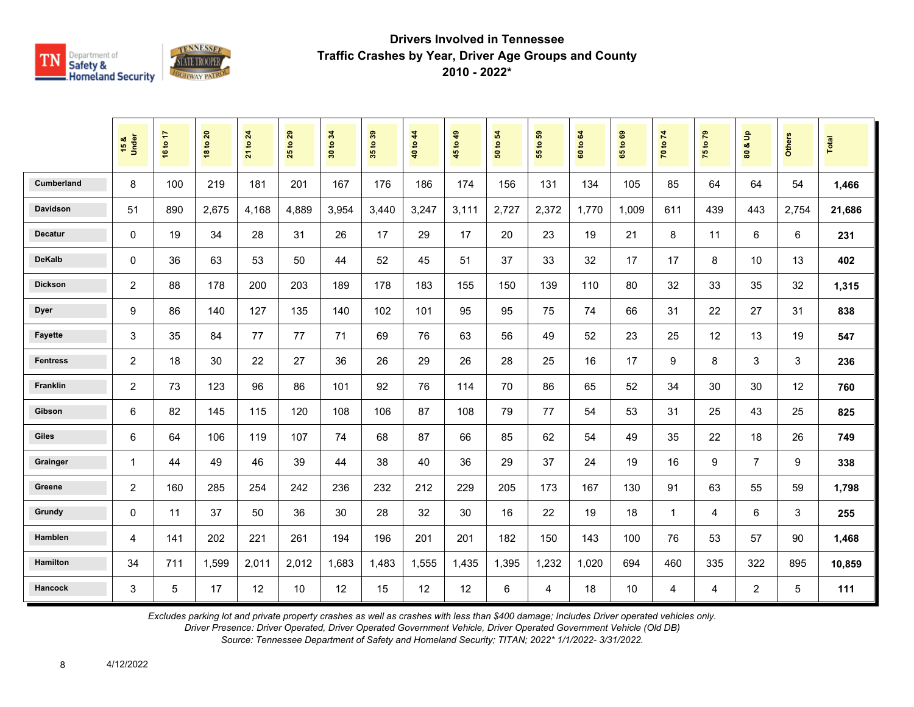# Drivers Involved in Tennessee Traffic Crashes by Year, Driver Age Groups and County 2010 - 2022*

| | 15 & Under | 16 to 17 | 18 to 20 | 21 to 24 | 25 to 29 | 30 to 34 | 35 to 39 | 40 to 44 | 45 to 49 | 50 to 54 | 55 to 59 | 60 to 64 | 65 to 69 | 70 to 74 | 75 to 79 | 80 & Up | Others | Total |
|---|---|---|---|---|---|---|---|---|---|---|---|---|---|---|---|---|---|---|
| Cumberland | 8 | 100 | 219 | 181 | 201 | 167 | 176 | 186 | 174 | 156 | 131 | 134 | 105 | 85 | 64 | 64 | 54 | **1,466** |
| Davidson | 51 | 890 | 2,675 | 4,168 | 4,889 | 3,954 | 3,440 | 3,247 | 3,111 | 2,727 | 2,372 | 1,770 | 1,009 | 611 | 439 | 443 | 2,754 | **21,686** |
| Decatur | 0 | 19 | 34 | 28 | 31 | 26 | 17 | 29 | 17 | 20 | 23 | 19 | 21 | 8 | 11 | 6 | 6 | **231** |
| DeKalb | 0 | 36 | 63 | 53 | 50 | 44 | 52 | 45 | 51 | 37 | 33 | 32 | 17 | 17 | 8 | 10 | 13 | **402** |
| Dickson | 2 | 88 | 178 | 200 | 203 | 189 | 178 | 183 | 155 | 150 | 139 | 110 | 80 | 32 | 33 | 35 | 32 | **1,315** |
| Dyer | 9 | 86 | 140 | 127 | 135 | 140 | 102 | 101 | 95 | 95 | 75 | 74 | 66 | 31 | 22 | 27 | 31 | **838** |
| Fayette | 3 | 35 | 84 | 77 | 77 | 71 | 69 | 76 | 63 | 56 | 49 | 52 | 23 | 25 | 12 | 13 | 19 | **547** |
| Fentress | 2 | 18 | 30 | 22 | 27 | 36 | 26 | 29 | 26 | 28 | 25 | 16 | 17 | 9 | 8 | 3 | 3 | **236** |
| Franklin | 2 | 73 | 123 | 96 | 86 | 101 | 92 | 76 | 114 | 70 | 86 | 65 | 52 | 34 | 30 | 30 | 12 | **760** |
| Gibson | 6 | 82 | 145 | 115 | 120 | 108 | 106 | 87 | 108 | 79 | 77 | 54 | 53 | 31 | 25 | 43 | 25 | **825** |
| Giles | 6 | 64 | 106 | 119 | 107 | 74 | 68 | 87 | 66 | 85 | 62 | 54 | 49 | 35 | 22 | 18 | 26 | **749** |
| Grainger | 1 | 44 | 49 | 46 | 39 | 44 | 38 | 40 | 36 | 29 | 37 | 24 | 19 | 16 | 9 | 7 | 9 | **338** |
| Greene | 2 | 160 | 285 | 254 | 242 | 236 | 232 | 212 | 229 | 205 | 173 | 167 | 130 | 91 | 63 | 55 | 59 | **1,798** |
| Grundy | 0 | 11 | 37 | 50 | 36 | 30 | 28 | 32 | 30 | 16 | 22 | 19 | 18 | 1 | 4 | 6 | 3 | **255** |
| Hamblen | 4 | 141 | 202 | 221 | 261 | 194 | 196 | 201 | 201 | 182 | 150 | 143 | 100 | 76 | 53 | 57 | 90 | **1,468** |
| Hamilton | 34 | 711 | 1,599 | 2,011 | 2,012 | 1,683 | 1,483 | 1,555 | 1,435 | 1,395 | 1,232 | 1,020 | 694 | 460 | 335 | 322 | 895 | **10,859** |
| Hancock | 3 | 5 | 17 | 12 | 10 | 12 | 15 | 12 | 12 | 6 | 4 | 18 | 10 | 4 | 4 | 2 | 5 | **111** |

*Excludes parking lot and private property crashes as well as crashes with less than $400 damage; Includes Driver operated vehicles only.*
*Driver Presence: Driver Operated, Driver Operated Government Vehicle, Driver Operated Government Vehicle (Old DB)*
*Source: Tennessee Department of Safety and Homeland Security; TITAN; 2022* 1/1/2022- 3/31/2022.*

4/12/2022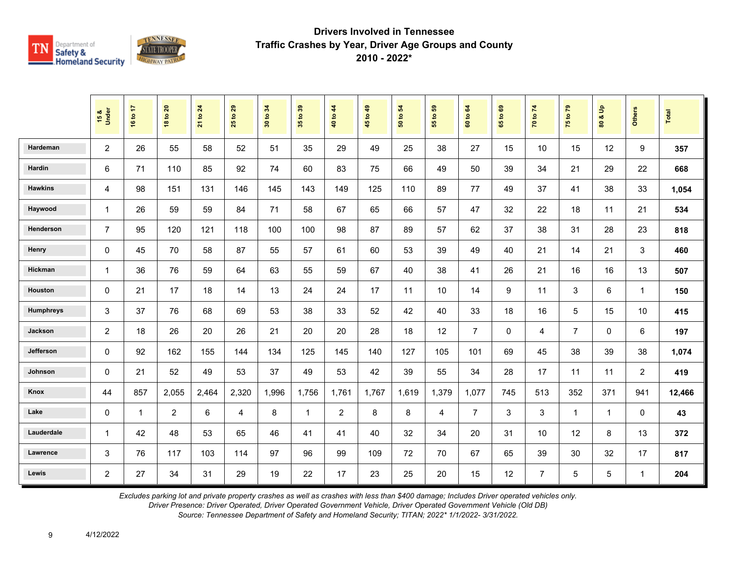## Drivers Involved in Tennessee
## Traffic Crashes by Year, Driver Age Groups and County
## 2010 - 2022*

| | 15 & Under | 16 to 17 | 18 to 20 | 21 to 24 | 25 to 29 | 30 to 34 | 35 to 39 | 40 to 44 | 45 to 49 | 50 to 54 | 55 to 59 | 60 to 64 | 65 to 69 | 70 to 74 | 75 to 79 | 80 & Up | Others | Total |
|---|---|---|---|---|---|---|---|---|---|---|---|---|---|---|---|---|---|---|
| Hardeman | 2 | 26 | 55 | 58 | 52 | 51 | 35 | 29 | 49 | 25 | 38 | 27 | 15 | 10 | 15 | 12 | 9 | **357** |
| Hardin | 6 | 71 | 110 | 85 | 92 | 74 | 60 | 83 | 75 | 66 | 49 | 50 | 39 | 34 | 21 | 29 | 22 | **668** |
| Hawkins | 4 | 98 | 151 | 131 | 146 | 145 | 143 | 149 | 125 | 110 | 89 | 77 | 49 | 37 | 41 | 38 | 33 | **1,054** |
| Haywood | 1 | 26 | 59 | 59 | 84 | 71 | 58 | 67 | 65 | 66 | 57 | 47 | 32 | 22 | 18 | 11 | 21 | **534** |
| Henderson | 7 | 95 | 120 | 121 | 118 | 100 | 100 | 98 | 87 | 89 | 57 | 62 | 37 | 38 | 31 | 28 | 23 | **818** |
| Henry | 0 | 45 | 70 | 58 | 87 | 55 | 57 | 61 | 60 | 53 | 39 | 49 | 40 | 21 | 14 | 21 | 3 | **460** |
| Hickman | 1 | 36 | 76 | 59 | 64 | 63 | 55 | 59 | 67 | 40 | 38 | 41 | 26 | 21 | 16 | 16 | 13 | **507** |
| Houston | 0 | 21 | 17 | 18 | 14 | 13 | 24 | 24 | 17 | 11 | 10 | 14 | 9 | 11 | 3 | 6 | 1 | **150** |
| Humphreys | 3 | 37 | 76 | 68 | 69 | 53 | 38 | 33 | 52 | 42 | 40 | 33 | 18 | 16 | 5 | 15 | 10 | **415** |
| Jackson | 2 | 18 | 26 | 20 | 26 | 21 | 20 | 20 | 28 | 18 | 12 | 7 | 0 | 4 | 7 | 0 | 6 | **197** |
| Jefferson | 0 | 92 | 162 | 155 | 144 | 134 | 125 | 145 | 140 | 127 | 105 | 101 | 69 | 45 | 38 | 39 | 38 | **1,074** |
| Johnson | 0 | 21 | 52 | 49 | 53 | 37 | 49 | 53 | 42 | 39 | 55 | 34 | 28 | 17 | 11 | 11 | 2 | **419** |
| Knox | 44 | 857 | 2,055 | 2,464 | 2,320 | 1,996 | 1,756 | 1,761 | 1,767 | 1,619 | 1,379 | 1,077 | 745 | 513 | 352 | 371 | 941 | **12,466** |
| Lake | 0 | 1 | 2 | 6 | 4 | 8 | 1 | 2 | 8 | 8 | 4 | 7 | 3 | 3 | 1 | 1 | 0 | **43** |
| Lauderdale | 1 | 42 | 48 | 53 | 65 | 46 | 41 | 41 | 40 | 32 | 34 | 20 | 31 | 10 | 12 | 8 | 13 | **372** |
| Lawrence | 3 | 76 | 117 | 103 | 114 | 97 | 96 | 99 | 109 | 72 | 70 | 67 | 65 | 39 | 30 | 32 | 17 | **817** |
| Lewis | 2 | 27 | 34 | 31 | 29 | 19 | 22 | 17 | 23 | 25 | 20 | 15 | 12 | 7 | 5 | 5 | 1 | **204** |

*Excludes parking lot and private property crashes as well as crashes with less than $400 damage; Includes Driver operated vehicles only.*
*Driver Presence: Driver Operated, Driver Operated Government Vehicle, Driver Operated Government Vehicle (Old DB)*
*Source: Tennessee Department of Safety and Homeland Security; TITAN; 2022* 1/1/2022- 3/31/2022.*

4/12/2022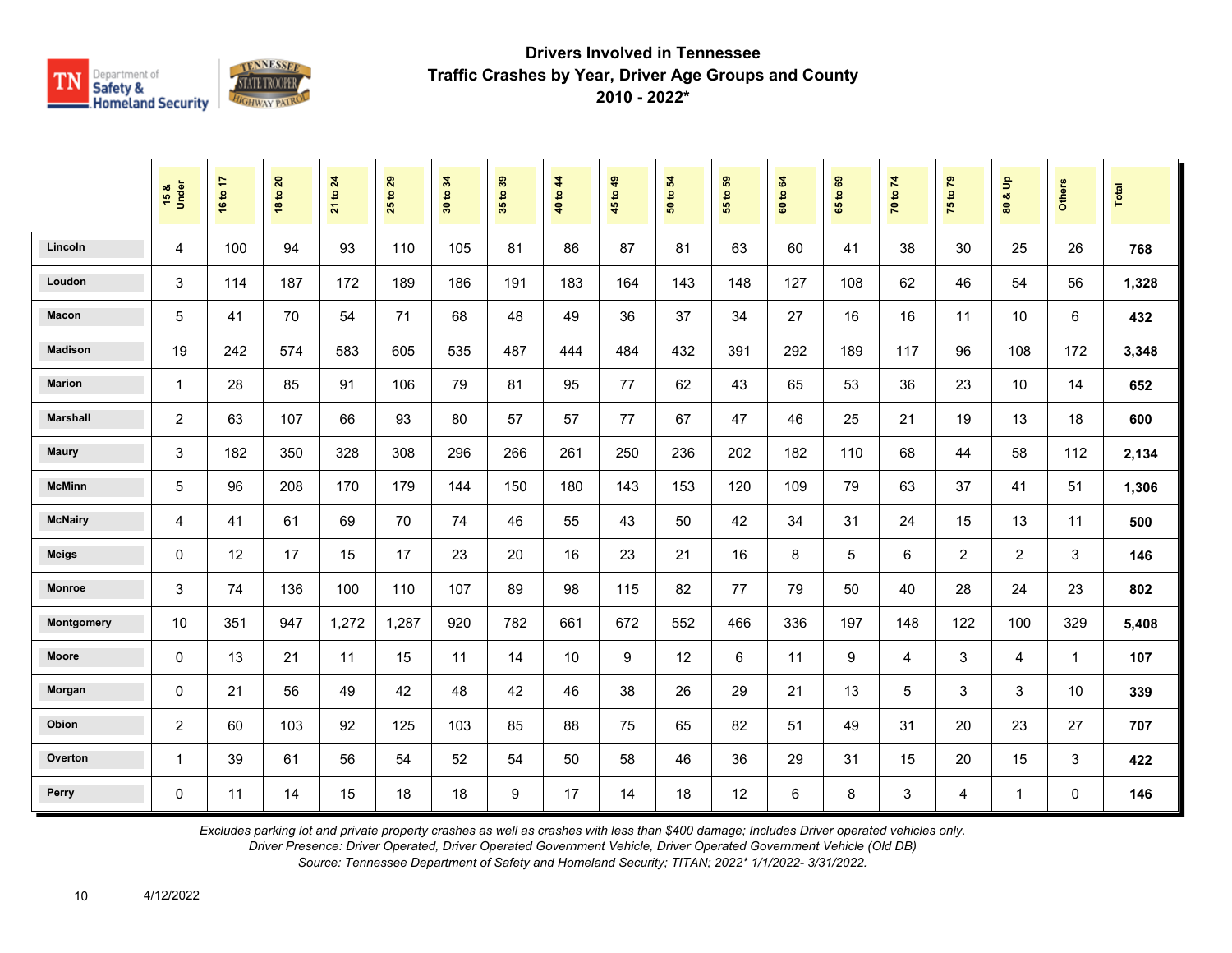# Drivers Involved in Tennessee Traffic Crashes by Year, Driver Age Groups and County

## 2010 - 2022*

| | 15 & Under | 16 to 17 | 18 to 20 | 21 to 24 | 25 to 29 | 30 to 34 | 35 to 39 | 40 to 44 | 45 to 49 | 50 to 54 | 55 to 59 | 60 to 64 | 65 to 69 | 70 to 74 | 75 to 79 | 80 & Up | Others | Total |
|---|---|---|---|---|---|---|---|---|---|---|---|---|---|---|---|---|---|---|
| Lincoln | 4 | 100 | 94 | 93 | 110 | 105 | 81 | 86 | 87 | 81 | 63 | 60 | 41 | 38 | 30 | 25 | 26 | **768** |
| Loudon | 3 | 114 | 187 | 172 | 189 | 186 | 191 | 183 | 164 | 143 | 148 | 127 | 108 | 62 | 46 | 54 | 56 | **1,328** |
| Macon | 5 | 41 | 70 | 54 | 71 | 68 | 48 | 49 | 36 | 37 | 34 | 27 | 16 | 16 | 11 | 10 | 6 | **432** |
| Madison | 19 | 242 | 574 | 583 | 605 | 535 | 487 | 444 | 484 | 432 | 391 | 292 | 189 | 117 | 96 | 108 | 172 | **3,348** |
| Marion | 1 | 28 | 85 | 91 | 106 | 79 | 81 | 95 | 77 | 62 | 43 | 65 | 53 | 36 | 23 | 10 | 14 | **652** |
| Marshall | 2 | 63 | 107 | 66 | 93 | 80 | 57 | 57 | 77 | 67 | 47 | 46 | 25 | 21 | 19 | 13 | 18 | **600** |
| Maury | 3 | 182 | 350 | 328 | 308 | 296 | 266 | 261 | 250 | 236 | 202 | 182 | 110 | 68 | 44 | 58 | 112 | **2,134** |
| McMinn | 5 | 96 | 208 | 170 | 179 | 144 | 150 | 180 | 143 | 153 | 120 | 109 | 79 | 63 | 37 | 41 | 51 | **1,306** |
| McNairy | 4 | 41 | 61 | 69 | 70 | 74 | 46 | 55 | 43 | 50 | 42 | 34 | 31 | 24 | 15 | 13 | 11 | **500** |
| Meigs | 0 | 12 | 17 | 15 | 17 | 23 | 20 | 16 | 23 | 21 | 16 | 8 | 5 | 6 | 2 | 2 | 3 | **146** |
| Monroe | 3 | 74 | 136 | 100 | 110 | 107 | 89 | 98 | 115 | 82 | 77 | 79 | 50 | 40 | 28 | 24 | 23 | **802** |
| Montgomery | 10 | 351 | 947 | 1,272 | 1,287 | 920 | 782 | 661 | 672 | 552 | 466 | 336 | 197 | 148 | 122 | 100 | 329 | **5,408** |
| Moore | 0 | 13 | 21 | 11 | 15 | 11 | 14 | 10 | 9 | 12 | 6 | 11 | 9 | 4 | 3 | 4 | 1 | **107** |
| Morgan | 0 | 21 | 56 | 49 | 42 | 48 | 42 | 46 | 38 | 26 | 29 | 21 | 13 | 5 | 3 | 3 | 10 | **339** |
| Obion | 2 | 60 | 103 | 92 | 125 | 103 | 85 | 88 | 75 | 65 | 82 | 51 | 49 | 31 | 20 | 23 | 27 | **707** |
| Overton | 1 | 39 | 61 | 56 | 54 | 52 | 54 | 50 | 58 | 46 | 36 | 29 | 31 | 15 | 20 | 15 | 3 | **422** |
| Perry | 0 | 11 | 14 | 15 | 18 | 18 | 9 | 17 | 14 | 18 | 12 | 6 | 8 | 3 | 4 | 1 | 0 | **146** |

*Excludes parking lot and private property crashes as well as crashes with less than $400 damage; Includes Driver operated vehicles only.*
*Driver Presence: Driver Operated, Driver Operated Government Vehicle, Driver Operated Government Vehicle (Old DB)*
*Source: Tennessee Department of Safety and Homeland Security; TITAN; 2022* 1/1/2022- 3/31/2022.*

4/12/2022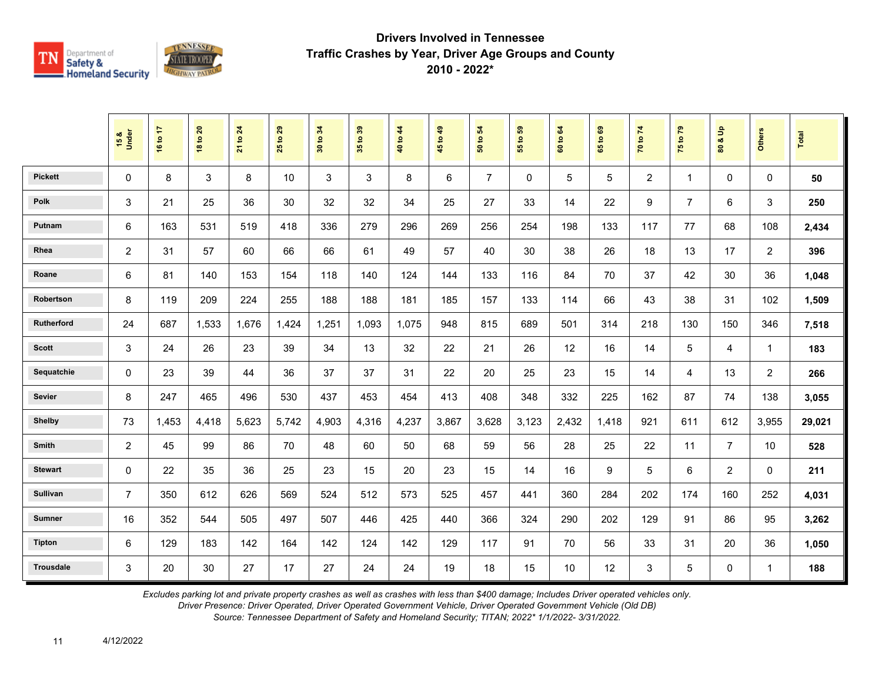# Drivers Involved in Tennessee Traffic Crashes by Year, Driver Age Groups and County 2010 - 2022*

| | 15 & Under | 16 to 17 | 18 to 20 | 21 to 24 | 25 to 29 | 30 to 34 | 35 to 39 | 40 to 44 | 45 to 49 | 50 to 54 | 55 to 59 | 60 to 64 | 65 to 69 | 70 to 74 | 75 to 79 | 80 & Up | Others | Total |
|---|---|---|---|---|---|---|---|---|---|---|---|---|---|---|---|---|---|---|
| Pickett | 0 | 8 | 3 | 8 | 10 | 3 | 3 | 8 | 6 | 7 | 0 | 5 | 5 | 2 | 1 | 0 | 0 | **50** |
| Polk | 3 | 21 | 25 | 36 | 30 | 32 | 32 | 34 | 25 | 27 | 33 | 14 | 22 | 9 | 7 | 6 | 3 | **250** |
| Putnam | 6 | 163 | 531 | 519 | 418 | 336 | 279 | 296 | 269 | 256 | 254 | 198 | 133 | 117 | 77 | 68 | 108 | **2,434** |
| Rhea | 2 | 31 | 57 | 60 | 66 | 66 | 61 | 49 | 57 | 40 | 30 | 38 | 26 | 18 | 13 | 17 | 2 | **396** |
| Roane | 6 | 81 | 140 | 153 | 154 | 118 | 140 | 124 | 144 | 133 | 116 | 84 | 70 | 37 | 42 | 30 | 36 | **1,048** |
| Robertson | 8 | 119 | 209 | 224 | 255 | 188 | 188 | 181 | 185 | 157 | 133 | 114 | 66 | 43 | 38 | 31 | 102 | **1,509** |
| Rutherford | 24 | 687 | 1,533 | 1,676 | 1,424 | 1,251 | 1,093 | 1,075 | 948 | 815 | 689 | 501 | 314 | 218 | 130 | 150 | 346 | **7,518** |
| Scott | 3 | 24 | 26 | 23 | 39 | 34 | 13 | 32 | 22 | 21 | 26 | 12 | 16 | 14 | 5 | 4 | 1 | **183** |
| Sequatchie | 0 | 23 | 39 | 44 | 36 | 37 | 37 | 31 | 22 | 20 | 25 | 23 | 15 | 14 | 4 | 13 | 2 | **266** |
| Sevier | 8 | 247 | 465 | 496 | 530 | 437 | 453 | 454 | 413 | 408 | 348 | 332 | 225 | 162 | 87 | 74 | 138 | **3,055** |
| Shelby | 73 | 1,453 | 4,418 | 5,623 | 5,742 | 4,903 | 4,316 | 4,237 | 3,867 | 3,628 | 3,123 | 2,432 | 1,418 | 921 | 611 | 612 | 3,955 | **29,021** |
| Smith | 2 | 45 | 99 | 86 | 70 | 48 | 60 | 50 | 68 | 59 | 56 | 28 | 25 | 22 | 11 | 7 | 10 | **528** |
| Stewart | 0 | 22 | 35 | 36 | 25 | 23 | 15 | 20 | 23 | 15 | 14 | 16 | 9 | 5 | 6 | 2 | 0 | **211** |
| Sullivan | 7 | 350 | 612 | 626 | 569 | 524 | 512 | 573 | 525 | 457 | 441 | 360 | 284 | 202 | 174 | 160 | 252 | **4,031** |
| Sumner | 16 | 352 | 544 | 505 | 497 | 507 | 446 | 425 | 440 | 366 | 324 | 290 | 202 | 129 | 91 | 86 | 95 | **3,262** |
| Tipton | 6 | 129 | 183 | 142 | 164 | 142 | 124 | 142 | 129 | 117 | 91 | 70 | 56 | 33 | 31 | 20 | 36 | **1,050** |
| Trousdale | 3 | 20 | 30 | 27 | 17 | 27 | 24 | 24 | 19 | 18 | 15 | 10 | 12 | 3 | 5 | 0 | 1 | **188** |

*Excludes parking lot and private property crashes as well as crashes with less than $400 damage; Includes Driver operated vehicles only.*
*Driver Presence: Driver Operated, Driver Operated Government Vehicle, Driver Operated Government Vehicle (Old DB)*
*Source: Tennessee Department of Safety and Homeland Security; TITAN; 2022* 1/1/2022- 3/31/2022.*

4/12/2022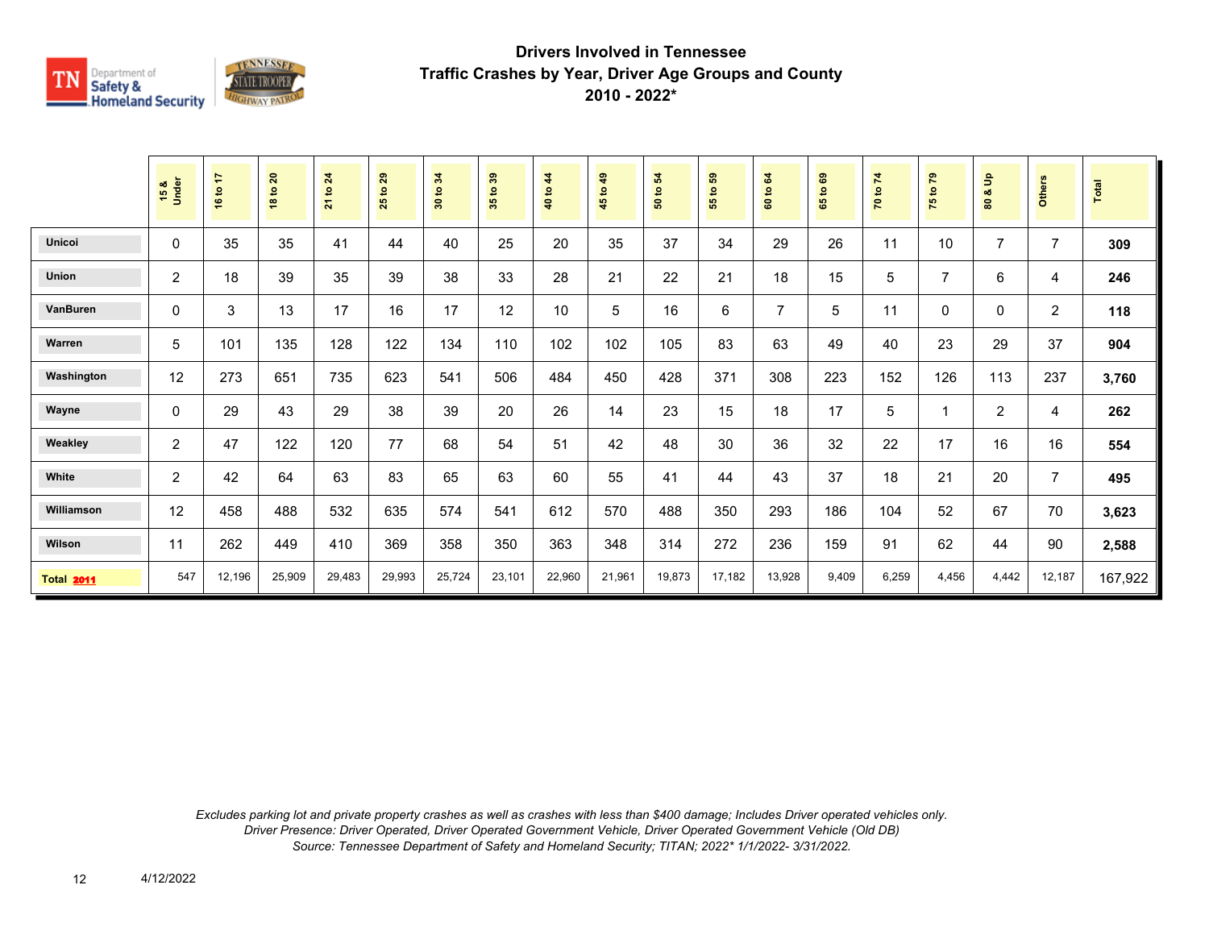# Drivers Involved in Tennessee
## Traffic Crashes by Year, Driver Age Groups and County
## 2010 - 2022*

| | 15 & Under | 16 to 17 | 18 to 20 | 21 to 24 | 25 to 29 | 30 to 34 | 35 to 39 | 40 to 44 | 45 to 49 | 50 to 54 | 55 to 59 | 60 to 64 | 65 to 69 | 70 to 74 | 75 to 79 | 80 & Up | Others | Total |
|---|---|---|---|---|---|---|---|---|---|---|---|---|---|---|---|---|---|---|
| Unicoi | 0 | 35 | 35 | 41 | 44 | 40 | 25 | 20 | 35 | 37 | 34 | 29 | 26 | 11 | 10 | 7 | 7 | **309** |
| Union | 2 | 18 | 39 | 35 | 39 | 38 | 33 | 28 | 21 | 22 | 21 | 18 | 15 | 5 | 7 | 6 | 4 | **246** |
| VanBuren | 0 | 3 | 13 | 17 | 16 | 17 | 12 | 10 | 5 | 16 | 6 | 7 | 5 | 11 | 0 | 0 | 2 | **118** |
| Warren | 5 | 101 | 135 | 128 | 122 | 134 | 110 | 102 | 102 | 105 | 83 | 63 | 49 | 40 | 23 | 29 | 37 | **904** |
| Washington | 12 | 273 | 651 | 735 | 623 | 541 | 506 | 484 | 450 | 428 | 371 | 308 | 223 | 152 | 126 | 113 | 237 | **3,760** |
| Wayne | 0 | 29 | 43 | 29 | 38 | 39 | 20 | 26 | 14 | 23 | 15 | 18 | 17 | 5 | 1 | 2 | 4 | **262** |
| Weakley | 2 | 47 | 122 | 120 | 77 | 68 | 54 | 51 | 42 | 48 | 30 | 36 | 32 | 22 | 17 | 16 | 16 | **554** |
| White | 2 | 42 | 64 | 63 | 83 | 65 | 63 | 60 | 55 | 41 | 44 | 43 | 37 | 18 | 21 | 20 | 7 | **495** |
| Williamson | 12 | 458 | 488 | 532 | 635 | 574 | 541 | 612 | 570 | 488 | 350 | 293 | 186 | 104 | 52 | 67 | 70 | **3,623** |
| Wilson | 11 | 262 | 449 | 410 | 369 | 358 | 350 | 363 | 348 | 314 | 272 | 236 | 159 | 91 | 62 | 44 | 90 | **2,588** |
| **Total 2011** | 547 | 12,196 | 25,909 | 29,483 | 29,993 | 25,724 | 23,101 | 22,960 | 21,961 | 19,873 | 17,182 | 13,928 | 9,409 | 6,259 | 4,456 | 4,442 | 12,187 | 167,922 |

*Excludes parking lot and private property crashes as well as crashes with less than $400 damage; Includes Driver operated vehicles only.*
*Driver Presence: Driver Operated, Driver Operated Government Vehicle, Driver Operated Government Vehicle (Old DB)*
*Source: Tennessee Department of Safety and Homeland Security; TITAN; 2022* 1/1/2022- 3/31/2022.*

4/12/2022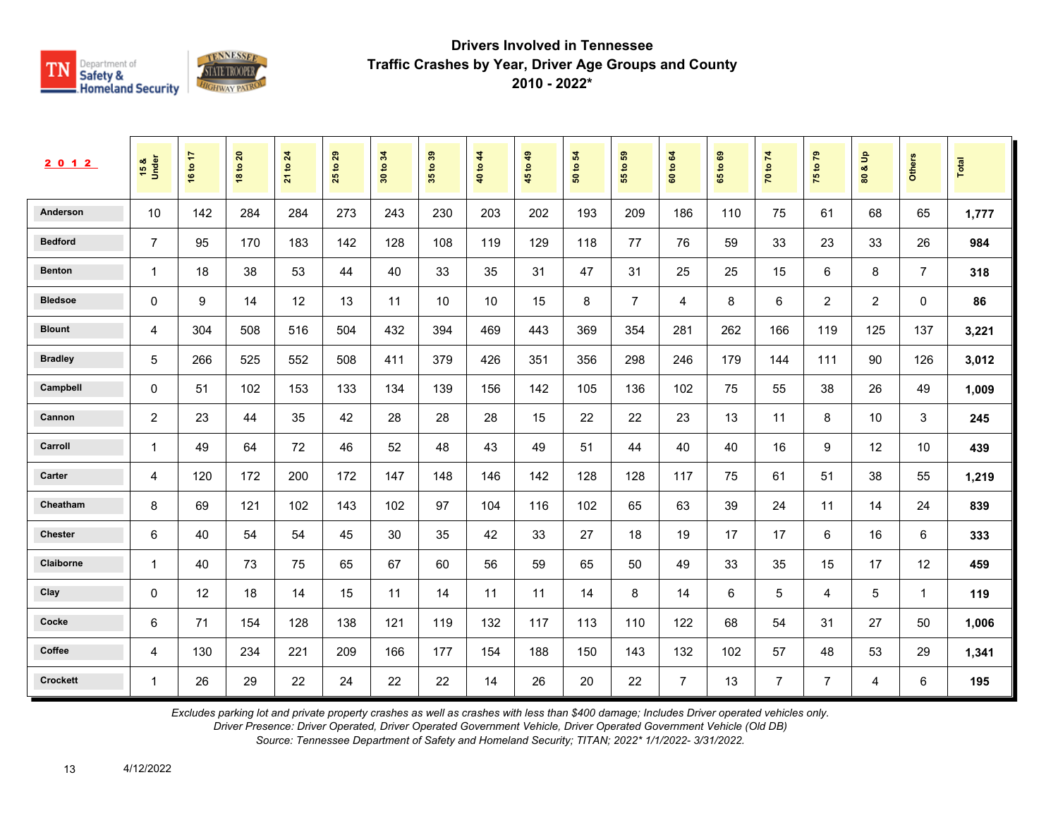# Drivers Involved in Tennessee Traffic Crashes by Year, Driver Age Groups and County 2010 - 2022*

| 2012 | 15 & Under | 16 to 17 | 18 to 20 | 21 to 24 | 25 to 29 | 30 to 34 | 35 to 39 | 40 to 44 | 45 to 49 | 50 to 54 | 55 to 59 | 60 to 64 | 65 to 69 | 70 to 74 | 75 to 79 | 80 & Up | Others | Total |
|---|---|---|---|---|---|---|---|---|---|---|---|---|---|---|---|---|---|---|
| Anderson | 10 | 142 | 284 | 284 | 273 | 243 | 230 | 203 | 202 | 193 | 209 | 186 | 110 | 75 | 61 | 68 | 65 | **1,777** |
| Bedford | 7 | 95 | 170 | 183 | 142 | 128 | 108 | 119 | 129 | 118 | 77 | 76 | 59 | 33 | 23 | 33 | 26 | **984** |
| Benton | 1 | 18 | 38 | 53 | 44 | 40 | 33 | 35 | 31 | 47 | 31 | 25 | 25 | 15 | 6 | 8 | 7 | **318** |
| Bledsoe | 0 | 9 | 14 | 12 | 13 | 11 | 10 | 10 | 15 | 8 | 7 | 4 | 8 | 6 | 2 | 2 | 0 | **86** |
| Blount | 4 | 304 | 508 | 516 | 504 | 432 | 394 | 469 | 443 | 369 | 354 | 281 | 262 | 166 | 119 | 125 | 137 | **3,221** |
| Bradley | 5 | 266 | 525 | 552 | 508 | 411 | 379 | 426 | 351 | 356 | 298 | 246 | 179 | 144 | 111 | 90 | 126 | **3,012** |
| Campbell | 0 | 51 | 102 | 153 | 133 | 134 | 139 | 156 | 142 | 105 | 136 | 102 | 75 | 55 | 38 | 26 | 49 | **1,009** |
| Cannon | 2 | 23 | 44 | 35 | 42 | 28 | 28 | 28 | 15 | 22 | 22 | 23 | 13 | 11 | 8 | 10 | 3 | **245** |
| Carroll | 1 | 49 | 64 | 72 | 46 | 52 | 48 | 43 | 49 | 51 | 44 | 40 | 40 | 16 | 9 | 12 | 10 | **439** |
| Carter | 4 | 120 | 172 | 200 | 172 | 147 | 148 | 146 | 142 | 128 | 128 | 117 | 75 | 61 | 51 | 38 | 55 | **1,219** |
| Cheatham | 8 | 69 | 121 | 102 | 143 | 102 | 97 | 104 | 116 | 102 | 65 | 63 | 39 | 24 | 11 | 14 | 24 | **839** |
| Chester | 6 | 40 | 54 | 54 | 45 | 30 | 35 | 42 | 33 | 27 | 18 | 19 | 17 | 17 | 6 | 16 | 6 | **333** |
| Claiborne | 1 | 40 | 73 | 75 | 65 | 67 | 60 | 56 | 59 | 65 | 50 | 49 | 33 | 35 | 15 | 17 | 12 | **459** |
| Clay | 0 | 12 | 18 | 14 | 15 | 11 | 14 | 11 | 11 | 14 | 8 | 14 | 6 | 5 | 4 | 5 | 1 | **119** |
| Cocke | 6 | 71 | 154 | 128 | 138 | 121 | 119 | 132 | 117 | 113 | 110 | 122 | 68 | 54 | 31 | 27 | 50 | **1,006** |
| Coffee | 4 | 130 | 234 | 221 | 209 | 166 | 177 | 154 | 188 | 150 | 143 | 132 | 102 | 57 | 48 | 53 | 29 | **1,341** |
| Crockett | 1 | 26 | 29 | 22 | 24 | 22 | 22 | 14 | 26 | 20 | 22 | 7 | 13 | 7 | 7 | 4 | 6 | **195** |

*Excludes parking lot and private property crashes as well as crashes with less than $400 damage; Includes Driver operated vehicles only.*
*Driver Presence: Driver Operated, Driver Operated Government Vehicle, Driver Operated Government Vehicle (Old DB)*
*Source: Tennessee Department of Safety and Homeland Security; TITAN; 2022* 1/1/2022- 3/31/2022.*

4/12/2022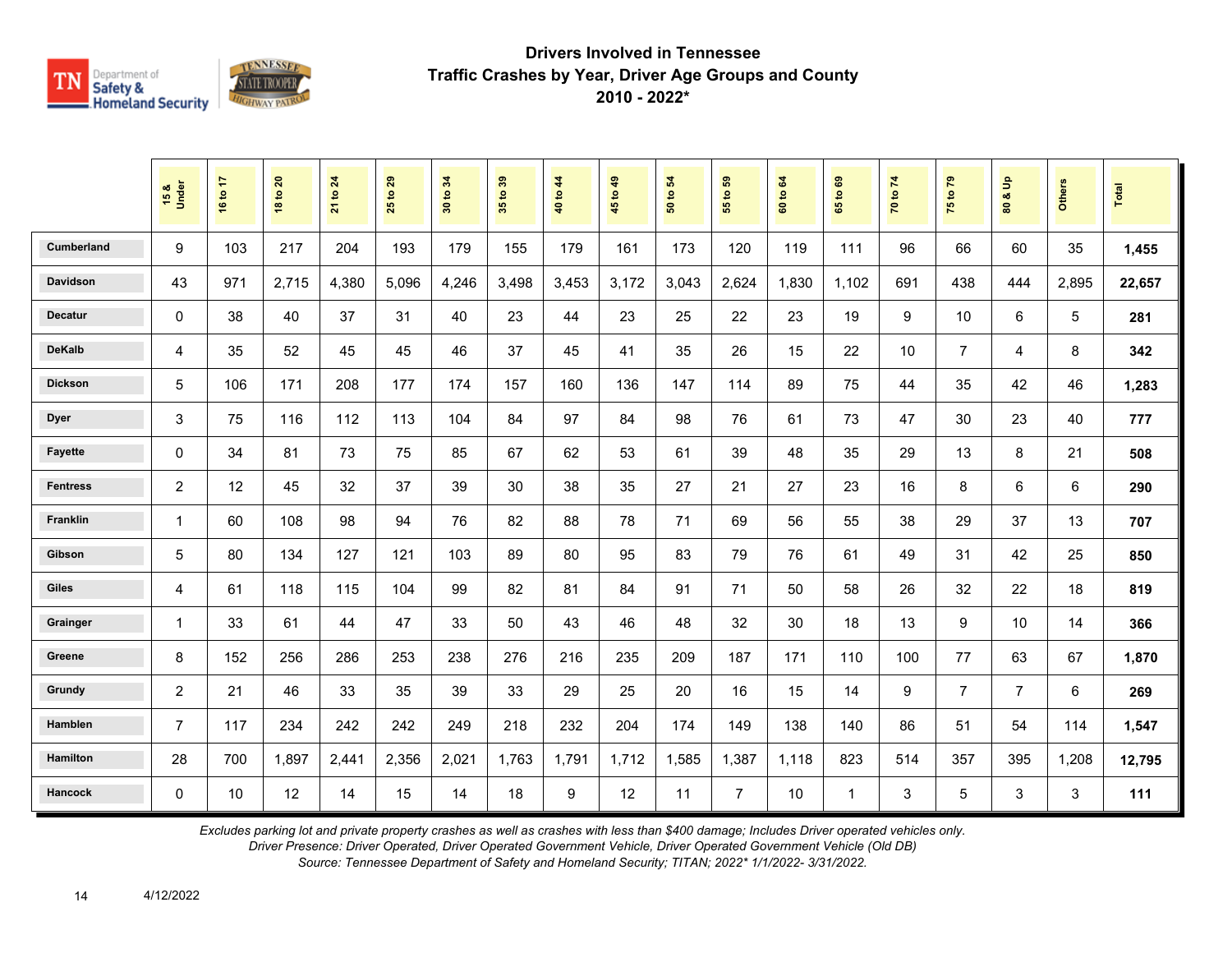# Drivers Involved in Tennessee Traffic Crashes by Year, Driver Age Groups and County 2010 - 2022*

| | 15 & Under | 16 to 17 | 18 to 20 | 21 to 24 | 25 to 29 | 30 to 34 | 35 to 39 | 40 to 44 | 45 to 49 | 50 to 54 | 55 to 59 | 60 to 64 | 65 to 69 | 70 to 74 | 75 to 79 | 80 & Up | Others | Total |
|---|---|---|---|---|---|---|---|---|---|---|---|---|---|---|---|---|---|---|
| Cumberland | 9 | 103 | 217 | 204 | 193 | 179 | 155 | 179 | 161 | 173 | 120 | 119 | 111 | 96 | 66 | 60 | 35 | **1,455** |
| Davidson | 43 | 971 | 2,715 | 4,380 | 5,096 | 4,246 | 3,498 | 3,453 | 3,172 | 3,043 | 2,624 | 1,830 | 1,102 | 691 | 438 | 444 | 2,895 | **22,657** |
| Decatur | 0 | 38 | 40 | 37 | 31 | 40 | 23 | 44 | 23 | 25 | 22 | 23 | 19 | 9 | 10 | 6 | 5 | **281** |
| DeKalb | 4 | 35 | 52 | 45 | 45 | 46 | 37 | 45 | 41 | 35 | 26 | 15 | 22 | 10 | 7 | 4 | 8 | **342** |
| Dickson | 5 | 106 | 171 | 208 | 177 | 174 | 157 | 160 | 136 | 147 | 114 | 89 | 75 | 44 | 35 | 42 | 46 | **1,283** |
| Dyer | 3 | 75 | 116 | 112 | 113 | 104 | 84 | 97 | 84 | 98 | 76 | 61 | 73 | 47 | 30 | 23 | 40 | **777** |
| Fayette | 0 | 34 | 81 | 73 | 75 | 85 | 67 | 62 | 53 | 61 | 39 | 48 | 35 | 29 | 13 | 8 | 21 | **508** |
| Fentress | 2 | 12 | 45 | 32 | 37 | 39 | 30 | 38 | 35 | 27 | 21 | 27 | 23 | 16 | 8 | 6 | 6 | **290** |
| Franklin | 1 | 60 | 108 | 98 | 94 | 76 | 82 | 88 | 78 | 71 | 69 | 56 | 55 | 38 | 29 | 37 | 13 | **707** |
| Gibson | 5 | 80 | 134 | 127 | 121 | 103 | 89 | 80 | 95 | 83 | 79 | 76 | 61 | 49 | 31 | 42 | 25 | **850** |
| Giles | 4 | 61 | 118 | 115 | 104 | 99 | 82 | 81 | 84 | 91 | 71 | 50 | 58 | 26 | 32 | 22 | 18 | **819** |
| Grainger | 1 | 33 | 61 | 44 | 47 | 33 | 50 | 43 | 46 | 48 | 32 | 30 | 18 | 13 | 9 | 10 | 14 | **366** |
| Greene | 8 | 152 | 256 | 286 | 253 | 238 | 276 | 216 | 235 | 209 | 187 | 171 | 110 | 100 | 77 | 63 | 67 | **1,870** |
| Grundy | 2 | 21 | 46 | 33 | 35 | 39 | 33 | 29 | 25 | 20 | 16 | 15 | 14 | 9 | 7 | 7 | 6 | **269** |
| Hamblen | 7 | 117 | 234 | 242 | 242 | 249 | 218 | 232 | 204 | 174 | 149 | 138 | 140 | 86 | 51 | 54 | 114 | **1,547** |
| Hamilton | 28 | 700 | 1,897 | 2,441 | 2,356 | 2,021 | 1,763 | 1,791 | 1,712 | 1,585 | 1,387 | 1,118 | 823 | 514 | 357 | 395 | 1,208 | **12,795** |
| Hancock | 0 | 10 | 12 | 14 | 15 | 14 | 18 | 9 | 12 | 11 | 7 | 10 | 1 | 3 | 5 | 3 | 3 | **111** |

*Excludes parking lot and private property crashes as well as crashes with less than $400 damage; Includes Driver operated vehicles only.*
*Driver Presence: Driver Operated, Driver Operated Government Vehicle, Driver Operated Government Vehicle (Old DB)*
*Source: Tennessee Department of Safety and Homeland Security; TITAN; 2022* 1/1/2022- 3/31/2022.*

4/12/2022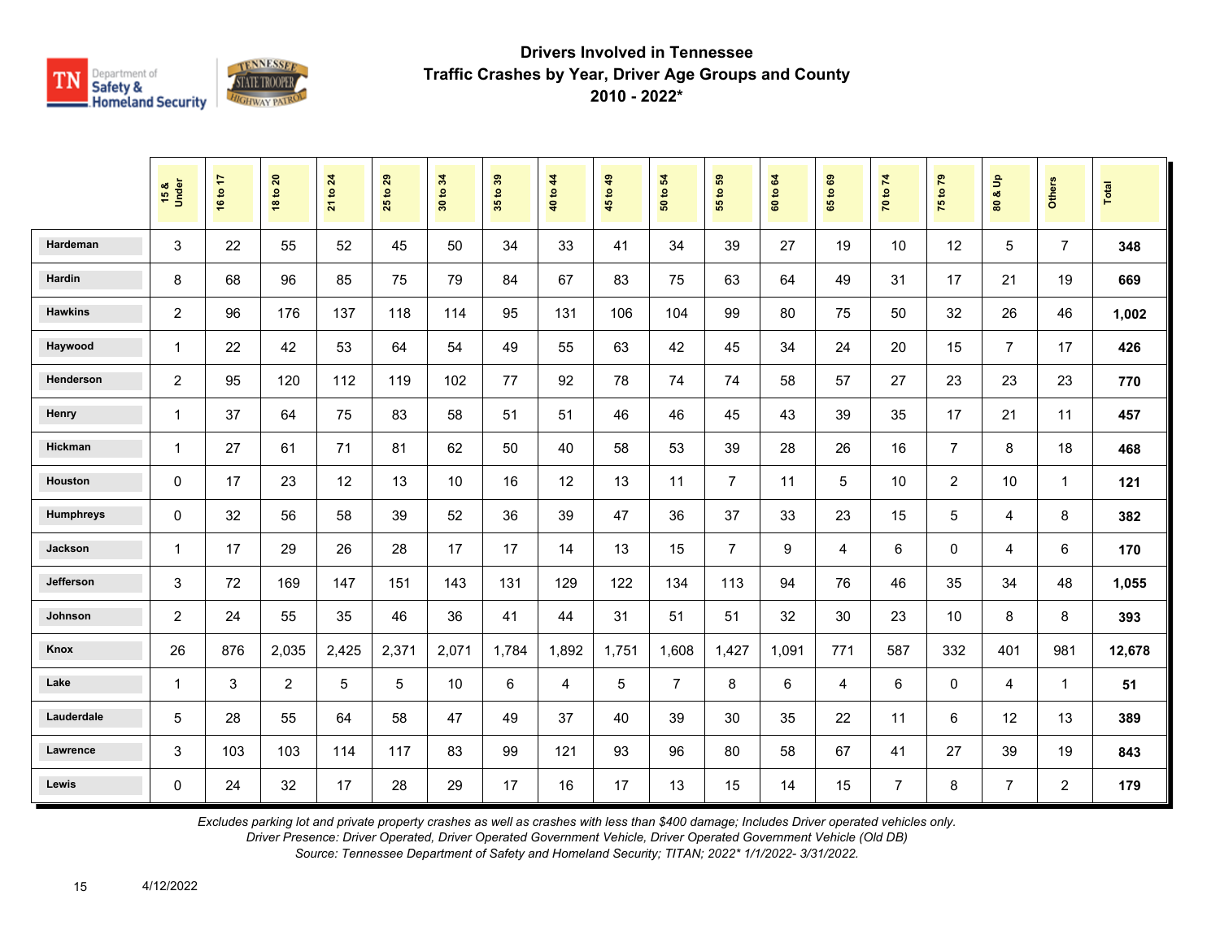## Drivers Involved in Tennessee Traffic Crashes by Year, Driver Age Groups and County 2010 - 2022*

| | 15 & Under | 16 to 17 | 18 to 20 | 21 to 24 | 25 to 29 | 30 to 34 | 35 to 39 | 40 to 44 | 45 to 49 | 50 to 54 | 55 to 59 | 60 to 64 | 65 to 69 | 70 to 74 | 75 to 79 | 80 & Up | Others | Total |
|---|---|---|---|---|---|---|---|---|---|---|---|---|---|---|---|---|---|---|
| Hardeman | 3 | 22 | 55 | 52 | 45 | 50 | 34 | 33 | 41 | 34 | 39 | 27 | 19 | 10 | 12 | 5 | 7 | **348** |
| Hardin | 8 | 68 | 96 | 85 | 75 | 79 | 84 | 67 | 83 | 75 | 63 | 64 | 49 | 31 | 17 | 21 | 19 | **669** |
| Hawkins | 2 | 96 | 176 | 137 | 118 | 114 | 95 | 131 | 106 | 104 | 99 | 80 | 75 | 50 | 32 | 26 | 46 | **1,002** |
| Haywood | 1 | 22 | 42 | 53 | 64 | 54 | 49 | 55 | 63 | 42 | 45 | 34 | 24 | 20 | 15 | 7 | 17 | **426** |
| Henderson | 2 | 95 | 120 | 112 | 119 | 102 | 77 | 92 | 78 | 74 | 74 | 58 | 57 | 27 | 23 | 23 | 23 | **770** |
| Henry | 1 | 37 | 64 | 75 | 83 | 58 | 51 | 51 | 46 | 46 | 45 | 43 | 39 | 35 | 17 | 21 | 11 | **457** |
| Hickman | 1 | 27 | 61 | 71 | 81 | 62 | 50 | 40 | 58 | 53 | 39 | 28 | 26 | 16 | 7 | 8 | 18 | **468** |
| Houston | 0 | 17 | 23 | 12 | 13 | 10 | 16 | 12 | 13 | 11 | 7 | 11 | 5 | 10 | 2 | 10 | 1 | **121** |
| Humphreys | 0 | 32 | 56 | 58 | 39 | 52 | 36 | 39 | 47 | 36 | 37 | 33 | 23 | 15 | 5 | 4 | 8 | **382** |
| Jackson | 1 | 17 | 29 | 26 | 28 | 17 | 17 | 14 | 13 | 15 | 7 | 9 | 4 | 6 | 0 | 4 | 6 | **170** |
| Jefferson | 3 | 72 | 169 | 147 | 151 | 143 | 131 | 129 | 122 | 134 | 113 | 94 | 76 | 46 | 35 | 34 | 48 | **1,055** |
| Johnson | 2 | 24 | 55 | 35 | 46 | 36 | 41 | 44 | 31 | 51 | 51 | 32 | 30 | 23 | 10 | 8 | 8 | **393** |
| Knox | 26 | 876 | 2,035 | 2,425 | 2,371 | 2,071 | 1,784 | 1,892 | 1,751 | 1,608 | 1,427 | 1,091 | 771 | 587 | 332 | 401 | 981 | **12,678** |
| Lake | 1 | 3 | 2 | 5 | 5 | 10 | 6 | 4 | 5 | 7 | 8 | 6 | 4 | 6 | 0 | 4 | 1 | **51** |
| Lauderdale | 5 | 28 | 55 | 64 | 58 | 47 | 49 | 37 | 40 | 39 | 30 | 35 | 22 | 11 | 6 | 12 | 13 | **389** |
| Lawrence | 3 | 103 | 103 | 114 | 117 | 83 | 99 | 121 | 93 | 96 | 80 | 58 | 67 | 41 | 27 | 39 | 19 | **843** |
| Lewis | 0 | 24 | 32 | 17 | 28 | 29 | 17 | 16 | 17 | 13 | 15 | 14 | 15 | 7 | 8 | 7 | 2 | **179** |

*Excludes parking lot and private property crashes as well as crashes with less than $400 damage; Includes Driver operated vehicles only.*
*Driver Presence: Driver Operated, Driver Operated Government Vehicle, Driver Operated Government Vehicle (Old DB)*
*Source: Tennessee Department of Safety and Homeland Security; TITAN; 2022* 1/1/2022- 3/31/2022.*

4/12/2022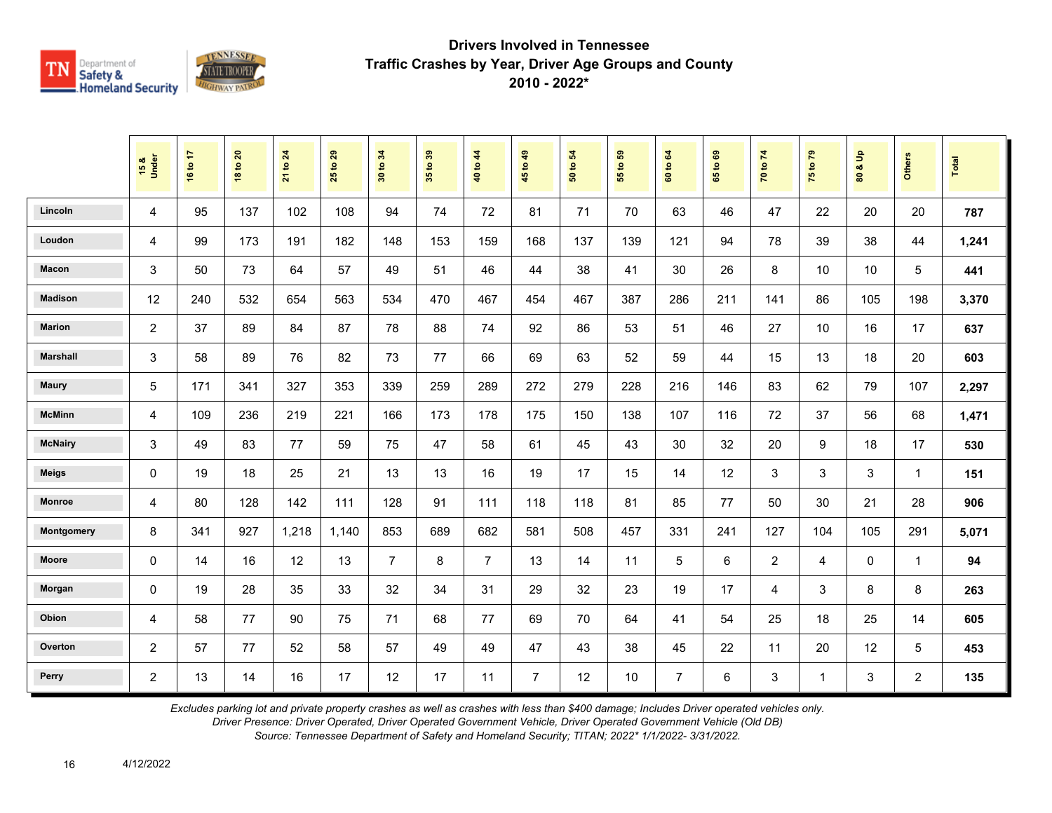# Drivers Involved in Tennessee Traffic Crashes by Year, Driver Age Groups and County 2010 - 2022*

| | 15 & Under | 16 to 17 | 18 to 20 | 21 to 24 | 25 to 29 | 30 to 34 | 35 to 39 | 40 to 44 | 45 to 49 | 50 to 54 | 55 to 59 | 60 to 64 | 65 to 69 | 70 to 74 | 75 to 79 | 80 & Up | Others | Total |
|---|---|---|---|---|---|---|---|---|---|---|---|---|---|---|---|---|---|---|
| Lincoln | 4 | 95 | 137 | 102 | 108 | 94 | 74 | 72 | 81 | 71 | 70 | 63 | 46 | 47 | 22 | 20 | 20 | **787** |
| Loudon | 4 | 99 | 173 | 191 | 182 | 148 | 153 | 159 | 168 | 137 | 139 | 121 | 94 | 78 | 39 | 38 | 44 | **1,241** |
| Macon | 3 | 50 | 73 | 64 | 57 | 49 | 51 | 46 | 44 | 38 | 41 | 30 | 26 | 8 | 10 | 10 | 5 | **441** |
| Madison | 12 | 240 | 532 | 654 | 563 | 534 | 470 | 467 | 454 | 467 | 387 | 286 | 211 | 141 | 86 | 105 | 198 | **3,370** |
| Marion | 2 | 37 | 89 | 84 | 87 | 78 | 88 | 74 | 92 | 86 | 53 | 51 | 46 | 27 | 10 | 16 | 17 | **637** |
| Marshall | 3 | 58 | 89 | 76 | 82 | 73 | 77 | 66 | 69 | 63 | 52 | 59 | 44 | 15 | 13 | 18 | 20 | **603** |
| Maury | 5 | 171 | 341 | 327 | 353 | 339 | 259 | 289 | 272 | 279 | 228 | 216 | 146 | 83 | 62 | 79 | 107 | **2,297** |
| McMinn | 4 | 109 | 236 | 219 | 221 | 166 | 173 | 178 | 175 | 150 | 138 | 107 | 116 | 72 | 37 | 56 | 68 | **1,471** |
| McNairy | 3 | 49 | 83 | 77 | 59 | 75 | 47 | 58 | 61 | 45 | 43 | 30 | 32 | 20 | 9 | 18 | 17 | **530** |
| Meigs | 0 | 19 | 18 | 25 | 21 | 13 | 13 | 16 | 19 | 17 | 15 | 14 | 12 | 3 | 3 | 3 | 1 | **151** |
| Monroe | 4 | 80 | 128 | 142 | 111 | 128 | 91 | 111 | 118 | 118 | 81 | 85 | 77 | 50 | 30 | 21 | 28 | **906** |
| Montgomery | 8 | 341 | 927 | 1,218 | 1,140 | 853 | 689 | 682 | 581 | 508 | 457 | 331 | 241 | 127 | 104 | 105 | 291 | **5,071** |
| Moore | 0 | 14 | 16 | 12 | 13 | 7 | 8 | 7 | 13 | 14 | 11 | 5 | 6 | 2 | 4 | 0 | 1 | **94** |
| Morgan | 0 | 19 | 28 | 35 | 33 | 32 | 34 | 31 | 29 | 32 | 23 | 19 | 17 | 4 | 3 | 8 | 8 | **263** |
| Obion | 4 | 58 | 77 | 90 | 75 | 71 | 68 | 77 | 69 | 70 | 64 | 41 | 54 | 25 | 18 | 25 | 14 | **605** |
| Overton | 2 | 57 | 77 | 52 | 58 | 57 | 49 | 49 | 47 | 43 | 38 | 45 | 22 | 11 | 20 | 12 | 5 | **453** |
| Perry | 2 | 13 | 14 | 16 | 17 | 12 | 17 | 11 | 7 | 12 | 10 | 7 | 6 | 3 | 1 | 3 | 2 | **135** |

*Excludes parking lot and private property crashes as well as crashes with less than $400 damage; Includes Driver operated vehicles only.*
*Driver Presence: Driver Operated, Driver Operated Government Vehicle, Driver Operated Government Vehicle (Old DB)*
*Source: Tennessee Department of Safety and Homeland Security; TITAN; 2022* 1/1/2022- 3/31/2022.*

4/12/2022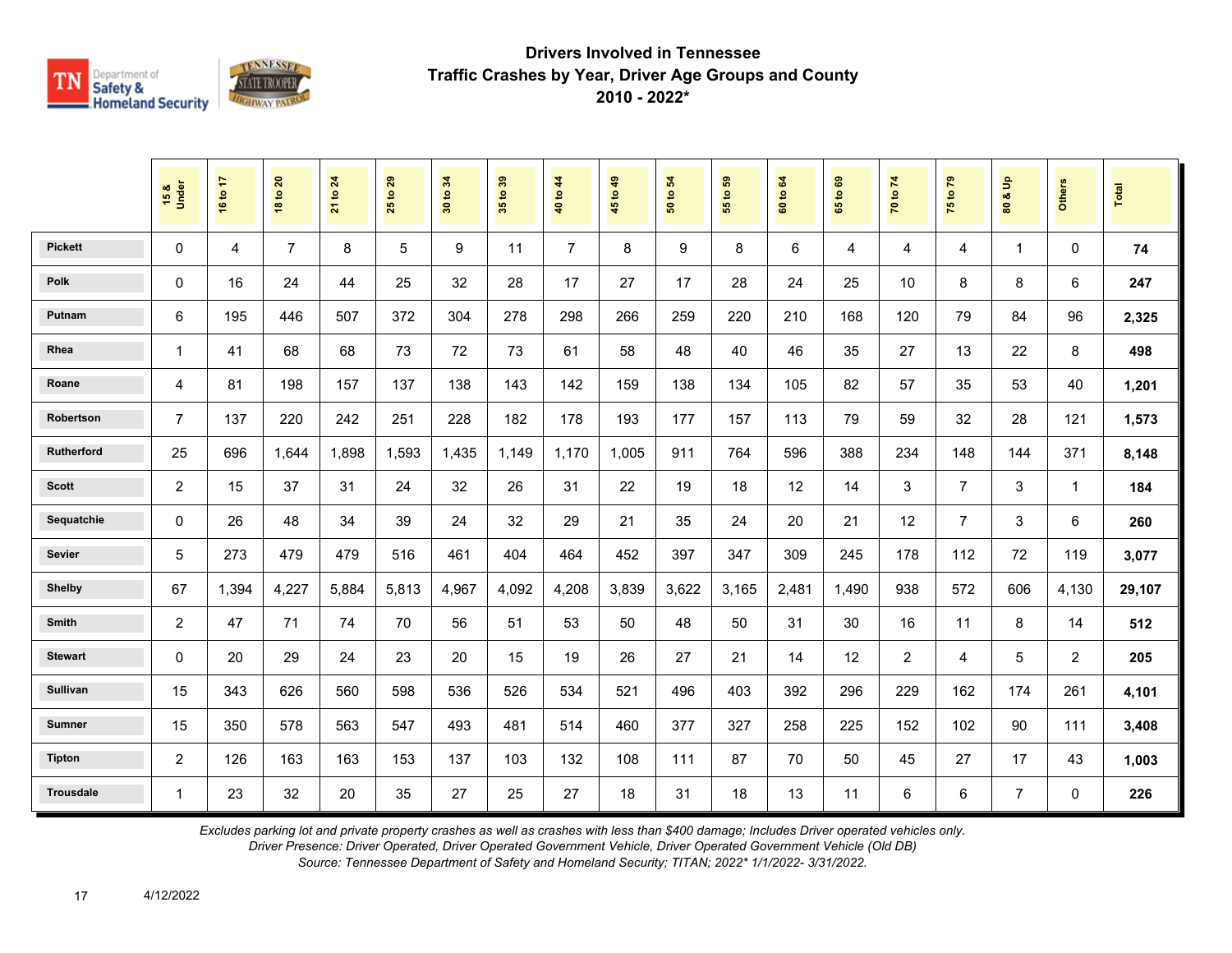# Drivers Involved in Tennessee
# Traffic Crashes by Year, Driver Age Groups and County
# 2010 - 2022*

| | 15 & Under | 16 to 17 | 18 to 20 | 21 to 24 | 25 to 29 | 30 to 34 | 35 to 39 | 40 to 44 | 45 to 49 | 50 to 54 | 55 to 59 | 60 to 64 | 65 to 69 | 70 to 74 | 75 to 79 | 80 & Up | Others | Total |
|---|---|---|---|---|---|---|---|---|---|---|---|---|---|---|---|---|---|---|
| Pickett | 0 | 4 | 7 | 8 | 5 | 9 | 11 | 7 | 8 | 9 | 8 | 6 | 4 | 4 | 4 | 1 | 0 | **74** |
| Polk | 0 | 16 | 24 | 44 | 25 | 32 | 28 | 17 | 27 | 17 | 28 | 24 | 25 | 10 | 8 | 8 | 6 | **247** |
| Putnam | 6 | 195 | 446 | 507 | 372 | 304 | 278 | 298 | 266 | 259 | 220 | 210 | 168 | 120 | 79 | 84 | 96 | **2,325** |
| Rhea | 1 | 41 | 68 | 68 | 73 | 72 | 73 | 61 | 58 | 48 | 40 | 46 | 35 | 27 | 13 | 22 | 8 | **498** |
| Roane | 4 | 81 | 198 | 157 | 137 | 138 | 143 | 142 | 159 | 138 | 134 | 105 | 82 | 57 | 35 | 53 | 40 | **1,201** |
| Robertson | 7 | 137 | 220 | 242 | 251 | 228 | 182 | 178 | 193 | 177 | 157 | 113 | 79 | 59 | 32 | 28 | 121 | **1,573** |
| Rutherford | 25 | 696 | 1,644 | 1,898 | 1,593 | 1,435 | 1,149 | 1,170 | 1,005 | 911 | 764 | 596 | 388 | 234 | 148 | 144 | 371 | **8,148** |
| Scott | 2 | 15 | 37 | 31 | 24 | 32 | 26 | 31 | 22 | 19 | 18 | 12 | 14 | 3 | 7 | 3 | 1 | **184** |
| Sequatchie | 0 | 26 | 48 | 34 | 39 | 24 | 32 | 29 | 21 | 35 | 24 | 20 | 21 | 12 | 7 | 3 | 6 | **260** |
| Sevier | 5 | 273 | 479 | 479 | 516 | 461 | 404 | 464 | 452 | 397 | 347 | 309 | 245 | 178 | 112 | 72 | 119 | **3,077** |
| Shelby | 67 | 1,394 | 4,227 | 5,884 | 5,813 | 4,967 | 4,092 | 4,208 | 3,839 | 3,622 | 3,165 | 2,481 | 1,490 | 938 | 572 | 606 | 4,130 | **29,107** |
| Smith | 2 | 47 | 71 | 74 | 70 | 56 | 51 | 53 | 50 | 48 | 50 | 31 | 30 | 16 | 11 | 8 | 14 | **512** |
| Stewart | 0 | 20 | 29 | 24 | 23 | 20 | 15 | 19 | 26 | 27 | 21 | 14 | 12 | 2 | 4 | 5 | 2 | **205** |
| Sullivan | 15 | 343 | 626 | 560 | 598 | 536 | 526 | 534 | 521 | 496 | 403 | 392 | 296 | 229 | 162 | 174 | 261 | **4,101** |
| Sumner | 15 | 350 | 578 | 563 | 547 | 493 | 481 | 514 | 460 | 377 | 327 | 258 | 225 | 152 | 102 | 90 | 111 | **3,408** |
| Tipton | 2 | 126 | 163 | 163 | 153 | 137 | 103 | 132 | 108 | 111 | 87 | 70 | 50 | 45 | 27 | 17 | 43 | **1,003** |
| Trousdale | 1 | 23 | 32 | 20 | 35 | 27 | 25 | 27 | 18 | 31 | 18 | 13 | 11 | 6 | 6 | 7 | 0 | **226** |

*Excludes parking lot and private property crashes as well as crashes with less than $400 damage; Includes Driver operated vehicles only.*
*Driver Presence: Driver Operated, Driver Operated Government Vehicle, Driver Operated Government Vehicle (Old DB)*
*Source: Tennessee Department of Safety and Homeland Security; TITAN; 2022* 1/1/2022- 3/31/2022.*

4/12/2022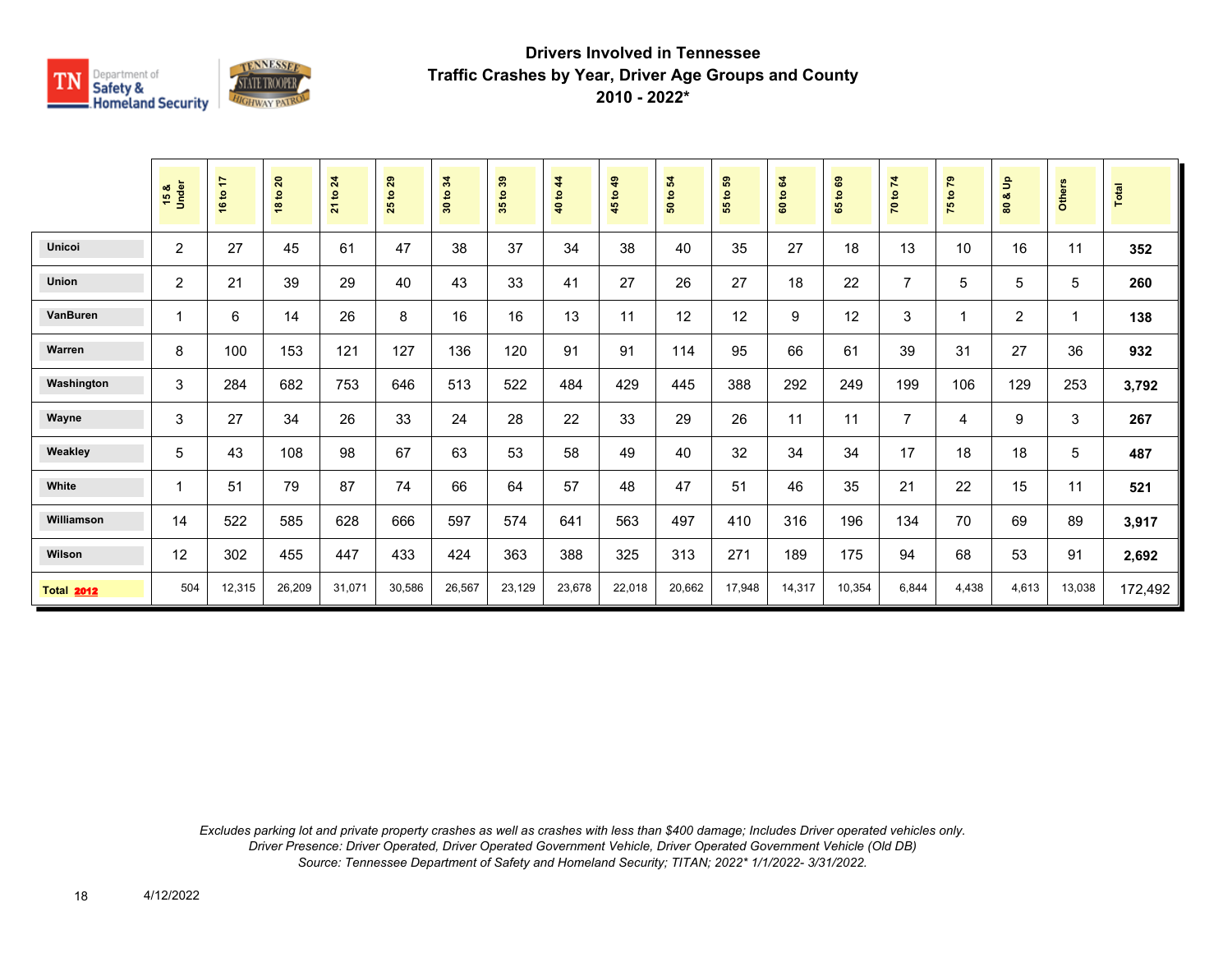## Drivers Involved in Tennessee
## Traffic Crashes by Year, Driver Age Groups and County
## 2010 - 2022*

| | 15 & Under | 16 to 17 | 18 to 20 | 21 to 24 | 25 to 29 | 30 to 34 | 35 to 39 | 40 to 44 | 45 to 49 | 50 to 54 | 55 to 59 | 60 to 64 | 65 to 69 | 70 to 74 | 75 to 79 | 80 & Up | Others | Total |
|---|---|---|---|---|---|---|---|---|---|---|---|---|---|---|---|---|---|---|
| Unicoi | 2 | 27 | 45 | 61 | 47 | 38 | 37 | 34 | 38 | 40 | 35 | 27 | 18 | 13 | 10 | 16 | 11 | **352** |
| Union | 2 | 21 | 39 | 29 | 40 | 43 | 33 | 41 | 27 | 26 | 27 | 18 | 22 | 7 | 5 | 5 | 5 | **260** |
| VanBuren | 1 | 6 | 14 | 26 | 8 | 16 | 16 | 13 | 11 | 12 | 12 | 9 | 12 | 3 | 1 | 2 | 1 | **138** |
| Warren | 8 | 100 | 153 | 121 | 127 | 136 | 120 | 91 | 91 | 114 | 95 | 66 | 61 | 39 | 31 | 27 | 36 | **932** |
| Washington | 3 | 284 | 682 | 753 | 646 | 513 | 522 | 484 | 429 | 445 | 388 | 292 | 249 | 199 | 106 | 129 | 253 | **3,792** |
| Wayne | 3 | 27 | 34 | 26 | 33 | 24 | 28 | 22 | 33 | 29 | 26 | 11 | 11 | 7 | 4 | 9 | 3 | **267** |
| Weakley | 5 | 43 | 108 | 98 | 67 | 63 | 53 | 58 | 49 | 40 | 32 | 34 | 34 | 17 | 18 | 18 | 5 | **487** |
| White | 1 | 51 | 79 | 87 | 74 | 66 | 64 | 57 | 48 | 47 | 51 | 46 | 35 | 21 | 22 | 15 | 11 | **521** |
| Williamson | 14 | 522 | 585 | 628 | 666 | 597 | 574 | 641 | 563 | 497 | 410 | 316 | 196 | 134 | 70 | 69 | 89 | **3,917** |
| Wilson | 12 | 302 | 455 | 447 | 433 | 424 | 363 | 388 | 325 | 313 | 271 | 189 | 175 | 94 | 68 | 53 | 91 | **2,692** |
| **Total 2012** | 504 | 12,315 | 26,209 | 31,071 | 30,586 | 26,567 | 23,129 | 23,678 | 22,018 | 20,662 | 17,948 | 14,317 | 10,354 | 6,844 | 4,438 | 4,613 | 13,038 | 172,492 |

*Excludes parking lot and private property crashes as well as crashes with less than $400 damage; Includes Driver operated vehicles only.*
*Driver Presence: Driver Operated, Driver Operated Government Vehicle, Driver Operated Government Vehicle (Old DB)*
*Source: Tennessee Department of Safety and Homeland Security; TITAN; 2022* 1/1/2022- 3/31/2022.*

4/12/2022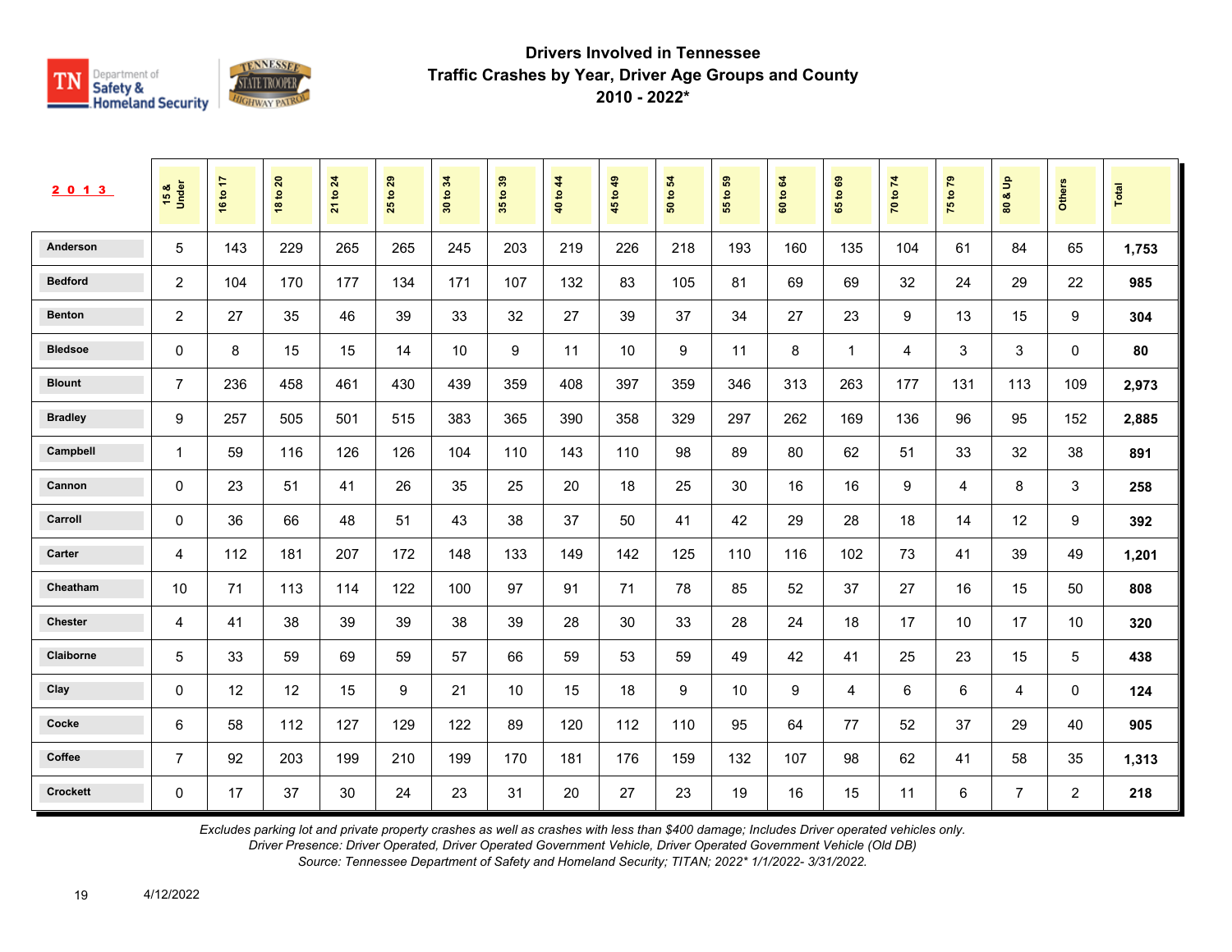# Drivers Involved in Tennessee Traffic Crashes by Year, Driver Age Groups and County 2010 - 2022*

| 2013 | 15 & Under | 16 to 17 | 18 to 20 | 21 to 24 | 25 to 29 | 30 to 34 | 35 to 39 | 40 to 44 | 45 to 49 | 50 to 54 | 55 to 59 | 60 to 64 | 65 to 69 | 70 to 74 | 75 to 79 | 80 & Up | Others | Total |
|---|---|---|---|---|---|---|---|---|---|---|---|---|---|---|---|---|---|---|
| Anderson | 5 | 143 | 229 | 265 | 265 | 245 | 203 | 219 | 226 | 218 | 193 | 160 | 135 | 104 | 61 | 84 | 65 | **1,753** |
| Bedford | 2 | 104 | 170 | 177 | 134 | 171 | 107 | 132 | 83 | 105 | 81 | 69 | 69 | 32 | 24 | 29 | 22 | **985** |
| Benton | 2 | 27 | 35 | 46 | 39 | 33 | 32 | 27 | 39 | 37 | 34 | 27 | 23 | 9 | 13 | 15 | 9 | **304** |
| Bledsoe | 0 | 8 | 15 | 15 | 14 | 10 | 9 | 11 | 10 | 9 | 11 | 8 | 1 | 4 | 3 | 3 | 0 | **80** |
| Blount | 7 | 236 | 458 | 461 | 430 | 439 | 359 | 408 | 397 | 359 | 346 | 313 | 263 | 177 | 131 | 113 | 109 | **2,973** |
| Bradley | 9 | 257 | 505 | 501 | 515 | 383 | 365 | 390 | 358 | 329 | 297 | 262 | 169 | 136 | 96 | 95 | 152 | **2,885** |
| Campbell | 1 | 59 | 116 | 126 | 126 | 104 | 110 | 143 | 110 | 98 | 89 | 80 | 62 | 51 | 33 | 32 | 38 | **891** |
| Cannon | 0 | 23 | 51 | 41 | 26 | 35 | 25 | 20 | 18 | 25 | 30 | 16 | 16 | 9 | 4 | 8 | 3 | **258** |
| Carroll | 0 | 36 | 66 | 48 | 51 | 43 | 38 | 37 | 50 | 41 | 42 | 29 | 28 | 18 | 14 | 12 | 9 | **392** |
| Carter | 4 | 112 | 181 | 207 | 172 | 148 | 133 | 149 | 142 | 125 | 110 | 116 | 102 | 73 | 41 | 39 | 49 | **1,201** |
| Cheatham | 10 | 71 | 113 | 114 | 122 | 100 | 97 | 91 | 71 | 78 | 85 | 52 | 37 | 27 | 16 | 15 | 50 | **808** |
| Chester | 4 | 41 | 38 | 39 | 39 | 38 | 39 | 28 | 30 | 33 | 28 | 24 | 18 | 17 | 10 | 17 | 10 | **320** |
| Claiborne | 5 | 33 | 59 | 69 | 59 | 57 | 66 | 59 | 53 | 59 | 49 | 42 | 41 | 25 | 23 | 15 | 5 | **438** |
| Clay | 0 | 12 | 12 | 15 | 9 | 21 | 10 | 15 | 18 | 9 | 10 | 9 | 4 | 6 | 6 | 4 | 0 | **124** |
| Cocke | 6 | 58 | 112 | 127 | 129 | 122 | 89 | 120 | 112 | 110 | 95 | 64 | 77 | 52 | 37 | 29 | 40 | **905** |
| Coffee | 7 | 92 | 203 | 199 | 210 | 199 | 170 | 181 | 176 | 159 | 132 | 107 | 98 | 62 | 41 | 58 | 35 | **1,313** |
| Crockett | 0 | 17 | 37 | 30 | 24 | 23 | 31 | 20 | 27 | 23 | 19 | 16 | 15 | 11 | 6 | 7 | 2 | **218** |

*Excludes parking lot and private property crashes as well as crashes with less than $400 damage; Includes Driver operated vehicles only.*
*Driver Presence: Driver Operated, Driver Operated Government Vehicle, Driver Operated Government Vehicle (Old DB)*
*Source: Tennessee Department of Safety and Homeland Security; TITAN; 2022* 1/1/2022- 3/31/2022.*

4/12/2022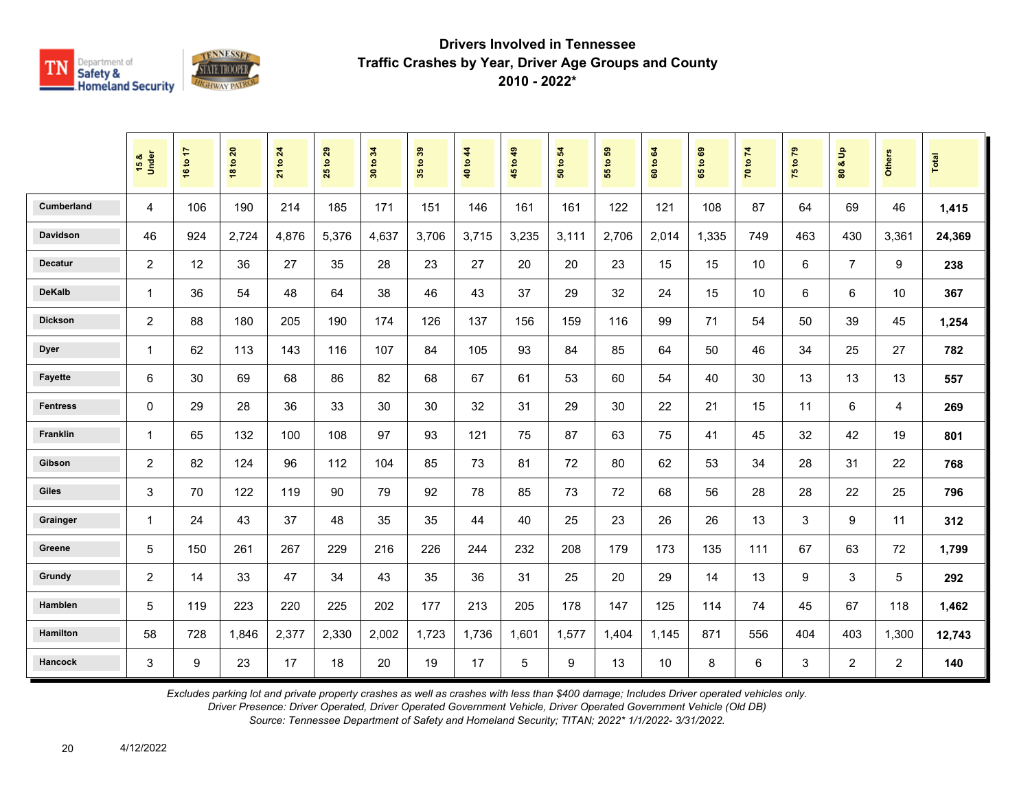# Drivers Involved in Tennessee Traffic Crashes by Year, Driver Age Groups and County 2010 - 2022*

| | 15 & Under | 16 to 17 | 18 to 20 | 21 to 24 | 25 to 29 | 30 to 34 | 35 to 39 | 40 to 44 | 45 to 49 | 50 to 54 | 55 to 59 | 60 to 64 | 65 to 69 | 70 to 74 | 75 to 79 | 80 & Up | Others | Total |
|---|---|---|---|---|---|---|---|---|---|---|---|---|---|---|---|---|---|---|
| Cumberland | 4 | 106 | 190 | 214 | 185 | 171 | 151 | 146 | 161 | 161 | 122 | 121 | 108 | 87 | 64 | 69 | 46 | **1,415** |
| Davidson | 46 | 924 | 2,724 | 4,876 | 5,376 | 4,637 | 3,706 | 3,715 | 3,235 | 3,111 | 2,706 | 2,014 | 1,335 | 749 | 463 | 430 | 3,361 | **24,369** |
| Decatur | 2 | 12 | 36 | 27 | 35 | 28 | 23 | 27 | 20 | 20 | 23 | 15 | 15 | 10 | 6 | 7 | 9 | **238** |
| DeKalb | 1 | 36 | 54 | 48 | 64 | 38 | 46 | 43 | 37 | 29 | 32 | 24 | 15 | 10 | 6 | 6 | 10 | **367** |
| Dickson | 2 | 88 | 180 | 205 | 190 | 174 | 126 | 137 | 156 | 159 | 116 | 99 | 71 | 54 | 50 | 39 | 45 | **1,254** |
| Dyer | 1 | 62 | 113 | 143 | 116 | 107 | 84 | 105 | 93 | 84 | 85 | 64 | 50 | 46 | 34 | 25 | 27 | **782** |
| Fayette | 6 | 30 | 69 | 68 | 86 | 82 | 68 | 67 | 61 | 53 | 60 | 54 | 40 | 30 | 13 | 13 | 13 | **557** |
| Fentress | 0 | 29 | 28 | 36 | 33 | 30 | 30 | 32 | 31 | 29 | 30 | 22 | 21 | 15 | 11 | 6 | 4 | **269** |
| Franklin | 1 | 65 | 132 | 100 | 108 | 97 | 93 | 121 | 75 | 87 | 63 | 75 | 41 | 45 | 32 | 42 | 19 | **801** |
| Gibson | 2 | 82 | 124 | 96 | 112 | 104 | 85 | 73 | 81 | 72 | 80 | 62 | 53 | 34 | 28 | 31 | 22 | **768** |
| Giles | 3 | 70 | 122 | 119 | 90 | 79 | 92 | 78 | 85 | 73 | 72 | 68 | 56 | 28 | 28 | 22 | 25 | **796** |
| Grainger | 1 | 24 | 43 | 37 | 48 | 35 | 35 | 44 | 40 | 25 | 23 | 26 | 26 | 13 | 3 | 9 | 11 | **312** |
| Greene | 5 | 150 | 261 | 267 | 229 | 216 | 226 | 244 | 232 | 208 | 179 | 173 | 135 | 111 | 67 | 63 | 72 | **1,799** |
| Grundy | 2 | 14 | 33 | 47 | 34 | 43 | 35 | 36 | 31 | 25 | 20 | 29 | 14 | 13 | 9 | 3 | 5 | **292** |
| Hamblen | 5 | 119 | 223 | 220 | 225 | 202 | 177 | 213 | 205 | 178 | 147 | 125 | 114 | 74 | 45 | 67 | 118 | **1,462** |
| Hamilton | 58 | 728 | 1,846 | 2,377 | 2,330 | 2,002 | 1,723 | 1,736 | 1,601 | 1,577 | 1,404 | 1,145 | 871 | 556 | 404 | 403 | 1,300 | **12,743** |
| Hancock | 3 | 9 | 23 | 17 | 18 | 20 | 19 | 17 | 5 | 9 | 13 | 10 | 8 | 6 | 3 | 2 | 2 | **140** |

*Excludes parking lot and private property crashes as well as crashes with less than $400 damage; Includes Driver operated vehicles only.*
*Driver Presence: Driver Operated, Driver Operated Government Vehicle, Driver Operated Government Vehicle (Old DB)*
*Source: Tennessee Department of Safety and Homeland Security; TITAN; 2022* 1/1/2022- 3/31/2022.*

4/12/2022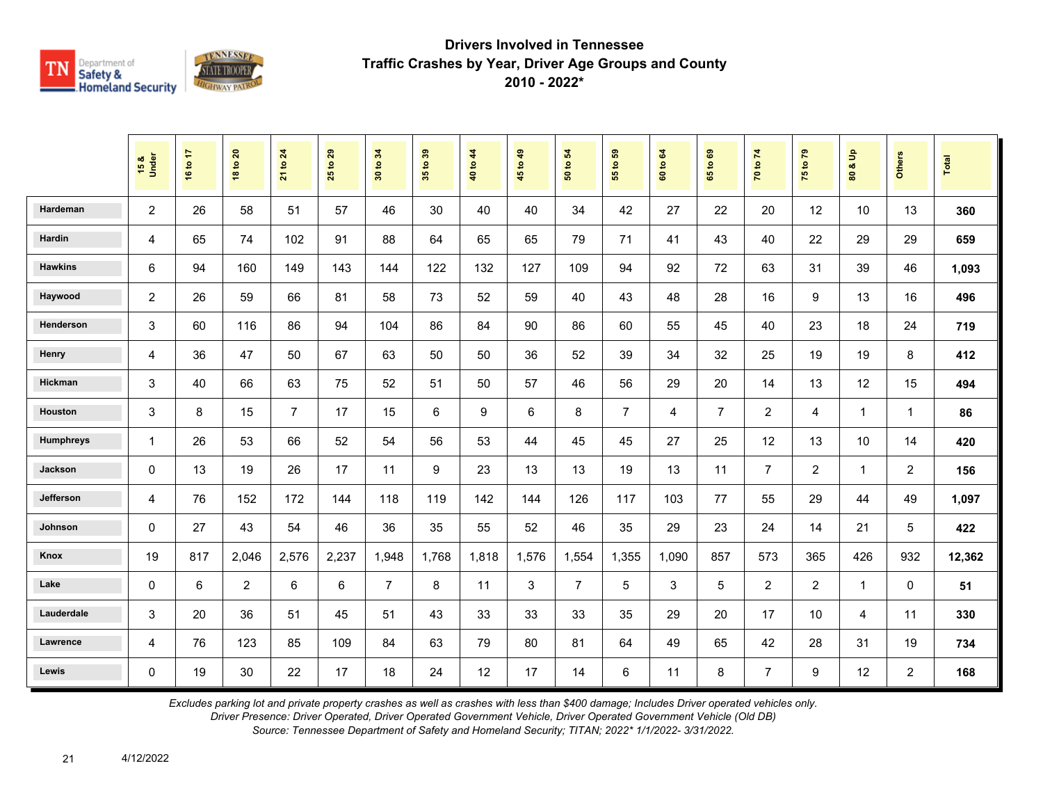# Drivers Involved in Tennessee
## Traffic Crashes by Year, Driver Age Groups and County
## 2010 - 2022*

| | 15 & Under | 16 to 17 | 18 to 20 | 21 to 24 | 25 to 29 | 30 to 34 | 35 to 39 | 40 to 44 | 45 to 49 | 50 to 54 | 55 to 59 | 60 to 64 | 65 to 69 | 70 to 74 | 75 to 79 | 80 & Up | Others | Total |
|---|---|---|---|---|---|---|---|---|---|---|---|---|---|---|---|---|---|---|
| Hardeman | 2 | 26 | 58 | 51 | 57 | 46 | 30 | 40 | 40 | 34 | 42 | 27 | 22 | 20 | 12 | 10 | 13 | **360** |
| Hardin | 4 | 65 | 74 | 102 | 91 | 88 | 64 | 65 | 65 | 79 | 71 | 41 | 43 | 40 | 22 | 29 | 29 | **659** |
| Hawkins | 6 | 94 | 160 | 149 | 143 | 144 | 122 | 132 | 127 | 109 | 94 | 92 | 72 | 63 | 31 | 39 | 46 | **1,093** |
| Haywood | 2 | 26 | 59 | 66 | 81 | 58 | 73 | 52 | 59 | 40 | 43 | 48 | 28 | 16 | 9 | 13 | 16 | **496** |
| Henderson | 3 | 60 | 116 | 86 | 94 | 104 | 86 | 84 | 90 | 86 | 60 | 55 | 45 | 40 | 23 | 18 | 24 | **719** |
| Henry | 4 | 36 | 47 | 50 | 67 | 63 | 50 | 50 | 36 | 52 | 39 | 34 | 32 | 25 | 19 | 19 | 8 | **412** |
| Hickman | 3 | 40 | 66 | 63 | 75 | 52 | 51 | 50 | 57 | 46 | 56 | 29 | 20 | 14 | 13 | 12 | 15 | **494** |
| Houston | 3 | 8 | 15 | 7 | 17 | 15 | 6 | 9 | 6 | 8 | 7 | 4 | 7 | 2 | 4 | 1 | 1 | **86** |
| Humphreys | 1 | 26 | 53 | 66 | 52 | 54 | 56 | 53 | 44 | 45 | 45 | 27 | 25 | 12 | 13 | 10 | 14 | **420** |
| Jackson | 0 | 13 | 19 | 26 | 17 | 11 | 9 | 23 | 13 | 13 | 19 | 13 | 11 | 7 | 2 | 1 | 2 | **156** |
| Jefferson | 4 | 76 | 152 | 172 | 144 | 118 | 119 | 142 | 144 | 126 | 117 | 103 | 77 | 55 | 29 | 44 | 49 | **1,097** |
| Johnson | 0 | 27 | 43 | 54 | 46 | 36 | 35 | 55 | 52 | 46 | 35 | 29 | 23 | 24 | 14 | 21 | 5 | **422** |
| Knox | 19 | 817 | 2,046 | 2,576 | 2,237 | 1,948 | 1,768 | 1,818 | 1,576 | 1,554 | 1,355 | 1,090 | 857 | 573 | 365 | 426 | 932 | **12,362** |
| Lake | 0 | 6 | 2 | 6 | 6 | 7 | 8 | 11 | 3 | 7 | 5 | 3 | 5 | 2 | 2 | 1 | 0 | **51** |
| Lauderdale | 3 | 20 | 36 | 51 | 45 | 51 | 43 | 33 | 33 | 33 | 35 | 29 | 20 | 17 | 10 | 4 | 11 | **330** |
| Lawrence | 4 | 76 | 123 | 85 | 109 | 84 | 63 | 79 | 80 | 81 | 64 | 49 | 65 | 42 | 28 | 31 | 19 | **734** |
| Lewis | 0 | 19 | 30 | 22 | 17 | 18 | 24 | 12 | 17 | 14 | 6 | 11 | 8 | 7 | 9 | 12 | 2 | **168** |

*Excludes parking lot and private property crashes as well as crashes with less than $400 damage; Includes Driver operated vehicles only.*
*Driver Presence: Driver Operated, Driver Operated Government Vehicle, Driver Operated Government Vehicle (Old DB)*
*Source: Tennessee Department of Safety and Homeland Security; TITAN; 2022* 1/1/2022- 3/31/2022.*

4/12/2022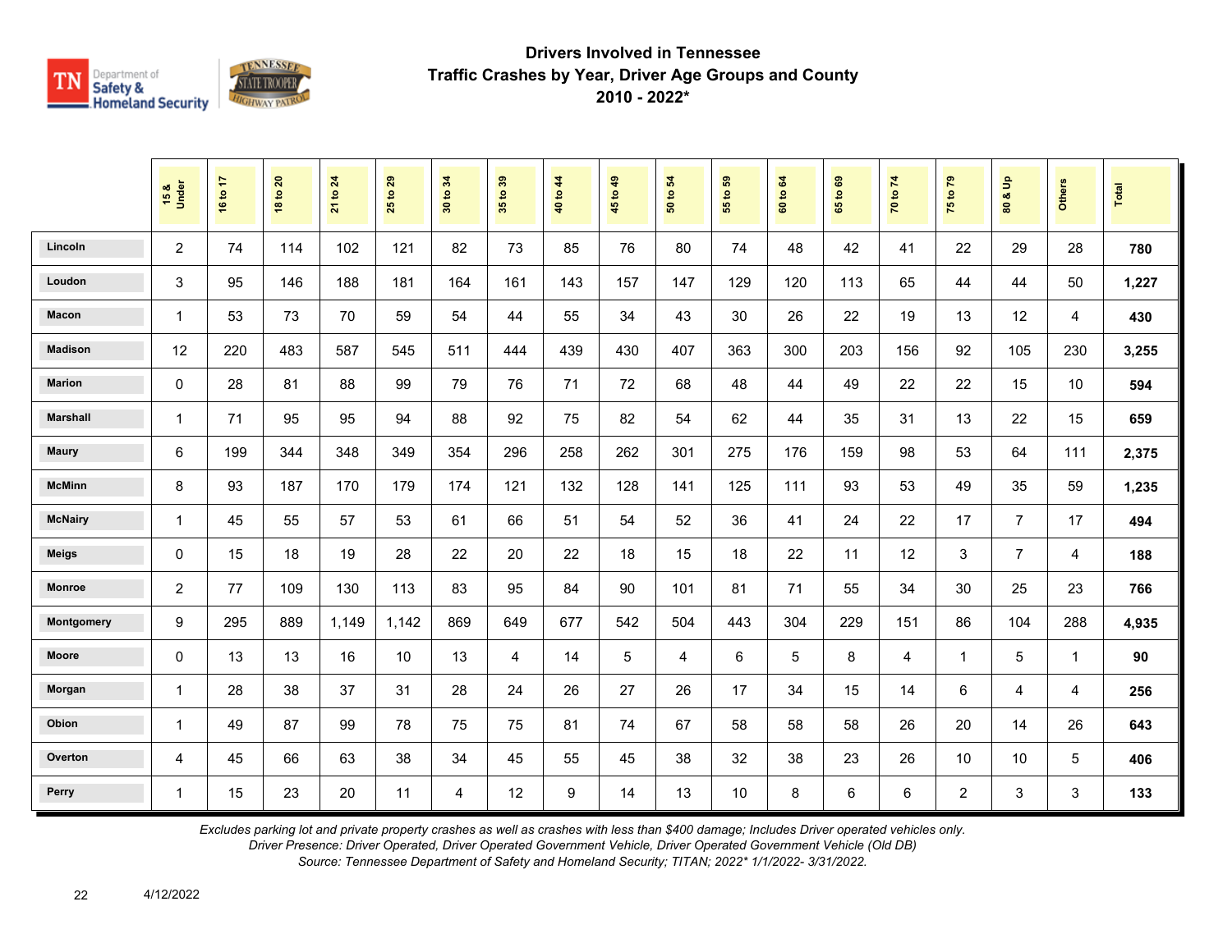## Drivers Involved in Tennessee Traffic Crashes by Year, Driver Age Groups and County

### 2010 - 2022*

| | 15 & Under | 16 to 17 | 18 to 20 | 21 to 24 | 25 to 29 | 30 to 34 | 35 to 39 | 40 to 44 | 45 to 49 | 50 to 54 | 55 to 59 | 60 to 64 | 65 to 69 | 70 to 74 | 75 to 79 | 80 & Up | Others | Total |
|---|---|---|---|---|---|---|---|---|---|---|---|---|---|---|---|---|---|---|
| Lincoln | 2 | 74 | 114 | 102 | 121 | 82 | 73 | 85 | 76 | 80 | 74 | 48 | 42 | 41 | 22 | 29 | 28 | **780** |
| Loudon | 3 | 95 | 146 | 188 | 181 | 164 | 161 | 143 | 157 | 147 | 129 | 120 | 113 | 65 | 44 | 44 | 50 | **1,227** |
| Macon | 1 | 53 | 73 | 70 | 59 | 54 | 44 | 55 | 34 | 43 | 30 | 26 | 22 | 19 | 13 | 12 | 4 | **430** |
| Madison | 12 | 220 | 483 | 587 | 545 | 511 | 444 | 439 | 430 | 407 | 363 | 300 | 203 | 156 | 92 | 105 | 230 | **3,255** |
| Marion | 0 | 28 | 81 | 88 | 99 | 79 | 76 | 71 | 72 | 68 | 48 | 44 | 49 | 22 | 22 | 15 | 10 | **594** |
| Marshall | 1 | 71 | 95 | 95 | 94 | 88 | 92 | 75 | 82 | 54 | 62 | 44 | 35 | 31 | 13 | 22 | 15 | **659** |
| Maury | 6 | 199 | 344 | 348 | 349 | 354 | 296 | 258 | 262 | 301 | 275 | 176 | 159 | 98 | 53 | 64 | 111 | **2,375** |
| McMinn | 8 | 93 | 187 | 170 | 179 | 174 | 121 | 132 | 128 | 141 | 125 | 111 | 93 | 53 | 49 | 35 | 59 | **1,235** |
| McNairy | 1 | 45 | 55 | 57 | 53 | 61 | 66 | 51 | 54 | 52 | 36 | 41 | 24 | 22 | 17 | 7 | 17 | **494** |
| Meigs | 0 | 15 | 18 | 19 | 28 | 22 | 20 | 22 | 18 | 15 | 18 | 22 | 11 | 12 | 3 | 7 | 4 | **188** |
| Monroe | 2 | 77 | 109 | 130 | 113 | 83 | 95 | 84 | 90 | 101 | 81 | 71 | 55 | 34 | 30 | 25 | 23 | **766** |
| Montgomery | 9 | 295 | 889 | 1,149 | 1,142 | 869 | 649 | 677 | 542 | 504 | 443 | 304 | 229 | 151 | 86 | 104 | 288 | **4,935** |
| Moore | 0 | 13 | 13 | 16 | 10 | 13 | 4 | 14 | 5 | 4 | 6 | 5 | 8 | 4 | 1 | 5 | 1 | **90** |
| Morgan | 1 | 28 | 38 | 37 | 31 | 28 | 24 | 26 | 27 | 26 | 17 | 34 | 15 | 14 | 6 | 4 | 4 | **256** |
| Obion | 1 | 49 | 87 | 99 | 78 | 75 | 75 | 81 | 74 | 67 | 58 | 58 | 58 | 26 | 20 | 14 | 26 | **643** |
| Overton | 4 | 45 | 66 | 63 | 38 | 34 | 45 | 55 | 45 | 38 | 32 | 38 | 23 | 26 | 10 | 10 | 5 | **406** |
| Perry | 1 | 15 | 23 | 20 | 11 | 4 | 12 | 9 | 14 | 13 | 10 | 8 | 6 | 6 | 2 | 3 | 3 | **133** |

*Excludes parking lot and private property crashes as well as crashes with less than $400 damage; Includes Driver operated vehicles only.*
*Driver Presence: Driver Operated, Driver Operated Government Vehicle, Driver Operated Government Vehicle (Old DB)*
*Source: Tennessee Department of Safety and Homeland Security; TITAN; 2022* 1/1/2022- 3/31/2022.*

4/12/2022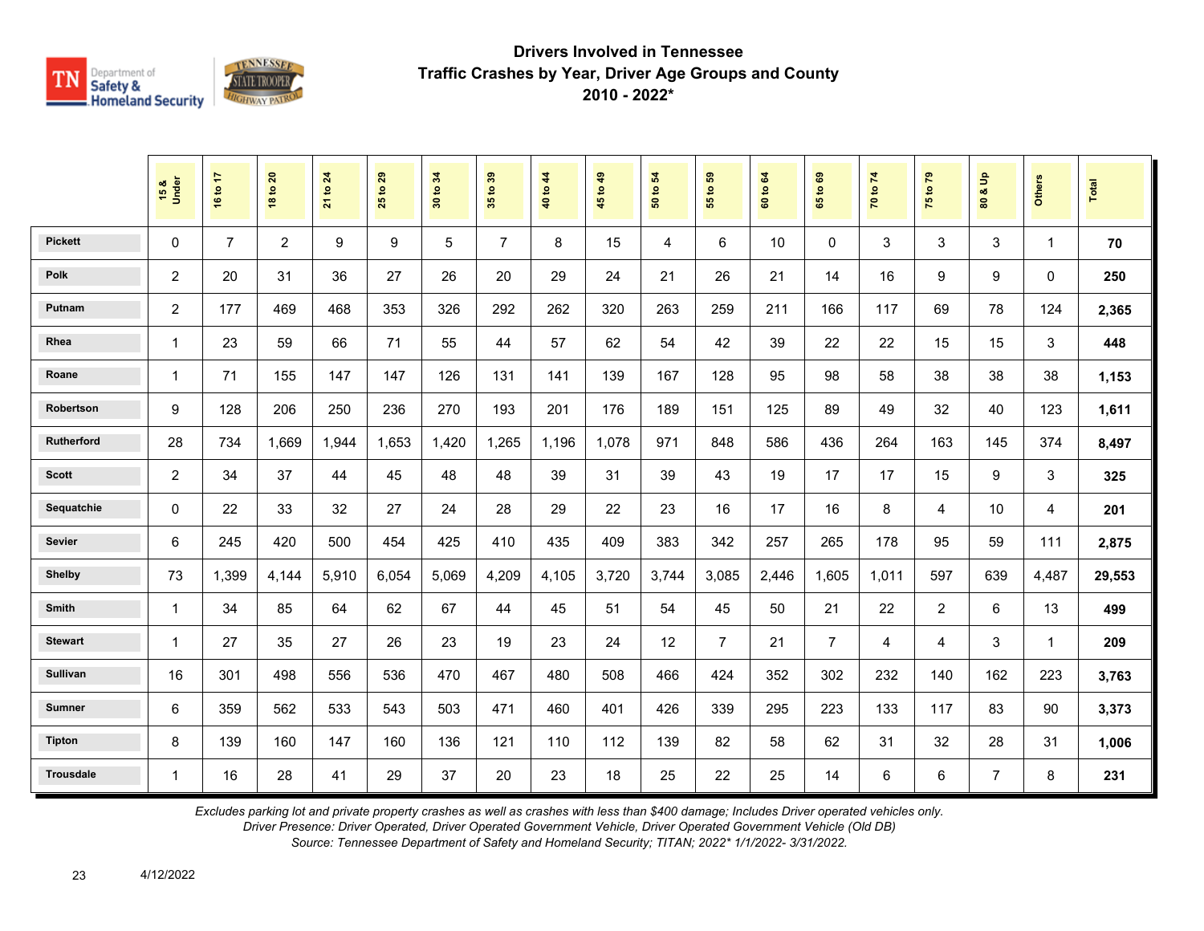# Drivers Involved in Tennessee
## Traffic Crashes by Year, Driver Age Groups and County
### 2010 - 2022*

| | 15 & Under | 16 to 17 | 18 to 20 | 21 to 24 | 25 to 29 | 30 to 34 | 35 to 39 | 40 to 44 | 45 to 49 | 50 to 54 | 55 to 59 | 60 to 64 | 65 to 69 | 70 to 74 | 75 to 79 | 80 & Up | Others | Total |
|---|---|---|---|---|---|---|---|---|---|---|---|---|---|---|---|---|---|---|
| Pickett | 0 | 7 | 2 | 9 | 9 | 5 | 7 | 8 | 15 | 4 | 6 | 10 | 0 | 3 | 3 | 3 | 1 | **70** |
| Polk | 2 | 20 | 31 | 36 | 27 | 26 | 20 | 29 | 24 | 21 | 26 | 21 | 14 | 16 | 9 | 9 | 0 | **250** |
| Putnam | 2 | 177 | 469 | 468 | 353 | 326 | 292 | 262 | 320 | 263 | 259 | 211 | 166 | 117 | 69 | 78 | 124 | **2,365** |
| Rhea | 1 | 23 | 59 | 66 | 71 | 55 | 44 | 57 | 62 | 54 | 42 | 39 | 22 | 22 | 15 | 15 | 3 | **448** |
| Roane | 1 | 71 | 155 | 147 | 147 | 126 | 131 | 141 | 139 | 167 | 128 | 95 | 98 | 58 | 38 | 38 | 38 | **1,153** |
| Robertson | 9 | 128 | 206 | 250 | 236 | 270 | 193 | 201 | 176 | 189 | 151 | 125 | 89 | 49 | 32 | 40 | 123 | **1,611** |
| Rutherford | 28 | 734 | 1,669 | 1,944 | 1,653 | 1,420 | 1,265 | 1,196 | 1,078 | 971 | 848 | 586 | 436 | 264 | 163 | 145 | 374 | **8,497** |
| Scott | 2 | 34 | 37 | 44 | 45 | 48 | 48 | 39 | 31 | 39 | 43 | 19 | 17 | 17 | 15 | 9 | 3 | **325** |
| Sequatchie | 0 | 22 | 33 | 32 | 27 | 24 | 28 | 29 | 22 | 23 | 16 | 17 | 16 | 8 | 4 | 10 | 4 | **201** |
| Sevier | 6 | 245 | 420 | 500 | 454 | 425 | 410 | 435 | 409 | 383 | 342 | 257 | 265 | 178 | 95 | 59 | 111 | **2,875** |
| Shelby | 73 | 1,399 | 4,144 | 5,910 | 6,054 | 5,069 | 4,209 | 4,105 | 3,720 | 3,744 | 3,085 | 2,446 | 1,605 | 1,011 | 597 | 639 | 4,487 | **29,553** |
| Smith | 1 | 34 | 85 | 64 | 62 | 67 | 44 | 45 | 51 | 54 | 45 | 50 | 21 | 22 | 2 | 6 | 13 | **499** |
| Stewart | 1 | 27 | 35 | 27 | 26 | 23 | 19 | 23 | 24 | 12 | 7 | 21 | 7 | 4 | 4 | 3 | 1 | **209** |
| Sullivan | 16 | 301 | 498 | 556 | 536 | 470 | 467 | 480 | 508 | 466 | 424 | 352 | 302 | 232 | 140 | 162 | 223 | **3,763** |
| Sumner | 6 | 359 | 562 | 533 | 543 | 503 | 471 | 460 | 401 | 426 | 339 | 295 | 223 | 133 | 117 | 83 | 90 | **3,373** |
| Tipton | 8 | 139 | 160 | 147 | 160 | 136 | 121 | 110 | 112 | 139 | 82 | 58 | 62 | 31 | 32 | 28 | 31 | **1,006** |
| Trousdale | 1 | 16 | 28 | 41 | 29 | 37 | 20 | 23 | 18 | 25 | 22 | 25 | 14 | 6 | 6 | 7 | 8 | **231** |

*Excludes parking lot and private property crashes as well as crashes with less than $400 damage; Includes Driver operated vehicles only.*
*Driver Presence: Driver Operated, Driver Operated Government Vehicle, Driver Operated Government Vehicle (Old DB)*
*Source: Tennessee Department of Safety and Homeland Security; TITAN; 2022* 1/1/2022- 3/31/2022.*

4/12/2022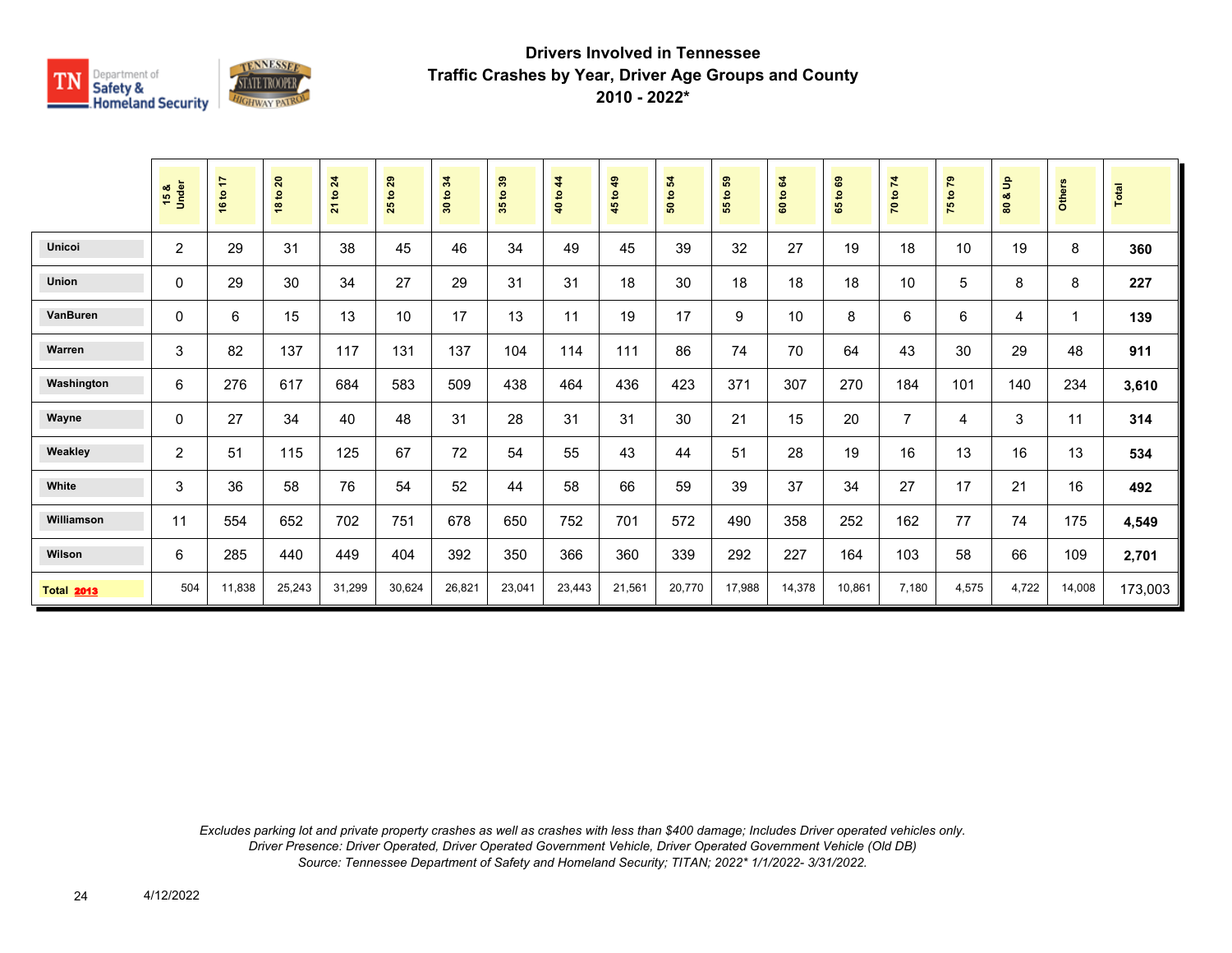## Drivers Involved in Tennessee
## Traffic Crashes by Year, Driver Age Groups and County
## 2010 - 2022*

| | 15 & Under | 16 to 17 | 18 to 20 | 21 to 24 | 25 to 29 | 30 to 34 | 35 to 39 | 40 to 44 | 45 to 49 | 50 to 54 | 55 to 59 | 60 to 64 | 65 to 69 | 70 to 74 | 75 to 79 | 80 & Up | Others | Total |
|---|---|---|---|---|---|---|---|---|---|---|---|---|---|---|---|---|---|---|
| Unicoi | 2 | 29 | 31 | 38 | 45 | 46 | 34 | 49 | 45 | 39 | 32 | 27 | 19 | 18 | 10 | 19 | 8 | **360** |
| Union | 0 | 29 | 30 | 34 | 27 | 29 | 31 | 31 | 18 | 30 | 18 | 18 | 18 | 10 | 5 | 8 | 8 | **227** |
| VanBuren | 0 | 6 | 15 | 13 | 10 | 17 | 13 | 11 | 19 | 17 | 9 | 10 | 8 | 6 | 6 | 4 | 1 | **139** |
| Warren | 3 | 82 | 137 | 117 | 131 | 137 | 104 | 114 | 111 | 86 | 74 | 70 | 64 | 43 | 30 | 29 | 48 | **911** |
| Washington | 6 | 276 | 617 | 684 | 583 | 509 | 438 | 464 | 436 | 423 | 371 | 307 | 270 | 184 | 101 | 140 | 234 | **3,610** |
| Wayne | 0 | 27 | 34 | 40 | 48 | 31 | 28 | 31 | 31 | 30 | 21 | 15 | 20 | 7 | 4 | 3 | 11 | **314** |
| Weakley | 2 | 51 | 115 | 125 | 67 | 72 | 54 | 55 | 43 | 44 | 51 | 28 | 19 | 16 | 13 | 16 | 13 | **534** |
| White | 3 | 36 | 58 | 76 | 54 | 52 | 44 | 58 | 66 | 59 | 39 | 37 | 34 | 27 | 17 | 21 | 16 | **492** |
| Williamson | 11 | 554 | 652 | 702 | 751 | 678 | 650 | 752 | 701 | 572 | 490 | 358 | 252 | 162 | 77 | 74 | 175 | **4,549** |
| Wilson | 6 | 285 | 440 | 449 | 404 | 392 | 350 | 366 | 360 | 339 | 292 | 227 | 164 | 103 | 58 | 66 | 109 | **2,701** |
| **Total 2013** | 504 | 11,838 | 25,243 | 31,299 | 30,624 | 26,821 | 23,041 | 23,443 | 21,561 | 20,770 | 17,988 | 14,378 | 10,861 | 7,180 | 4,575 | 4,722 | 14,008 | 173,003 |

*Excludes parking lot and private property crashes as well as crashes with less than $400 damage; Includes Driver operated vehicles only.*
*Driver Presence: Driver Operated, Driver Operated Government Vehicle, Driver Operated Government Vehicle (Old DB)*
*Source: Tennessee Department of Safety and Homeland Security; TITAN; 2022* 1/1/2022- 3/31/2022.*

4/12/2022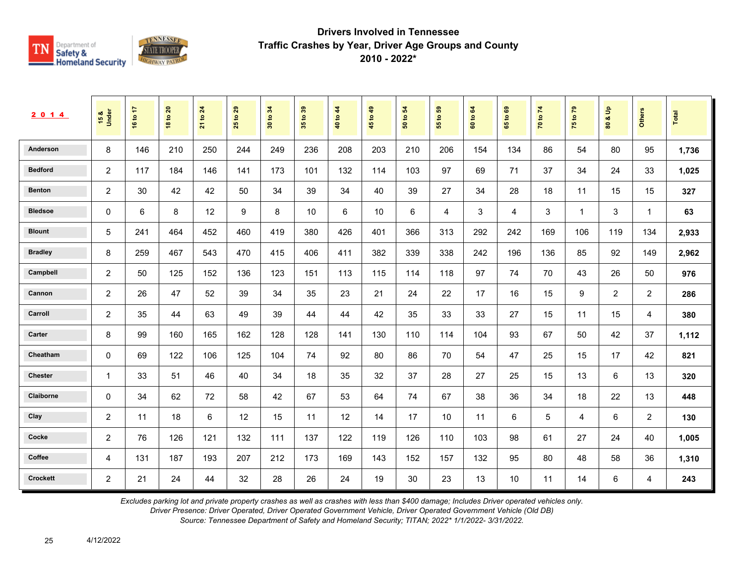# Drivers Involved in Tennessee Traffic Crashes by Year, Driver Age Groups and County

## 2010 - 2022*

| 2014 | 15 & Under | 16 to 17 | 18 to 20 | 21 to 24 | 25 to 29 | 30 to 34 | 35 to 39 | 40 to 44 | 45 to 49 | 50 to 54 | 55 to 59 | 60 to 64 | 65 to 69 | 70 to 74 | 75 to 79 | 80 & Up | Others | Total |
|---|---|---|---|---|---|---|---|---|---|---|---|---|---|---|---|---|---|---|
| Anderson | 8 | 146 | 210 | 250 | 244 | 249 | 236 | 208 | 203 | 210 | 206 | 154 | 134 | 86 | 54 | 80 | 95 | **1,736** |
| Bedford | 2 | 117 | 184 | 146 | 141 | 173 | 101 | 132 | 114 | 103 | 97 | 69 | 71 | 37 | 34 | 24 | 33 | **1,025** |
| Benton | 2 | 30 | 42 | 42 | 50 | 34 | 39 | 34 | 40 | 39 | 27 | 34 | 28 | 18 | 11 | 15 | 15 | **327** |
| Bledsoe | 0 | 6 | 8 | 12 | 9 | 8 | 10 | 6 | 10 | 6 | 4 | 3 | 4 | 3 | 1 | 3 | 1 | **63** |
| Blount | 5 | 241 | 464 | 452 | 460 | 419 | 380 | 426 | 401 | 366 | 313 | 292 | 242 | 169 | 106 | 119 | 134 | **2,933** |
| Bradley | 8 | 259 | 467 | 543 | 470 | 415 | 406 | 411 | 382 | 339 | 338 | 242 | 196 | 136 | 85 | 92 | 149 | **2,962** |
| Campbell | 2 | 50 | 125 | 152 | 136 | 123 | 151 | 113 | 115 | 114 | 118 | 97 | 74 | 70 | 43 | 26 | 50 | **976** |
| Cannon | 2 | 26 | 47 | 52 | 39 | 34 | 35 | 23 | 21 | 24 | 22 | 17 | 16 | 15 | 9 | 2 | 2 | **286** |
| Carroll | 2 | 35 | 44 | 63 | 49 | 39 | 44 | 44 | 42 | 35 | 33 | 33 | 27 | 15 | 11 | 15 | 4 | **380** |
| Carter | 8 | 99 | 160 | 165 | 162 | 128 | 128 | 141 | 130 | 110 | 114 | 104 | 93 | 67 | 50 | 42 | 37 | **1,112** |
| Cheatham | 0 | 69 | 122 | 106 | 125 | 104 | 74 | 92 | 80 | 86 | 70 | 54 | 47 | 25 | 15 | 17 | 42 | **821** |
| Chester | 1 | 33 | 51 | 46 | 40 | 34 | 18 | 35 | 32 | 37 | 28 | 27 | 25 | 15 | 13 | 6 | 13 | **320** |
| Claiborne | 0 | 34 | 62 | 72 | 58 | 42 | 67 | 53 | 64 | 74 | 67 | 38 | 36 | 34 | 18 | 22 | 13 | **448** |
| Clay | 2 | 11 | 18 | 6 | 12 | 15 | 11 | 12 | 14 | 17 | 10 | 11 | 6 | 5 | 4 | 6 | 2 | **130** |
| Cocke | 2 | 76 | 126 | 121 | 132 | 111 | 137 | 122 | 119 | 126 | 110 | 103 | 98 | 61 | 27 | 24 | 40 | **1,005** |
| Coffee | 4 | 131 | 187 | 193 | 207 | 212 | 173 | 169 | 143 | 152 | 157 | 132 | 95 | 80 | 48 | 58 | 36 | **1,310** |
| Crockett | 2 | 21 | 24 | 44 | 32 | 28 | 26 | 24 | 19 | 30 | 23 | 13 | 10 | 11 | 14 | 6 | 4 | **243** |

*Excludes parking lot and private property crashes as well as crashes with less than $400 damage; Includes Driver operated vehicles only.*
*Driver Presence: Driver Operated, Driver Operated Government Vehicle, Driver Operated Government Vehicle (Old DB)*
*Source: Tennessee Department of Safety and Homeland Security; TITAN; 2022* 1/1/2022- 3/31/2022.*

4/12/2022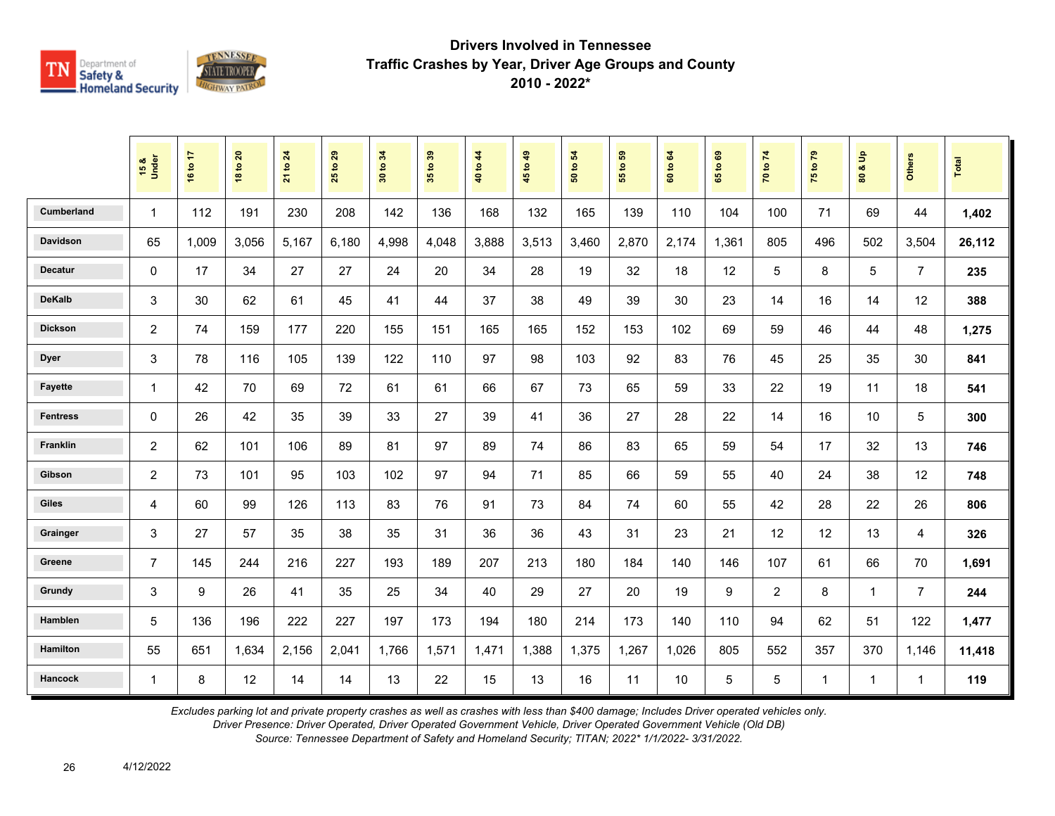# Drivers Involved in Tennessee Traffic Crashes by Year, Driver Age Groups and County

## 2010 - 2022*

| | 15 & Under | 16 to 17 | 18 to 20 | 21 to 24 | 25 to 29 | 30 to 34 | 35 to 39 | 40 to 44 | 45 to 49 | 50 to 54 | 55 to 59 | 60 to 64 | 65 to 69 | 70 to 74 | 75 to 79 | 80 & Up | Others | Total |
|---|---|---|---|---|---|---|---|---|---|---|---|---|---|---|---|---|---|---|
| Cumberland | 1 | 112 | 191 | 230 | 208 | 142 | 136 | 168 | 132 | 165 | 139 | 110 | 104 | 100 | 71 | 69 | 44 | **1,402** |
| Davidson | 65 | 1,009 | 3,056 | 5,167 | 6,180 | 4,998 | 4,048 | 3,888 | 3,513 | 3,460 | 2,870 | 2,174 | 1,361 | 805 | 496 | 502 | 3,504 | **26,112** |
| Decatur | 0 | 17 | 34 | 27 | 27 | 24 | 20 | 34 | 28 | 19 | 32 | 18 | 12 | 5 | 8 | 5 | 7 | **235** |
| DeKalb | 3 | 30 | 62 | 61 | 45 | 41 | 44 | 37 | 38 | 49 | 39 | 30 | 23 | 14 | 16 | 14 | 12 | **388** |
| Dickson | 2 | 74 | 159 | 177 | 220 | 155 | 151 | 165 | 165 | 152 | 153 | 102 | 69 | 59 | 46 | 44 | 48 | **1,275** |
| Dyer | 3 | 78 | 116 | 105 | 139 | 122 | 110 | 97 | 98 | 103 | 92 | 83 | 76 | 45 | 25 | 35 | 30 | **841** |
| Fayette | 1 | 42 | 70 | 69 | 72 | 61 | 61 | 66 | 67 | 73 | 65 | 59 | 33 | 22 | 19 | 11 | 18 | **541** |
| Fentress | 0 | 26 | 42 | 35 | 39 | 33 | 27 | 39 | 41 | 36 | 27 | 28 | 22 | 14 | 16 | 10 | 5 | **300** |
| Franklin | 2 | 62 | 101 | 106 | 89 | 81 | 97 | 89 | 74 | 86 | 83 | 65 | 59 | 54 | 17 | 32 | 13 | **746** |
| Gibson | 2 | 73 | 101 | 95 | 103 | 102 | 97 | 94 | 71 | 85 | 66 | 59 | 55 | 40 | 24 | 38 | 12 | **748** |
| Giles | 4 | 60 | 99 | 126 | 113 | 83 | 76 | 91 | 73 | 84 | 74 | 60 | 55 | 42 | 28 | 22 | 26 | **806** |
| Grainger | 3 | 27 | 57 | 35 | 38 | 35 | 31 | 36 | 36 | 43 | 31 | 23 | 21 | 12 | 12 | 13 | 4 | **326** |
| Greene | 7 | 145 | 244 | 216 | 227 | 193 | 189 | 207 | 213 | 180 | 184 | 140 | 146 | 107 | 61 | 66 | 70 | **1,691** |
| Grundy | 3 | 9 | 26 | 41 | 35 | 25 | 34 | 40 | 29 | 27 | 20 | 19 | 9 | 2 | 8 | 1 | 7 | **244** |
| Hamblen | 5 | 136 | 196 | 222 | 227 | 197 | 173 | 194 | 180 | 214 | 173 | 140 | 110 | 94 | 62 | 51 | 122 | **1,477** |
| Hamilton | 55 | 651 | 1,634 | 2,156 | 2,041 | 1,766 | 1,571 | 1,471 | 1,388 | 1,375 | 1,267 | 1,026 | 805 | 552 | 357 | 370 | 1,146 | **11,418** |
| Hancock | 1 | 8 | 12 | 14 | 14 | 13 | 22 | 15 | 13 | 16 | 11 | 10 | 5 | 5 | 1 | 1 | 1 | **119** |

*Excludes parking lot and private property crashes as well as crashes with less than $400 damage; Includes Driver operated vehicles only.*
*Driver Presence: Driver Operated, Driver Operated Government Vehicle, Driver Operated Government Vehicle (Old DB)*
*Source: Tennessee Department of Safety and Homeland Security; TITAN; 2022* 1/1/2022- 3/31/2022.*

4/12/2022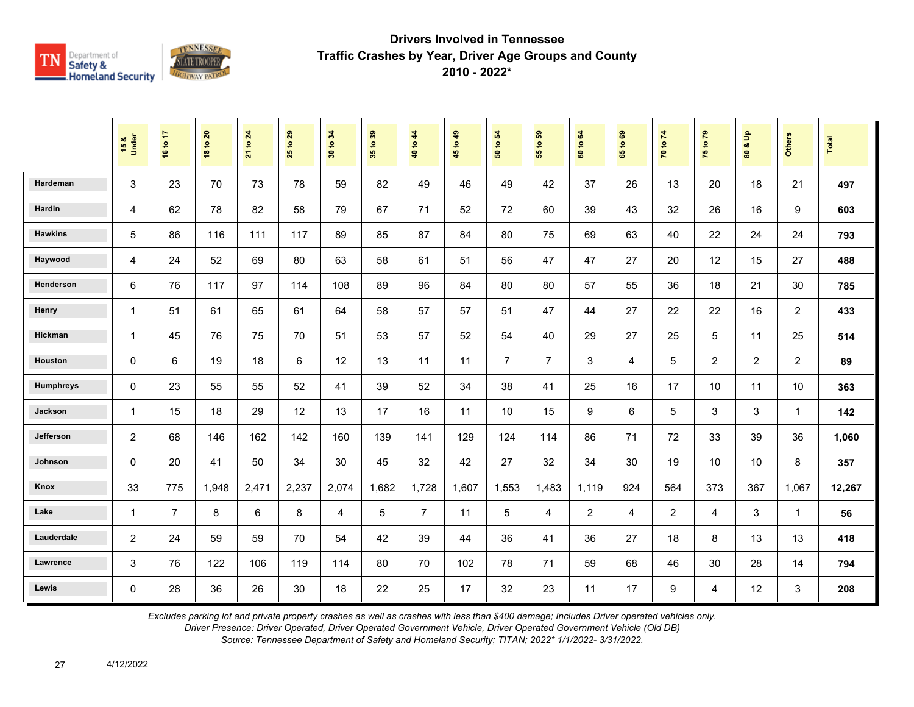# Drivers Involved in Tennessee Traffic Crashes by Year, Driver Age Groups and County

## 2010 - 2022*

| | 15 & Under | 16 to 17 | 18 to 20 | 21 to 24 | 25 to 29 | 30 to 34 | 35 to 39 | 40 to 44 | 45 to 49 | 50 to 54 | 55 to 59 | 60 to 64 | 65 to 69 | 70 to 74 | 75 to 79 | 80 & Up | Others | Total |
|---|---|---|---|---|---|---|---|---|---|---|---|---|---|---|---|---|---|---|
| Hardeman | 3 | 23 | 70 | 73 | 78 | 59 | 82 | 49 | 46 | 49 | 42 | 37 | 26 | 13 | 20 | 18 | 21 | **497** |
| Hardin | 4 | 62 | 78 | 82 | 58 | 79 | 67 | 71 | 52 | 72 | 60 | 39 | 43 | 32 | 26 | 16 | 9 | **603** |
| Hawkins | 5 | 86 | 116 | 111 | 117 | 89 | 85 | 87 | 84 | 80 | 75 | 69 | 63 | 40 | 22 | 24 | 24 | **793** |
| Haywood | 4 | 24 | 52 | 69 | 80 | 63 | 58 | 61 | 51 | 56 | 47 | 47 | 27 | 20 | 12 | 15 | 27 | **488** |
| Henderson | 6 | 76 | 117 | 97 | 114 | 108 | 89 | 96 | 84 | 80 | 80 | 57 | 55 | 36 | 18 | 21 | 30 | **785** |
| Henry | 1 | 51 | 61 | 65 | 61 | 64 | 58 | 57 | 57 | 51 | 47 | 44 | 27 | 22 | 22 | 16 | 2 | **433** |
| Hickman | 1 | 45 | 76 | 75 | 70 | 51 | 53 | 57 | 52 | 54 | 40 | 29 | 27 | 25 | 5 | 11 | 25 | **514** |
| Houston | 0 | 6 | 19 | 18 | 6 | 12 | 13 | 11 | 11 | 7 | 7 | 3 | 4 | 5 | 2 | 2 | 2 | **89** |
| Humphreys | 0 | 23 | 55 | 55 | 52 | 41 | 39 | 52 | 34 | 38 | 41 | 25 | 16 | 17 | 10 | 11 | 10 | **363** |
| Jackson | 1 | 15 | 18 | 29 | 12 | 13 | 17 | 16 | 11 | 10 | 15 | 9 | 6 | 5 | 3 | 3 | 1 | **142** |
| Jefferson | 2 | 68 | 146 | 162 | 142 | 160 | 139 | 141 | 129 | 124 | 114 | 86 | 71 | 72 | 33 | 39 | 36 | **1,060** |
| Johnson | 0 | 20 | 41 | 50 | 34 | 30 | 45 | 32 | 42 | 27 | 32 | 34 | 30 | 19 | 10 | 10 | 8 | **357** |
| Knox | 33 | 775 | 1,948 | 2,471 | 2,237 | 2,074 | 1,682 | 1,728 | 1,607 | 1,553 | 1,483 | 1,119 | 924 | 564 | 373 | 367 | 1,067 | **12,267** |
| Lake | 1 | 7 | 8 | 6 | 8 | 4 | 5 | 7 | 11 | 5 | 4 | 2 | 4 | 2 | 4 | 3 | 1 | **56** |
| Lauderdale | 2 | 24 | 59 | 59 | 70 | 54 | 42 | 39 | 44 | 36 | 41 | 36 | 27 | 18 | 8 | 13 | 13 | **418** |
| Lawrence | 3 | 76 | 122 | 106 | 119 | 114 | 80 | 70 | 102 | 78 | 71 | 59 | 68 | 46 | 30 | 28 | 14 | **794** |
| Lewis | 0 | 28 | 36 | 26 | 30 | 18 | 22 | 25 | 17 | 32 | 23 | 11 | 17 | 9 | 4 | 12 | 3 | **208** |

*Excludes parking lot and private property crashes as well as crashes with less than $400 damage; Includes Driver operated vehicles only.*
*Driver Presence: Driver Operated, Driver Operated Government Vehicle, Driver Operated Government Vehicle (Old DB)*
*Source: Tennessee Department of Safety and Homeland Security; TITAN; 2022* 1/1/2022- 3/31/2022.*

4/12/2022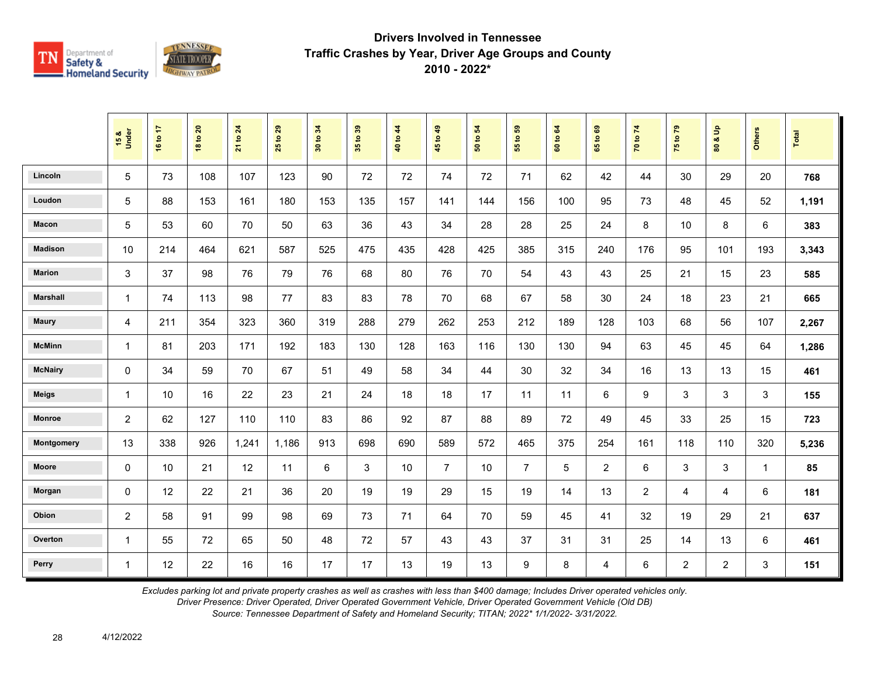# Drivers Involved in Tennessee Traffic Crashes by Year, Driver Age Groups and County 2010 - 2022*

| | 15 & Under | 16 to 17 | 18 to 20 | 21 to 24 | 25 to 29 | 30 to 34 | 35 to 39 | 40 to 44 | 45 to 49 | 50 to 54 | 55 to 59 | 60 to 64 | 65 to 69 | 70 to 74 | 75 to 79 | 80 & Up | Others | Total |
|---|---|---|---|---|---|---|---|---|---|---|---|---|---|---|---|---|---|---|
| Lincoln | 5 | 73 | 108 | 107 | 123 | 90 | 72 | 72 | 74 | 72 | 71 | 62 | 42 | 44 | 30 | 29 | 20 | **768** |
| Loudon | 5 | 88 | 153 | 161 | 180 | 153 | 135 | 157 | 141 | 144 | 156 | 100 | 95 | 73 | 48 | 45 | 52 | **1,191** |
| Macon | 5 | 53 | 60 | 70 | 50 | 63 | 36 | 43 | 34 | 28 | 28 | 25 | 24 | 8 | 10 | 8 | 6 | **383** |
| Madison | 10 | 214 | 464 | 621 | 587 | 525 | 475 | 435 | 428 | 425 | 385 | 315 | 240 | 176 | 95 | 101 | 193 | **3,343** |
| Marion | 3 | 37 | 98 | 76 | 79 | 76 | 68 | 80 | 76 | 70 | 54 | 43 | 43 | 25 | 21 | 15 | 23 | **585** |
| Marshall | 1 | 74 | 113 | 98 | 77 | 83 | 83 | 78 | 70 | 68 | 67 | 58 | 30 | 24 | 18 | 23 | 21 | **665** |
| Maury | 4 | 211 | 354 | 323 | 360 | 319 | 288 | 279 | 262 | 253 | 212 | 189 | 128 | 103 | 68 | 56 | 107 | **2,267** |
| McMinn | 1 | 81 | 203 | 171 | 192 | 183 | 130 | 128 | 163 | 116 | 130 | 130 | 94 | 63 | 45 | 45 | 64 | **1,286** |
| McNairy | 0 | 34 | 59 | 70 | 67 | 51 | 49 | 58 | 34 | 44 | 30 | 32 | 34 | 16 | 13 | 13 | 15 | **461** |
| Meigs | 1 | 10 | 16 | 22 | 23 | 21 | 24 | 18 | 18 | 17 | 11 | 11 | 6 | 9 | 3 | 3 | 3 | **155** |
| Monroe | 2 | 62 | 127 | 110 | 110 | 83 | 86 | 92 | 87 | 88 | 89 | 72 | 49 | 45 | 33 | 25 | 15 | **723** |
| Montgomery | 13 | 338 | 926 | 1,241 | 1,186 | 913 | 698 | 690 | 589 | 572 | 465 | 375 | 254 | 161 | 118 | 110 | 320 | **5,236** |
| Moore | 0 | 10 | 21 | 12 | 11 | 6 | 3 | 10 | 7 | 10 | 7 | 5 | 2 | 6 | 3 | 3 | 1 | **85** |
| Morgan | 0 | 12 | 22 | 21 | 36 | 20 | 19 | 19 | 29 | 15 | 19 | 14 | 13 | 2 | 4 | 4 | 6 | **181** |
| Obion | 2 | 58 | 91 | 99 | 98 | 69 | 73 | 71 | 64 | 70 | 59 | 45 | 41 | 32 | 19 | 29 | 21 | **637** |
| Overton | 1 | 55 | 72 | 65 | 50 | 48 | 72 | 57 | 43 | 43 | 37 | 31 | 31 | 25 | 14 | 13 | 6 | **461** |
| Perry | 1 | 12 | 22 | 16 | 16 | 17 | 17 | 13 | 19 | 13 | 9 | 8 | 4 | 6 | 2 | 2 | 3 | **151** |

*Excludes parking lot and private property crashes as well as crashes with less than $400 damage; Includes Driver operated vehicles only.*
*Driver Presence: Driver Operated, Driver Operated Government Vehicle, Driver Operated Government Vehicle (Old DB)*
*Source: Tennessee Department of Safety and Homeland Security; TITAN; 2022* 1/1/2022- 3/31/2022.*

4/12/2022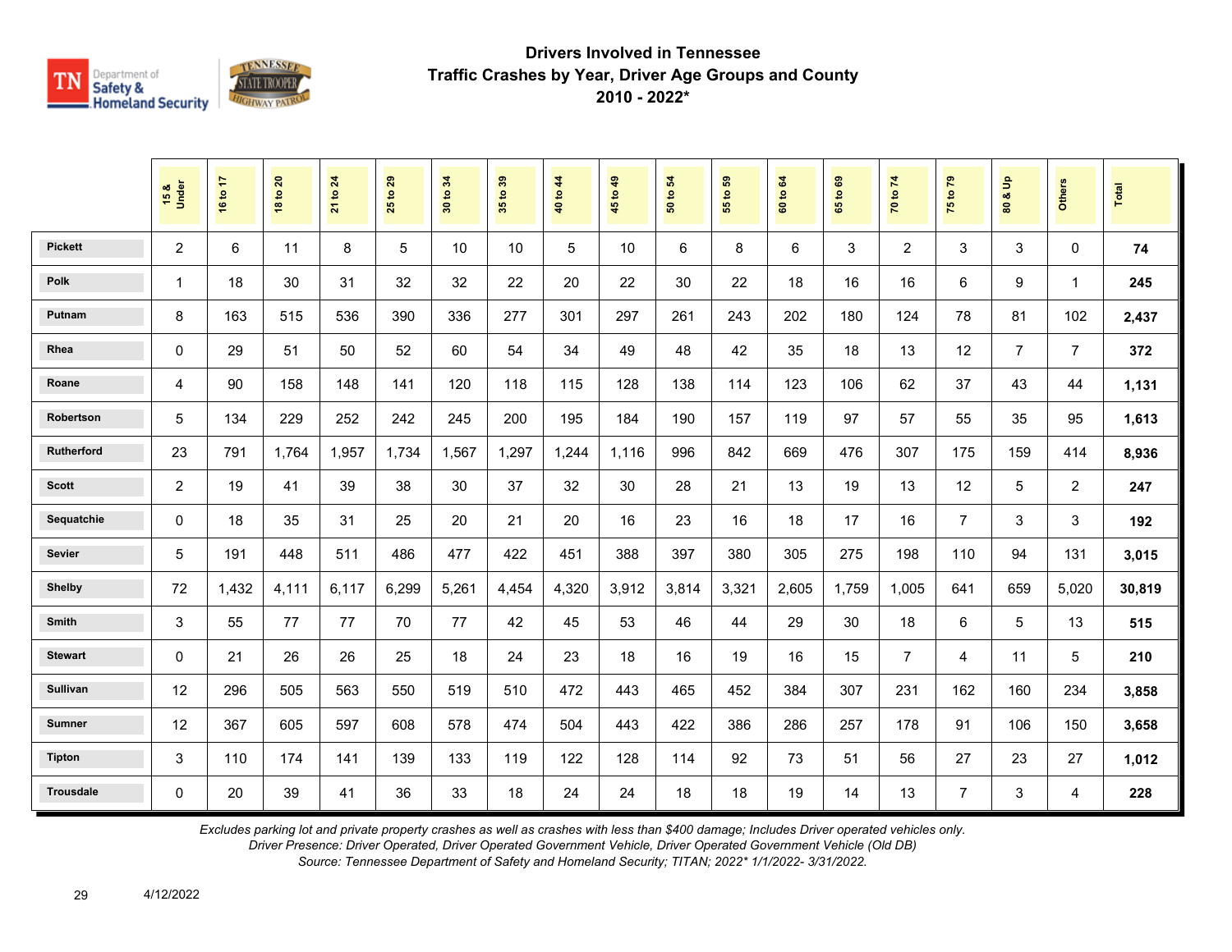# Drivers Involved in Tennessee Traffic Crashes by Year, Driver Age Groups and County

## 2010 - 2022*

| | 15 & Under | 16 to 17 | 18 to 20 | 21 to 24 | 25 to 29 | 30 to 34 | 35 to 39 | 40 to 44 | 45 to 49 | 50 to 54 | 55 to 59 | 60 to 64 | 65 to 69 | 70 to 74 | 75 to 79 | 80 & Up | Others | Total |
|---|---|---|---|---|---|---|---|---|---|---|---|---|---|---|---|---|---|---|
| Pickett | 2 | 6 | 11 | 8 | 5 | 10 | 10 | 5 | 10 | 6 | 8 | 6 | 3 | 2 | 3 | 3 | 0 | **74** |
| Polk | 1 | 18 | 30 | 31 | 32 | 32 | 22 | 20 | 22 | 30 | 22 | 18 | 16 | 16 | 6 | 9 | 1 | **245** |
| Putnam | 8 | 163 | 515 | 536 | 390 | 336 | 277 | 301 | 297 | 261 | 243 | 202 | 180 | 124 | 78 | 81 | 102 | **2,437** |
| Rhea | 0 | 29 | 51 | 50 | 52 | 60 | 54 | 34 | 49 | 48 | 42 | 35 | 18 | 13 | 12 | 7 | 7 | **372** |
| Roane | 4 | 90 | 158 | 148 | 141 | 120 | 118 | 115 | 128 | 138 | 114 | 123 | 106 | 62 | 37 | 43 | 44 | **1,131** |
| Robertson | 5 | 134 | 229 | 252 | 242 | 245 | 200 | 195 | 184 | 190 | 157 | 119 | 97 | 57 | 55 | 35 | 95 | **1,613** |
| Rutherford | 23 | 791 | 1,764 | 1,957 | 1,734 | 1,567 | 1,297 | 1,244 | 1,116 | 996 | 842 | 669 | 476 | 307 | 175 | 159 | 414 | **8,936** |
| Scott | 2 | 19 | 41 | 39 | 38 | 30 | 37 | 32 | 30 | 28 | 21 | 13 | 19 | 13 | 12 | 5 | 2 | **247** |
| Sequatchie | 0 | 18 | 35 | 31 | 25 | 20 | 21 | 20 | 16 | 23 | 16 | 18 | 17 | 16 | 7 | 3 | 3 | **192** |
| Sevier | 5 | 191 | 448 | 511 | 486 | 477 | 422 | 451 | 388 | 397 | 380 | 305 | 275 | 198 | 110 | 94 | 131 | **3,015** |
| Shelby | 72 | 1,432 | 4,111 | 6,117 | 6,299 | 5,261 | 4,454 | 4,320 | 3,912 | 3,814 | 3,321 | 2,605 | 1,759 | 1,005 | 641 | 659 | 5,020 | **30,819** |
| Smith | 3 | 55 | 77 | 77 | 70 | 77 | 42 | 45 | 53 | 46 | 44 | 29 | 30 | 18 | 6 | 5 | 13 | **515** |
| Stewart | 0 | 21 | 26 | 26 | 25 | 18 | 24 | 23 | 18 | 16 | 19 | 16 | 15 | 7 | 4 | 11 | 5 | **210** |
| Sullivan | 12 | 296 | 505 | 563 | 550 | 519 | 510 | 472 | 443 | 465 | 452 | 384 | 307 | 231 | 162 | 160 | 234 | **3,858** |
| Sumner | 12 | 367 | 605 | 597 | 608 | 578 | 474 | 504 | 443 | 422 | 386 | 286 | 257 | 178 | 91 | 106 | 150 | **3,658** |
| Tipton | 3 | 110 | 174 | 141 | 139 | 133 | 119 | 122 | 128 | 114 | 92 | 73 | 51 | 56 | 27 | 23 | 27 | **1,012** |
| Trousdale | 0 | 20 | 39 | 41 | 36 | 33 | 18 | 24 | 24 | 18 | 18 | 19 | 14 | 13 | 7 | 3 | 4 | **228** |

*Excludes parking lot and private property crashes as well as crashes with less than $400 damage; Includes Driver operated vehicles only.*
*Driver Presence: Driver Operated, Driver Operated Government Vehicle, Driver Operated Government Vehicle (Old DB)*
*Source: Tennessee Department of Safety and Homeland Security; TITAN; 2022* 1/1/2022- 3/31/2022.*

4/12/2022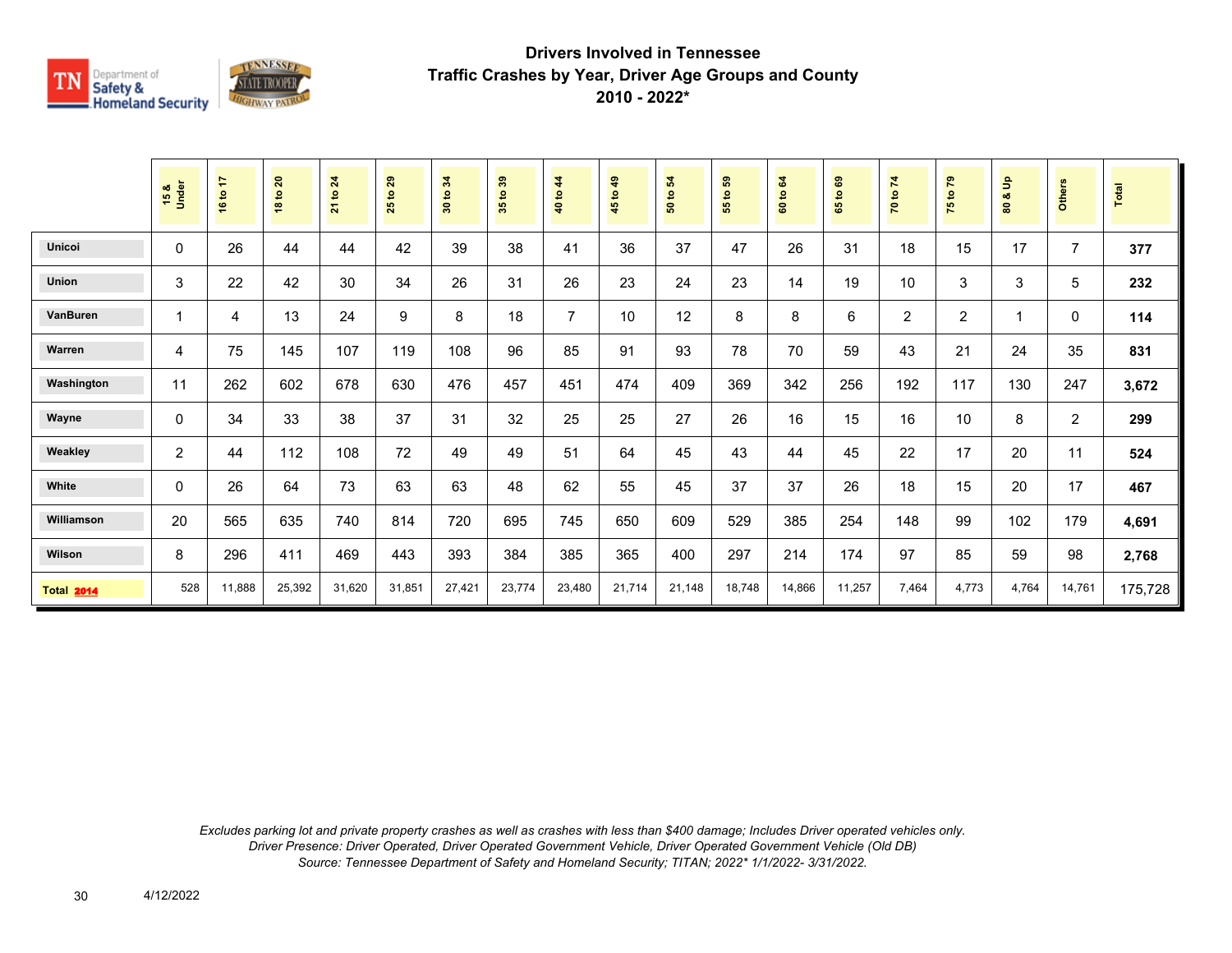# Drivers Involved in Tennessee
# Traffic Crashes by Year, Driver Age Groups and County
# 2010 - 2022*

| | 15 & Under | 16 to 17 | 18 to 20 | 21 to 24 | 25 to 29 | 30 to 34 | 35 to 39 | 40 to 44 | 45 to 49 | 50 to 54 | 55 to 59 | 60 to 64 | 65 to 69 | 70 to 74 | 75 to 79 | 80 & Up | Others | Total |
|---|---|---|---|---|---|---|---|---|---|---|---|---|---|---|---|---|---|---|
| Unicoi | 0 | 26 | 44 | 44 | 42 | 39 | 38 | 41 | 36 | 37 | 47 | 26 | 31 | 18 | 15 | 17 | 7 | **377** |
| Union | 3 | 22 | 42 | 30 | 34 | 26 | 31 | 26 | 23 | 24 | 23 | 14 | 19 | 10 | 3 | 3 | 5 | **232** |
| VanBuren | 1 | 4 | 13 | 24 | 9 | 8 | 18 | 7 | 10 | 12 | 8 | 8 | 6 | 2 | 2 | 1 | 0 | **114** |
| Warren | 4 | 75 | 145 | 107 | 119 | 108 | 96 | 85 | 91 | 93 | 78 | 70 | 59 | 43 | 21 | 24 | 35 | **831** |
| Washington | 11 | 262 | 602 | 678 | 630 | 476 | 457 | 451 | 474 | 409 | 369 | 342 | 256 | 192 | 117 | 130 | 247 | **3,672** |
| Wayne | 0 | 34 | 33 | 38 | 37 | 31 | 32 | 25 | 25 | 27 | 26 | 16 | 15 | 16 | 10 | 8 | 2 | **299** |
| Weakley | 2 | 44 | 112 | 108 | 72 | 49 | 49 | 51 | 64 | 45 | 43 | 44 | 45 | 22 | 17 | 20 | 11 | **524** |
| White | 0 | 26 | 64 | 73 | 63 | 63 | 48 | 62 | 55 | 45 | 37 | 37 | 26 | 18 | 15 | 20 | 17 | **467** |
| Williamson | 20 | 565 | 635 | 740 | 814 | 720 | 695 | 745 | 650 | 609 | 529 | 385 | 254 | 148 | 99 | 102 | 179 | **4,691** |
| Wilson | 8 | 296 | 411 | 469 | 443 | 393 | 384 | 385 | 365 | 400 | 297 | 214 | 174 | 97 | 85 | 59 | 98 | **2,768** |
| **Total 2014** | 528 | 11,888 | 25,392 | 31,620 | 31,851 | 27,421 | 23,774 | 23,480 | 21,714 | 21,148 | 18,748 | 14,866 | 11,257 | 7,464 | 4,773 | 4,764 | 14,761 | 175,728 |

*Excludes parking lot and private property crashes as well as crashes with less than $400 damage; Includes Driver operated vehicles only.*
*Driver Presence: Driver Operated, Driver Operated Government Vehicle, Driver Operated Government Vehicle (Old DB)*
*Source: Tennessee Department of Safety and Homeland Security; TITAN; 2022* 1/1/2022- 3/31/2022.*

4/12/2022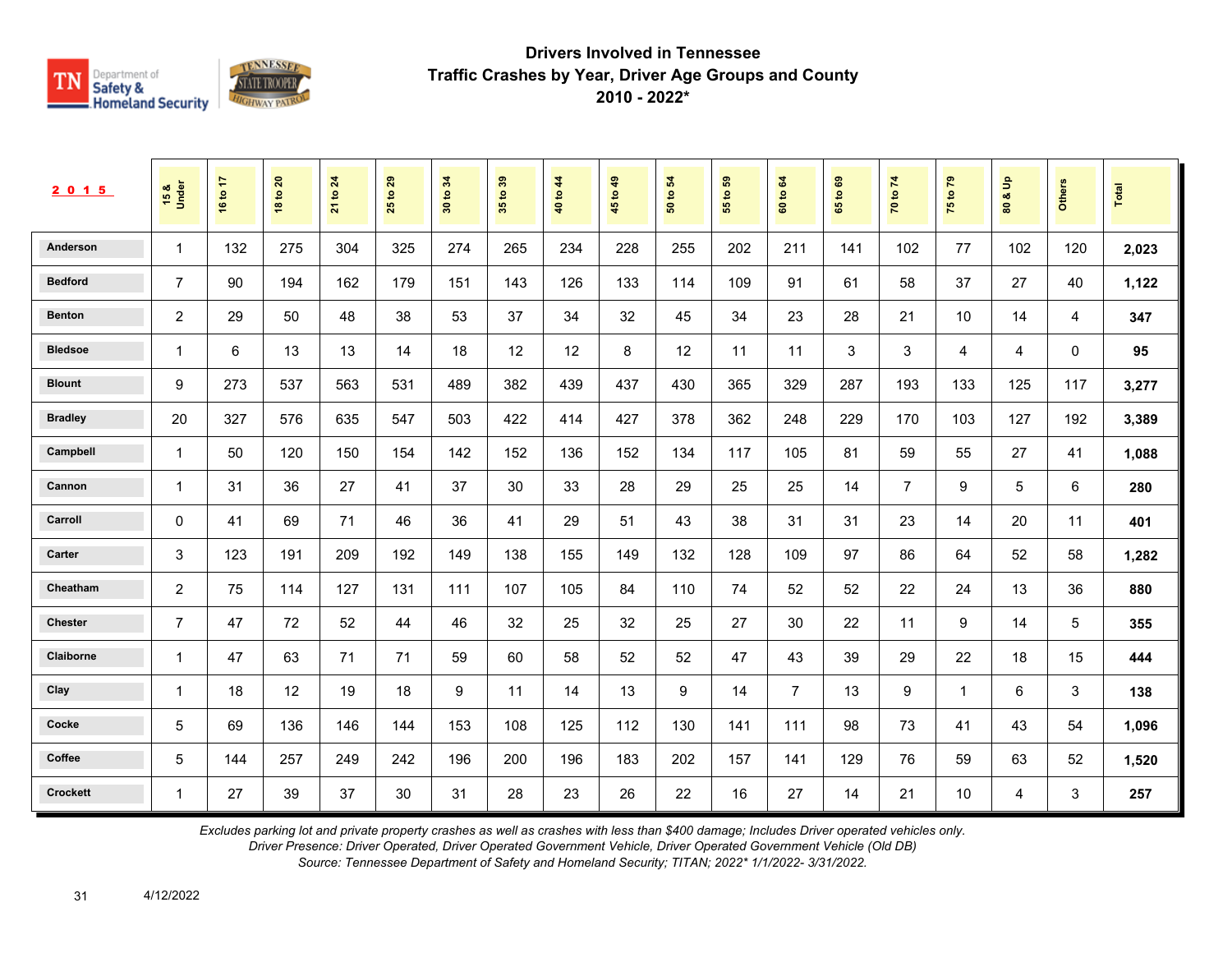## Drivers Involved in Tennessee
## Traffic Crashes by Year, Driver Age Groups and County
## 2010 - 2022*

| 2015 | 15 & Under | 16 to 17 | 18 to 20 | 21 to 24 | 25 to 29 | 30 to 34 | 35 to 39 | 40 to 44 | 45 to 49 | 50 to 54 | 55 to 59 | 60 to 64 | 65 to 69 | 70 to 74 | 75 to 79 | 80 & Up | Others | Total |
|---|---|---|---|---|---|---|---|---|---|---|---|---|---|---|---|---|---|---|
| Anderson | 1 | 132 | 275 | 304 | 325 | 274 | 265 | 234 | 228 | 255 | 202 | 211 | 141 | 102 | 77 | 102 | 120 | **2,023** |
| Bedford | 7 | 90 | 194 | 162 | 179 | 151 | 143 | 126 | 133 | 114 | 109 | 91 | 61 | 58 | 37 | 27 | 40 | **1,122** |
| Benton | 2 | 29 | 50 | 48 | 38 | 53 | 37 | 34 | 32 | 45 | 34 | 23 | 28 | 21 | 10 | 14 | 4 | **347** |
| Bledsoe | 1 | 6 | 13 | 13 | 14 | 18 | 12 | 12 | 8 | 12 | 11 | 11 | 3 | 3 | 4 | 4 | 0 | **95** |
| Blount | 9 | 273 | 537 | 563 | 531 | 489 | 382 | 439 | 437 | 430 | 365 | 329 | 287 | 193 | 133 | 125 | 117 | **3,277** |
| Bradley | 20 | 327 | 576 | 635 | 547 | 503 | 422 | 414 | 427 | 378 | 362 | 248 | 229 | 170 | 103 | 127 | 192 | **3,389** |
| Campbell | 1 | 50 | 120 | 150 | 154 | 142 | 152 | 136 | 152 | 134 | 117 | 105 | 81 | 59 | 55 | 27 | 41 | **1,088** |
| Cannon | 1 | 31 | 36 | 27 | 41 | 37 | 30 | 33 | 28 | 29 | 25 | 25 | 14 | 7 | 9 | 5 | 6 | **280** |
| Carroll | 0 | 41 | 69 | 71 | 46 | 36 | 41 | 29 | 51 | 43 | 38 | 31 | 31 | 23 | 14 | 20 | 11 | **401** |
| Carter | 3 | 123 | 191 | 209 | 192 | 149 | 138 | 155 | 149 | 132 | 128 | 109 | 97 | 86 | 64 | 52 | 58 | **1,282** |
| Cheatham | 2 | 75 | 114 | 127 | 131 | 111 | 107 | 105 | 84 | 110 | 74 | 52 | 52 | 22 | 24 | 13 | 36 | **880** |
| Chester | 7 | 47 | 72 | 52 | 44 | 46 | 32 | 25 | 32 | 25 | 27 | 30 | 22 | 11 | 9 | 14 | 5 | **355** |
| Claiborne | 1 | 47 | 63 | 71 | 71 | 59 | 60 | 58 | 52 | 52 | 47 | 43 | 39 | 29 | 22 | 18 | 15 | **444** |
| Clay | 1 | 18 | 12 | 19 | 18 | 9 | 11 | 14 | 13 | 9 | 14 | 7 | 13 | 9 | 1 | 6 | 3 | **138** |
| Cocke | 5 | 69 | 136 | 146 | 144 | 153 | 108 | 125 | 112 | 130 | 141 | 111 | 98 | 73 | 41 | 43 | 54 | **1,096** |
| Coffee | 5 | 144 | 257 | 249 | 242 | 196 | 200 | 196 | 183 | 202 | 157 | 141 | 129 | 76 | 59 | 63 | 52 | **1,520** |
| Crockett | 1 | 27 | 39 | 37 | 30 | 31 | 28 | 23 | 26 | 22 | 16 | 27 | 14 | 21 | 10 | 4 | 3 | **257** |

*Excludes parking lot and private property crashes as well as crashes with less than $400 damage; Includes Driver operated vehicles only.*
*Driver Presence: Driver Operated, Driver Operated Government Vehicle, Driver Operated Government Vehicle (Old DB)*
*Source: Tennessee Department of Safety and Homeland Security; TITAN; 2022* 1/1/2022- 3/31/2022.*

4/12/2022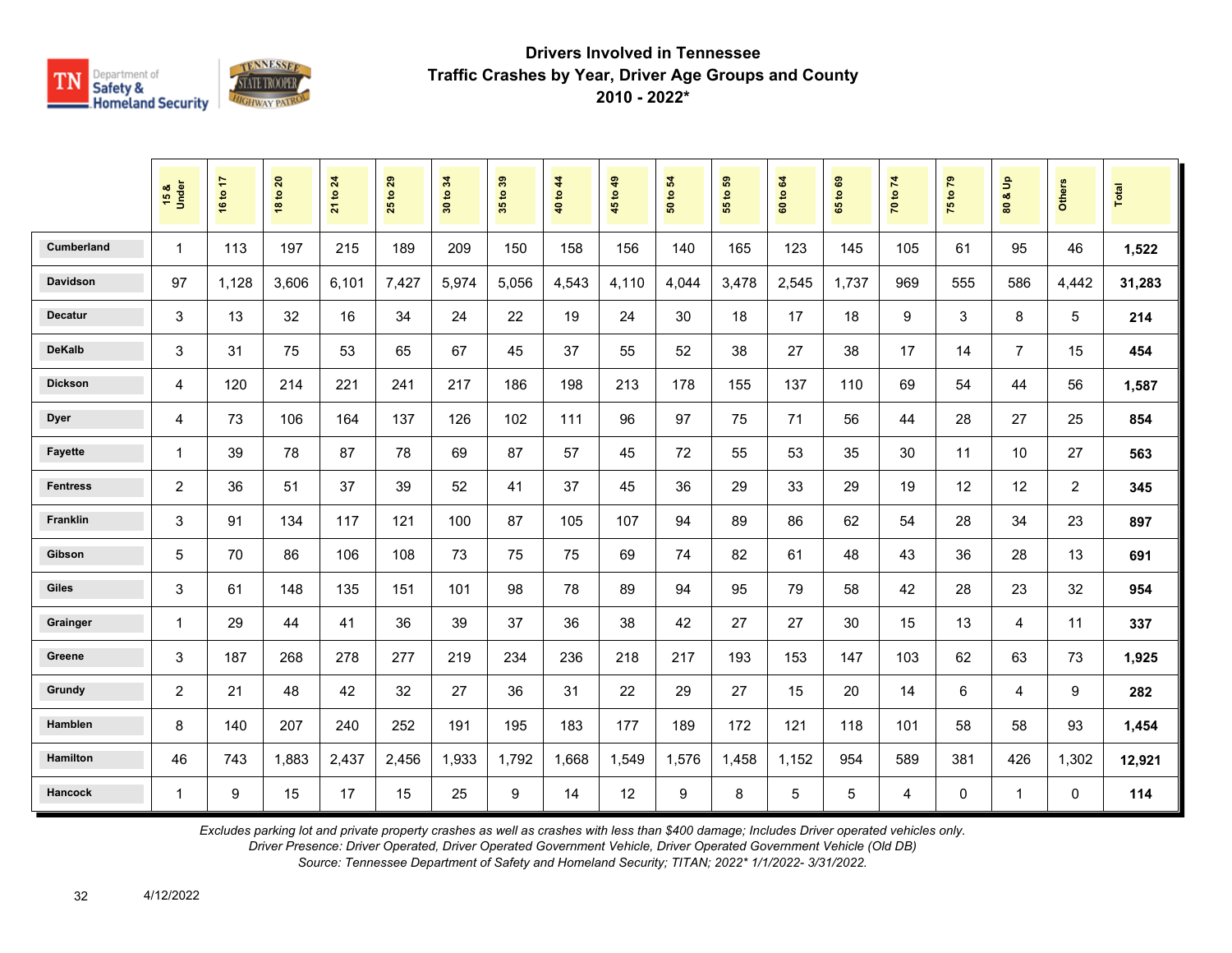# Drivers Involved in Tennessee Traffic Crashes by Year, Driver Age Groups and County 2010 - 2022*

| | 15 & Under | 16 to 17 | 18 to 20 | 21 to 24 | 25 to 29 | 30 to 34 | 35 to 39 | 40 to 44 | 45 to 49 | 50 to 54 | 55 to 59 | 60 to 64 | 65 to 69 | 70 to 74 | 75 to 79 | 80 & Up | Others | Total |
|---|---|---|---|---|---|---|---|---|---|---|---|---|---|---|---|---|---|---|
| Cumberland | 1 | 113 | 197 | 215 | 189 | 209 | 150 | 158 | 156 | 140 | 165 | 123 | 145 | 105 | 61 | 95 | 46 | **1,522** |
| Davidson | 97 | 1,128 | 3,606 | 6,101 | 7,427 | 5,974 | 5,056 | 4,543 | 4,110 | 4,044 | 3,478 | 2,545 | 1,737 | 969 | 555 | 586 | 4,442 | **31,283** |
| Decatur | 3 | 13 | 32 | 16 | 34 | 24 | 22 | 19 | 24 | 30 | 18 | 17 | 18 | 9 | 3 | 8 | 5 | **214** |
| DeKalb | 3 | 31 | 75 | 53 | 65 | 67 | 45 | 37 | 55 | 52 | 38 | 27 | 38 | 17 | 14 | 7 | 15 | **454** |
| Dickson | 4 | 120 | 214 | 221 | 241 | 217 | 186 | 198 | 213 | 178 | 155 | 137 | 110 | 69 | 54 | 44 | 56 | **1,587** |
| Dyer | 4 | 73 | 106 | 164 | 137 | 126 | 102 | 111 | 96 | 97 | 75 | 71 | 56 | 44 | 28 | 27 | 25 | **854** |
| Fayette | 1 | 39 | 78 | 87 | 78 | 69 | 87 | 57 | 45 | 72 | 55 | 53 | 35 | 30 | 11 | 10 | 27 | **563** |
| Fentress | 2 | 36 | 51 | 37 | 39 | 52 | 41 | 37 | 45 | 36 | 29 | 33 | 29 | 19 | 12 | 12 | 2 | **345** |
| Franklin | 3 | 91 | 134 | 117 | 121 | 100 | 87 | 105 | 107 | 94 | 89 | 86 | 62 | 54 | 28 | 34 | 23 | **897** |
| Gibson | 5 | 70 | 86 | 106 | 108 | 73 | 75 | 75 | 69 | 74 | 82 | 61 | 48 | 43 | 36 | 28 | 13 | **691** |
| Giles | 3 | 61 | 148 | 135 | 151 | 101 | 98 | 78 | 89 | 94 | 95 | 79 | 58 | 42 | 28 | 23 | 32 | **954** |
| Grainger | 1 | 29 | 44 | 41 | 36 | 39 | 37 | 36 | 38 | 42 | 27 | 27 | 30 | 15 | 13 | 4 | 11 | **337** |
| Greene | 3 | 187 | 268 | 278 | 277 | 219 | 234 | 236 | 218 | 217 | 193 | 153 | 147 | 103 | 62 | 63 | 73 | **1,925** |
| Grundy | 2 | 21 | 48 | 42 | 32 | 27 | 36 | 31 | 22 | 29 | 27 | 15 | 20 | 14 | 6 | 4 | 9 | **282** |
| Hamblen | 8 | 140 | 207 | 240 | 252 | 191 | 195 | 183 | 177 | 189 | 172 | 121 | 118 | 101 | 58 | 58 | 93 | **1,454** |
| Hamilton | 46 | 743 | 1,883 | 2,437 | 2,456 | 1,933 | 1,792 | 1,668 | 1,549 | 1,576 | 1,458 | 1,152 | 954 | 589 | 381 | 426 | 1,302 | **12,921** |
| Hancock | 1 | 9 | 15 | 17 | 15 | 25 | 9 | 14 | 12 | 9 | 8 | 5 | 5 | 4 | 0 | 1 | 0 | **114** |

*Excludes parking lot and private property crashes as well as crashes with less than $400 damage; Includes Driver operated vehicles only.*
*Driver Presence: Driver Operated, Driver Operated Government Vehicle, Driver Operated Government Vehicle (Old DB)*
*Source: Tennessee Department of Safety and Homeland Security; TITAN; 2022* 1/1/2022- 3/31/2022.*

4/12/2022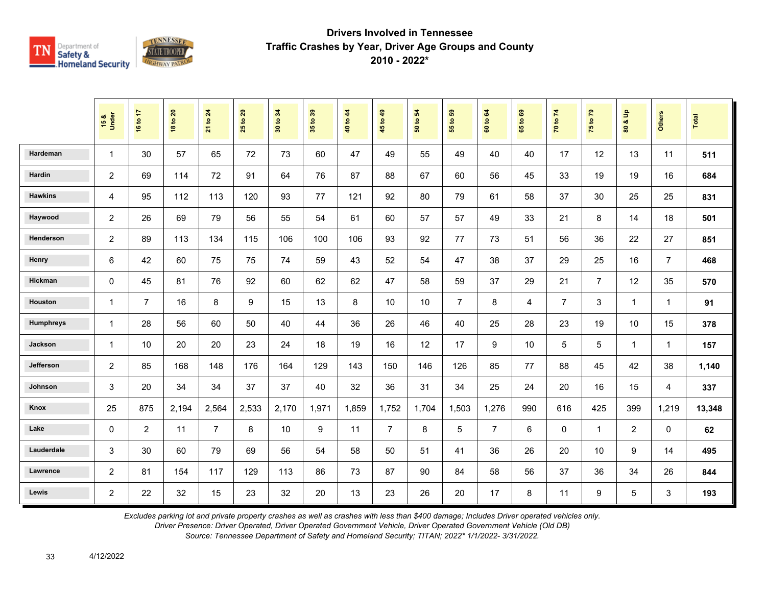## Drivers Involved in Tennessee
## Traffic Crashes by Year, Driver Age Groups and County
## 2010 - 2022*

| | 15 & Under | 16 to 17 | 18 to 20 | 21 to 24 | 25 to 29 | 30 to 34 | 35 to 39 | 40 to 44 | 45 to 49 | 50 to 54 | 55 to 59 | 60 to 64 | 65 to 69 | 70 to 74 | 75 to 79 | 80 & Up | Others | Total |
|---|---|---|---|---|---|---|---|---|---|---|---|---|---|---|---|---|---|---|
| Hardeman | 1 | 30 | 57 | 65 | 72 | 73 | 60 | 47 | 49 | 55 | 49 | 40 | 40 | 17 | 12 | 13 | 11 | **511** |
| Hardin | 2 | 69 | 114 | 72 | 91 | 64 | 76 | 87 | 88 | 67 | 60 | 56 | 45 | 33 | 19 | 19 | 16 | **684** |
| Hawkins | 4 | 95 | 112 | 113 | 120 | 93 | 77 | 121 | 92 | 80 | 79 | 61 | 58 | 37 | 30 | 25 | 25 | **831** |
| Haywood | 2 | 26 | 69 | 79 | 56 | 55 | 54 | 61 | 60 | 57 | 57 | 49 | 33 | 21 | 8 | 14 | 18 | **501** |
| Henderson | 2 | 89 | 113 | 134 | 115 | 106 | 100 | 106 | 93 | 92 | 77 | 73 | 51 | 56 | 36 | 22 | 27 | **851** |
| Henry | 6 | 42 | 60 | 75 | 75 | 74 | 59 | 43 | 52 | 54 | 47 | 38 | 37 | 29 | 25 | 16 | 7 | **468** |
| Hickman | 0 | 45 | 81 | 76 | 92 | 60 | 62 | 62 | 47 | 58 | 59 | 37 | 29 | 21 | 7 | 12 | 35 | **570** |
| Houston | 1 | 7 | 16 | 8 | 9 | 15 | 13 | 8 | 10 | 10 | 7 | 8 | 4 | 7 | 3 | 1 | 1 | **91** |
| Humphreys | 1 | 28 | 56 | 60 | 50 | 40 | 44 | 36 | 26 | 46 | 40 | 25 | 28 | 23 | 19 | 10 | 15 | **378** |
| Jackson | 1 | 10 | 20 | 20 | 23 | 24 | 18 | 19 | 16 | 12 | 17 | 9 | 10 | 5 | 5 | 1 | 1 | **157** |
| Jefferson | 2 | 85 | 168 | 148 | 176 | 164 | 129 | 143 | 150 | 146 | 126 | 85 | 77 | 88 | 45 | 42 | 38 | **1,140** |
| Johnson | 3 | 20 | 34 | 34 | 37 | 37 | 40 | 32 | 36 | 31 | 34 | 25 | 24 | 20 | 16 | 15 | 4 | **337** |
| Knox | 25 | 875 | 2,194 | 2,564 | 2,533 | 2,170 | 1,971 | 1,859 | 1,752 | 1,704 | 1,503 | 1,276 | 990 | 616 | 425 | 399 | 1,219 | **13,348** |
| Lake | 0 | 2 | 11 | 7 | 8 | 10 | 9 | 11 | 7 | 8 | 5 | 7 | 6 | 0 | 1 | 2 | 0 | **62** |
| Lauderdale | 3 | 30 | 60 | 79 | 69 | 56 | 54 | 58 | 50 | 51 | 41 | 36 | 26 | 20 | 10 | 9 | 14 | **495** |
| Lawrence | 2 | 81 | 154 | 117 | 129 | 113 | 86 | 73 | 87 | 90 | 84 | 58 | 56 | 37 | 36 | 34 | 26 | **844** |
| Lewis | 2 | 22 | 32 | 15 | 23 | 32 | 20 | 13 | 23 | 26 | 20 | 17 | 8 | 11 | 9 | 5 | 3 | **193** |

*Excludes parking lot and private property crashes as well as crashes with less than $400 damage; Includes Driver operated vehicles only.*
*Driver Presence: Driver Operated, Driver Operated Government Vehicle, Driver Operated Government Vehicle (Old DB)*
*Source: Tennessee Department of Safety and Homeland Security; TITAN; 2022* 1/1/2022- 3/31/2022.*

4/12/2022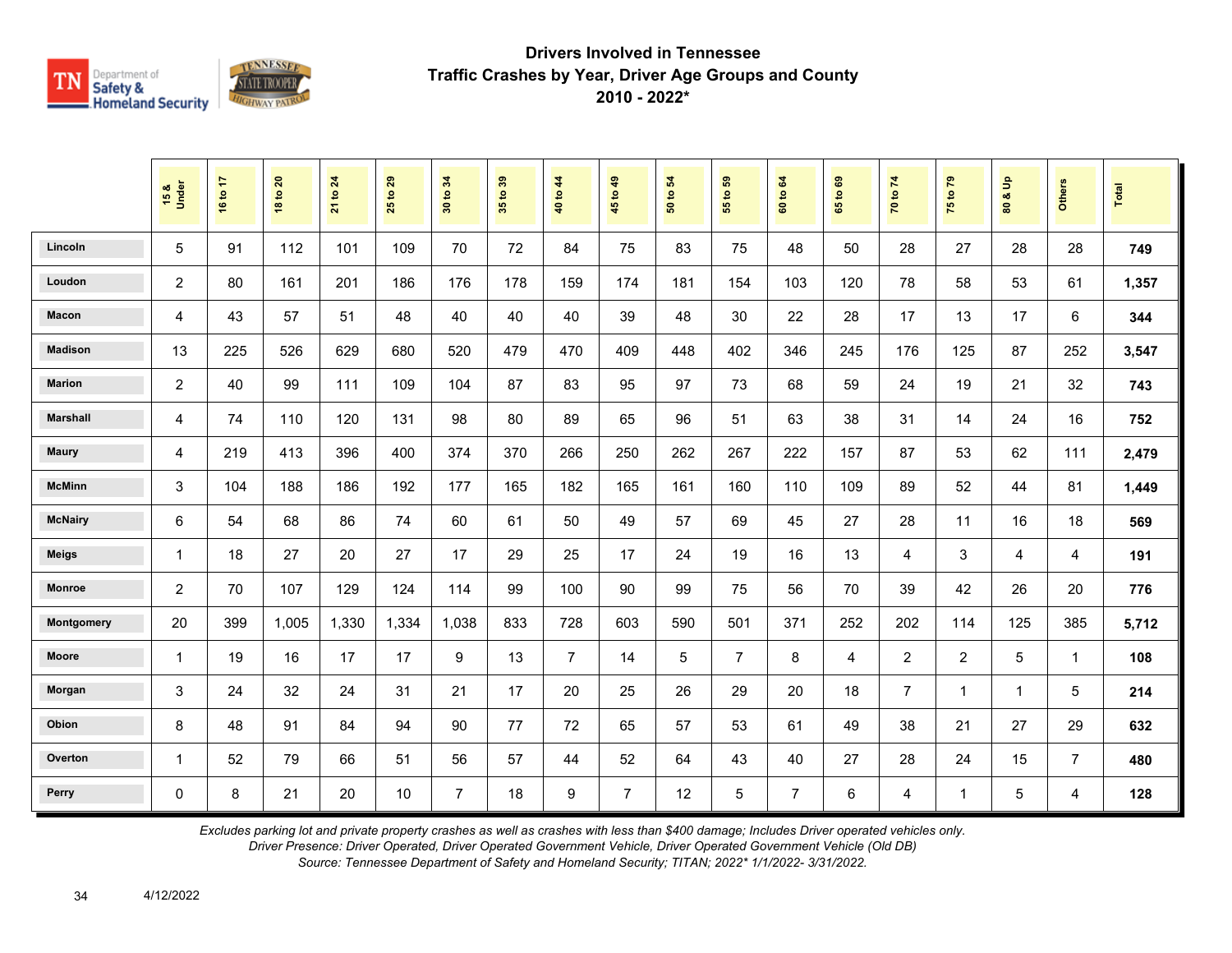# Drivers Involved in Tennessee Traffic Crashes by Year, Driver Age Groups and County 2010 - 2022*

| | 15 & Under | 16 to 17 | 18 to 20 | 21 to 24 | 25 to 29 | 30 to 34 | 35 to 39 | 40 to 44 | 45 to 49 | 50 to 54 | 55 to 59 | 60 to 64 | 65 to 69 | 70 to 74 | 75 to 79 | 80 & Up | Others | Total |
|---|---|---|---|---|---|---|---|---|---|---|---|---|---|---|---|---|---|---|
| Lincoln | 5 | 91 | 112 | 101 | 109 | 70 | 72 | 84 | 75 | 83 | 75 | 48 | 50 | 28 | 27 | 28 | 28 | **749** |
| Loudon | 2 | 80 | 161 | 201 | 186 | 176 | 178 | 159 | 174 | 181 | 154 | 103 | 120 | 78 | 58 | 53 | 61 | **1,357** |
| Macon | 4 | 43 | 57 | 51 | 48 | 40 | 40 | 40 | 39 | 48 | 30 | 22 | 28 | 17 | 13 | 17 | 6 | **344** |
| Madison | 13 | 225 | 526 | 629 | 680 | 520 | 479 | 470 | 409 | 448 | 402 | 346 | 245 | 176 | 125 | 87 | 252 | **3,547** |
| Marion | 2 | 40 | 99 | 111 | 109 | 104 | 87 | 83 | 95 | 97 | 73 | 68 | 59 | 24 | 19 | 21 | 32 | **743** |
| Marshall | 4 | 74 | 110 | 120 | 131 | 98 | 80 | 89 | 65 | 96 | 51 | 63 | 38 | 31 | 14 | 24 | 16 | **752** |
| Maury | 4 | 219 | 413 | 396 | 400 | 374 | 370 | 266 | 250 | 262 | 267 | 222 | 157 | 87 | 53 | 62 | 111 | **2,479** |
| McMinn | 3 | 104 | 188 | 186 | 192 | 177 | 165 | 182 | 165 | 161 | 160 | 110 | 109 | 89 | 52 | 44 | 81 | **1,449** |
| McNairy | 6 | 54 | 68 | 86 | 74 | 60 | 61 | 50 | 49 | 57 | 69 | 45 | 27 | 28 | 11 | 16 | 18 | **569** |
| Meigs | 1 | 18 | 27 | 20 | 27 | 17 | 29 | 25 | 17 | 24 | 19 | 16 | 13 | 4 | 3 | 4 | 4 | **191** |
| Monroe | 2 | 70 | 107 | 129 | 124 | 114 | 99 | 100 | 90 | 99 | 75 | 56 | 70 | 39 | 42 | 26 | 20 | **776** |
| Montgomery | 20 | 399 | 1,005 | 1,330 | 1,334 | 1,038 | 833 | 728 | 603 | 590 | 501 | 371 | 252 | 202 | 114 | 125 | 385 | **5,712** |
| Moore | 1 | 19 | 16 | 17 | 17 | 9 | 13 | 7 | 14 | 5 | 7 | 8 | 4 | 2 | 2 | 5 | 1 | **108** |
| Morgan | 3 | 24 | 32 | 24 | 31 | 21 | 17 | 20 | 25 | 26 | 29 | 20 | 18 | 7 | 1 | 1 | 5 | **214** |
| Obion | 8 | 48 | 91 | 84 | 94 | 90 | 77 | 72 | 65 | 57 | 53 | 61 | 49 | 38 | 21 | 27 | 29 | **632** |
| Overton | 1 | 52 | 79 | 66 | 51 | 56 | 57 | 44 | 52 | 64 | 43 | 40 | 27 | 28 | 24 | 15 | 7 | **480** |
| Perry | 0 | 8 | 21 | 20 | 10 | 7 | 18 | 9 | 7 | 12 | 5 | 7 | 6 | 4 | 1 | 5 | 4 | **128** |

*Excludes parking lot and private property crashes as well as crashes with less than $400 damage; Includes Driver operated vehicles only.*
*Driver Presence: Driver Operated, Driver Operated Government Vehicle, Driver Operated Government Vehicle (Old DB)*
*Source: Tennessee Department of Safety and Homeland Security; TITAN; 2022* 1/1/2022- 3/31/2022.*

4/12/2022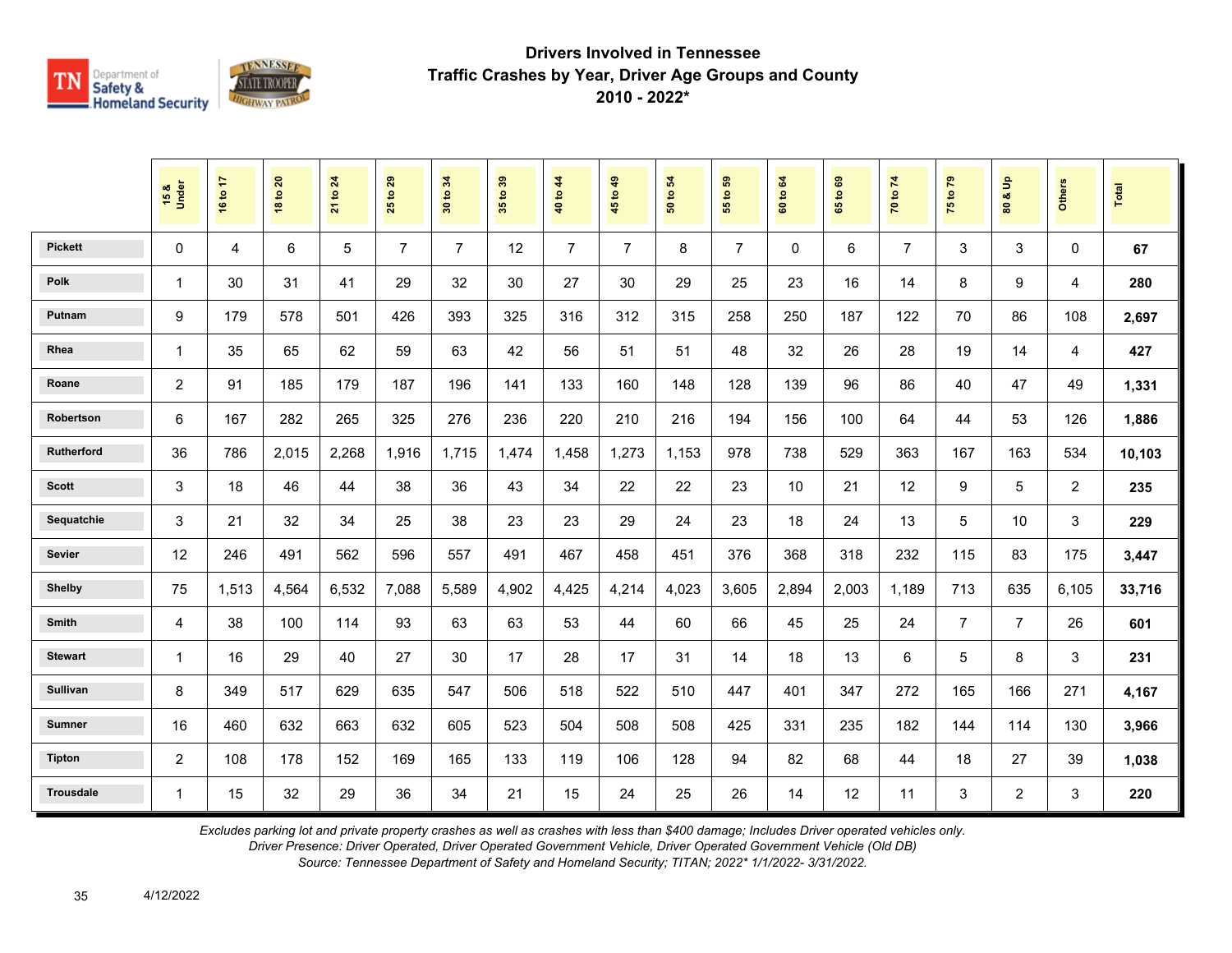## Drivers Involved in Tennessee Traffic Crashes by Year, Driver Age Groups and County 2010 - 2022*

| | 15 & Under | 16 to 17 | 18 to 20 | 21 to 24 | 25 to 29 | 30 to 34 | 35 to 39 | 40 to 44 | 45 to 49 | 50 to 54 | 55 to 59 | 60 to 64 | 65 to 69 | 70 to 74 | 75 to 79 | 80 & Up | Others | Total |
|---|---|---|---|---|---|---|---|---|---|---|---|---|---|---|---|---|---|---|
| Pickett | 0 | 4 | 6 | 5 | 7 | 7 | 12 | 7 | 7 | 8 | 7 | 0 | 6 | 7 | 3 | 3 | 0 | **67** |
| Polk | 1 | 30 | 31 | 41 | 29 | 32 | 30 | 27 | 30 | 29 | 25 | 23 | 16 | 14 | 8 | 9 | 4 | **280** |
| Putnam | 9 | 179 | 578 | 501 | 426 | 393 | 325 | 316 | 312 | 315 | 258 | 250 | 187 | 122 | 70 | 86 | 108 | **2,697** |
| Rhea | 1 | 35 | 65 | 62 | 59 | 63 | 42 | 56 | 51 | 51 | 48 | 32 | 26 | 28 | 19 | 14 | 4 | **427** |
| Roane | 2 | 91 | 185 | 179 | 187 | 196 | 141 | 133 | 160 | 148 | 128 | 139 | 96 | 86 | 40 | 47 | 49 | **1,331** |
| Robertson | 6 | 167 | 282 | 265 | 325 | 276 | 236 | 220 | 210 | 216 | 194 | 156 | 100 | 64 | 44 | 53 | 126 | **1,886** |
| Rutherford | 36 | 786 | 2,015 | 2,268 | 1,916 | 1,715 | 1,474 | 1,458 | 1,273 | 1,153 | 978 | 738 | 529 | 363 | 167 | 163 | 534 | **10,103** |
| Scott | 3 | 18 | 46 | 44 | 38 | 36 | 43 | 34 | 22 | 22 | 23 | 10 | 21 | 12 | 9 | 5 | 2 | **235** |
| Sequatchie | 3 | 21 | 32 | 34 | 25 | 38 | 23 | 23 | 29 | 24 | 23 | 18 | 24 | 13 | 5 | 10 | 3 | **229** |
| Sevier | 12 | 246 | 491 | 562 | 596 | 557 | 491 | 467 | 458 | 451 | 376 | 368 | 318 | 232 | 115 | 83 | 175 | **3,447** |
| Shelby | 75 | 1,513 | 4,564 | 6,532 | 7,088 | 5,589 | 4,902 | 4,425 | 4,214 | 4,023 | 3,605 | 2,894 | 2,003 | 1,189 | 713 | 635 | 6,105 | **33,716** |
| Smith | 4 | 38 | 100 | 114 | 93 | 63 | 63 | 53 | 44 | 60 | 66 | 45 | 25 | 24 | 7 | 7 | 26 | **601** |
| Stewart | 1 | 16 | 29 | 40 | 27 | 30 | 17 | 28 | 17 | 31 | 14 | 18 | 13 | 6 | 5 | 8 | 3 | **231** |
| Sullivan | 8 | 349 | 517 | 629 | 635 | 547 | 506 | 518 | 522 | 510 | 447 | 401 | 347 | 272 | 165 | 166 | 271 | **4,167** |
| Sumner | 16 | 460 | 632 | 663 | 632 | 605 | 523 | 504 | 508 | 508 | 425 | 331 | 235 | 182 | 144 | 114 | 130 | **3,966** |
| Tipton | 2 | 108 | 178 | 152 | 169 | 165 | 133 | 119 | 106 | 128 | 94 | 82 | 68 | 44 | 18 | 27 | 39 | **1,038** |
| Trousdale | 1 | 15 | 32 | 29 | 36 | 34 | 21 | 15 | 24 | 25 | 26 | 14 | 12 | 11 | 3 | 2 | 3 | **220** |

*Excludes parking lot and private property crashes as well as crashes with less than $400 damage; Includes Driver operated vehicles only.*
*Driver Presence: Driver Operated, Driver Operated Government Vehicle, Driver Operated Government Vehicle (Old DB)*
*Source: Tennessee Department of Safety and Homeland Security; TITAN; 2022* 1/1/2022- 3/31/2022.*

4/12/2022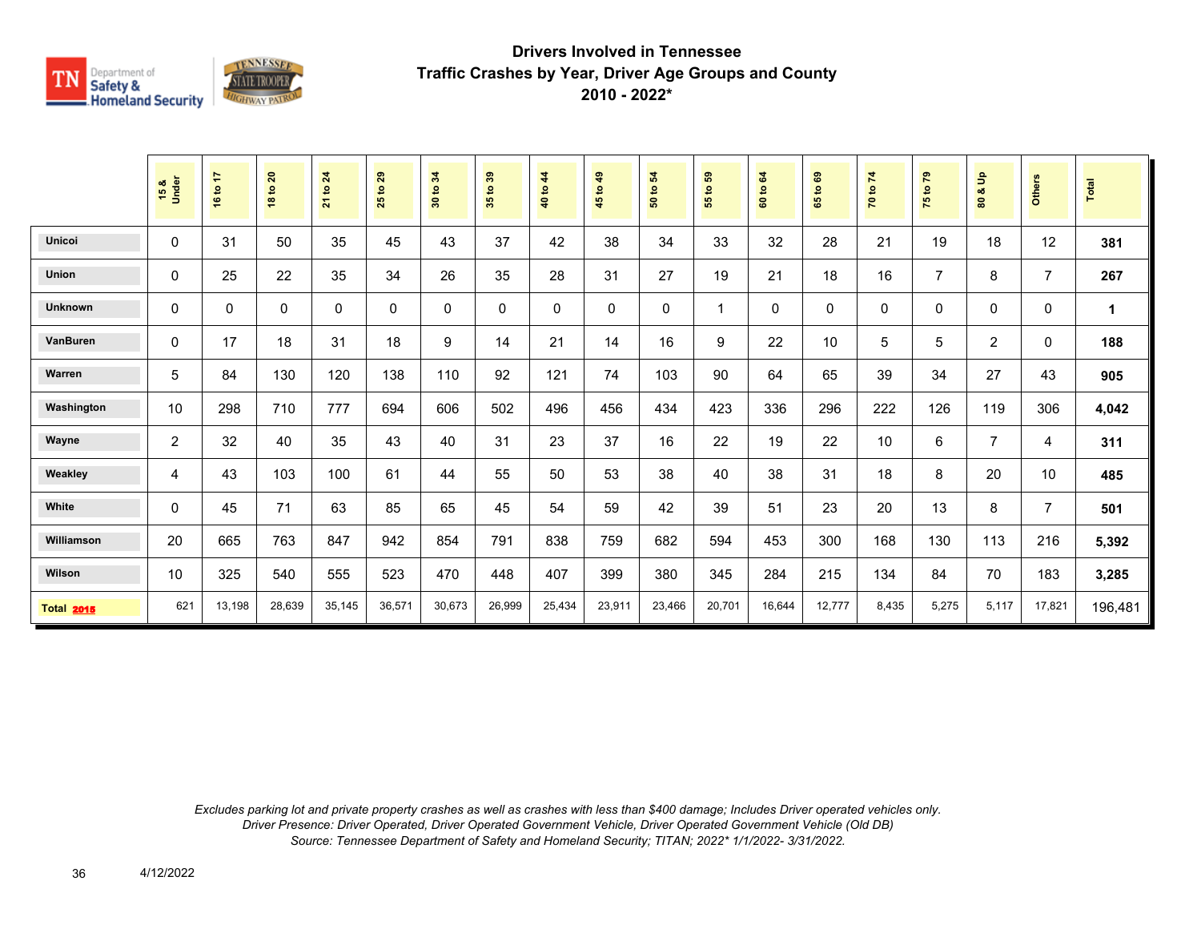# Drivers Involved in Tennessee Traffic Crashes by Year, Driver Age Groups and County 2010 - 2022*

| | 15 & Under | 16 to 17 | 18 to 20 | 21 to 24 | 25 to 29 | 30 to 34 | 35 to 39 | 40 to 44 | 45 to 49 | 50 to 54 | 55 to 59 | 60 to 64 | 65 to 69 | 70 to 74 | 75 to 79 | 80 & Up | Others | Total |
|---|---|---|---|---|---|---|---|---|---|---|---|---|---|---|---|---|---|---|
| Unicoi | 0 | 31 | 50 | 35 | 45 | 43 | 37 | 42 | 38 | 34 | 33 | 32 | 28 | 21 | 19 | 18 | 12 | **381** |
| Union | 0 | 25 | 22 | 35 | 34 | 26 | 35 | 28 | 31 | 27 | 19 | 21 | 18 | 16 | 7 | 8 | 7 | **267** |
| Unknown | 0 | 0 | 0 | 0 | 0 | 0 | 0 | 0 | 0 | 0 | 1 | 0 | 0 | 0 | 0 | 0 | 0 | **1** |
| VanBuren | 0 | 17 | 18 | 31 | 18 | 9 | 14 | 21 | 14 | 16 | 9 | 22 | 10 | 5 | 5 | 2 | 0 | **188** |
| Warren | 5 | 84 | 130 | 120 | 138 | 110 | 92 | 121 | 74 | 103 | 90 | 64 | 65 | 39 | 34 | 27 | 43 | **905** |
| Washington | 10 | 298 | 710 | 777 | 694 | 606 | 502 | 496 | 456 | 434 | 423 | 336 | 296 | 222 | 126 | 119 | 306 | **4,042** |
| Wayne | 2 | 32 | 40 | 35 | 43 | 40 | 31 | 23 | 37 | 16 | 22 | 19 | 22 | 10 | 6 | 7 | 4 | **311** |
| Weakley | 4 | 43 | 103 | 100 | 61 | 44 | 55 | 50 | 53 | 38 | 40 | 38 | 31 | 18 | 8 | 20 | 10 | **485** |
| White | 0 | 45 | 71 | 63 | 85 | 65 | 45 | 54 | 59 | 42 | 39 | 51 | 23 | 20 | 13 | 8 | 7 | **501** |
| Williamson | 20 | 665 | 763 | 847 | 942 | 854 | 791 | 838 | 759 | 682 | 594 | 453 | 300 | 168 | 130 | 113 | 216 | **5,392** |
| Wilson | 10 | 325 | 540 | 555 | 523 | 470 | 448 | 407 | 399 | 380 | 345 | 284 | 215 | 134 | 84 | 70 | 183 | **3,285** |
| **Total 2015** | 621 | 13,198 | 28,639 | 35,145 | 36,571 | 30,673 | 26,999 | 25,434 | 23,911 | 23,466 | 20,701 | 16,644 | 12,777 | 8,435 | 5,275 | 5,117 | 17,821 | 196,481 |

*Excludes parking lot and private property crashes as well as crashes with less than $400 damage; Includes Driver operated vehicles only.*
*Driver Presence: Driver Operated, Driver Operated Government Vehicle, Driver Operated Government Vehicle (Old DB)*
*Source: Tennessee Department of Safety and Homeland Security; TITAN; 2022* 1/1/2022- 3/31/2022.*

4/12/2022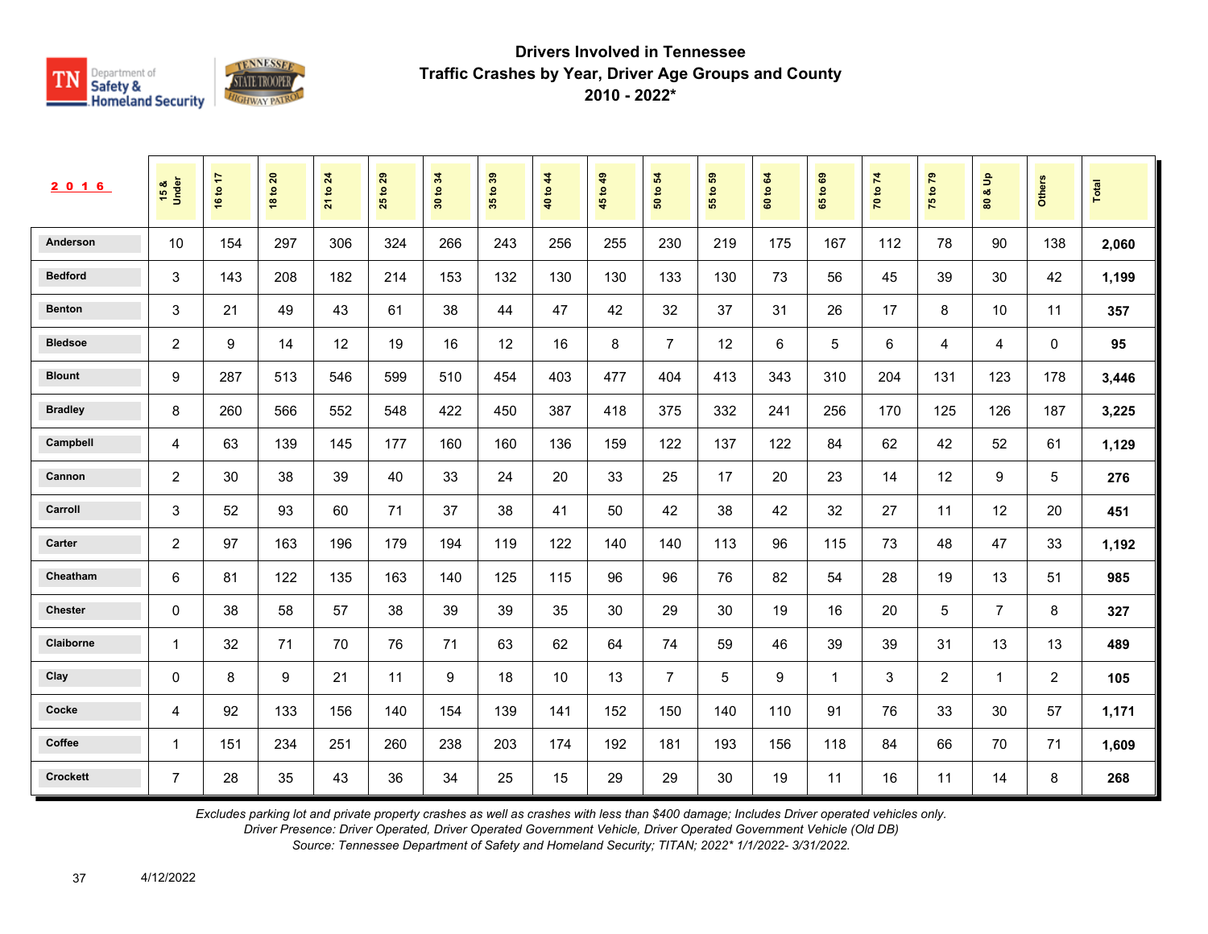# Drivers Involved in Tennessee
## Traffic Crashes by Year, Driver Age Groups and County
## 2010 - 2022*

| 2016 | 15 & Under | 16 to 17 | 18 to 20 | 21 to 24 | 25 to 29 | 30 to 34 | 35 to 39 | 40 to 44 | 45 to 49 | 50 to 54 | 55 to 59 | 60 to 64 | 65 to 69 | 70 to 74 | 75 to 79 | 80 & Up | Others | Total |
|---|---|---|---|---|---|---|---|---|---|---|---|---|---|---|---|---|---|---|
| Anderson | 10 | 154 | 297 | 306 | 324 | 266 | 243 | 256 | 255 | 230 | 219 | 175 | 167 | 112 | 78 | 90 | 138 | **2,060** |
| Bedford | 3 | 143 | 208 | 182 | 214 | 153 | 132 | 130 | 130 | 133 | 130 | 73 | 56 | 45 | 39 | 30 | 42 | **1,199** |
| Benton | 3 | 21 | 49 | 43 | 61 | 38 | 44 | 47 | 42 | 32 | 37 | 31 | 26 | 17 | 8 | 10 | 11 | **357** |
| Bledsoe | 2 | 9 | 14 | 12 | 19 | 16 | 12 | 16 | 8 | 7 | 12 | 6 | 5 | 6 | 4 | 4 | 0 | **95** |
| Blount | 9 | 287 | 513 | 546 | 599 | 510 | 454 | 403 | 477 | 404 | 413 | 343 | 310 | 204 | 131 | 123 | 178 | **3,446** |
| Bradley | 8 | 260 | 566 | 552 | 548 | 422 | 450 | 387 | 418 | 375 | 332 | 241 | 256 | 170 | 125 | 126 | 187 | **3,225** |
| Campbell | 4 | 63 | 139 | 145 | 177 | 160 | 160 | 136 | 159 | 122 | 137 | 122 | 84 | 62 | 42 | 52 | 61 | **1,129** |
| Cannon | 2 | 30 | 38 | 39 | 40 | 33 | 24 | 20 | 33 | 25 | 17 | 20 | 23 | 14 | 12 | 9 | 5 | **276** |
| Carroll | 3 | 52 | 93 | 60 | 71 | 37 | 38 | 41 | 50 | 42 | 38 | 42 | 32 | 27 | 11 | 12 | 20 | **451** |
| Carter | 2 | 97 | 163 | 196 | 179 | 194 | 119 | 122 | 140 | 140 | 113 | 96 | 115 | 73 | 48 | 47 | 33 | **1,192** |
| Cheatham | 6 | 81 | 122 | 135 | 163 | 140 | 125 | 115 | 96 | 96 | 76 | 82 | 54 | 28 | 19 | 13 | 51 | **985** |
| Chester | 0 | 38 | 58 | 57 | 38 | 39 | 39 | 35 | 30 | 29 | 30 | 19 | 16 | 20 | 5 | 7 | 8 | **327** |
| Claiborne | 1 | 32 | 71 | 70 | 76 | 71 | 63 | 62 | 64 | 74 | 59 | 46 | 39 | 39 | 31 | 13 | 13 | **489** |
| Clay | 0 | 8 | 9 | 21 | 11 | 9 | 18 | 10 | 13 | 7 | 5 | 9 | 1 | 3 | 2 | 1 | 2 | **105** |
| Cocke | 4 | 92 | 133 | 156 | 140 | 154 | 139 | 141 | 152 | 150 | 140 | 110 | 91 | 76 | 33 | 30 | 57 | **1,171** |
| Coffee | 1 | 151 | 234 | 251 | 260 | 238 | 203 | 174 | 192 | 181 | 193 | 156 | 118 | 84 | 66 | 70 | 71 | **1,609** |
| Crockett | 7 | 28 | 35 | 43 | 36 | 34 | 25 | 15 | 29 | 29 | 30 | 19 | 11 | 16 | 11 | 14 | 8 | **268** |

*Excludes parking lot and private property crashes as well as crashes with less than $400 damage; Includes Driver operated vehicles only.*
*Driver Presence: Driver Operated, Driver Operated Government Vehicle, Driver Operated Government Vehicle (Old DB)*
*Source: Tennessee Department of Safety and Homeland Security; TITAN; 2022* 1/1/2022- 3/31/2022.*

4/12/2022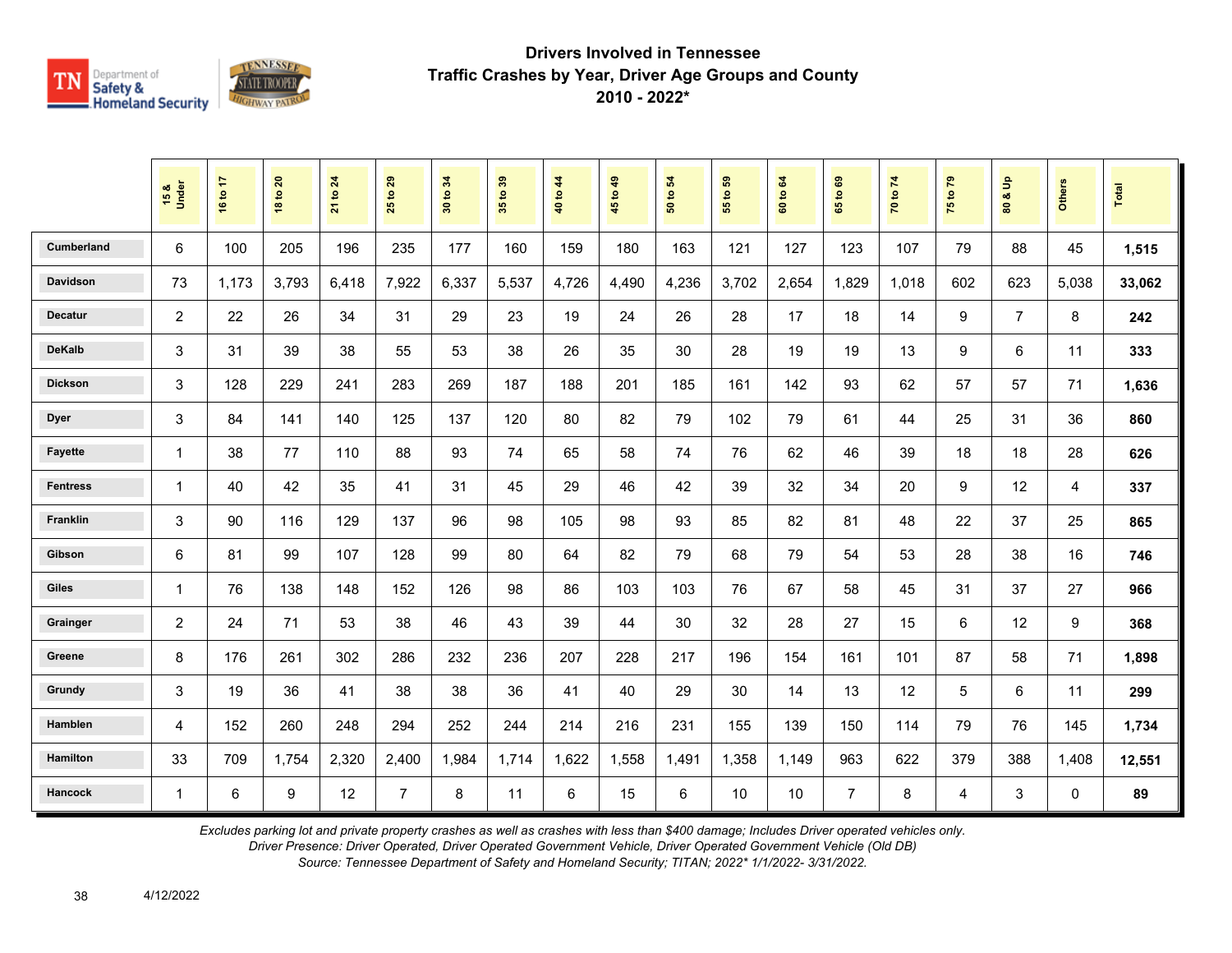# Drivers Involved in Tennessee Traffic Crashes by Year, Driver Age Groups and County

## 2010 - 2022*

| | 15 & Under | 16 to 17 | 18 to 20 | 21 to 24 | 25 to 29 | 30 to 34 | 35 to 39 | 40 to 44 | 45 to 49 | 50 to 54 | 55 to 59 | 60 to 64 | 65 to 69 | 70 to 74 | 75 to 79 | 80 & Up | Others | Total |
|---|---|---|---|---|---|---|---|---|---|---|---|---|---|---|---|---|---|---|
| Cumberland | 6 | 100 | 205 | 196 | 235 | 177 | 160 | 159 | 180 | 163 | 121 | 127 | 123 | 107 | 79 | 88 | 45 | **1,515** |
| Davidson | 73 | 1,173 | 3,793 | 6,418 | 7,922 | 6,337 | 5,537 | 4,726 | 4,490 | 4,236 | 3,702 | 2,654 | 1,829 | 1,018 | 602 | 623 | 5,038 | **33,062** |
| Decatur | 2 | 22 | 26 | 34 | 31 | 29 | 23 | 19 | 24 | 26 | 28 | 17 | 18 | 14 | 9 | 7 | 8 | **242** |
| DeKalb | 3 | 31 | 39 | 38 | 55 | 53 | 38 | 26 | 35 | 30 | 28 | 19 | 19 | 13 | 9 | 6 | 11 | **333** |
| Dickson | 3 | 128 | 229 | 241 | 283 | 269 | 187 | 188 | 201 | 185 | 161 | 142 | 93 | 62 | 57 | 57 | 71 | **1,636** |
| Dyer | 3 | 84 | 141 | 140 | 125 | 137 | 120 | 80 | 82 | 79 | 102 | 79 | 61 | 44 | 25 | 31 | 36 | **860** |
| Fayette | 1 | 38 | 77 | 110 | 88 | 93 | 74 | 65 | 58 | 74 | 76 | 62 | 46 | 39 | 18 | 18 | 28 | **626** |
| Fentress | 1 | 40 | 42 | 35 | 41 | 31 | 45 | 29 | 46 | 42 | 39 | 32 | 34 | 20 | 9 | 12 | 4 | **337** |
| Franklin | 3 | 90 | 116 | 129 | 137 | 96 | 98 | 105 | 98 | 93 | 85 | 82 | 81 | 48 | 22 | 37 | 25 | **865** |
| Gibson | 6 | 81 | 99 | 107 | 128 | 99 | 80 | 64 | 82 | 79 | 68 | 79 | 54 | 53 | 28 | 38 | 16 | **746** |
| Giles | 1 | 76 | 138 | 148 | 152 | 126 | 98 | 86 | 103 | 103 | 76 | 67 | 58 | 45 | 31 | 37 | 27 | **966** |
| Grainger | 2 | 24 | 71 | 53 | 38 | 46 | 43 | 39 | 44 | 30 | 32 | 28 | 27 | 15 | 6 | 12 | 9 | **368** |
| Greene | 8 | 176 | 261 | 302 | 286 | 232 | 236 | 207 | 228 | 217 | 196 | 154 | 161 | 101 | 87 | 58 | 71 | **1,898** |
| Grundy | 3 | 19 | 36 | 41 | 38 | 38 | 36 | 41 | 40 | 29 | 30 | 14 | 13 | 12 | 5 | 6 | 11 | **299** |
| Hamblen | 4 | 152 | 260 | 248 | 294 | 252 | 244 | 214 | 216 | 231 | 155 | 139 | 150 | 114 | 79 | 76 | 145 | **1,734** |
| Hamilton | 33 | 709 | 1,754 | 2,320 | 2,400 | 1,984 | 1,714 | 1,622 | 1,558 | 1,491 | 1,358 | 1,149 | 963 | 622 | 379 | 388 | 1,408 | **12,551** |
| Hancock | 1 | 6 | 9 | 12 | 7 | 8 | 11 | 6 | 15 | 6 | 10 | 10 | 7 | 8 | 4 | 3 | 0 | **89** |

*Excludes parking lot and private property crashes as well as crashes with less than $400 damage; Includes Driver operated vehicles only.*
*Driver Presence: Driver Operated, Driver Operated Government Vehicle, Driver Operated Government Vehicle (Old DB)*
*Source: Tennessee Department of Safety and Homeland Security; TITAN; 2022* 1/1/2022- 3/31/2022.*

4/12/2022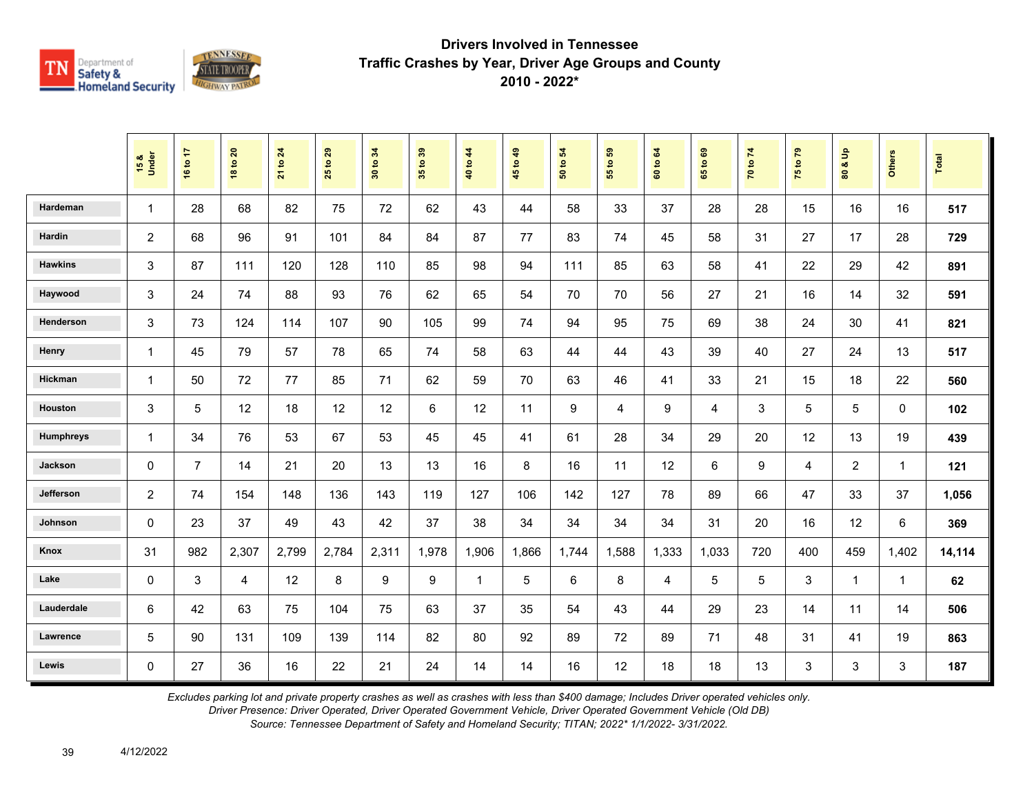# Drivers Involved in Tennessee
## Traffic Crashes by Year, Driver Age Groups and County
## 2010 - 2022*

| | 15 & Under | 16 to 17 | 18 to 20 | 21 to 24 | 25 to 29 | 30 to 34 | 35 to 39 | 40 to 44 | 45 to 49 | 50 to 54 | 55 to 59 | 60 to 64 | 65 to 69 | 70 to 74 | 75 to 79 | 80 & Up | Others | Total |
|---|---|---|---|---|---|---|---|---|---|---|---|---|---|---|---|---|---|---|
| Hardeman | 1 | 28 | 68 | 82 | 75 | 72 | 62 | 43 | 44 | 58 | 33 | 37 | 28 | 28 | 15 | 16 | 16 | **517** |
| Hardin | 2 | 68 | 96 | 91 | 101 | 84 | 84 | 87 | 77 | 83 | 74 | 45 | 58 | 31 | 27 | 17 | 28 | **729** |
| Hawkins | 3 | 87 | 111 | 120 | 128 | 110 | 85 | 98 | 94 | 111 | 85 | 63 | 58 | 41 | 22 | 29 | 42 | **891** |
| Haywood | 3 | 24 | 74 | 88 | 93 | 76 | 62 | 65 | 54 | 70 | 70 | 56 | 27 | 21 | 16 | 14 | 32 | **591** |
| Henderson | 3 | 73 | 124 | 114 | 107 | 90 | 105 | 99 | 74 | 94 | 95 | 75 | 69 | 38 | 24 | 30 | 41 | **821** |
| Henry | 1 | 45 | 79 | 57 | 78 | 65 | 74 | 58 | 63 | 44 | 44 | 43 | 39 | 40 | 27 | 24 | 13 | **517** |
| Hickman | 1 | 50 | 72 | 77 | 85 | 71 | 62 | 59 | 70 | 63 | 46 | 41 | 33 | 21 | 15 | 18 | 22 | **560** |
| Houston | 3 | 5 | 12 | 18 | 12 | 12 | 6 | 12 | 11 | 9 | 4 | 9 | 4 | 3 | 5 | 5 | 0 | **102** |
| Humphreys | 1 | 34 | 76 | 53 | 67 | 53 | 45 | 45 | 41 | 61 | 28 | 34 | 29 | 20 | 12 | 13 | 19 | **439** |
| Jackson | 0 | 7 | 14 | 21 | 20 | 13 | 13 | 16 | 8 | 16 | 11 | 12 | 6 | 9 | 4 | 2 | 1 | **121** |
| Jefferson | 2 | 74 | 154 | 148 | 136 | 143 | 119 | 127 | 106 | 142 | 127 | 78 | 89 | 66 | 47 | 33 | 37 | **1,056** |
| Johnson | 0 | 23 | 37 | 49 | 43 | 42 | 37 | 38 | 34 | 34 | 34 | 34 | 31 | 20 | 16 | 12 | 6 | **369** |
| Knox | 31 | 982 | 2,307 | 2,799 | 2,784 | 2,311 | 1,978 | 1,906 | 1,866 | 1,744 | 1,588 | 1,333 | 1,033 | 720 | 400 | 459 | 1,402 | **14,114** |
| Lake | 0 | 3 | 4 | 12 | 8 | 9 | 9 | 1 | 5 | 6 | 8 | 4 | 5 | 5 | 3 | 1 | 1 | **62** |
| Lauderdale | 6 | 42 | 63 | 75 | 104 | 75 | 63 | 37 | 35 | 54 | 43 | 44 | 29 | 23 | 14 | 11 | 14 | **506** |
| Lawrence | 5 | 90 | 131 | 109 | 139 | 114 | 82 | 80 | 92 | 89 | 72 | 89 | 71 | 48 | 31 | 41 | 19 | **863** |
| Lewis | 0 | 27 | 36 | 16 | 22 | 21 | 24 | 14 | 14 | 16 | 12 | 18 | 18 | 13 | 3 | 3 | 3 | **187** |

*Excludes parking lot and private property crashes as well as crashes with less than $400 damage; Includes Driver operated vehicles only.*
*Driver Presence: Driver Operated, Driver Operated Government Vehicle, Driver Operated Government Vehicle (Old DB)*
*Source: Tennessee Department of Safety and Homeland Security; TITAN; 2022* 1/1/2022- 3/31/2022.*

4/12/2022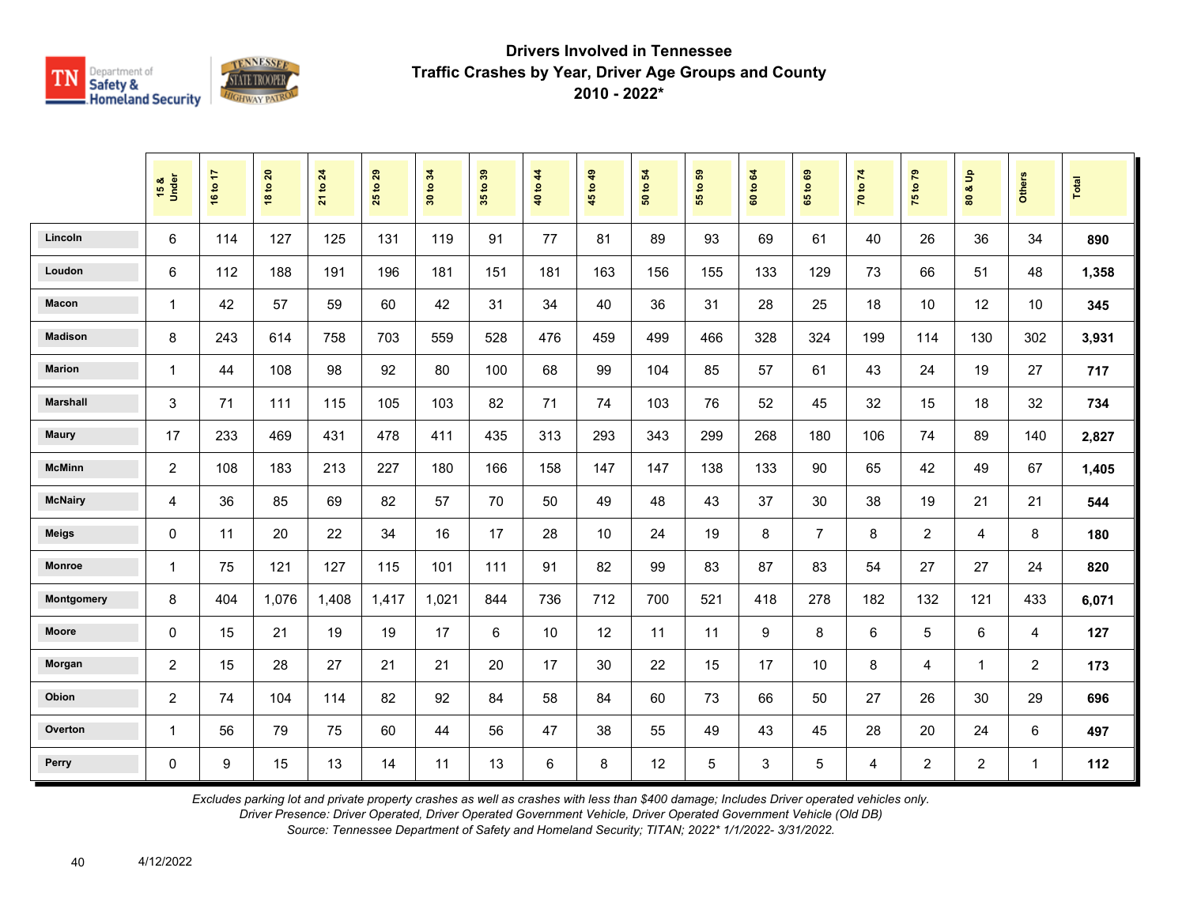# Drivers Involved in Tennessee Traffic Crashes by Year, Driver Age Groups and County

## 2010 - 2022*

| | 15 & Under | 16 to 17 | 18 to 20 | 21 to 24 | 25 to 29 | 30 to 34 | 35 to 39 | 40 to 44 | 45 to 49 | 50 to 54 | 55 to 59 | 60 to 64 | 65 to 69 | 70 to 74 | 75 to 79 | 80 & Up | Others | Total |
|---|---|---|---|---|---|---|---|---|---|---|---|---|---|---|---|---|---|---|
| Lincoln | 6 | 114 | 127 | 125 | 131 | 119 | 91 | 77 | 81 | 89 | 93 | 69 | 61 | 40 | 26 | 36 | 34 | **890** |
| Loudon | 6 | 112 | 188 | 191 | 196 | 181 | 151 | 181 | 163 | 156 | 155 | 133 | 129 | 73 | 66 | 51 | 48 | **1,358** |
| Macon | 1 | 42 | 57 | 59 | 60 | 42 | 31 | 34 | 40 | 36 | 31 | 28 | 25 | 18 | 10 | 12 | 10 | **345** |
| Madison | 8 | 243 | 614 | 758 | 703 | 559 | 528 | 476 | 459 | 499 | 466 | 328 | 324 | 199 | 114 | 130 | 302 | **3,931** |
| Marion | 1 | 44 | 108 | 98 | 92 | 80 | 100 | 68 | 99 | 104 | 85 | 57 | 61 | 43 | 24 | 19 | 27 | **717** |
| Marshall | 3 | 71 | 111 | 115 | 105 | 103 | 82 | 71 | 74 | 103 | 76 | 52 | 45 | 32 | 15 | 18 | 32 | **734** |
| Maury | 17 | 233 | 469 | 431 | 478 | 411 | 435 | 313 | 293 | 343 | 299 | 268 | 180 | 106 | 74 | 89 | 140 | **2,827** |
| McMinn | 2 | 108 | 183 | 213 | 227 | 180 | 166 | 158 | 147 | 147 | 138 | 133 | 90 | 65 | 42 | 49 | 67 | **1,405** |
| McNairy | 4 | 36 | 85 | 69 | 82 | 57 | 70 | 50 | 49 | 48 | 43 | 37 | 30 | 38 | 19 | 21 | 21 | **544** |
| Meigs | 0 | 11 | 20 | 22 | 34 | 16 | 17 | 28 | 10 | 24 | 19 | 8 | 7 | 8 | 2 | 4 | 8 | **180** |
| Monroe | 1 | 75 | 121 | 127 | 115 | 101 | 111 | 91 | 82 | 99 | 83 | 87 | 83 | 54 | 27 | 27 | 24 | **820** |
| Montgomery | 8 | 404 | 1,076 | 1,408 | 1,417 | 1,021 | 844 | 736 | 712 | 700 | 521 | 418 | 278 | 182 | 132 | 121 | 433 | **6,071** |
| Moore | 0 | 15 | 21 | 19 | 19 | 17 | 6 | 10 | 12 | 11 | 11 | 9 | 8 | 6 | 5 | 6 | 4 | **127** |
| Morgan | 2 | 15 | 28 | 27 | 21 | 21 | 20 | 17 | 30 | 22 | 15 | 17 | 10 | 8 | 4 | 1 | 2 | **173** |
| Obion | 2 | 74 | 104 | 114 | 82 | 92 | 84 | 58 | 84 | 60 | 73 | 66 | 50 | 27 | 26 | 30 | 29 | **696** |
| Overton | 1 | 56 | 79 | 75 | 60 | 44 | 56 | 47 | 38 | 55 | 49 | 43 | 45 | 28 | 20 | 24 | 6 | **497** |
| Perry | 0 | 9 | 15 | 13 | 14 | 11 | 13 | 6 | 8 | 12 | 5 | 3 | 5 | 4 | 2 | 2 | 1 | **112** |

*Excludes parking lot and private property crashes as well as crashes with less than $400 damage; Includes Driver operated vehicles only.*
*Driver Presence: Driver Operated, Driver Operated Government Vehicle, Driver Operated Government Vehicle (Old DB)*
*Source: Tennessee Department of Safety and Homeland Security; TITAN; 2022* 1/1/2022- 3/31/2022.*

4/12/2022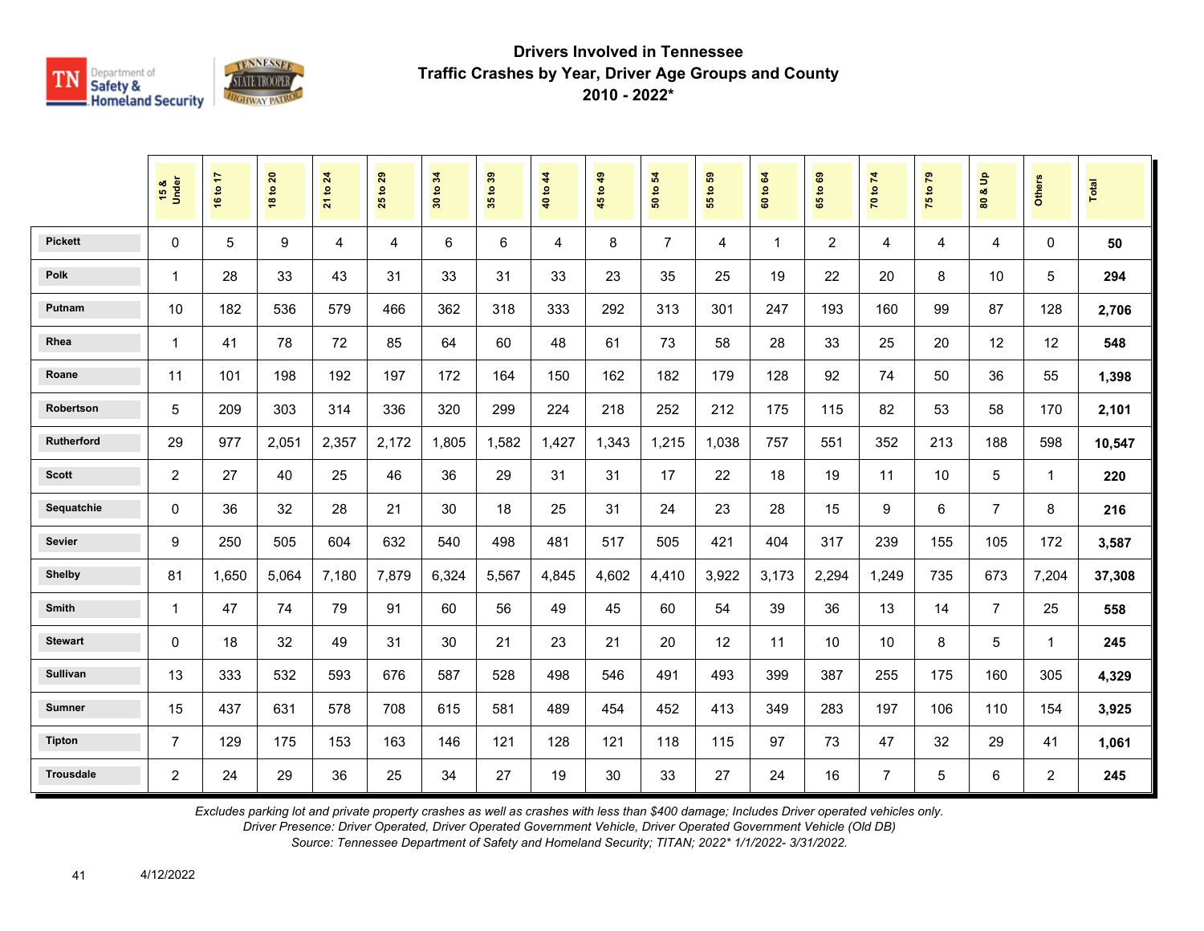## Drivers Involved in Tennessee
## Traffic Crashes by Year, Driver Age Groups and County
## 2010 - 2022*

| | 15 & Under | 16 to 17 | 18 to 20 | 21 to 24 | 25 to 29 | 30 to 34 | 35 to 39 | 40 to 44 | 45 to 49 | 50 to 54 | 55 to 59 | 60 to 64 | 65 to 69 | 70 to 74 | 75 to 79 | 80 & Up | Others | Total |
|---|---|---|---|---|---|---|---|---|---|---|---|---|---|---|---|---|---|---|
| Pickett | 0 | 5 | 9 | 4 | 4 | 6 | 6 | 4 | 8 | 7 | 4 | 1 | 2 | 4 | 4 | 4 | 0 | **50** |
| Polk | 1 | 28 | 33 | 43 | 31 | 33 | 31 | 33 | 23 | 35 | 25 | 19 | 22 | 20 | 8 | 10 | 5 | **294** |
| Putnam | 10 | 182 | 536 | 579 | 466 | 362 | 318 | 333 | 292 | 313 | 301 | 247 | 193 | 160 | 99 | 87 | 128 | **2,706** |
| Rhea | 1 | 41 | 78 | 72 | 85 | 64 | 60 | 48 | 61 | 73 | 58 | 28 | 33 | 25 | 20 | 12 | 12 | **548** |
| Roane | 11 | 101 | 198 | 192 | 197 | 172 | 164 | 150 | 162 | 182 | 179 | 128 | 92 | 74 | 50 | 36 | 55 | **1,398** |
| Robertson | 5 | 209 | 303 | 314 | 336 | 320 | 299 | 224 | 218 | 252 | 212 | 175 | 115 | 82 | 53 | 58 | 170 | **2,101** |
| Rutherford | 29 | 977 | 2,051 | 2,357 | 2,172 | 1,805 | 1,582 | 1,427 | 1,343 | 1,215 | 1,038 | 757 | 551 | 352 | 213 | 188 | 598 | **10,547** |
| Scott | 2 | 27 | 40 | 25 | 46 | 36 | 29 | 31 | 31 | 17 | 22 | 18 | 19 | 11 | 10 | 5 | 1 | **220** |
| Sequatchie | 0 | 36 | 32 | 28 | 21 | 30 | 18 | 25 | 31 | 24 | 23 | 28 | 15 | 9 | 6 | 7 | 8 | **216** |
| Sevier | 9 | 250 | 505 | 604 | 632 | 540 | 498 | 481 | 517 | 505 | 421 | 404 | 317 | 239 | 155 | 105 | 172 | **3,587** |
| Shelby | 81 | 1,650 | 5,064 | 7,180 | 7,879 | 6,324 | 5,567 | 4,845 | 4,602 | 4,410 | 3,922 | 3,173 | 2,294 | 1,249 | 735 | 673 | 7,204 | **37,308** |
| Smith | 1 | 47 | 74 | 79 | 91 | 60 | 56 | 49 | 45 | 60 | 54 | 39 | 36 | 13 | 14 | 7 | 25 | **558** |
| Stewart | 0 | 18 | 32 | 49 | 31 | 30 | 21 | 23 | 21 | 20 | 12 | 11 | 10 | 10 | 8 | 5 | 1 | **245** |
| Sullivan | 13 | 333 | 532 | 593 | 676 | 587 | 528 | 498 | 546 | 491 | 493 | 399 | 387 | 255 | 175 | 160 | 305 | **4,329** |
| Sumner | 15 | 437 | 631 | 578 | 708 | 615 | 581 | 489 | 454 | 452 | 413 | 349 | 283 | 197 | 106 | 110 | 154 | **3,925** |
| Tipton | 7 | 129 | 175 | 153 | 163 | 146 | 121 | 128 | 121 | 118 | 115 | 97 | 73 | 47 | 32 | 29 | 41 | **1,061** |
| Trousdale | 2 | 24 | 29 | 36 | 25 | 34 | 27 | 19 | 30 | 33 | 27 | 24 | 16 | 7 | 5 | 6 | 2 | **245** |

*Excludes parking lot and private property crashes as well as crashes with less than $400 damage; Includes Driver operated vehicles only.*
*Driver Presence: Driver Operated, Driver Operated Government Vehicle, Driver Operated Government Vehicle (Old DB)*
*Source: Tennessee Department of Safety and Homeland Security; TITAN; 2022* 1/1/2022- 3/31/2022.*

4/12/2022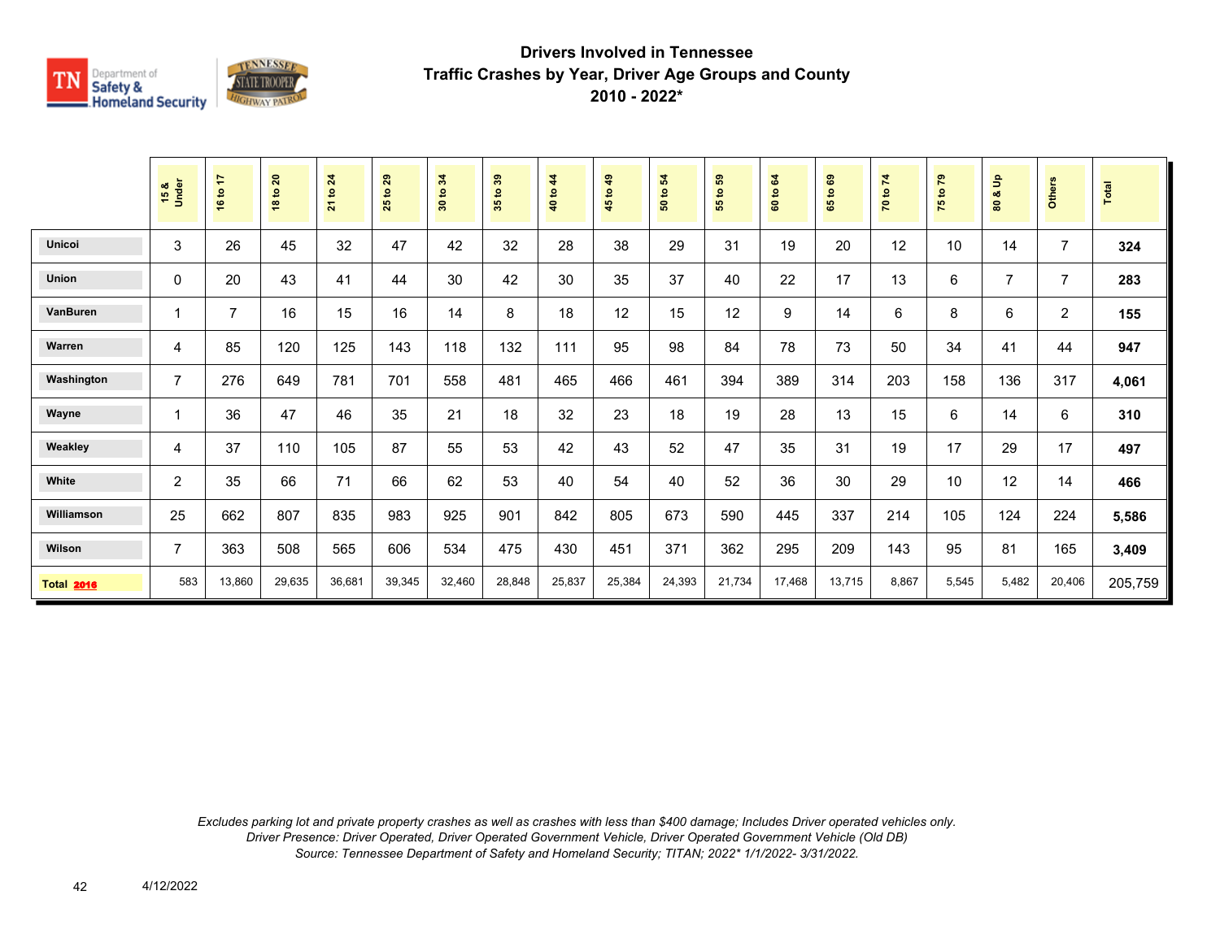## Drivers Involved in Tennessee
## Traffic Crashes by Year, Driver Age Groups and County
## 2010 - 2022*

| | 15 & Under | 16 to 17 | 18 to 20 | 21 to 24 | 25 to 29 | 30 to 34 | 35 to 39 | 40 to 44 | 45 to 49 | 50 to 54 | 55 to 59 | 60 to 64 | 65 to 69 | 70 to 74 | 75 to 79 | 80 & Up | Others | Total |
|---|---|---|---|---|---|---|---|---|---|---|---|---|---|---|---|---|---|---|
| Unicoi | 3 | 26 | 45 | 32 | 47 | 42 | 32 | 28 | 38 | 29 | 31 | 19 | 20 | 12 | 10 | 14 | 7 | **324** |
| Union | 0 | 20 | 43 | 41 | 44 | 30 | 42 | 30 | 35 | 37 | 40 | 22 | 17 | 13 | 6 | 7 | 7 | **283** |
| VanBuren | 1 | 7 | 16 | 15 | 16 | 14 | 8 | 18 | 12 | 15 | 12 | 9 | 14 | 6 | 8 | 6 | 2 | **155** |
| Warren | 4 | 85 | 120 | 125 | 143 | 118 | 132 | 111 | 95 | 98 | 84 | 78 | 73 | 50 | 34 | 41 | 44 | **947** |
| Washington | 7 | 276 | 649 | 781 | 701 | 558 | 481 | 465 | 466 | 461 | 394 | 389 | 314 | 203 | 158 | 136 | 317 | **4,061** |
| Wayne | 1 | 36 | 47 | 46 | 35 | 21 | 18 | 32 | 23 | 18 | 19 | 28 | 13 | 15 | 6 | 14 | 6 | **310** |
| Weakley | 4 | 37 | 110 | 105 | 87 | 55 | 53 | 42 | 43 | 52 | 47 | 35 | 31 | 19 | 17 | 29 | 17 | **497** |
| White | 2 | 35 | 66 | 71 | 66 | 62 | 53 | 40 | 54 | 40 | 52 | 36 | 30 | 29 | 10 | 12 | 14 | **466** |
| Williamson | 25 | 662 | 807 | 835 | 983 | 925 | 901 | 842 | 805 | 673 | 590 | 445 | 337 | 214 | 105 | 124 | 224 | **5,586** |
| Wilson | 7 | 363 | 508 | 565 | 606 | 534 | 475 | 430 | 451 | 371 | 362 | 295 | 209 | 143 | 95 | 81 | 165 | **3,409** |
| **Total 2016** | 583 | 13,860 | 29,635 | 36,681 | 39,345 | 32,460 | 28,848 | 25,837 | 25,384 | 24,393 | 21,734 | 17,468 | 13,715 | 8,867 | 5,545 | 5,482 | 20,406 | 205,759 |

*Excludes parking lot and private property crashes as well as crashes with less than $400 damage; Includes Driver operated vehicles only.*
*Driver Presence: Driver Operated, Driver Operated Government Vehicle, Driver Operated Government Vehicle (Old DB)*
*Source: Tennessee Department of Safety and Homeland Security; TITAN; 2022* 1/1/2022- 3/31/2022.*

4/12/2022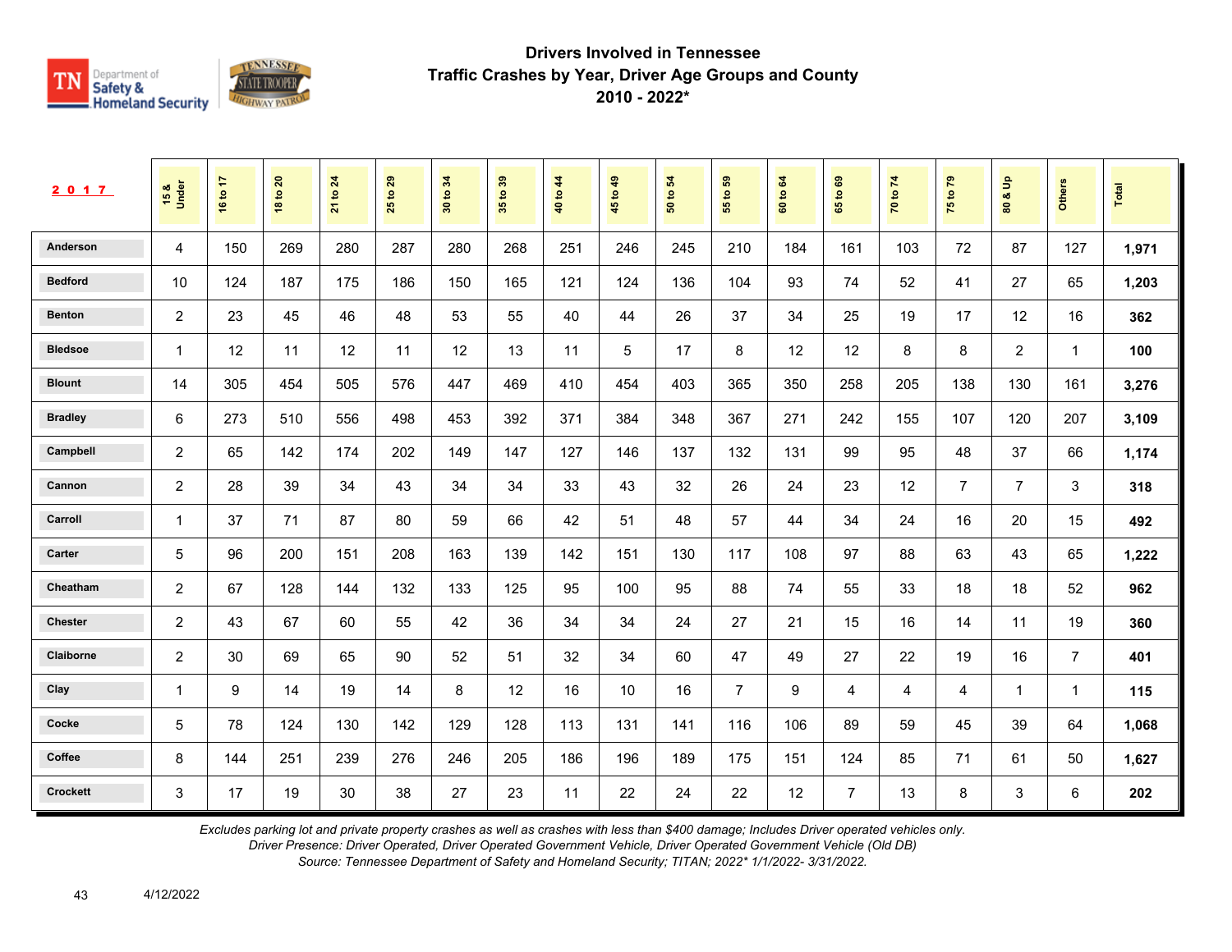## Drivers Involved in Tennessee
## Traffic Crashes by Year, Driver Age Groups and County
## 2010 - 2022*

| 2017 | 15 & Under | 16 to 17 | 18 to 20 | 21 to 24 | 25 to 29 | 30 to 34 | 35 to 39 | 40 to 44 | 45 to 49 | 50 to 54 | 55 to 59 | 60 to 64 | 65 to 69 | 70 to 74 | 75 to 79 | 80 & Up | Others | Total |
|---|---|---|---|---|---|---|---|---|---|---|---|---|---|---|---|---|---|---|
| Anderson | 4 | 150 | 269 | 280 | 287 | 280 | 268 | 251 | 246 | 245 | 210 | 184 | 161 | 103 | 72 | 87 | 127 | **1,971** |
| Bedford | 10 | 124 | 187 | 175 | 186 | 150 | 165 | 121 | 124 | 136 | 104 | 93 | 74 | 52 | 41 | 27 | 65 | **1,203** |
| Benton | 2 | 23 | 45 | 46 | 48 | 53 | 55 | 40 | 44 | 26 | 37 | 34 | 25 | 19 | 17 | 12 | 16 | **362** |
| Bledsoe | 1 | 12 | 11 | 12 | 11 | 12 | 13 | 11 | 5 | 17 | 8 | 12 | 12 | 8 | 8 | 2 | 1 | **100** |
| Blount | 14 | 305 | 454 | 505 | 576 | 447 | 469 | 410 | 454 | 403 | 365 | 350 | 258 | 205 | 138 | 130 | 161 | **3,276** |
| Bradley | 6 | 273 | 510 | 556 | 498 | 453 | 392 | 371 | 384 | 348 | 367 | 271 | 242 | 155 | 107 | 120 | 207 | **3,109** |
| Campbell | 2 | 65 | 142 | 174 | 202 | 149 | 147 | 127 | 146 | 137 | 132 | 131 | 99 | 95 | 48 | 37 | 66 | **1,174** |
| Cannon | 2 | 28 | 39 | 34 | 43 | 34 | 34 | 33 | 43 | 32 | 26 | 24 | 23 | 12 | 7 | 7 | 3 | **318** |
| Carroll | 1 | 37 | 71 | 87 | 80 | 59 | 66 | 42 | 51 | 48 | 57 | 44 | 34 | 24 | 16 | 20 | 15 | **492** |
| Carter | 5 | 96 | 200 | 151 | 208 | 163 | 139 | 142 | 151 | 130 | 117 | 108 | 97 | 88 | 63 | 43 | 65 | **1,222** |
| Cheatham | 2 | 67 | 128 | 144 | 132 | 133 | 125 | 95 | 100 | 95 | 88 | 74 | 55 | 33 | 18 | 18 | 52 | **962** |
| Chester | 2 | 43 | 67 | 60 | 55 | 42 | 36 | 34 | 34 | 24 | 27 | 21 | 15 | 16 | 14 | 11 | 19 | **360** |
| Claiborne | 2 | 30 | 69 | 65 | 90 | 52 | 51 | 32 | 34 | 60 | 47 | 49 | 27 | 22 | 19 | 16 | 7 | **401** |
| Clay | 1 | 9 | 14 | 19 | 14 | 8 | 12 | 16 | 10 | 16 | 7 | 9 | 4 | 4 | 4 | 1 | 1 | **115** |
| Cocke | 5 | 78 | 124 | 130 | 142 | 129 | 128 | 113 | 131 | 141 | 116 | 106 | 89 | 59 | 45 | 39 | 64 | **1,068** |
| Coffee | 8 | 144 | 251 | 239 | 276 | 246 | 205 | 186 | 196 | 189 | 175 | 151 | 124 | 85 | 71 | 61 | 50 | **1,627** |
| Crockett | 3 | 17 | 19 | 30 | 38 | 27 | 23 | 11 | 22 | 24 | 22 | 12 | 7 | 13 | 8 | 3 | 6 | **202** |

*Excludes parking lot and private property crashes as well as crashes with less than $400 damage; Includes Driver operated vehicles only.*
*Driver Presence: Driver Operated, Driver Operated Government Vehicle, Driver Operated Government Vehicle (Old DB)*
*Source: Tennessee Department of Safety and Homeland Security; TITAN; 2022* 1/1/2022- 3/31/2022.*

4/12/2022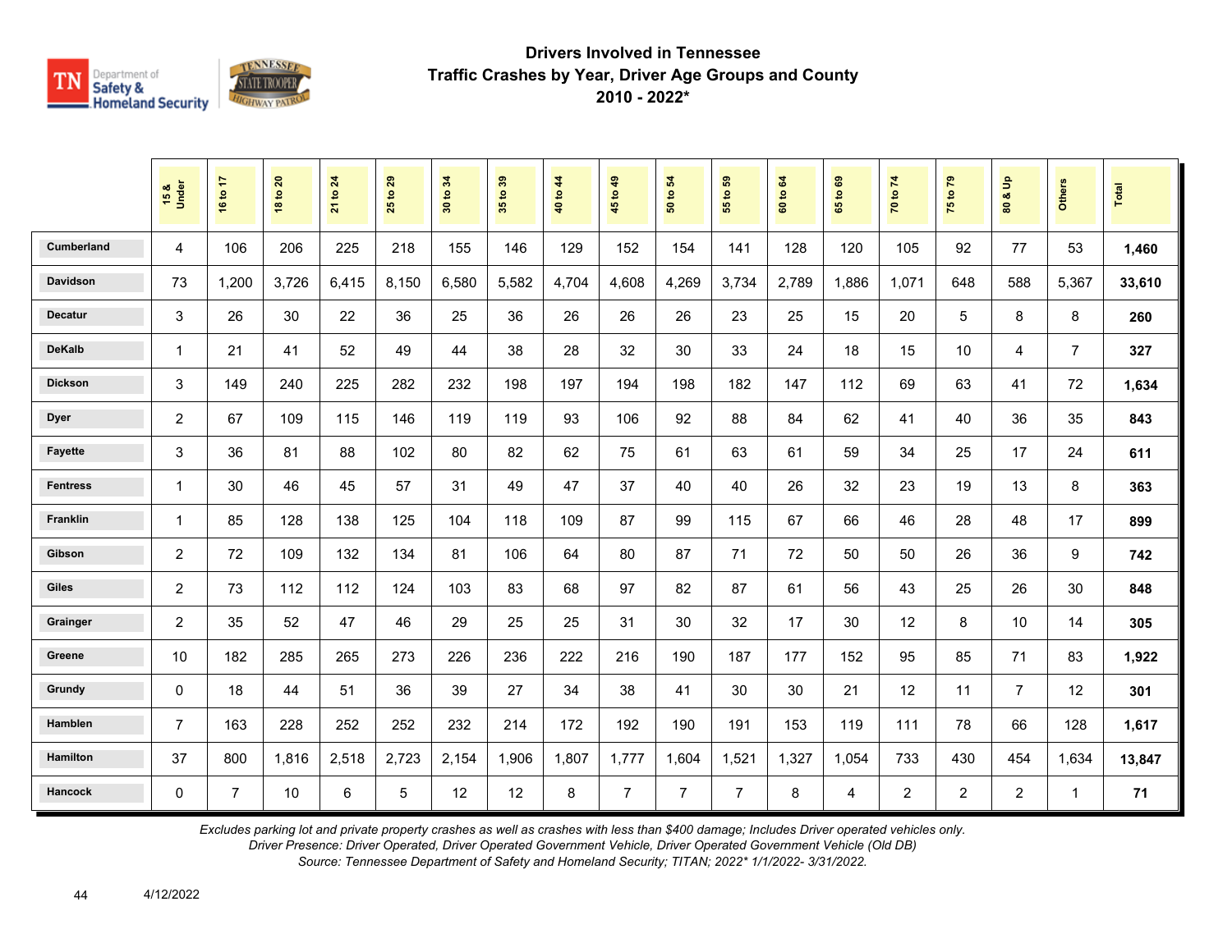# Drivers Involved in Tennessee Traffic Crashes by Year, Driver Age Groups and County 2010 - 2022*

| | 15 & Under | 16 to 17 | 18 to 20 | 21 to 24 | 25 to 29 | 30 to 34 | 35 to 39 | 40 to 44 | 45 to 49 | 50 to 54 | 55 to 59 | 60 to 64 | 65 to 69 | 70 to 74 | 75 to 79 | 80 & Up | Others | Total |
|---|---|---|---|---|---|---|---|---|---|---|---|---|---|---|---|---|---|---|
| Cumberland | 4 | 106 | 206 | 225 | 218 | 155 | 146 | 129 | 152 | 154 | 141 | 128 | 120 | 105 | 92 | 77 | 53 | **1,460** |
| Davidson | 73 | 1,200 | 3,726 | 6,415 | 8,150 | 6,580 | 5,582 | 4,704 | 4,608 | 4,269 | 3,734 | 2,789 | 1,886 | 1,071 | 648 | 588 | 5,367 | **33,610** |
| Decatur | 3 | 26 | 30 | 22 | 36 | 25 | 36 | 26 | 26 | 26 | 23 | 25 | 15 | 20 | 5 | 8 | 8 | **260** |
| DeKalb | 1 | 21 | 41 | 52 | 49 | 44 | 38 | 28 | 32 | 30 | 33 | 24 | 18 | 15 | 10 | 4 | 7 | **327** |
| Dickson | 3 | 149 | 240 | 225 | 282 | 232 | 198 | 197 | 194 | 198 | 182 | 147 | 112 | 69 | 63 | 41 | 72 | **1,634** |
| Dyer | 2 | 67 | 109 | 115 | 146 | 119 | 119 | 93 | 106 | 92 | 88 | 84 | 62 | 41 | 40 | 36 | 35 | **843** |
| Fayette | 3 | 36 | 81 | 88 | 102 | 80 | 82 | 62 | 75 | 61 | 63 | 61 | 59 | 34 | 25 | 17 | 24 | **611** |
| Fentress | 1 | 30 | 46 | 45 | 57 | 31 | 49 | 47 | 37 | 40 | 40 | 26 | 32 | 23 | 19 | 13 | 8 | **363** |
| Franklin | 1 | 85 | 128 | 138 | 125 | 104 | 118 | 109 | 87 | 99 | 115 | 67 | 66 | 46 | 28 | 48 | 17 | **899** |
| Gibson | 2 | 72 | 109 | 132 | 134 | 81 | 106 | 64 | 80 | 87 | 71 | 72 | 50 | 50 | 26 | 36 | 9 | **742** |
| Giles | 2 | 73 | 112 | 112 | 124 | 103 | 83 | 68 | 97 | 82 | 87 | 61 | 56 | 43 | 25 | 26 | 30 | **848** |
| Grainger | 2 | 35 | 52 | 47 | 46 | 29 | 25 | 25 | 31 | 30 | 32 | 17 | 30 | 12 | 8 | 10 | 14 | **305** |
| Greene | 10 | 182 | 285 | 265 | 273 | 226 | 236 | 222 | 216 | 190 | 187 | 177 | 152 | 95 | 85 | 71 | 83 | **1,922** |
| Grundy | 0 | 18 | 44 | 51 | 36 | 39 | 27 | 34 | 38 | 41 | 30 | 30 | 21 | 12 | 11 | 7 | 12 | **301** |
| Hamblen | 7 | 163 | 228 | 252 | 252 | 232 | 214 | 172 | 192 | 190 | 191 | 153 | 119 | 111 | 78 | 66 | 128 | **1,617** |
| Hamilton | 37 | 800 | 1,816 | 2,518 | 2,723 | 2,154 | 1,906 | 1,807 | 1,777 | 1,604 | 1,521 | 1,327 | 1,054 | 733 | 430 | 454 | 1,634 | **13,847** |
| Hancock | 0 | 7 | 10 | 6 | 5 | 12 | 12 | 8 | 7 | 7 | 7 | 8 | 4 | 2 | 2 | 2 | 1 | **71** |

*Excludes parking lot and private property crashes as well as crashes with less than $400 damage; Includes Driver operated vehicles only.*
*Driver Presence: Driver Operated, Driver Operated Government Vehicle, Driver Operated Government Vehicle (Old DB)*
*Source: Tennessee Department of Safety and Homeland Security; TITAN; 2022* 1/1/2022- 3/31/2022.*

4/12/2022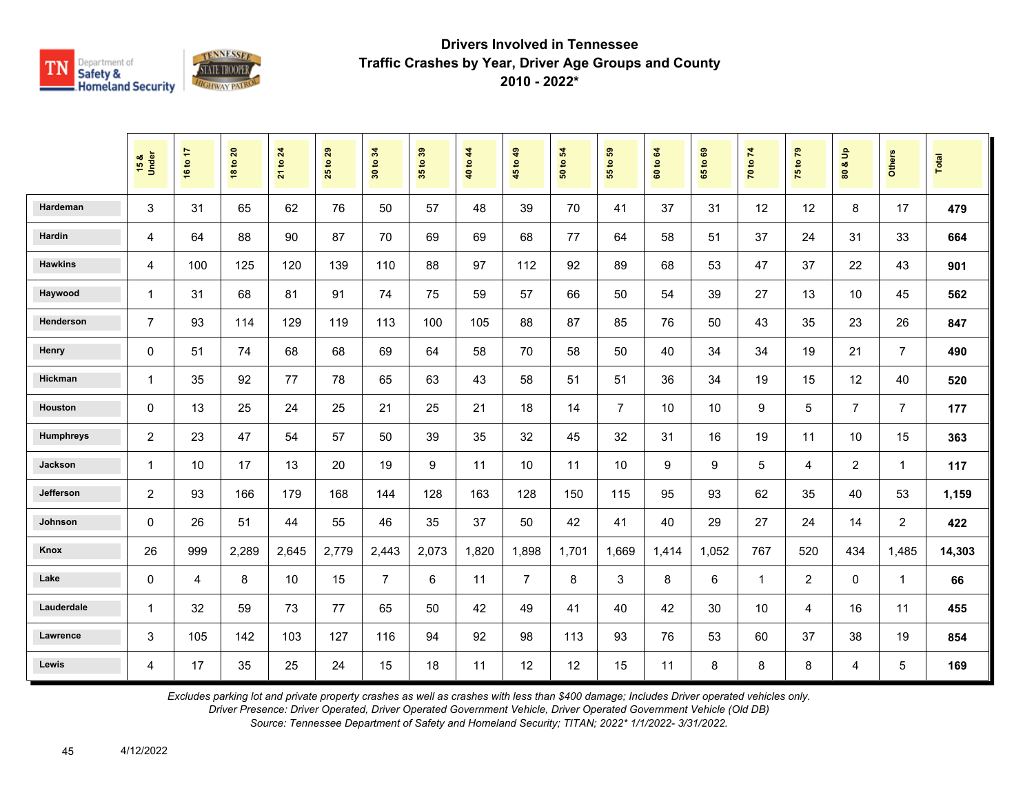# Drivers Involved in Tennessee
## Traffic Crashes by Year, Driver Age Groups and County
## 2010 - 2022*

| | 15 & Under | 16 to 17 | 18 to 20 | 21 to 24 | 25 to 29 | 30 to 34 | 35 to 39 | 40 to 44 | 45 to 49 | 50 to 54 | 55 to 59 | 60 to 64 | 65 to 69 | 70 to 74 | 75 to 79 | 80 & Up | Others | Total |
|---|---|---|---|---|---|---|---|---|---|---|---|---|---|---|---|---|---|---|
| **Hardeman** | 3 | 31 | 65 | 62 | 76 | 50 | 57 | 48 | 39 | 70 | 41 | 37 | 31 | 12 | 12 | 8 | 17 | **479** |
| **Hardin** | 4 | 64 | 88 | 90 | 87 | 70 | 69 | 69 | 68 | 77 | 64 | 58 | 51 | 37 | 24 | 31 | 33 | **664** |
| **Hawkins** | 4 | 100 | 125 | 120 | 139 | 110 | 88 | 97 | 112 | 92 | 89 | 68 | 53 | 47 | 37 | 22 | 43 | **901** |
| **Haywood** | 1 | 31 | 68 | 81 | 91 | 74 | 75 | 59 | 57 | 66 | 50 | 54 | 39 | 27 | 13 | 10 | 45 | **562** |
| **Henderson** | 7 | 93 | 114 | 129 | 119 | 113 | 100 | 105 | 88 | 87 | 85 | 76 | 50 | 43 | 35 | 23 | 26 | **847** |
| **Henry** | 0 | 51 | 74 | 68 | 68 | 69 | 64 | 58 | 70 | 58 | 50 | 40 | 34 | 34 | 19 | 21 | 7 | **490** |
| **Hickman** | 1 | 35 | 92 | 77 | 78 | 65 | 63 | 43 | 58 | 51 | 51 | 36 | 34 | 19 | 15 | 12 | 40 | **520** |
| **Houston** | 0 | 13 | 25 | 24 | 25 | 21 | 25 | 21 | 18 | 14 | 7 | 10 | 10 | 9 | 5 | 7 | 7 | **177** |
| **Humphreys** | 2 | 23 | 47 | 54 | 57 | 50 | 39 | 35 | 32 | 45 | 32 | 31 | 16 | 19 | 11 | 10 | 15 | **363** |
| **Jackson** | 1 | 10 | 17 | 13 | 20 | 19 | 9 | 11 | 10 | 11 | 10 | 9 | 9 | 5 | 4 | 2 | 1 | **117** |
| **Jefferson** | 2 | 93 | 166 | 179 | 168 | 144 | 128 | 163 | 128 | 150 | 115 | 95 | 93 | 62 | 35 | 40 | 53 | **1,159** |
| **Johnson** | 0 | 26 | 51 | 44 | 55 | 46 | 35 | 37 | 50 | 42 | 41 | 40 | 29 | 27 | 24 | 14 | 2 | **422** |
| **Knox** | 26 | 999 | 2,289 | 2,645 | 2,779 | 2,443 | 2,073 | 1,820 | 1,898 | 1,701 | 1,669 | 1,414 | 1,052 | 767 | 520 | 434 | 1,485 | **14,303** |
| **Lake** | 0 | 4 | 8 | 10 | 15 | 7 | 6 | 11 | 7 | 8 | 3 | 8 | 6 | 1 | 2 | 0 | 1 | **66** |
| **Lauderdale** | 1 | 32 | 59 | 73 | 77 | 65 | 50 | 42 | 49 | 41 | 40 | 42 | 30 | 10 | 4 | 16 | 11 | **455** |
| **Lawrence** | 3 | 105 | 142 | 103 | 127 | 116 | 94 | 92 | 98 | 113 | 93 | 76 | 53 | 60 | 37 | 38 | 19 | **854** |
| **Lewis** | 4 | 17 | 35 | 25 | 24 | 15 | 18 | 11 | 12 | 12 | 15 | 11 | 8 | 8 | 8 | 4 | 5 | **169** |

*Excludes parking lot and private property crashes as well as crashes with less than $400 damage; Includes Driver operated vehicles only.*
*Driver Presence: Driver Operated, Driver Operated Government Vehicle, Driver Operated Government Vehicle (Old DB)*
*Source: Tennessee Department of Safety and Homeland Security; TITAN; 2022* 1/1/2022- 3/31/2022.*

4/12/2022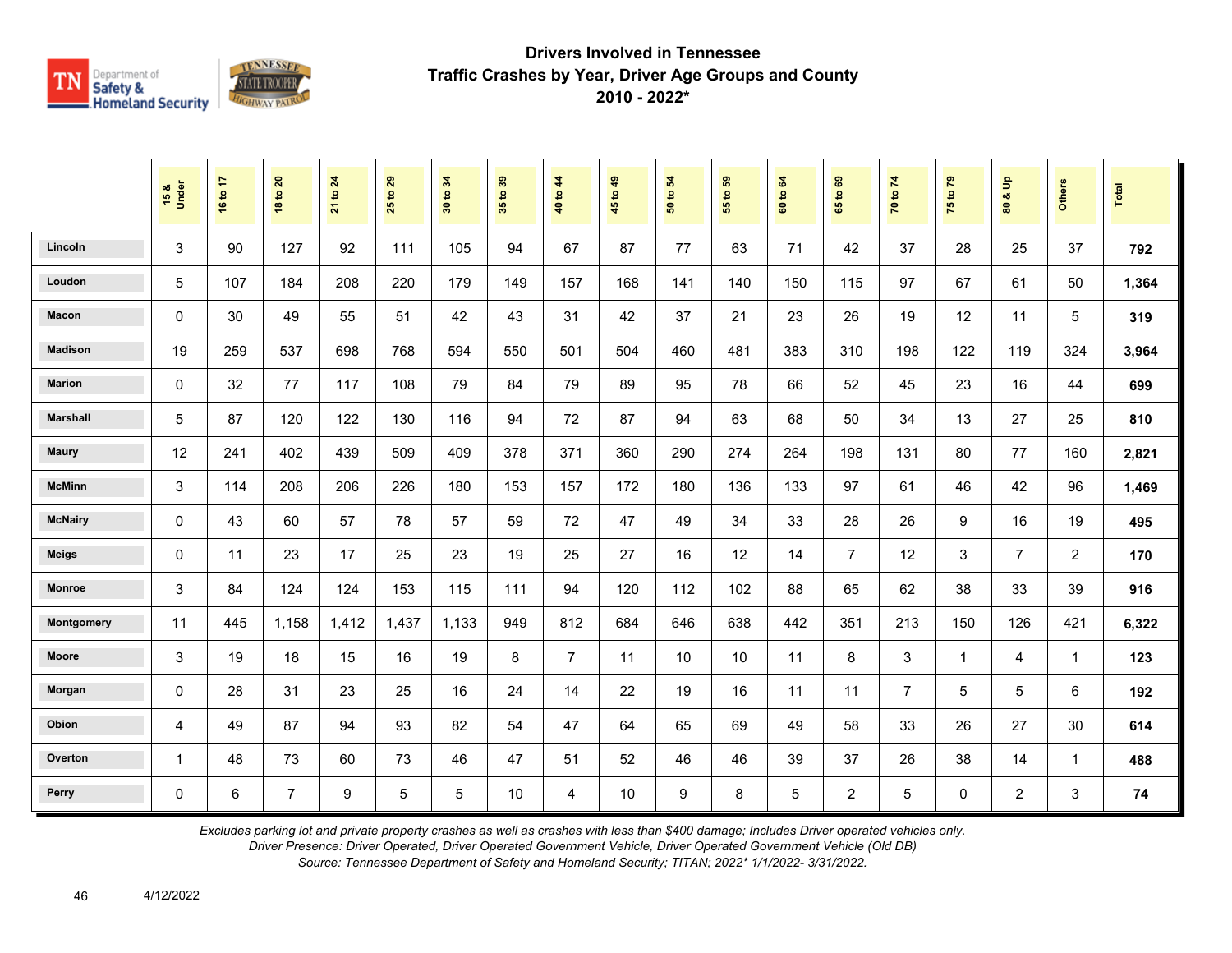## Drivers Involved in Tennessee Traffic Crashes by Year, Driver Age Groups and County 2010 - 2022*

| | 15 & Under | 16 to 17 | 18 to 20 | 21 to 24 | 25 to 29 | 30 to 34 | 35 to 39 | 40 to 44 | 45 to 49 | 50 to 54 | 55 to 59 | 60 to 64 | 65 to 69 | 70 to 74 | 75 to 79 | 80 & Up | Others | Total |
|---|---|---|---|---|---|---|---|---|---|---|---|---|---|---|---|---|---|---|
| Lincoln | 3 | 90 | 127 | 92 | 111 | 105 | 94 | 67 | 87 | 77 | 63 | 71 | 42 | 37 | 28 | 25 | 37 | **792** |
| Loudon | 5 | 107 | 184 | 208 | 220 | 179 | 149 | 157 | 168 | 141 | 140 | 150 | 115 | 97 | 67 | 61 | 50 | **1,364** |
| Macon | 0 | 30 | 49 | 55 | 51 | 42 | 43 | 31 | 42 | 37 | 21 | 23 | 26 | 19 | 12 | 11 | 5 | **319** |
| Madison | 19 | 259 | 537 | 698 | 768 | 594 | 550 | 501 | 504 | 460 | 481 | 383 | 310 | 198 | 122 | 119 | 324 | **3,964** |
| Marion | 0 | 32 | 77 | 117 | 108 | 79 | 84 | 79 | 89 | 95 | 78 | 66 | 52 | 45 | 23 | 16 | 44 | **699** |
| Marshall | 5 | 87 | 120 | 122 | 130 | 116 | 94 | 72 | 87 | 94 | 63 | 68 | 50 | 34 | 13 | 27 | 25 | **810** |
| Maury | 12 | 241 | 402 | 439 | 509 | 409 | 378 | 371 | 360 | 290 | 274 | 264 | 198 | 131 | 80 | 77 | 160 | **2,821** |
| McMinn | 3 | 114 | 208 | 206 | 226 | 180 | 153 | 157 | 172 | 180 | 136 | 133 | 97 | 61 | 46 | 42 | 96 | **1,469** |
| McNairy | 0 | 43 | 60 | 57 | 78 | 57 | 59 | 72 | 47 | 49 | 34 | 33 | 28 | 26 | 9 | 16 | 19 | **495** |
| Meigs | 0 | 11 | 23 | 17 | 25 | 23 | 19 | 25 | 27 | 16 | 12 | 14 | 7 | 12 | 3 | 7 | 2 | **170** |
| Monroe | 3 | 84 | 124 | 124 | 153 | 115 | 111 | 94 | 120 | 112 | 102 | 88 | 65 | 62 | 38 | 33 | 39 | **916** |
| Montgomery | 11 | 445 | 1,158 | 1,412 | 1,437 | 1,133 | 949 | 812 | 684 | 646 | 638 | 442 | 351 | 213 | 150 | 126 | 421 | **6,322** |
| Moore | 3 | 19 | 18 | 15 | 16 | 19 | 8 | 7 | 11 | 10 | 10 | 11 | 8 | 3 | 1 | 4 | 1 | **123** |
| Morgan | 0 | 28 | 31 | 23 | 25 | 16 | 24 | 14 | 22 | 19 | 16 | 11 | 11 | 7 | 5 | 5 | 6 | **192** |
| Obion | 4 | 49 | 87 | 94 | 93 | 82 | 54 | 47 | 64 | 65 | 69 | 49 | 58 | 33 | 26 | 27 | 30 | **614** |
| Overton | 1 | 48 | 73 | 60 | 73 | 46 | 47 | 51 | 52 | 46 | 46 | 39 | 37 | 26 | 38 | 14 | 1 | **488** |
| Perry | 0 | 6 | 7 | 9 | 5 | 5 | 10 | 4 | 10 | 9 | 8 | 5 | 2 | 5 | 0 | 2 | 3 | **74** |

*Excludes parking lot and private property crashes as well as crashes with less than $400 damage; Includes Driver operated vehicles only.*
*Driver Presence: Driver Operated, Driver Operated Government Vehicle, Driver Operated Government Vehicle (Old DB)*
*Source: Tennessee Department of Safety and Homeland Security; TITAN; 2022* 1/1/2022- 3/31/2022.*

4/12/2022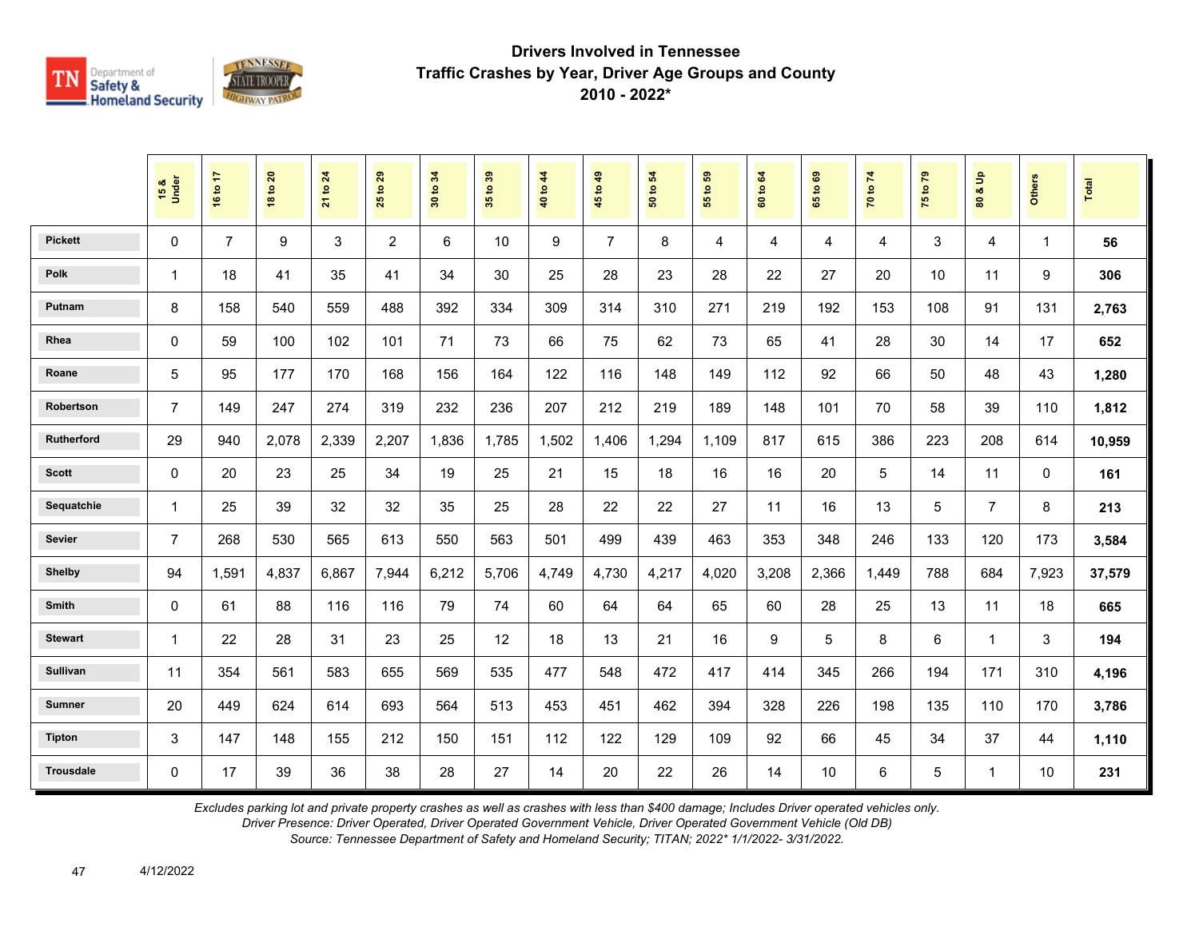# Drivers Involved in Tennessee Traffic Crashes by Year, Driver Age Groups and County

## 2010 - 2022*

| | 15 & Under | 16 to 17 | 18 to 20 | 21 to 24 | 25 to 29 | 30 to 34 | 35 to 39 | 40 to 44 | 45 to 49 | 50 to 54 | 55 to 59 | 60 to 64 | 65 to 69 | 70 to 74 | 75 to 79 | 80 & Up | Others | Total |
|---|---|---|---|---|---|---|---|---|---|---|---|---|---|---|---|---|---|---|
| Pickett | 0 | 7 | 9 | 3 | 2 | 6 | 10 | 9 | 7 | 8 | 4 | 4 | 4 | 4 | 3 | 4 | 1 | **56** |
| Polk | 1 | 18 | 41 | 35 | 41 | 34 | 30 | 25 | 28 | 23 | 28 | 22 | 27 | 20 | 10 | 11 | 9 | **306** |
| Putnam | 8 | 158 | 540 | 559 | 488 | 392 | 334 | 309 | 314 | 310 | 271 | 219 | 192 | 153 | 108 | 91 | 131 | **2,763** |
| Rhea | 0 | 59 | 100 | 102 | 101 | 71 | 73 | 66 | 75 | 62 | 73 | 65 | 41 | 28 | 30 | 14 | 17 | **652** |
| Roane | 5 | 95 | 177 | 170 | 168 | 156 | 164 | 122 | 116 | 148 | 149 | 112 | 92 | 66 | 50 | 48 | 43 | **1,280** |
| Robertson | 7 | 149 | 247 | 274 | 319 | 232 | 236 | 207 | 212 | 219 | 189 | 148 | 101 | 70 | 58 | 39 | 110 | **1,812** |
| Rutherford | 29 | 940 | 2,078 | 2,339 | 2,207 | 1,836 | 1,785 | 1,502 | 1,406 | 1,294 | 1,109 | 817 | 615 | 386 | 223 | 208 | 614 | **10,959** |
| Scott | 0 | 20 | 23 | 25 | 34 | 19 | 25 | 21 | 15 | 18 | 16 | 16 | 20 | 5 | 14 | 11 | 0 | **161** |
| Sequatchie | 1 | 25 | 39 | 32 | 32 | 35 | 25 | 28 | 22 | 22 | 27 | 11 | 16 | 13 | 5 | 7 | 8 | **213** |
| Sevier | 7 | 268 | 530 | 565 | 613 | 550 | 563 | 501 | 499 | 439 | 463 | 353 | 348 | 246 | 133 | 120 | 173 | **3,584** |
| Shelby | 94 | 1,591 | 4,837 | 6,867 | 7,944 | 6,212 | 5,706 | 4,749 | 4,730 | 4,217 | 4,020 | 3,208 | 2,366 | 1,449 | 788 | 684 | 7,923 | **37,579** |
| Smith | 0 | 61 | 88 | 116 | 116 | 79 | 74 | 60 | 64 | 64 | 65 | 60 | 28 | 25 | 13 | 11 | 18 | **665** |
| Stewart | 1 | 22 | 28 | 31 | 23 | 25 | 12 | 18 | 13 | 21 | 16 | 9 | 5 | 8 | 6 | 1 | 3 | **194** |
| Sullivan | 11 | 354 | 561 | 583 | 655 | 569 | 535 | 477 | 548 | 472 | 417 | 414 | 345 | 266 | 194 | 171 | 310 | **4,196** |
| Sumner | 20 | 449 | 624 | 614 | 693 | 564 | 513 | 453 | 451 | 462 | 394 | 328 | 226 | 198 | 135 | 110 | 170 | **3,786** |
| Tipton | 3 | 147 | 148 | 155 | 212 | 150 | 151 | 112 | 122 | 129 | 109 | 92 | 66 | 45 | 34 | 37 | 44 | **1,110** |
| Trousdale | 0 | 17 | 39 | 36 | 38 | 28 | 27 | 14 | 20 | 22 | 26 | 14 | 10 | 6 | 5 | 1 | 10 | **231** |

*Excludes parking lot and private property crashes as well as crashes with less than $400 damage; Includes Driver operated vehicles only.*
*Driver Presence: Driver Operated, Driver Operated Government Vehicle, Driver Operated Government Vehicle (Old DB)*
*Source: Tennessee Department of Safety and Homeland Security; TITAN; 2022* 1/1/2022- 3/31/2022.*

4/12/2022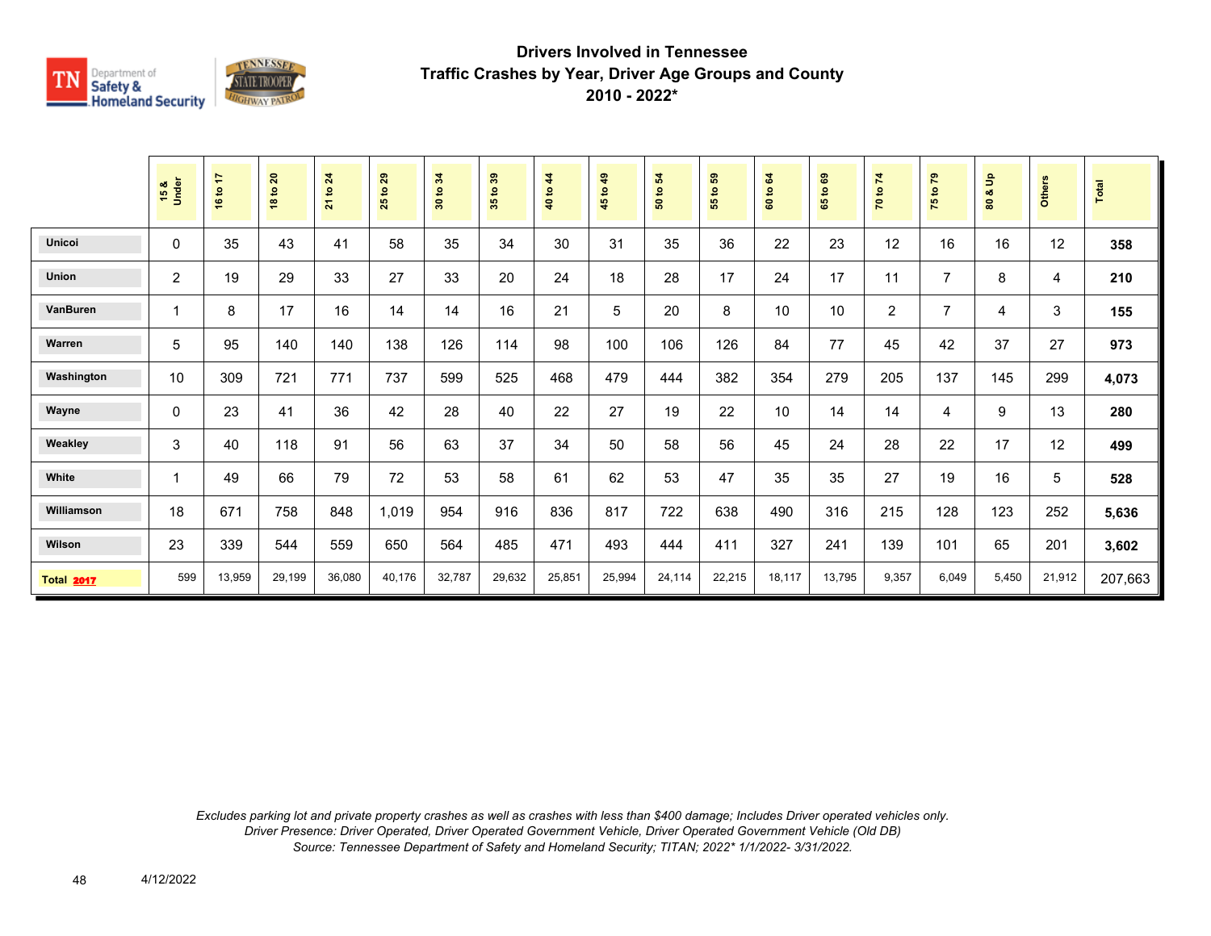# Drivers Involved in Tennessee
## Traffic Crashes by Year, Driver Age Groups and County
## 2010 - 2022*

| | 15 & Under | 16 to 17 | 18 to 20 | 21 to 24 | 25 to 29 | 30 to 34 | 35 to 39 | 40 to 44 | 45 to 49 | 50 to 54 | 55 to 59 | 60 to 64 | 65 to 69 | 70 to 74 | 75 to 79 | 80 & Up | Others | Total |
|---|---|---|---|---|---|---|---|---|---|---|---|---|---|---|---|---|---|---|
| Unicoi | 0 | 35 | 43 | 41 | 58 | 35 | 34 | 30 | 31 | 35 | 36 | 22 | 23 | 12 | 16 | 16 | 12 | **358** |
| Union | 2 | 19 | 29 | 33 | 27 | 33 | 20 | 24 | 18 | 28 | 17 | 24 | 17 | 11 | 7 | 8 | 4 | **210** |
| VanBuren | 1 | 8 | 17 | 16 | 14 | 14 | 16 | 21 | 5 | 20 | 8 | 10 | 10 | 2 | 7 | 4 | 3 | **155** |
| Warren | 5 | 95 | 140 | 140 | 138 | 126 | 114 | 98 | 100 | 106 | 126 | 84 | 77 | 45 | 42 | 37 | 27 | **973** |
| Washington | 10 | 309 | 721 | 771 | 737 | 599 | 525 | 468 | 479 | 444 | 382 | 354 | 279 | 205 | 137 | 145 | 299 | **4,073** |
| Wayne | 0 | 23 | 41 | 36 | 42 | 28 | 40 | 22 | 27 | 19 | 22 | 10 | 14 | 14 | 4 | 9 | 13 | **280** |
| Weakley | 3 | 40 | 118 | 91 | 56 | 63 | 37 | 34 | 50 | 58 | 56 | 45 | 24 | 28 | 22 | 17 | 12 | **499** |
| White | 1 | 49 | 66 | 79 | 72 | 53 | 58 | 61 | 62 | 53 | 47 | 35 | 35 | 27 | 19 | 16 | 5 | **528** |
| Williamson | 18 | 671 | 758 | 848 | 1,019 | 954 | 916 | 836 | 817 | 722 | 638 | 490 | 316 | 215 | 128 | 123 | 252 | **5,636** |
| Wilson | 23 | 339 | 544 | 559 | 650 | 564 | 485 | 471 | 493 | 444 | 411 | 327 | 241 | 139 | 101 | 65 | 201 | **3,602** |
| **Total 2017** | 599 | 13,959 | 29,199 | 36,080 | 40,176 | 32,787 | 29,632 | 25,851 | 25,994 | 24,114 | 22,215 | 18,117 | 13,795 | 9,357 | 6,049 | 5,450 | 21,912 | 207,663 |

*Excludes parking lot and private property crashes as well as crashes with less than $400 damage; Includes Driver operated vehicles only.*
*Driver Presence: Driver Operated, Driver Operated Government Vehicle, Driver Operated Government Vehicle (Old DB)*
*Source: Tennessee Department of Safety and Homeland Security; TITAN; 2022* 1/1/2022- 3/31/2022.*

4/12/2022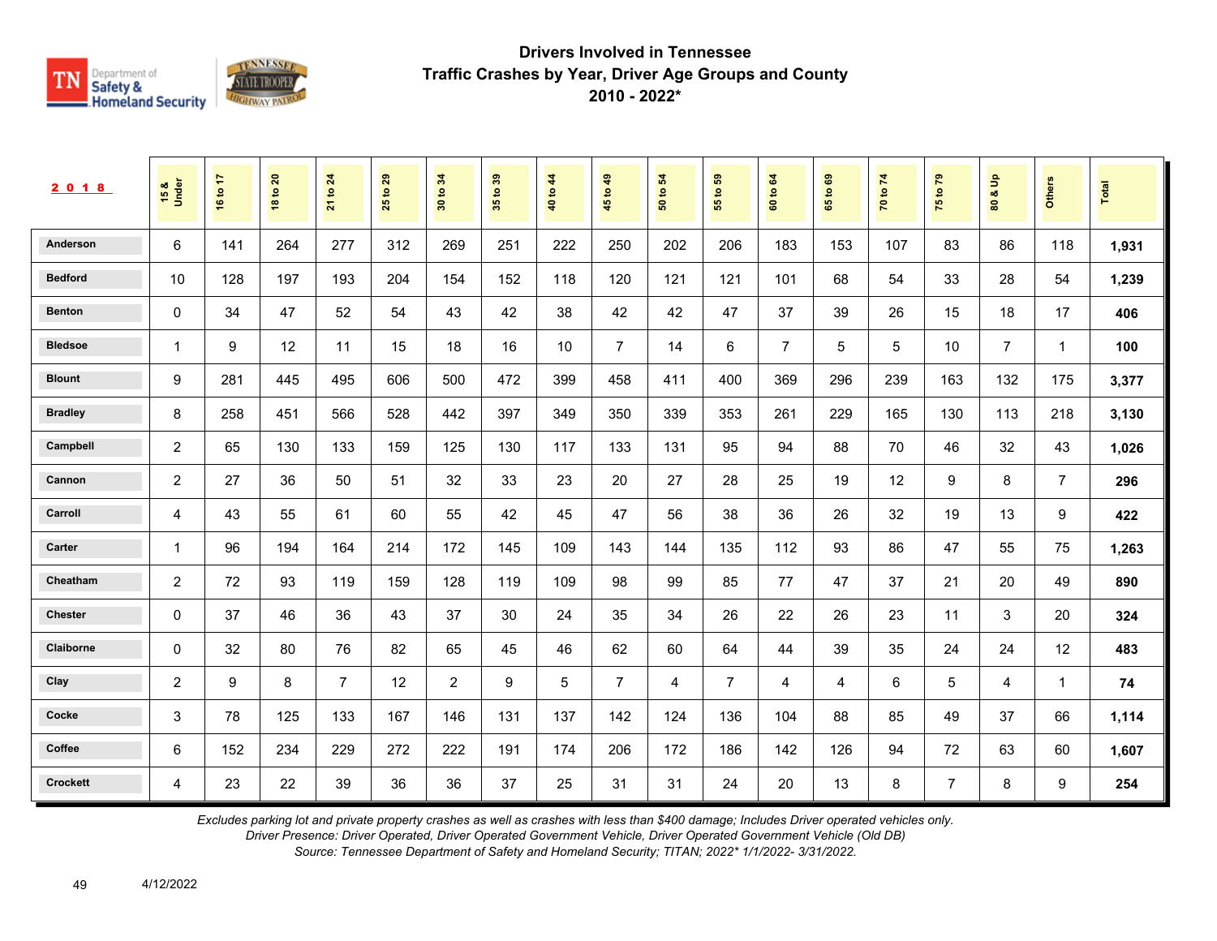# Drivers Involved in Tennessee Traffic Crashes by Year, Driver Age Groups and County

## 2010 - 2022*

| 2018 | 15 & Under | 16 to 17 | 18 to 20 | 21 to 24 | 25 to 29 | 30 to 34 | 35 to 39 | 40 to 44 | 45 to 49 | 50 to 54 | 55 to 59 | 60 to 64 | 65 to 69 | 70 to 74 | 75 to 79 | 80 & Up | Others | Total |
|---|---|---|---|---|---|---|---|---|---|---|---|---|---|---|---|---|---|---|
| Anderson | 6 | 141 | 264 | 277 | 312 | 269 | 251 | 222 | 250 | 202 | 206 | 183 | 153 | 107 | 83 | 86 | 118 | **1,931** |
| Bedford | 10 | 128 | 197 | 193 | 204 | 154 | 152 | 118 | 120 | 121 | 121 | 101 | 68 | 54 | 33 | 28 | 54 | **1,239** |
| Benton | 0 | 34 | 47 | 52 | 54 | 43 | 42 | 38 | 42 | 42 | 47 | 37 | 39 | 26 | 15 | 18 | 17 | **406** |
| Bledsoe | 1 | 9 | 12 | 11 | 15 | 18 | 16 | 10 | 7 | 14 | 6 | 7 | 5 | 5 | 10 | 7 | 1 | **100** |
| Blount | 9 | 281 | 445 | 495 | 606 | 500 | 472 | 399 | 458 | 411 | 400 | 369 | 296 | 239 | 163 | 132 | 175 | **3,377** |
| Bradley | 8 | 258 | 451 | 566 | 528 | 442 | 397 | 349 | 350 | 339 | 353 | 261 | 229 | 165 | 130 | 113 | 218 | **3,130** |
| Campbell | 2 | 65 | 130 | 133 | 159 | 125 | 130 | 117 | 133 | 131 | 95 | 94 | 88 | 70 | 46 | 32 | 43 | **1,026** |
| Cannon | 2 | 27 | 36 | 50 | 51 | 32 | 33 | 23 | 20 | 27 | 28 | 25 | 19 | 12 | 9 | 8 | 7 | **296** |
| Carroll | 4 | 43 | 55 | 61 | 60 | 55 | 42 | 45 | 47 | 56 | 38 | 36 | 26 | 32 | 19 | 13 | 9 | **422** |
| Carter | 1 | 96 | 194 | 164 | 214 | 172 | 145 | 109 | 143 | 144 | 135 | 112 | 93 | 86 | 47 | 55 | 75 | **1,263** |
| Cheatham | 2 | 72 | 93 | 119 | 159 | 128 | 119 | 109 | 98 | 99 | 85 | 77 | 47 | 37 | 21 | 20 | 49 | **890** |
| Chester | 0 | 37 | 46 | 36 | 43 | 37 | 30 | 24 | 35 | 34 | 26 | 22 | 26 | 23 | 11 | 3 | 20 | **324** |
| Claiborne | 0 | 32 | 80 | 76 | 82 | 65 | 45 | 46 | 62 | 60 | 64 | 44 | 39 | 35 | 24 | 24 | 12 | **483** |
| Clay | 2 | 9 | 8 | 7 | 12 | 2 | 9 | 5 | 7 | 4 | 7 | 4 | 4 | 6 | 5 | 4 | 1 | **74** |
| Cocke | 3 | 78 | 125 | 133 | 167 | 146 | 131 | 137 | 142 | 124 | 136 | 104 | 88 | 85 | 49 | 37 | 66 | **1,114** |
| Coffee | 6 | 152 | 234 | 229 | 272 | 222 | 191 | 174 | 206 | 172 | 186 | 142 | 126 | 94 | 72 | 63 | 60 | **1,607** |
| Crockett | 4 | 23 | 22 | 39 | 36 | 36 | 37 | 25 | 31 | 31 | 24 | 20 | 13 | 8 | 7 | 8 | 9 | **254** |

*Excludes parking lot and private property crashes as well as crashes with less than $400 damage; Includes Driver operated vehicles only.*
*Driver Presence: Driver Operated, Driver Operated Government Vehicle, Driver Operated Government Vehicle (Old DB)*
*Source: Tennessee Department of Safety and Homeland Security; TITAN; 2022* 1/1/2022- 3/31/2022.*

4/12/2022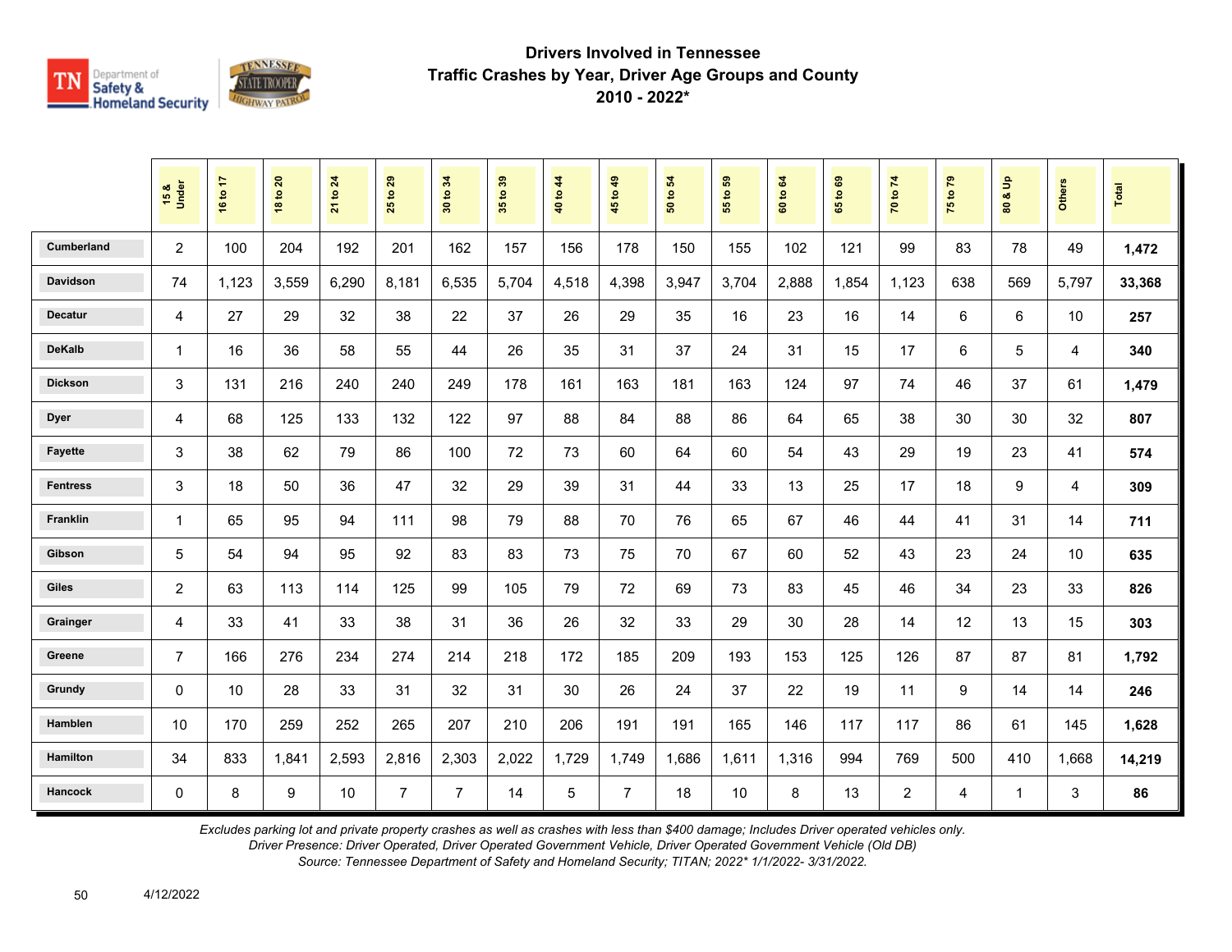## Drivers Involved in Tennessee
## Traffic Crashes by Year, Driver Age Groups and County
## 2010 - 2022*

| | 15 & Under | 16 to 17 | 18 to 20 | 21 to 24 | 25 to 29 | 30 to 34 | 35 to 39 | 40 to 44 | 45 to 49 | 50 to 54 | 55 to 59 | 60 to 64 | 65 to 69 | 70 to 74 | 75 to 79 | 80 & Up | Others | Total |
|---|---|---|---|---|---|---|---|---|---|---|---|---|---|---|---|---|---|---|
| Cumberland | 2 | 100 | 204 | 192 | 201 | 162 | 157 | 156 | 178 | 150 | 155 | 102 | 121 | 99 | 83 | 78 | 49 | **1,472** |
| Davidson | 74 | 1,123 | 3,559 | 6,290 | 8,181 | 6,535 | 5,704 | 4,518 | 4,398 | 3,947 | 3,704 | 2,888 | 1,854 | 1,123 | 638 | 569 | 5,797 | **33,368** |
| Decatur | 4 | 27 | 29 | 32 | 38 | 22 | 37 | 26 | 29 | 35 | 16 | 23 | 16 | 14 | 6 | 6 | 10 | **257** |
| DeKalb | 1 | 16 | 36 | 58 | 55 | 44 | 26 | 35 | 31 | 37 | 24 | 31 | 15 | 17 | 6 | 5 | 4 | **340** |
| Dickson | 3 | 131 | 216 | 240 | 240 | 249 | 178 | 161 | 163 | 181 | 163 | 124 | 97 | 74 | 46 | 37 | 61 | **1,479** |
| Dyer | 4 | 68 | 125 | 133 | 132 | 122 | 97 | 88 | 84 | 88 | 86 | 64 | 65 | 38 | 30 | 30 | 32 | **807** |
| Fayette | 3 | 38 | 62 | 79 | 86 | 100 | 72 | 73 | 60 | 64 | 60 | 54 | 43 | 29 | 19 | 23 | 41 | **574** |
| Fentress | 3 | 18 | 50 | 36 | 47 | 32 | 29 | 39 | 31 | 44 | 33 | 13 | 25 | 17 | 18 | 9 | 4 | **309** |
| Franklin | 1 | 65 | 95 | 94 | 111 | 98 | 79 | 88 | 70 | 76 | 65 | 67 | 46 | 44 | 41 | 31 | 14 | **711** |
| Gibson | 5 | 54 | 94 | 95 | 92 | 83 | 83 | 73 | 75 | 70 | 67 | 60 | 52 | 43 | 23 | 24 | 10 | **635** |
| Giles | 2 | 63 | 113 | 114 | 125 | 99 | 105 | 79 | 72 | 69 | 73 | 83 | 45 | 46 | 34 | 23 | 33 | **826** |
| Grainger | 4 | 33 | 41 | 33 | 38 | 31 | 36 | 26 | 32 | 33 | 29 | 30 | 28 | 14 | 12 | 13 | 15 | **303** |
| Greene | 7 | 166 | 276 | 234 | 274 | 214 | 218 | 172 | 185 | 209 | 193 | 153 | 125 | 126 | 87 | 87 | 81 | **1,792** |
| Grundy | 0 | 10 | 28 | 33 | 31 | 32 | 31 | 30 | 26 | 24 | 37 | 22 | 19 | 11 | 9 | 14 | 14 | **246** |
| Hamblen | 10 | 170 | 259 | 252 | 265 | 207 | 210 | 206 | 191 | 191 | 165 | 146 | 117 | 117 | 86 | 61 | 145 | **1,628** |
| Hamilton | 34 | 833 | 1,841 | 2,593 | 2,816 | 2,303 | 2,022 | 1,729 | 1,749 | 1,686 | 1,611 | 1,316 | 994 | 769 | 500 | 410 | 1,668 | **14,219** |
| Hancock | 0 | 8 | 9 | 10 | 7 | 7 | 14 | 5 | 7 | 18 | 10 | 8 | 13 | 2 | 4 | 1 | 3 | **86** |

*Excludes parking lot and private property crashes as well as crashes with less than $400 damage; Includes Driver operated vehicles only.*
*Driver Presence: Driver Operated, Driver Operated Government Vehicle, Driver Operated Government Vehicle (Old DB)*
*Source: Tennessee Department of Safety and Homeland Security; TITAN; 2022* 1/1/2022- 3/31/2022.*

4/12/2022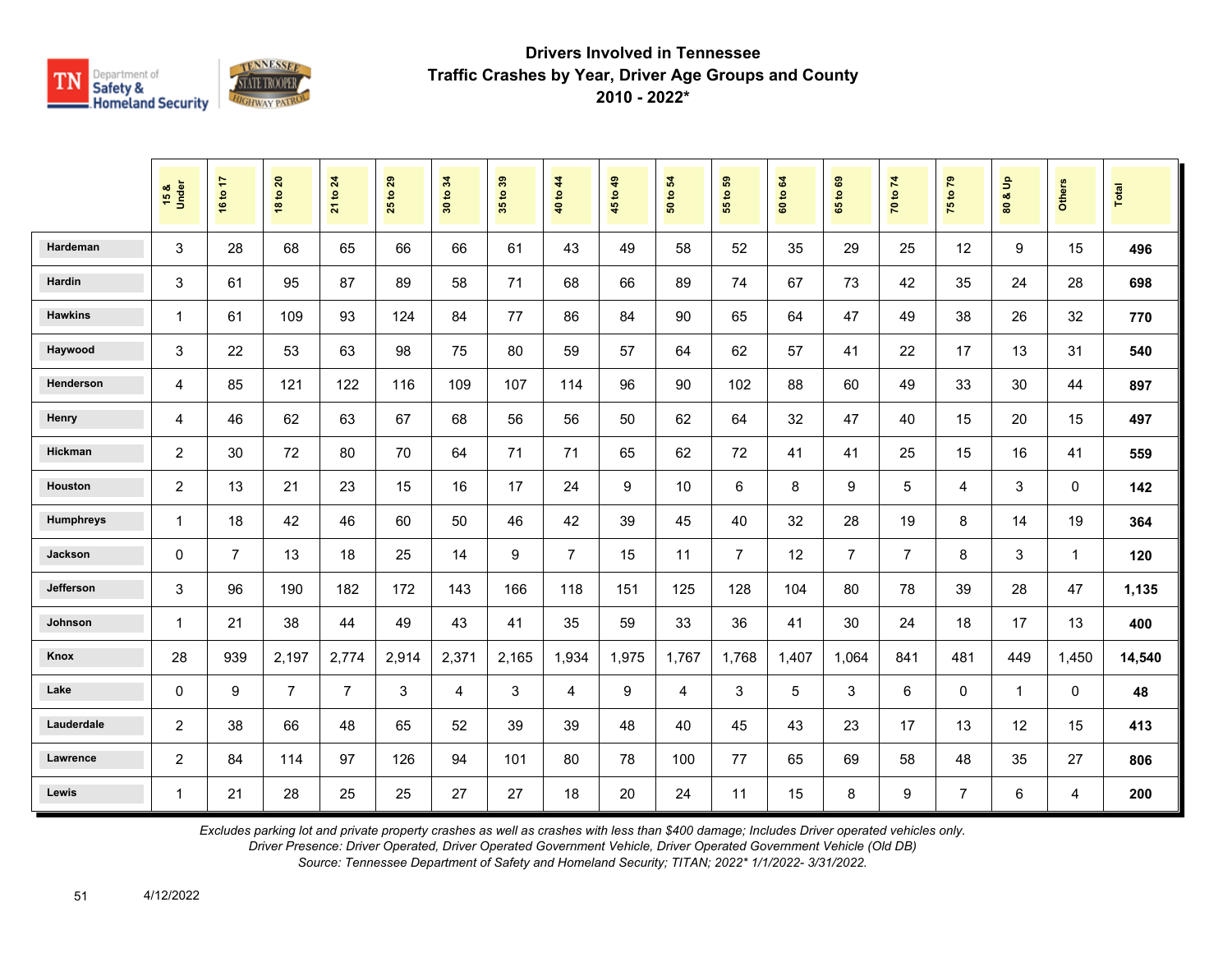# Drivers Involved in Tennessee Traffic Crashes by Year, Driver Age Groups and County 2010 - 2022*

| | 15 & Under | 16 to 17 | 18 to 20 | 21 to 24 | 25 to 29 | 30 to 34 | 35 to 39 | 40 to 44 | 45 to 49 | 50 to 54 | 55 to 59 | 60 to 64 | 65 to 69 | 70 to 74 | 75 to 79 | 80 & Up | Others | Total |
|---|---|---|---|---|---|---|---|---|---|---|---|---|---|---|---|---|---|---|
| Hardeman | 3 | 28 | 68 | 65 | 66 | 66 | 61 | 43 | 49 | 58 | 52 | 35 | 29 | 25 | 12 | 9 | 15 | **496** |
| Hardin | 3 | 61 | 95 | 87 | 89 | 58 | 71 | 68 | 66 | 89 | 74 | 67 | 73 | 42 | 35 | 24 | 28 | **698** |
| Hawkins | 1 | 61 | 109 | 93 | 124 | 84 | 77 | 86 | 84 | 90 | 65 | 64 | 47 | 49 | 38 | 26 | 32 | **770** |
| Haywood | 3 | 22 | 53 | 63 | 98 | 75 | 80 | 59 | 57 | 64 | 62 | 57 | 41 | 22 | 17 | 13 | 31 | **540** |
| Henderson | 4 | 85 | 121 | 122 | 116 | 109 | 107 | 114 | 96 | 90 | 102 | 88 | 60 | 49 | 33 | 30 | 44 | **897** |
| Henry | 4 | 46 | 62 | 63 | 67 | 68 | 56 | 56 | 50 | 62 | 64 | 32 | 47 | 40 | 15 | 20 | 15 | **497** |
| Hickman | 2 | 30 | 72 | 80 | 70 | 64 | 71 | 71 | 65 | 62 | 72 | 41 | 41 | 25 | 15 | 16 | 41 | **559** |
| Houston | 2 | 13 | 21 | 23 | 15 | 16 | 17 | 24 | 9 | 10 | 6 | 8 | 9 | 5 | 4 | 3 | 0 | **142** |
| Humphreys | 1 | 18 | 42 | 46 | 60 | 50 | 46 | 42 | 39 | 45 | 40 | 32 | 28 | 19 | 8 | 14 | 19 | **364** |
| Jackson | 0 | 7 | 13 | 18 | 25 | 14 | 9 | 7 | 15 | 11 | 7 | 12 | 7 | 7 | 8 | 3 | 1 | **120** |
| Jefferson | 3 | 96 | 190 | 182 | 172 | 143 | 166 | 118 | 151 | 125 | 128 | 104 | 80 | 78 | 39 | 28 | 47 | **1,135** |
| Johnson | 1 | 21 | 38 | 44 | 49 | 43 | 41 | 35 | 59 | 33 | 36 | 41 | 30 | 24 | 18 | 17 | 13 | **400** |
| Knox | 28 | 939 | 2,197 | 2,774 | 2,914 | 2,371 | 2,165 | 1,934 | 1,975 | 1,767 | 1,768 | 1,407 | 1,064 | 841 | 481 | 449 | 1,450 | **14,540** |
| Lake | 0 | 9 | 7 | 7 | 3 | 4 | 3 | 4 | 9 | 4 | 3 | 5 | 3 | 6 | 0 | 1 | 0 | **48** |
| Lauderdale | 2 | 38 | 66 | 48 | 65 | 52 | 39 | 39 | 48 | 40 | 45 | 43 | 23 | 17 | 13 | 12 | 15 | **413** |
| Lawrence | 2 | 84 | 114 | 97 | 126 | 94 | 101 | 80 | 78 | 100 | 77 | 65 | 69 | 58 | 48 | 35 | 27 | **806** |
| Lewis | 1 | 21 | 28 | 25 | 25 | 27 | 27 | 18 | 20 | 24 | 11 | 15 | 8 | 9 | 7 | 6 | 4 | **200** |

*Excludes parking lot and private property crashes as well as crashes with less than $400 damage; Includes Driver operated vehicles only.*
*Driver Presence: Driver Operated, Driver Operated Government Vehicle, Driver Operated Government Vehicle (Old DB)*
*Source: Tennessee Department of Safety and Homeland Security; TITAN; 2022* 1/1/2022- 3/31/2022.*

4/12/2022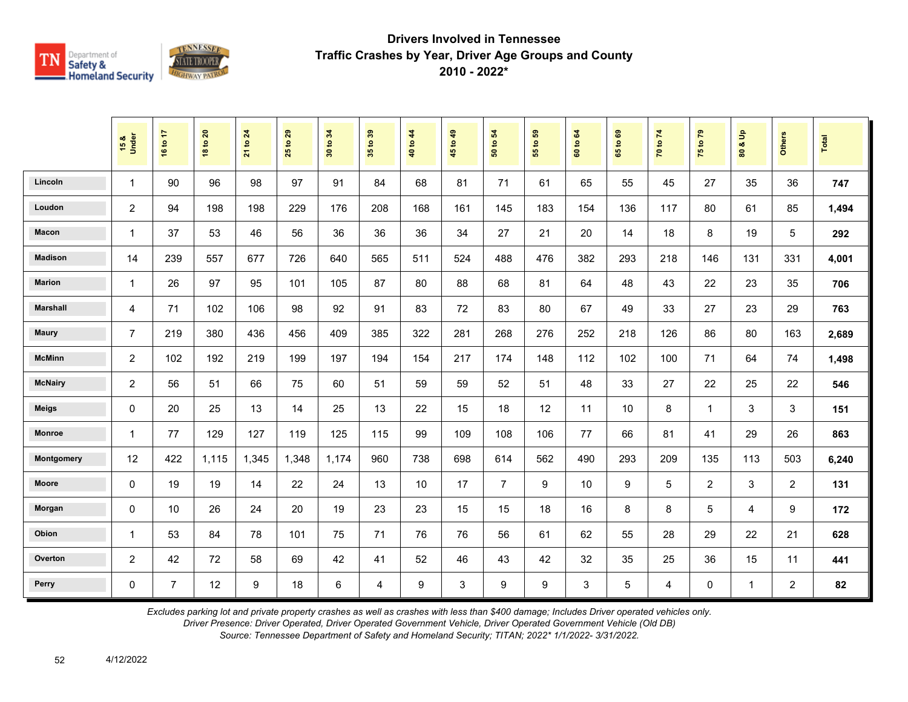# Drivers Involved in Tennessee Traffic Crashes by Year, Driver Age Groups and County 2010 - 2022*

| | 15 & Under | 16 to 17 | 18 to 20 | 21 to 24 | 25 to 29 | 30 to 34 | 35 to 39 | 40 to 44 | 45 to 49 | 50 to 54 | 55 to 59 | 60 to 64 | 65 to 69 | 70 to 74 | 75 to 79 | 80 & Up | Others | Total |
|---|---|---|---|---|---|---|---|---|---|---|---|---|---|---|---|---|---|---|
| Lincoln | 1 | 90 | 96 | 98 | 97 | 91 | 84 | 68 | 81 | 71 | 61 | 65 | 55 | 45 | 27 | 35 | 36 | **747** |
| Loudon | 2 | 94 | 198 | 198 | 229 | 176 | 208 | 168 | 161 | 145 | 183 | 154 | 136 | 117 | 80 | 61 | 85 | **1,494** |
| Macon | 1 | 37 | 53 | 46 | 56 | 36 | 36 | 36 | 34 | 27 | 21 | 20 | 14 | 18 | 8 | 19 | 5 | **292** |
| Madison | 14 | 239 | 557 | 677 | 726 | 640 | 565 | 511 | 524 | 488 | 476 | 382 | 293 | 218 | 146 | 131 | 331 | **4,001** |
| Marion | 1 | 26 | 97 | 95 | 101 | 105 | 87 | 80 | 88 | 68 | 81 | 64 | 48 | 43 | 22 | 23 | 35 | **706** |
| Marshall | 4 | 71 | 102 | 106 | 98 | 92 | 91 | 83 | 72 | 83 | 80 | 67 | 49 | 33 | 27 | 23 | 29 | **763** |
| Maury | 7 | 219 | 380 | 436 | 456 | 409 | 385 | 322 | 281 | 268 | 276 | 252 | 218 | 126 | 86 | 80 | 163 | **2,689** |
| McMinn | 2 | 102 | 192 | 219 | 199 | 197 | 194 | 154 | 217 | 174 | 148 | 112 | 102 | 100 | 71 | 64 | 74 | **1,498** |
| McNairy | 2 | 56 | 51 | 66 | 75 | 60 | 51 | 59 | 59 | 52 | 51 | 48 | 33 | 27 | 22 | 25 | 22 | **546** |
| Meigs | 0 | 20 | 25 | 13 | 14 | 25 | 13 | 22 | 15 | 18 | 12 | 11 | 10 | 8 | 1 | 3 | 3 | **151** |
| Monroe | 1 | 77 | 129 | 127 | 119 | 125 | 115 | 99 | 109 | 108 | 106 | 77 | 66 | 81 | 41 | 29 | 26 | **863** |
| Montgomery | 12 | 422 | 1,115 | 1,345 | 1,348 | 1,174 | 960 | 738 | 698 | 614 | 562 | 490 | 293 | 209 | 135 | 113 | 503 | **6,240** |
| Moore | 0 | 19 | 19 | 14 | 22 | 24 | 13 | 10 | 17 | 7 | 9 | 10 | 9 | 5 | 2 | 3 | 2 | **131** |
| Morgan | 0 | 10 | 26 | 24 | 20 | 19 | 23 | 23 | 15 | 15 | 18 | 16 | 8 | 8 | 5 | 4 | 9 | **172** |
| Obion | 1 | 53 | 84 | 78 | 101 | 75 | 71 | 76 | 76 | 56 | 61 | 62 | 55 | 28 | 29 | 22 | 21 | **628** |
| Overton | 2 | 42 | 72 | 58 | 69 | 42 | 41 | 52 | 46 | 43 | 42 | 32 | 35 | 25 | 36 | 15 | 11 | **441** |
| Perry | 0 | 7 | 12 | 9 | 18 | 6 | 4 | 9 | 3 | 9 | 9 | 3 | 5 | 4 | 0 | 1 | 2 | **82** |

*Excludes parking lot and private property crashes as well as crashes with less than $400 damage; Includes Driver operated vehicles only.*
*Driver Presence: Driver Operated, Driver Operated Government Vehicle, Driver Operated Government Vehicle (Old DB)*
*Source: Tennessee Department of Safety and Homeland Security; TITAN; 2022* 1/1/2022- 3/31/2022.*

4/12/2022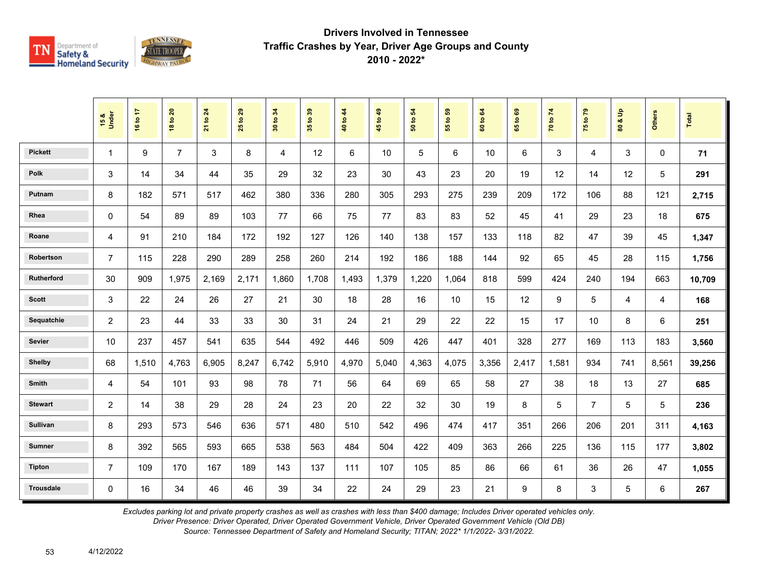# Drivers Involved in Tennessee
## Traffic Crashes by Year, Driver Age Groups and County
## 2010 - 2022*

| | 15 & Under | 16 to 17 | 18 to 20 | 21 to 24 | 25 to 29 | 30 to 34 | 35 to 39 | 40 to 44 | 45 to 49 | 50 to 54 | 55 to 59 | 60 to 64 | 65 to 69 | 70 to 74 | 75 to 79 | 80 & Up | Others | Total |
|---|---|---|---|---|---|---|---|---|---|---|---|---|---|---|---|---|---|---|
| Pickett | 1 | 9 | 7 | 3 | 8 | 4 | 12 | 6 | 10 | 5 | 6 | 10 | 6 | 3 | 4 | 3 | 0 | **71** |
| Polk | 3 | 14 | 34 | 44 | 35 | 29 | 32 | 23 | 30 | 43 | 23 | 20 | 19 | 12 | 14 | 12 | 5 | **291** |
| Putnam | 8 | 182 | 571 | 517 | 462 | 380 | 336 | 280 | 305 | 293 | 275 | 239 | 209 | 172 | 106 | 88 | 121 | **2,715** |
| Rhea | 0 | 54 | 89 | 89 | 103 | 77 | 66 | 75 | 77 | 83 | 83 | 52 | 45 | 41 | 29 | 23 | 18 | **675** |
| Roane | 4 | 91 | 210 | 184 | 172 | 192 | 127 | 126 | 140 | 138 | 157 | 133 | 118 | 82 | 47 | 39 | 45 | **1,347** |
| Robertson | 7 | 115 | 228 | 290 | 289 | 258 | 260 | 214 | 192 | 186 | 188 | 144 | 92 | 65 | 45 | 28 | 115 | **1,756** |
| Rutherford | 30 | 909 | 1,975 | 2,169 | 2,171 | 1,860 | 1,708 | 1,493 | 1,379 | 1,220 | 1,064 | 818 | 599 | 424 | 240 | 194 | 663 | **10,709** |
| Scott | 3 | 22 | 24 | 26 | 27 | 21 | 30 | 18 | 28 | 16 | 10 | 15 | 12 | 9 | 5 | 4 | 4 | **168** |
| Sequatchie | 2 | 23 | 44 | 33 | 33 | 30 | 31 | 24 | 21 | 29 | 22 | 22 | 15 | 17 | 10 | 8 | 6 | **251** |
| Sevier | 10 | 237 | 457 | 541 | 635 | 544 | 492 | 446 | 509 | 426 | 447 | 401 | 328 | 277 | 169 | 113 | 183 | **3,560** |
| Shelby | 68 | 1,510 | 4,763 | 6,905 | 8,247 | 6,742 | 5,910 | 4,970 | 5,040 | 4,363 | 4,075 | 3,356 | 2,417 | 1,581 | 934 | 741 | 8,561 | **39,256** |
| Smith | 4 | 54 | 101 | 93 | 98 | 78 | 71 | 56 | 64 | 69 | 65 | 58 | 27 | 38 | 18 | 13 | 27 | **685** |
| Stewart | 2 | 14 | 38 | 29 | 28 | 24 | 23 | 20 | 22 | 32 | 30 | 19 | 8 | 5 | 7 | 5 | 5 | **236** |
| Sullivan | 8 | 293 | 573 | 546 | 636 | 571 | 480 | 510 | 542 | 496 | 474 | 417 | 351 | 266 | 206 | 201 | 311 | **4,163** |
| Sumner | 8 | 392 | 565 | 593 | 665 | 538 | 563 | 484 | 504 | 422 | 409 | 363 | 266 | 225 | 136 | 115 | 177 | **3,802** |
| Tipton | 7 | 109 | 170 | 167 | 189 | 143 | 137 | 111 | 107 | 105 | 85 | 86 | 66 | 61 | 36 | 26 | 47 | **1,055** |
| Trousdale | 0 | 16 | 34 | 46 | 46 | 39 | 34 | 22 | 24 | 29 | 23 | 21 | 9 | 8 | 3 | 5 | 6 | **267** |

*Excludes parking lot and private property crashes as well as crashes with less than $400 damage; Includes Driver operated vehicles only.*
*Driver Presence: Driver Operated, Driver Operated Government Vehicle, Driver Operated Government Vehicle (Old DB)*
*Source: Tennessee Department of Safety and Homeland Security; TITAN; 2022* 1/1/2022- 3/31/2022.*

4/12/2022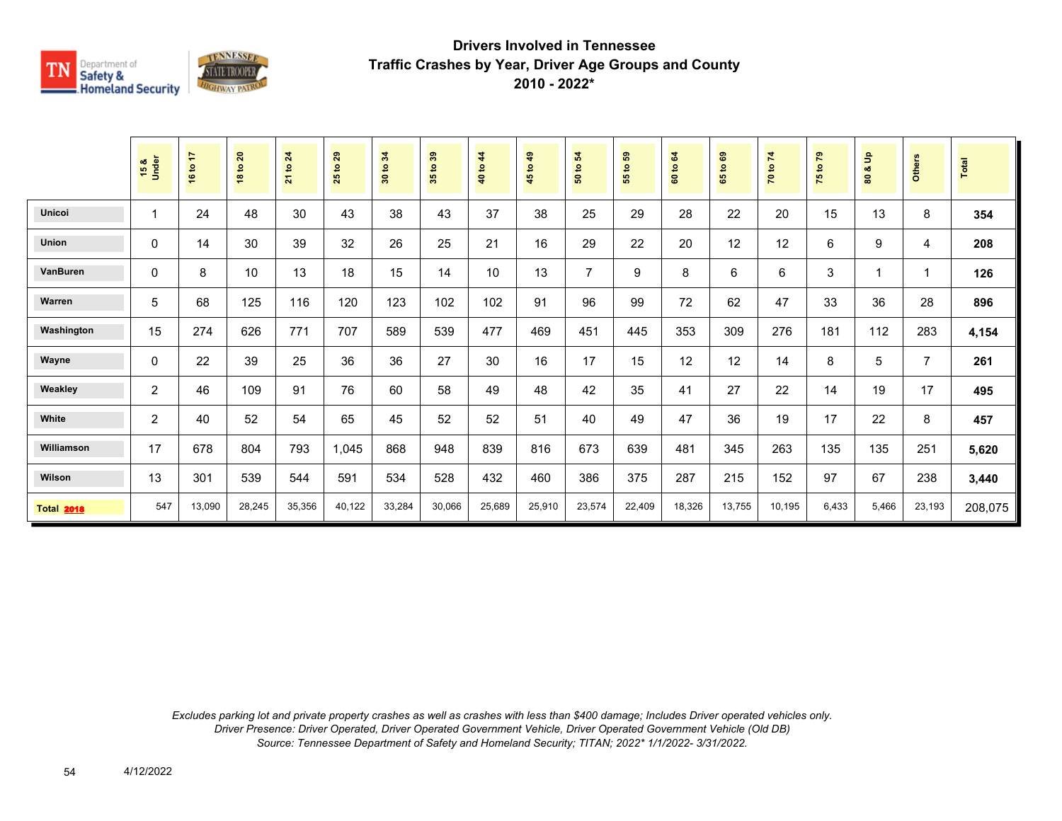# Drivers Involved in Tennessee
## Traffic Crashes by Year, Driver Age Groups and County
### 2010 - 2022*

| | 15 & Under | 16 to 17 | 18 to 20 | 21 to 24 | 25 to 29 | 30 to 34 | 35 to 39 | 40 to 44 | 45 to 49 | 50 to 54 | 55 to 59 | 60 to 64 | 65 to 69 | 70 to 74 | 75 to 79 | 80 & Up | Others | Total |
|---|---|---|---|---|---|---|---|---|---|---|---|---|---|---|---|---|---|---|
| Unicoi | 1 | 24 | 48 | 30 | 43 | 38 | 43 | 37 | 38 | 25 | 29 | 28 | 22 | 20 | 15 | 13 | 8 | **354** |
| Union | 0 | 14 | 30 | 39 | 32 | 26 | 25 | 21 | 16 | 29 | 22 | 20 | 12 | 12 | 6 | 9 | 4 | **208** |
| VanBuren | 0 | 8 | 10 | 13 | 18 | 15 | 14 | 10 | 13 | 7 | 9 | 8 | 6 | 6 | 3 | 1 | 1 | **126** |
| Warren | 5 | 68 | 125 | 116 | 120 | 123 | 102 | 102 | 91 | 96 | 99 | 72 | 62 | 47 | 33 | 36 | 28 | **896** |
| Washington | 15 | 274 | 626 | 771 | 707 | 589 | 539 | 477 | 469 | 451 | 445 | 353 | 309 | 276 | 181 | 112 | 283 | **4,154** |
| Wayne | 0 | 22 | 39 | 25 | 36 | 36 | 27 | 30 | 16 | 17 | 15 | 12 | 12 | 14 | 8 | 5 | 7 | **261** |
| Weakley | 2 | 46 | 109 | 91 | 76 | 60 | 58 | 49 | 48 | 42 | 35 | 41 | 27 | 22 | 14 | 19 | 17 | **495** |
| White | 2 | 40 | 52 | 54 | 65 | 45 | 52 | 52 | 51 | 40 | 49 | 47 | 36 | 19 | 17 | 22 | 8 | **457** |
| Williamson | 17 | 678 | 804 | 793 | 1,045 | 868 | 948 | 839 | 816 | 673 | 639 | 481 | 345 | 263 | 135 | 135 | 251 | **5,620** |
| Wilson | 13 | 301 | 539 | 544 | 591 | 534 | 528 | 432 | 460 | 386 | 375 | 287 | 215 | 152 | 97 | 67 | 238 | **3,440** |
| **Total 2018** | 547 | 13,090 | 28,245 | 35,356 | 40,122 | 33,284 | 30,066 | 25,689 | 25,910 | 23,574 | 22,409 | 18,326 | 13,755 | 10,195 | 6,433 | 5,466 | 23,193 | 208,075 |

*Excludes parking lot and private property crashes as well as crashes with less than $400 damage; Includes Driver operated vehicles only.*
*Driver Presence: Driver Operated, Driver Operated Government Vehicle, Driver Operated Government Vehicle (Old DB)*
*Source: Tennessee Department of Safety and Homeland Security; TITAN; 2022* 1/1/2022- 3/31/2022.*

4/12/2022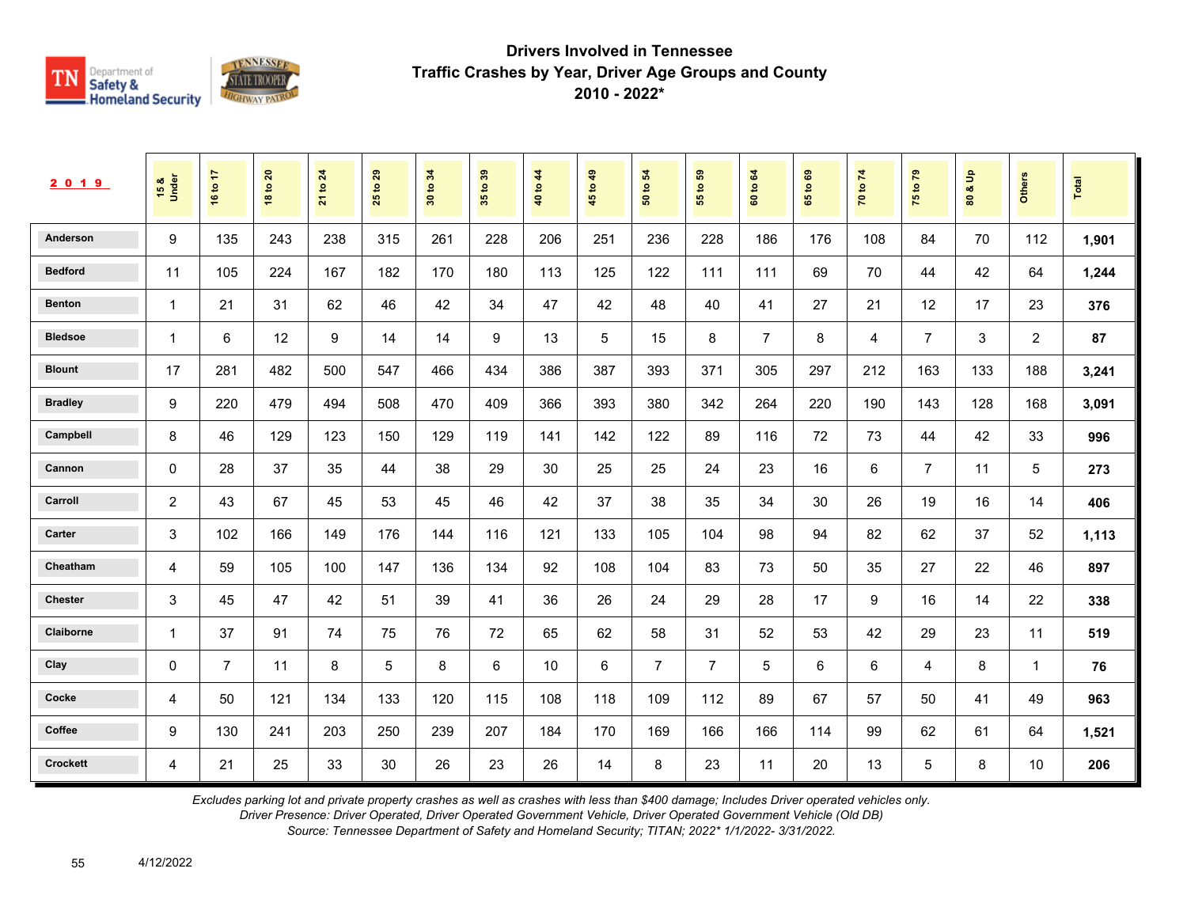# Drivers Involved in Tennessee
## Traffic Crashes by Year, Driver Age Groups and County
## 2010 - 2022*

| 2019 | 15 & Under | 16 to 17 | 18 to 20 | 21 to 24 | 25 to 29 | 30 to 34 | 35 to 39 | 40 to 44 | 45 to 49 | 50 to 54 | 55 to 59 | 60 to 64 | 65 to 69 | 70 to 74 | 75 to 79 | 80 & Up | Others | Total |
|---|---|---|---|---|---|---|---|---|---|---|---|---|---|---|---|---|---|---|
| Anderson | 9 | 135 | 243 | 238 | 315 | 261 | 228 | 206 | 251 | 236 | 228 | 186 | 176 | 108 | 84 | 70 | 112 | **1,901** |
| Bedford | 11 | 105 | 224 | 167 | 182 | 170 | 180 | 113 | 125 | 122 | 111 | 111 | 69 | 70 | 44 | 42 | 64 | **1,244** |
| Benton | 1 | 21 | 31 | 62 | 46 | 42 | 34 | 47 | 42 | 48 | 40 | 41 | 27 | 21 | 12 | 17 | 23 | **376** |
| Bledsoe | 1 | 6 | 12 | 9 | 14 | 14 | 9 | 13 | 5 | 15 | 8 | 7 | 8 | 4 | 7 | 3 | 2 | **87** |
| Blount | 17 | 281 | 482 | 500 | 547 | 466 | 434 | 386 | 387 | 393 | 371 | 305 | 297 | 212 | 163 | 133 | 188 | **3,241** |
| Bradley | 9 | 220 | 479 | 494 | 508 | 470 | 409 | 366 | 393 | 380 | 342 | 264 | 220 | 190 | 143 | 128 | 168 | **3,091** |
| Campbell | 8 | 46 | 129 | 123 | 150 | 129 | 119 | 141 | 142 | 122 | 89 | 116 | 72 | 73 | 44 | 42 | 33 | **996** |
| Cannon | 0 | 28 | 37 | 35 | 44 | 38 | 29 | 30 | 25 | 25 | 24 | 23 | 16 | 6 | 7 | 11 | 5 | **273** |
| Carroll | 2 | 43 | 67 | 45 | 53 | 45 | 46 | 42 | 37 | 38 | 35 | 34 | 30 | 26 | 19 | 16 | 14 | **406** |
| Carter | 3 | 102 | 166 | 149 | 176 | 144 | 116 | 121 | 133 | 105 | 104 | 98 | 94 | 82 | 62 | 37 | 52 | **1,113** |
| Cheatham | 4 | 59 | 105 | 100 | 147 | 136 | 134 | 92 | 108 | 104 | 83 | 73 | 50 | 35 | 27 | 22 | 46 | **897** |
| Chester | 3 | 45 | 47 | 42 | 51 | 39 | 41 | 36 | 26 | 24 | 29 | 28 | 17 | 9 | 16 | 14 | 22 | **338** |
| Claiborne | 1 | 37 | 91 | 74 | 75 | 76 | 72 | 65 | 62 | 58 | 31 | 52 | 53 | 42 | 29 | 23 | 11 | **519** |
| Clay | 0 | 7 | 11 | 8 | 5 | 8 | 6 | 10 | 6 | 7 | 7 | 5 | 6 | 6 | 4 | 8 | 1 | **76** |
| Cocke | 4 | 50 | 121 | 134 | 133 | 120 | 115 | 108 | 118 | 109 | 112 | 89 | 67 | 57 | 50 | 41 | 49 | **963** |
| Coffee | 9 | 130 | 241 | 203 | 250 | 239 | 207 | 184 | 170 | 169 | 166 | 166 | 114 | 99 | 62 | 61 | 64 | **1,521** |
| Crockett | 4 | 21 | 25 | 33 | 30 | 26 | 23 | 26 | 14 | 8 | 23 | 11 | 20 | 13 | 5 | 8 | 10 | **206** |

*Excludes parking lot and private property crashes as well as crashes with less than $400 damage; Includes Driver operated vehicles only.*
*Driver Presence: Driver Operated, Driver Operated Government Vehicle, Driver Operated Government Vehicle (Old DB)*
*Source: Tennessee Department of Safety and Homeland Security; TITAN; 2022* 1/1/2022- 3/31/2022.*

4/12/2022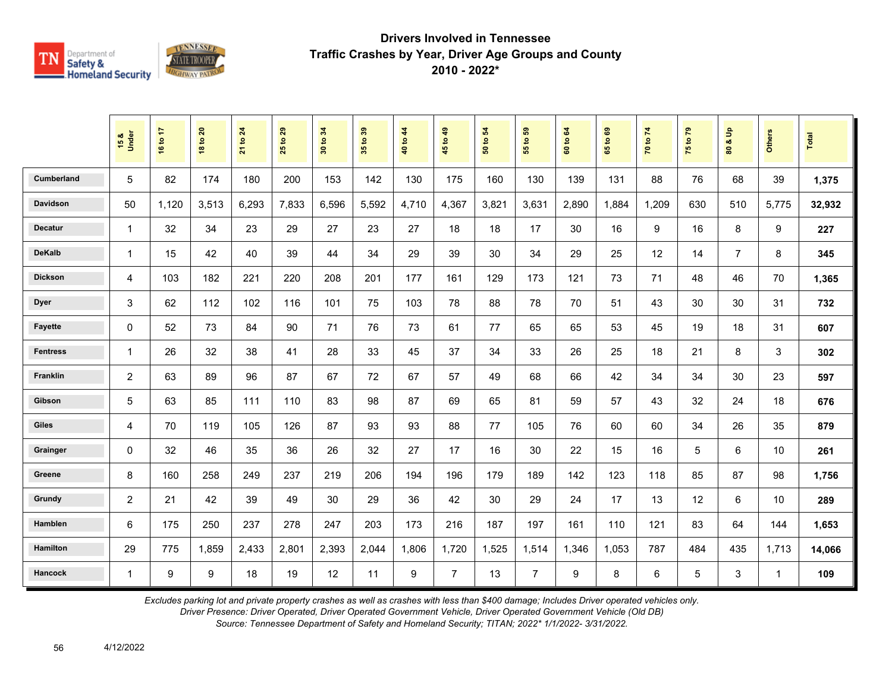## Drivers Involved in Tennessee Traffic Crashes by Year, Driver Age Groups and County 2010 - 2022*

| | 15 & Under | 16 to 17 | 18 to 20 | 21 to 24 | 25 to 29 | 30 to 34 | 35 to 39 | 40 to 44 | 45 to 49 | 50 to 54 | 55 to 59 | 60 to 64 | 65 to 69 | 70 to 74 | 75 to 79 | 80 & Up | Others | Total |
|---|---|---|---|---|---|---|---|---|---|---|---|---|---|---|---|---|---|---|
| Cumberland | 5 | 82 | 174 | 180 | 200 | 153 | 142 | 130 | 175 | 160 | 130 | 139 | 131 | 88 | 76 | 68 | 39 | **1,375** |
| Davidson | 50 | 1,120 | 3,513 | 6,293 | 7,833 | 6,596 | 5,592 | 4,710 | 4,367 | 3,821 | 3,631 | 2,890 | 1,884 | 1,209 | 630 | 510 | 5,775 | **32,932** |
| Decatur | 1 | 32 | 34 | 23 | 29 | 27 | 23 | 27 | 18 | 18 | 17 | 30 | 16 | 9 | 16 | 8 | 9 | **227** |
| DeKalb | 1 | 15 | 42 | 40 | 39 | 44 | 34 | 29 | 39 | 30 | 34 | 29 | 25 | 12 | 14 | 7 | 8 | **345** |
| Dickson | 4 | 103 | 182 | 221 | 220 | 208 | 201 | 177 | 161 | 129 | 173 | 121 | 73 | 71 | 48 | 46 | 70 | **1,365** |
| Dyer | 3 | 62 | 112 | 102 | 116 | 101 | 75 | 103 | 78 | 88 | 78 | 70 | 51 | 43 | 30 | 30 | 31 | **732** |
| Fayette | 0 | 52 | 73 | 84 | 90 | 71 | 76 | 73 | 61 | 77 | 65 | 65 | 53 | 45 | 19 | 18 | 31 | **607** |
| Fentress | 1 | 26 | 32 | 38 | 41 | 28 | 33 | 45 | 37 | 34 | 33 | 26 | 25 | 18 | 21 | 8 | 3 | **302** |
| Franklin | 2 | 63 | 89 | 96 | 87 | 67 | 72 | 67 | 57 | 49 | 68 | 66 | 42 | 34 | 34 | 30 | 23 | **597** |
| Gibson | 5 | 63 | 85 | 111 | 110 | 83 | 98 | 87 | 69 | 65 | 81 | 59 | 57 | 43 | 32 | 24 | 18 | **676** |
| Giles | 4 | 70 | 119 | 105 | 126 | 87 | 93 | 93 | 88 | 77 | 105 | 76 | 60 | 60 | 34 | 26 | 35 | **879** |
| Grainger | 0 | 32 | 46 | 35 | 36 | 26 | 32 | 27 | 17 | 16 | 30 | 22 | 15 | 16 | 5 | 6 | 10 | **261** |
| Greene | 8 | 160 | 258 | 249 | 237 | 219 | 206 | 194 | 196 | 179 | 189 | 142 | 123 | 118 | 85 | 87 | 98 | **1,756** |
| Grundy | 2 | 21 | 42 | 39 | 49 | 30 | 29 | 36 | 42 | 30 | 29 | 24 | 17 | 13 | 12 | 6 | 10 | **289** |
| Hamblen | 6 | 175 | 250 | 237 | 278 | 247 | 203 | 173 | 216 | 187 | 197 | 161 | 110 | 121 | 83 | 64 | 144 | **1,653** |
| Hamilton | 29 | 775 | 1,859 | 2,433 | 2,801 | 2,393 | 2,044 | 1,806 | 1,720 | 1,525 | 1,514 | 1,346 | 1,053 | 787 | 484 | 435 | 1,713 | **14,066** |
| Hancock | 1 | 9 | 9 | 18 | 19 | 12 | 11 | 9 | 7 | 13 | 7 | 9 | 8 | 6 | 5 | 3 | 1 | **109** |

*Excludes parking lot and private property crashes as well as crashes with less than $400 damage; Includes Driver operated vehicles only.*
*Driver Presence: Driver Operated, Driver Operated Government Vehicle, Driver Operated Government Vehicle (Old DB)*
*Source: Tennessee Department of Safety and Homeland Security; TITAN; 2022* 1/1/2022- 3/31/2022.*

4/12/2022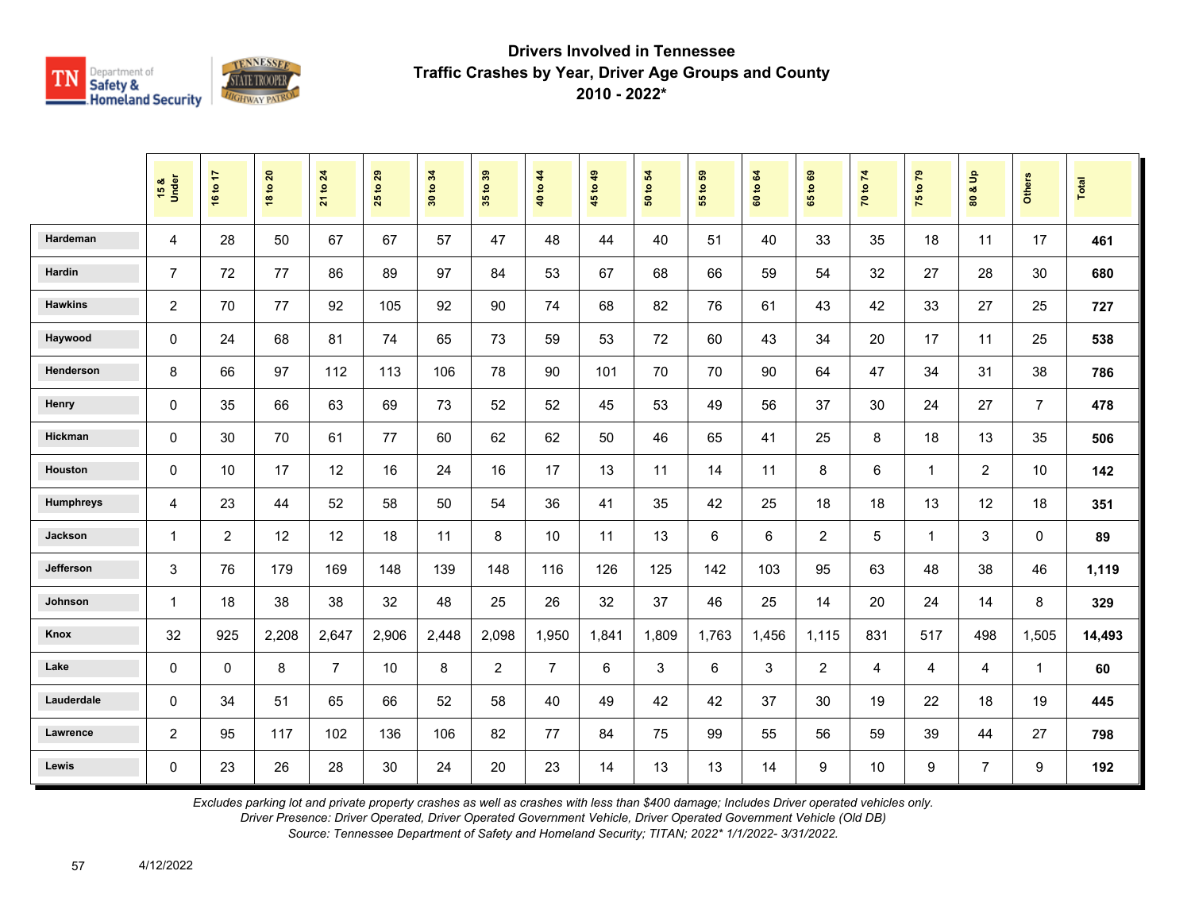# Drivers Involved in Tennessee Traffic Crashes by Year, Driver Age Groups and County

## 2010 - 2022*

| | 15 & Under | 16 to 17 | 18 to 20 | 21 to 24 | 25 to 29 | 30 to 34 | 35 to 39 | 40 to 44 | 45 to 49 | 50 to 54 | 55 to 59 | 60 to 64 | 65 to 69 | 70 to 74 | 75 to 79 | 80 & Up | Others | Total |
|---|---|---|---|---|---|---|---|---|---|---|---|---|---|---|---|---|---|---|
| Hardeman | 4 | 28 | 50 | 67 | 67 | 57 | 47 | 48 | 44 | 40 | 51 | 40 | 33 | 35 | 18 | 11 | 17 | **461** |
| Hardin | 7 | 72 | 77 | 86 | 89 | 97 | 84 | 53 | 67 | 68 | 66 | 59 | 54 | 32 | 27 | 28 | 30 | **680** |
| Hawkins | 2 | 70 | 77 | 92 | 105 | 92 | 90 | 74 | 68 | 82 | 76 | 61 | 43 | 42 | 33 | 27 | 25 | **727** |
| Haywood | 0 | 24 | 68 | 81 | 74 | 65 | 73 | 59 | 53 | 72 | 60 | 43 | 34 | 20 | 17 | 11 | 25 | **538** |
| Henderson | 8 | 66 | 97 | 112 | 113 | 106 | 78 | 90 | 101 | 70 | 70 | 90 | 64 | 47 | 34 | 31 | 38 | **786** |
| Henry | 0 | 35 | 66 | 63 | 69 | 73 | 52 | 52 | 45 | 53 | 49 | 56 | 37 | 30 | 24 | 27 | 7 | **478** |
| Hickman | 0 | 30 | 70 | 61 | 77 | 60 | 62 | 62 | 50 | 46 | 65 | 41 | 25 | 8 | 18 | 13 | 35 | **506** |
| Houston | 0 | 10 | 17 | 12 | 16 | 24 | 16 | 17 | 13 | 11 | 14 | 11 | 8 | 6 | 1 | 2 | 10 | **142** |
| Humphreys | 4 | 23 | 44 | 52 | 58 | 50 | 54 | 36 | 41 | 35 | 42 | 25 | 18 | 18 | 13 | 12 | 18 | **351** |
| Jackson | 1 | 2 | 12 | 12 | 18 | 11 | 8 | 10 | 11 | 13 | 6 | 6 | 2 | 5 | 1 | 3 | 0 | **89** |
| Jefferson | 3 | 76 | 179 | 169 | 148 | 139 | 148 | 116 | 126 | 125 | 142 | 103 | 95 | 63 | 48 | 38 | 46 | **1,119** |
| Johnson | 1 | 18 | 38 | 38 | 32 | 48 | 25 | 26 | 32 | 37 | 46 | 25 | 14 | 20 | 24 | 14 | 8 | **329** |
| Knox | 32 | 925 | 2,208 | 2,647 | 2,906 | 2,448 | 2,098 | 1,950 | 1,841 | 1,809 | 1,763 | 1,456 | 1,115 | 831 | 517 | 498 | 1,505 | **14,493** |
| Lake | 0 | 0 | 8 | 7 | 10 | 8 | 2 | 7 | 6 | 3 | 6 | 3 | 2 | 4 | 4 | 4 | 1 | **60** |
| Lauderdale | 0 | 34 | 51 | 65 | 66 | 52 | 58 | 40 | 49 | 42 | 42 | 37 | 30 | 19 | 22 | 18 | 19 | **445** |
| Lawrence | 2 | 95 | 117 | 102 | 136 | 106 | 82 | 77 | 84 | 75 | 99 | 55 | 56 | 59 | 39 | 44 | 27 | **798** |
| Lewis | 0 | 23 | 26 | 28 | 30 | 24 | 20 | 23 | 14 | 13 | 13 | 14 | 9 | 10 | 9 | 7 | 9 | **192** |

*Excludes parking lot and private property crashes as well as crashes with less than $400 damage; Includes Driver operated vehicles only.*
*Driver Presence: Driver Operated, Driver Operated Government Vehicle, Driver Operated Government Vehicle (Old DB)*
*Source: Tennessee Department of Safety and Homeland Security; TITAN; 2022* 1/1/2022- 3/31/2022.*

4/12/2022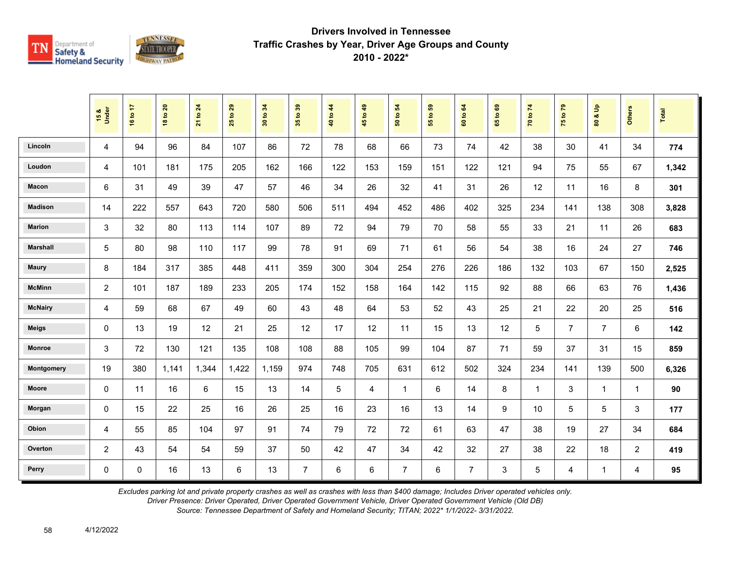## Drivers Involved in Tennessee
## Traffic Crashes by Year, Driver Age Groups and County
## 2010 - 2022*

| | 15 & Under | 16 to 17 | 18 to 20 | 21 to 24 | 25 to 29 | 30 to 34 | 35 to 39 | 40 to 44 | 45 to 49 | 50 to 54 | 55 to 59 | 60 to 64 | 65 to 69 | 70 to 74 | 75 to 79 | 80 & Up | Others | Total |
|---|---|---|---|---|---|---|---|---|---|---|---|---|---|---|---|---|---|---|
| Lincoln | 4 | 94 | 96 | 84 | 107 | 86 | 72 | 78 | 68 | 66 | 73 | 74 | 42 | 38 | 30 | 41 | 34 | **774** |
| Loudon | 4 | 101 | 181 | 175 | 205 | 162 | 166 | 122 | 153 | 159 | 151 | 122 | 121 | 94 | 75 | 55 | 67 | **1,342** |
| Macon | 6 | 31 | 49 | 39 | 47 | 57 | 46 | 34 | 26 | 32 | 41 | 31 | 26 | 12 | 11 | 16 | 8 | **301** |
| Madison | 14 | 222 | 557 | 643 | 720 | 580 | 506 | 511 | 494 | 452 | 486 | 402 | 325 | 234 | 141 | 138 | 308 | **3,828** |
| Marion | 3 | 32 | 80 | 113 | 114 | 107 | 89 | 72 | 94 | 79 | 70 | 58 | 55 | 33 | 21 | 11 | 26 | **683** |
| Marshall | 5 | 80 | 98 | 110 | 117 | 99 | 78 | 91 | 69 | 71 | 61 | 56 | 54 | 38 | 16 | 24 | 27 | **746** |
| Maury | 8 | 184 | 317 | 385 | 448 | 411 | 359 | 300 | 304 | 254 | 276 | 226 | 186 | 132 | 103 | 67 | 150 | **2,525** |
| McMinn | 2 | 101 | 187 | 189 | 233 | 205 | 174 | 152 | 158 | 164 | 142 | 115 | 92 | 88 | 66 | 63 | 76 | **1,436** |
| McNairy | 4 | 59 | 68 | 67 | 49 | 60 | 43 | 48 | 64 | 53 | 52 | 43 | 25 | 21 | 22 | 20 | 25 | **516** |
| Meigs | 0 | 13 | 19 | 12 | 21 | 25 | 12 | 17 | 12 | 11 | 15 | 13 | 12 | 5 | 7 | 7 | 6 | **142** |
| Monroe | 3 | 72 | 130 | 121 | 135 | 108 | 108 | 88 | 105 | 99 | 104 | 87 | 71 | 59 | 37 | 31 | 15 | **859** |
| Montgomery | 19 | 380 | 1,141 | 1,344 | 1,422 | 1,159 | 974 | 748 | 705 | 631 | 612 | 502 | 324 | 234 | 141 | 139 | 500 | **6,326** |
| Moore | 0 | 11 | 16 | 6 | 15 | 13 | 14 | 5 | 4 | 1 | 6 | 14 | 8 | 1 | 3 | 1 | 1 | **90** |
| Morgan | 0 | 15 | 22 | 25 | 16 | 26 | 25 | 16 | 23 | 16 | 13 | 14 | 9 | 10 | 5 | 5 | 3 | **177** |
| Obion | 4 | 55 | 85 | 104 | 97 | 91 | 74 | 79 | 72 | 72 | 61 | 63 | 47 | 38 | 19 | 27 | 34 | **684** |
| Overton | 2 | 43 | 54 | 54 | 59 | 37 | 50 | 42 | 47 | 34 | 42 | 32 | 27 | 38 | 22 | 18 | 2 | **419** |
| Perry | 0 | 0 | 16 | 13 | 6 | 13 | 7 | 6 | 6 | 7 | 6 | 7 | 3 | 5 | 4 | 1 | 4 | **95** |

*Excludes parking lot and private property crashes as well as crashes with less than $400 damage; Includes Driver operated vehicles only.*
*Driver Presence: Driver Operated, Driver Operated Government Vehicle, Driver Operated Government Vehicle (Old DB)*
*Source: Tennessee Department of Safety and Homeland Security; TITAN; 2022* 1/1/2022- 3/31/2022.*

4/12/2022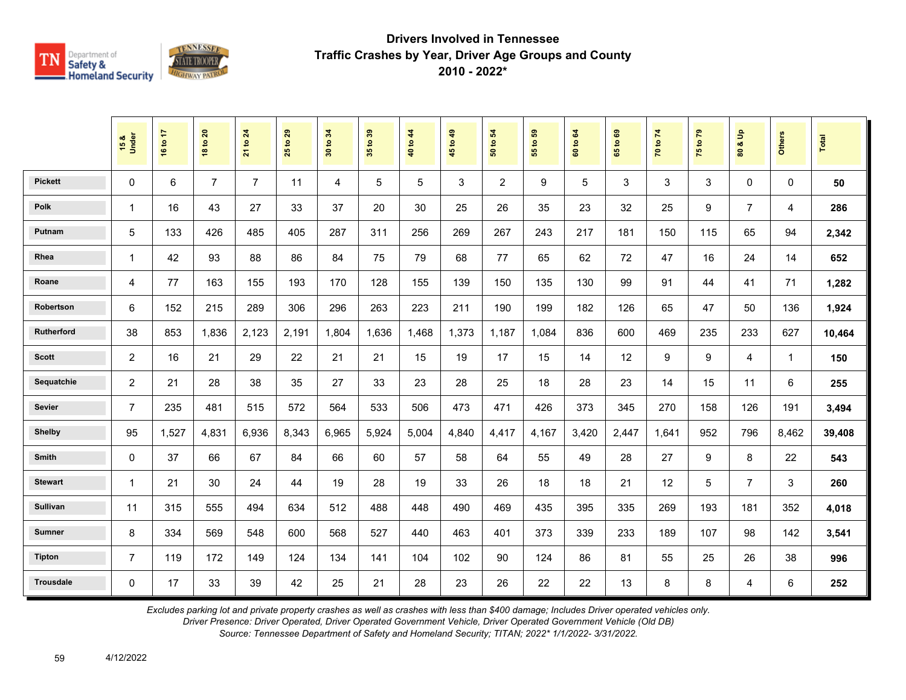# Drivers Involved in Tennessee Traffic Crashes by Year, Driver Age Groups and County 2010 - 2022*

| | 15 & Under | 16 to 17 | 18 to 20 | 21 to 24 | 25 to 29 | 30 to 34 | 35 to 39 | 40 to 44 | 45 to 49 | 50 to 54 | 55 to 59 | 60 to 64 | 65 to 69 | 70 to 74 | 75 to 79 | 80 & Up | Others | Total |
|---|---|---|---|---|---|---|---|---|---|---|---|---|---|---|---|---|---|---|
| Pickett | 0 | 6 | 7 | 7 | 11 | 4 | 5 | 5 | 3 | 2 | 9 | 5 | 3 | 3 | 3 | 0 | 0 | **50** |
| Polk | 1 | 16 | 43 | 27 | 33 | 37 | 20 | 30 | 25 | 26 | 35 | 23 | 32 | 25 | 9 | 7 | 4 | **286** |
| Putnam | 5 | 133 | 426 | 485 | 405 | 287 | 311 | 256 | 269 | 267 | 243 | 217 | 181 | 150 | 115 | 65 | 94 | **2,342** |
| Rhea | 1 | 42 | 93 | 88 | 86 | 84 | 75 | 79 | 68 | 77 | 65 | 62 | 72 | 47 | 16 | 24 | 14 | **652** |
| Roane | 4 | 77 | 163 | 155 | 193 | 170 | 128 | 155 | 139 | 150 | 135 | 130 | 99 | 91 | 44 | 41 | 71 | **1,282** |
| Robertson | 6 | 152 | 215 | 289 | 306 | 296 | 263 | 223 | 211 | 190 | 199 | 182 | 126 | 65 | 47 | 50 | 136 | **1,924** |
| Rutherford | 38 | 853 | 1,836 | 2,123 | 2,191 | 1,804 | 1,636 | 1,468 | 1,373 | 1,187 | 1,084 | 836 | 600 | 469 | 235 | 233 | 627 | **10,464** |
| Scott | 2 | 16 | 21 | 29 | 22 | 21 | 21 | 15 | 19 | 17 | 15 | 14 | 12 | 9 | 9 | 4 | 1 | **150** |
| Sequatchie | 2 | 21 | 28 | 38 | 35 | 27 | 33 | 23 | 28 | 25 | 18 | 28 | 23 | 14 | 15 | 11 | 6 | **255** |
| Sevier | 7 | 235 | 481 | 515 | 572 | 564 | 533 | 506 | 473 | 471 | 426 | 373 | 345 | 270 | 158 | 126 | 191 | **3,494** |
| Shelby | 95 | 1,527 | 4,831 | 6,936 | 8,343 | 6,965 | 5,924 | 5,004 | 4,840 | 4,417 | 4,167 | 3,420 | 2,447 | 1,641 | 952 | 796 | 8,462 | **39,408** |
| Smith | 0 | 37 | 66 | 67 | 84 | 66 | 60 | 57 | 58 | 64 | 55 | 49 | 28 | 27 | 9 | 8 | 22 | **543** |
| Stewart | 1 | 21 | 30 | 24 | 44 | 19 | 28 | 19 | 33 | 26 | 18 | 18 | 21 | 12 | 5 | 7 | 3 | **260** |
| Sullivan | 11 | 315 | 555 | 494 | 634 | 512 | 488 | 448 | 490 | 469 | 435 | 395 | 335 | 269 | 193 | 181 | 352 | **4,018** |
| Sumner | 8 | 334 | 569 | 548 | 600 | 568 | 527 | 440 | 463 | 401 | 373 | 339 | 233 | 189 | 107 | 98 | 142 | **3,541** |
| Tipton | 7 | 119 | 172 | 149 | 124 | 134 | 141 | 104 | 102 | 90 | 124 | 86 | 81 | 55 | 25 | 26 | 38 | **996** |
| Trousdale | 0 | 17 | 33 | 39 | 42 | 25 | 21 | 28 | 23 | 26 | 22 | 22 | 13 | 8 | 8 | 4 | 6 | **252** |

*Excludes parking lot and private property crashes as well as crashes with less than $400 damage; Includes Driver operated vehicles only.*
*Driver Presence: Driver Operated, Driver Operated Government Vehicle, Driver Operated Government Vehicle (Old DB)*
*Source: Tennessee Department of Safety and Homeland Security; TITAN; 2022* 1/1/2022- 3/31/2022.*

4/12/2022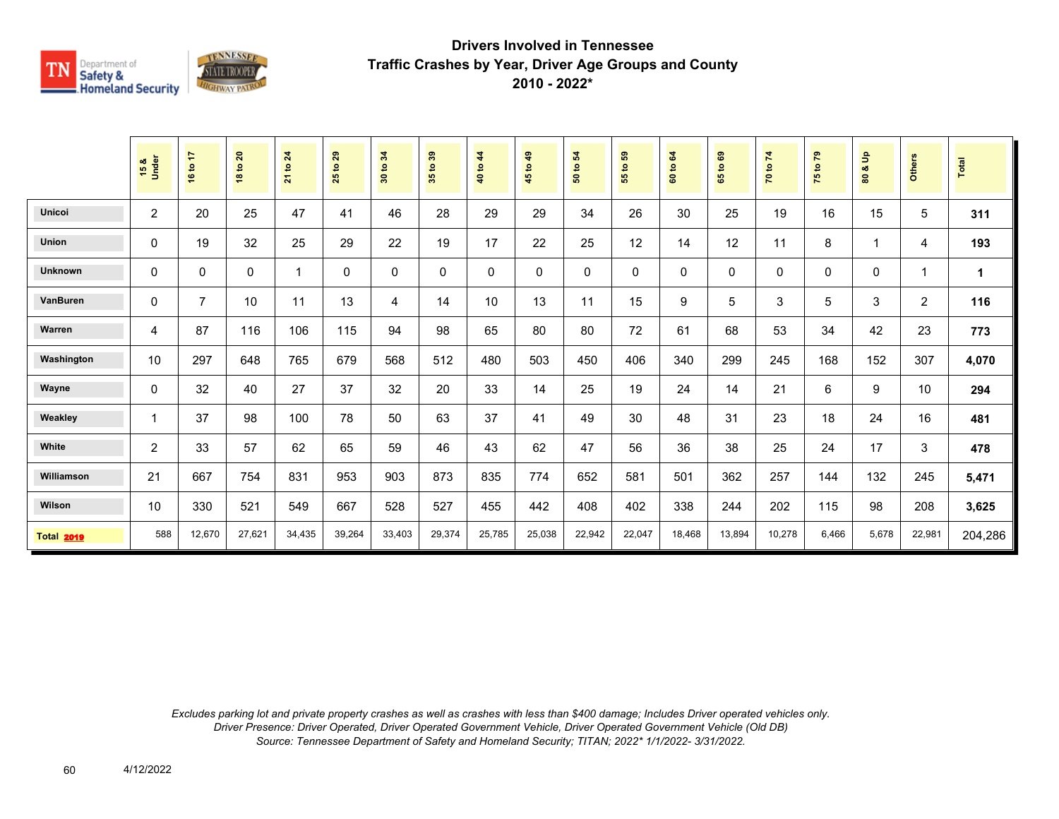# Drivers Involved in Tennessee
## Traffic Crashes by Year, Driver Age Groups and County
## 2010 - 2022*

| | 15 & Under | 16 to 17 | 18 to 20 | 21 to 24 | 25 to 29 | 30 to 34 | 35 to 39 | 40 to 44 | 45 to 49 | 50 to 54 | 55 to 59 | 60 to 64 | 65 to 69 | 70 to 74 | 75 to 79 | 80 & Up | Others | Total |
|---|---|---|---|---|---|---|---|---|---|---|---|---|---|---|---|---|---|---|
| Unicoi | 2 | 20 | 25 | 47 | 41 | 46 | 28 | 29 | 29 | 34 | 26 | 30 | 25 | 19 | 16 | 15 | 5 | **311** |
| Union | 0 | 19 | 32 | 25 | 29 | 22 | 19 | 17 | 22 | 25 | 12 | 14 | 12 | 11 | 8 | 1 | 4 | **193** |
| Unknown | 0 | 0 | 0 | 1 | 0 | 0 | 0 | 0 | 0 | 0 | 0 | 0 | 0 | 0 | 0 | 0 | 1 | **1** |
| VanBuren | 0 | 7 | 10 | 11 | 13 | 4 | 14 | 10 | 13 | 11 | 15 | 9 | 5 | 3 | 5 | 3 | 2 | **116** |
| Warren | 4 | 87 | 116 | 106 | 115 | 94 | 98 | 65 | 80 | 80 | 72 | 61 | 68 | 53 | 34 | 42 | 23 | **773** |
| Washington | 10 | 297 | 648 | 765 | 679 | 568 | 512 | 480 | 503 | 450 | 406 | 340 | 299 | 245 | 168 | 152 | 307 | **4,070** |
| Wayne | 0 | 32 | 40 | 27 | 37 | 32 | 20 | 33 | 14 | 25 | 19 | 24 | 14 | 21 | 6 | 9 | 10 | **294** |
| Weakley | 1 | 37 | 98 | 100 | 78 | 50 | 63 | 37 | 41 | 49 | 30 | 48 | 31 | 23 | 18 | 24 | 16 | **481** |
| White | 2 | 33 | 57 | 62 | 65 | 59 | 46 | 43 | 62 | 47 | 56 | 36 | 38 | 25 | 24 | 17 | 3 | **478** |
| Williamson | 21 | 667 | 754 | 831 | 953 | 903 | 873 | 835 | 774 | 652 | 581 | 501 | 362 | 257 | 144 | 132 | 245 | **5,471** |
| Wilson | 10 | 330 | 521 | 549 | 667 | 528 | 527 | 455 | 442 | 408 | 402 | 338 | 244 | 202 | 115 | 98 | 208 | **3,625** |
| **Total 2019** | 588 | 12,670 | 27,621 | 34,435 | 39,264 | 33,403 | 29,374 | 25,785 | 25,038 | 22,942 | 22,047 | 18,468 | 13,894 | 10,278 | 6,466 | 5,678 | 22,981 | 204,286 |

*Excludes parking lot and private property crashes as well as crashes with less than $400 damage; Includes Driver operated vehicles only.*
*Driver Presence: Driver Operated, Driver Operated Government Vehicle, Driver Operated Government Vehicle (Old DB)*
*Source: Tennessee Department of Safety and Homeland Security; TITAN; 2022* 1/1/2022- 3/31/2022.*

4/12/2022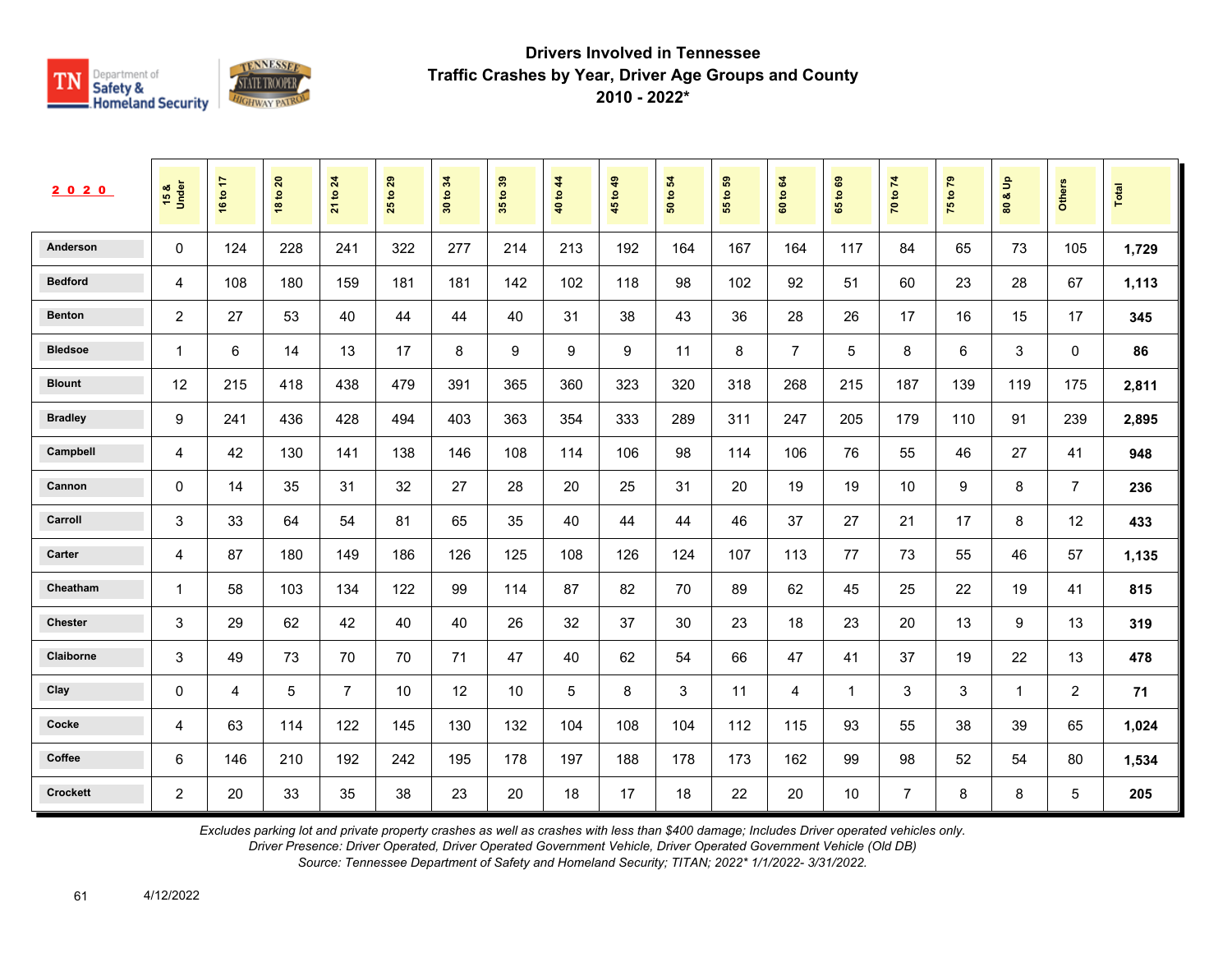# Drivers Involved in Tennessee Traffic Crashes by Year, Driver Age Groups and County

## 2010 - 2022*

| 2020 | 15 & Under | 16 to 17 | 18 to 20 | 21 to 24 | 25 to 29 | 30 to 34 | 35 to 39 | 40 to 44 | 45 to 49 | 50 to 54 | 55 to 59 | 60 to 64 | 65 to 69 | 70 to 74 | 75 to 79 | 80 & Up | Others | Total |
|---|---|---|---|---|---|---|---|---|---|---|---|---|---|---|---|---|---|---|
| Anderson | 0 | 124 | 228 | 241 | 322 | 277 | 214 | 213 | 192 | 164 | 167 | 164 | 117 | 84 | 65 | 73 | 105 | **1,729** |
| Bedford | 4 | 108 | 180 | 159 | 181 | 181 | 142 | 102 | 118 | 98 | 102 | 92 | 51 | 60 | 23 | 28 | 67 | **1,113** |
| Benton | 2 | 27 | 53 | 40 | 44 | 44 | 40 | 31 | 38 | 43 | 36 | 28 | 26 | 17 | 16 | 15 | 17 | **345** |
| Bledsoe | 1 | 6 | 14 | 13 | 17 | 8 | 9 | 9 | 9 | 11 | 8 | 7 | 5 | 8 | 6 | 3 | 0 | **86** |
| Blount | 12 | 215 | 418 | 438 | 479 | 391 | 365 | 360 | 323 | 320 | 318 | 268 | 215 | 187 | 139 | 119 | 175 | **2,811** |
| Bradley | 9 | 241 | 436 | 428 | 494 | 403 | 363 | 354 | 333 | 289 | 311 | 247 | 205 | 179 | 110 | 91 | 239 | **2,895** |
| Campbell | 4 | 42 | 130 | 141 | 138 | 146 | 108 | 114 | 106 | 98 | 114 | 106 | 76 | 55 | 46 | 27 | 41 | **948** |
| Cannon | 0 | 14 | 35 | 31 | 32 | 27 | 28 | 20 | 25 | 31 | 20 | 19 | 19 | 10 | 9 | 8 | 7 | **236** |
| Carroll | 3 | 33 | 64 | 54 | 81 | 65 | 35 | 40 | 44 | 44 | 46 | 37 | 27 | 21 | 17 | 8 | 12 | **433** |
| Carter | 4 | 87 | 180 | 149 | 186 | 126 | 125 | 108 | 126 | 124 | 107 | 113 | 77 | 73 | 55 | 46 | 57 | **1,135** |
| Cheatham | 1 | 58 | 103 | 134 | 122 | 99 | 114 | 87 | 82 | 70 | 89 | 62 | 45 | 25 | 22 | 19 | 41 | **815** |
| Chester | 3 | 29 | 62 | 42 | 40 | 40 | 26 | 32 | 37 | 30 | 23 | 18 | 23 | 20 | 13 | 9 | 13 | **319** |
| Claiborne | 3 | 49 | 73 | 70 | 70 | 71 | 47 | 40 | 62 | 54 | 66 | 47 | 41 | 37 | 19 | 22 | 13 | **478** |
| Clay | 0 | 4 | 5 | 7 | 10 | 12 | 10 | 5 | 8 | 3 | 11 | 4 | 1 | 3 | 3 | 1 | 2 | **71** |
| Cocke | 4 | 63 | 114 | 122 | 145 | 130 | 132 | 104 | 108 | 104 | 112 | 115 | 93 | 55 | 38 | 39 | 65 | **1,024** |
| Coffee | 6 | 146 | 210 | 192 | 242 | 195 | 178 | 197 | 188 | 178 | 173 | 162 | 99 | 98 | 52 | 54 | 80 | **1,534** |
| Crockett | 2 | 20 | 33 | 35 | 38 | 23 | 20 | 18 | 17 | 18 | 22 | 20 | 10 | 7 | 8 | 8 | 5 | **205** |

*Excludes parking lot and private property crashes as well as crashes with less than $400 damage; Includes Driver operated vehicles only.*
*Driver Presence: Driver Operated, Driver Operated Government Vehicle, Driver Operated Government Vehicle (Old DB)*
*Source: Tennessee Department of Safety and Homeland Security; TITAN; 2022* 1/1/2022- 3/31/2022.*

4/12/2022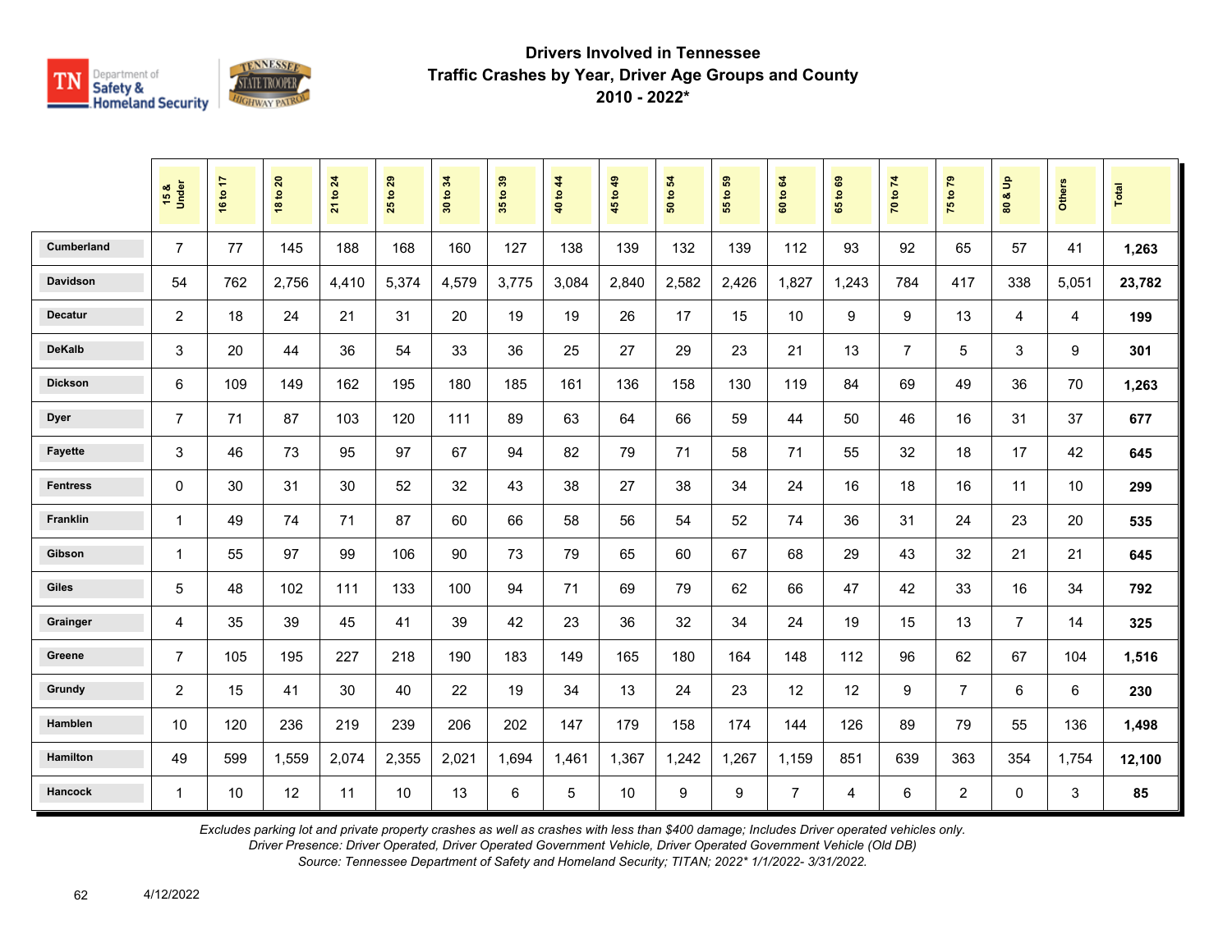# Drivers Involved in Tennessee Traffic Crashes by Year, Driver Age Groups and County 2010 - 2022*

| | 15 & Under | 16 to 17 | 18 to 20 | 21 to 24 | 25 to 29 | 30 to 34 | 35 to 39 | 40 to 44 | 45 to 49 | 50 to 54 | 55 to 59 | 60 to 64 | 65 to 69 | 70 to 74 | 75 to 79 | 80 & Up | Others | Total |
|---|---|---|---|---|---|---|---|---|---|---|---|---|---|---|---|---|---|---|
| Cumberland | 7 | 77 | 145 | 188 | 168 | 160 | 127 | 138 | 139 | 132 | 139 | 112 | 93 | 92 | 65 | 57 | 41 | **1,263** |
| Davidson | 54 | 762 | 2,756 | 4,410 | 5,374 | 4,579 | 3,775 | 3,084 | 2,840 | 2,582 | 2,426 | 1,827 | 1,243 | 784 | 417 | 338 | 5,051 | **23,782** |
| Decatur | 2 | 18 | 24 | 21 | 31 | 20 | 19 | 19 | 26 | 17 | 15 | 10 | 9 | 9 | 13 | 4 | 4 | **199** |
| DeKalb | 3 | 20 | 44 | 36 | 54 | 33 | 36 | 25 | 27 | 29 | 23 | 21 | 13 | 7 | 5 | 3 | 9 | **301** |
| Dickson | 6 | 109 | 149 | 162 | 195 | 180 | 185 | 161 | 136 | 158 | 130 | 119 | 84 | 69 | 49 | 36 | 70 | **1,263** |
| Dyer | 7 | 71 | 87 | 103 | 120 | 111 | 89 | 63 | 64 | 66 | 59 | 44 | 50 | 46 | 16 | 31 | 37 | **677** |
| Fayette | 3 | 46 | 73 | 95 | 97 | 67 | 94 | 82 | 79 | 71 | 58 | 71 | 55 | 32 | 18 | 17 | 42 | **645** |
| Fentress | 0 | 30 | 31 | 30 | 52 | 32 | 43 | 38 | 27 | 38 | 34 | 24 | 16 | 18 | 16 | 11 | 10 | **299** |
| Franklin | 1 | 49 | 74 | 71 | 87 | 60 | 66 | 58 | 56 | 54 | 52 | 74 | 36 | 31 | 24 | 23 | 20 | **535** |
| Gibson | 1 | 55 | 97 | 99 | 106 | 90 | 73 | 79 | 65 | 60 | 67 | 68 | 29 | 43 | 32 | 21 | 21 | **645** |
| Giles | 5 | 48 | 102 | 111 | 133 | 100 | 94 | 71 | 69 | 79 | 62 | 66 | 47 | 42 | 33 | 16 | 34 | **792** |
| Grainger | 4 | 35 | 39 | 45 | 41 | 39 | 42 | 23 | 36 | 32 | 34 | 24 | 19 | 15 | 13 | 7 | 14 | **325** |
| Greene | 7 | 105 | 195 | 227 | 218 | 190 | 183 | 149 | 165 | 180 | 164 | 148 | 112 | 96 | 62 | 67 | 104 | **1,516** |
| Grundy | 2 | 15 | 41 | 30 | 40 | 22 | 19 | 34 | 13 | 24 | 23 | 12 | 12 | 9 | 7 | 6 | 6 | **230** |
| Hamblen | 10 | 120 | 236 | 219 | 239 | 206 | 202 | 147 | 179 | 158 | 174 | 144 | 126 | 89 | 79 | 55 | 136 | **1,498** |
| Hamilton | 49 | 599 | 1,559 | 2,074 | 2,355 | 2,021 | 1,694 | 1,461 | 1,367 | 1,242 | 1,267 | 1,159 | 851 | 639 | 363 | 354 | 1,754 | **12,100** |
| Hancock | 1 | 10 | 12 | 11 | 10 | 13 | 6 | 5 | 10 | 9 | 9 | 7 | 4 | 6 | 2 | 0 | 3 | **85** |

*Excludes parking lot and private property crashes as well as crashes with less than $400 damage; Includes Driver operated vehicles only.*
*Driver Presence: Driver Operated, Driver Operated Government Vehicle, Driver Operated Government Vehicle (Old DB)*
*Source: Tennessee Department of Safety and Homeland Security; TITAN; 2022* 1/1/2022- 3/31/2022.*

4/12/2022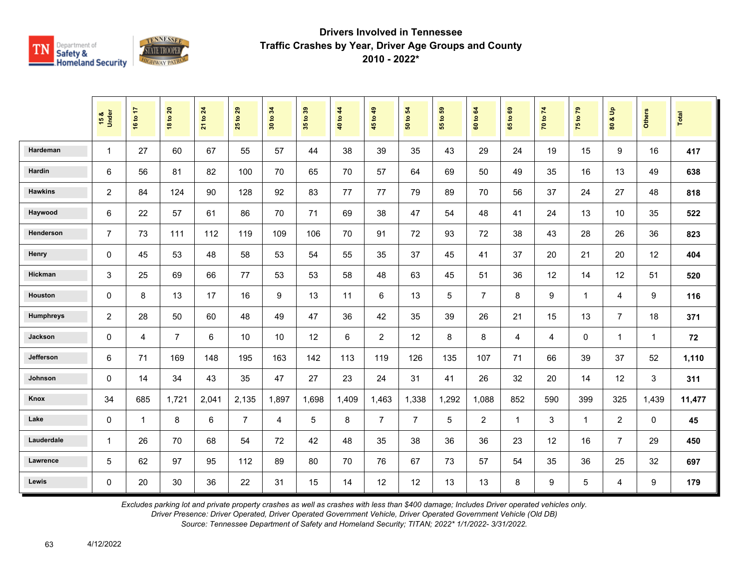# Drivers Involved in Tennessee
## Traffic Crashes by Year, Driver Age Groups and County
## 2010 - 2022*

| | 15 & Under | 16 to 17 | 18 to 20 | 21 to 24 | 25 to 29 | 30 to 34 | 35 to 39 | 40 to 44 | 45 to 49 | 50 to 54 | 55 to 59 | 60 to 64 | 65 to 69 | 70 to 74 | 75 to 79 | 80 & Up | Others | Total |
|---|---|---|---|---|---|---|---|---|---|---|---|---|---|---|---|---|---|---|
| Hardeman | 1 | 27 | 60 | 67 | 55 | 57 | 44 | 38 | 39 | 35 | 43 | 29 | 24 | 19 | 15 | 9 | 16 | **417** |
| Hardin | 6 | 56 | 81 | 82 | 100 | 70 | 65 | 70 | 57 | 64 | 69 | 50 | 49 | 35 | 16 | 13 | 49 | **638** |
| Hawkins | 2 | 84 | 124 | 90 | 128 | 92 | 83 | 77 | 77 | 79 | 89 | 70 | 56 | 37 | 24 | 27 | 48 | **818** |
| Haywood | 6 | 22 | 57 | 61 | 86 | 70 | 71 | 69 | 38 | 47 | 54 | 48 | 41 | 24 | 13 | 10 | 35 | **522** |
| Henderson | 7 | 73 | 111 | 112 | 119 | 109 | 106 | 70 | 91 | 72 | 93 | 72 | 38 | 43 | 28 | 26 | 36 | **823** |
| Henry | 0 | 45 | 53 | 48 | 58 | 53 | 54 | 55 | 35 | 37 | 45 | 41 | 37 | 20 | 21 | 20 | 12 | **404** |
| Hickman | 3 | 25 | 69 | 66 | 77 | 53 | 53 | 58 | 48 | 63 | 45 | 51 | 36 | 12 | 14 | 12 | 51 | **520** |
| Houston | 0 | 8 | 13 | 17 | 16 | 9 | 13 | 11 | 6 | 13 | 5 | 7 | 8 | 9 | 1 | 4 | 9 | **116** |
| Humphreys | 2 | 28 | 50 | 60 | 48 | 49 | 47 | 36 | 42 | 35 | 39 | 26 | 21 | 15 | 13 | 7 | 18 | **371** |
| Jackson | 0 | 4 | 7 | 6 | 10 | 10 | 12 | 6 | 2 | 12 | 8 | 8 | 4 | 4 | 0 | 1 | 1 | **72** |
| Jefferson | 6 | 71 | 169 | 148 | 195 | 163 | 142 | 113 | 119 | 126 | 135 | 107 | 71 | 66 | 39 | 37 | 52 | **1,110** |
| Johnson | 0 | 14 | 34 | 43 | 35 | 47 | 27 | 23 | 24 | 31 | 41 | 26 | 32 | 20 | 14 | 12 | 3 | **311** |
| Knox | 34 | 685 | 1,721 | 2,041 | 2,135 | 1,897 | 1,698 | 1,409 | 1,463 | 1,338 | 1,292 | 1,088 | 852 | 590 | 399 | 325 | 1,439 | **11,477** |
| Lake | 0 | 1 | 8 | 6 | 7 | 4 | 5 | 8 | 7 | 7 | 5 | 2 | 1 | 3 | 1 | 2 | 0 | **45** |
| Lauderdale | 1 | 26 | 70 | 68 | 54 | 72 | 42 | 48 | 35 | 38 | 36 | 36 | 23 | 12 | 16 | 7 | 29 | **450** |
| Lawrence | 5 | 62 | 97 | 95 | 112 | 89 | 80 | 70 | 76 | 67 | 73 | 57 | 54 | 35 | 36 | 25 | 32 | **697** |
| Lewis | 0 | 20 | 30 | 36 | 22 | 31 | 15 | 14 | 12 | 12 | 13 | 13 | 8 | 9 | 5 | 4 | 9 | **179** |

*Excludes parking lot and private property crashes as well as crashes with less than $400 damage; Includes Driver operated vehicles only.*
*Driver Presence: Driver Operated, Driver Operated Government Vehicle, Driver Operated Government Vehicle (Old DB)*
*Source: Tennessee Department of Safety and Homeland Security; TITAN; 2022* 1/1/2022- 3/31/2022.*

4/12/2022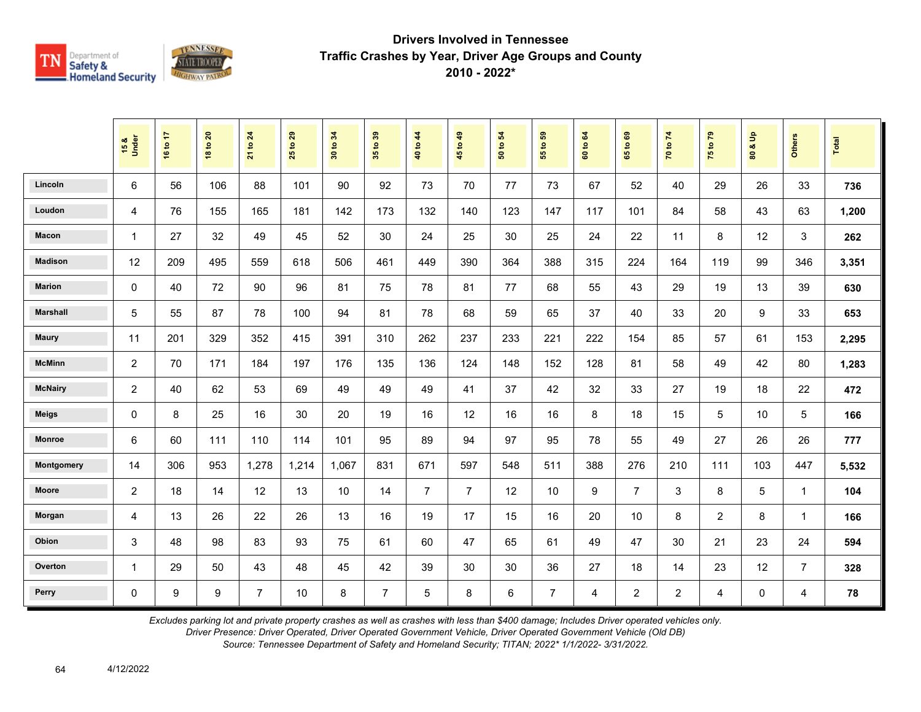# Drivers Involved in Tennessee
## Traffic Crashes by Year, Driver Age Groups and County
## 2010 - 2022*

| | 15 & Under | 16 to 17 | 18 to 20 | 21 to 24 | 25 to 29 | 30 to 34 | 35 to 39 | 40 to 44 | 45 to 49 | 50 to 54 | 55 to 59 | 60 to 64 | 65 to 69 | 70 to 74 | 75 to 79 | 80 & Up | Others | Total |
|---|---|---|---|---|---|---|---|---|---|---|---|---|---|---|---|---|---|---|
| Lincoln | 6 | 56 | 106 | 88 | 101 | 90 | 92 | 73 | 70 | 77 | 73 | 67 | 52 | 40 | 29 | 26 | 33 | **736** |
| Loudon | 4 | 76 | 155 | 165 | 181 | 142 | 173 | 132 | 140 | 123 | 147 | 117 | 101 | 84 | 58 | 43 | 63 | **1,200** |
| Macon | 1 | 27 | 32 | 49 | 45 | 52 | 30 | 24 | 25 | 30 | 25 | 24 | 22 | 11 | 8 | 12 | 3 | **262** |
| Madison | 12 | 209 | 495 | 559 | 618 | 506 | 461 | 449 | 390 | 364 | 388 | 315 | 224 | 164 | 119 | 99 | 346 | **3,351** |
| Marion | 0 | 40 | 72 | 90 | 96 | 81 | 75 | 78 | 81 | 77 | 68 | 55 | 43 | 29 | 19 | 13 | 39 | **630** |
| Marshall | 5 | 55 | 87 | 78 | 100 | 94 | 81 | 78 | 68 | 59 | 65 | 37 | 40 | 33 | 20 | 9 | 33 | **653** |
| Maury | 11 | 201 | 329 | 352 | 415 | 391 | 310 | 262 | 237 | 233 | 221 | 222 | 154 | 85 | 57 | 61 | 153 | **2,295** |
| McMinn | 2 | 70 | 171 | 184 | 197 | 176 | 135 | 136 | 124 | 148 | 152 | 128 | 81 | 58 | 49 | 42 | 80 | **1,283** |
| McNairy | 2 | 40 | 62 | 53 | 69 | 49 | 49 | 49 | 41 | 37 | 42 | 32 | 33 | 27 | 19 | 18 | 22 | **472** |
| Meigs | 0 | 8 | 25 | 16 | 30 | 20 | 19 | 16 | 12 | 16 | 16 | 8 | 18 | 15 | 5 | 10 | 5 | **166** |
| Monroe | 6 | 60 | 111 | 110 | 114 | 101 | 95 | 89 | 94 | 97 | 95 | 78 | 55 | 49 | 27 | 26 | 26 | **777** |
| Montgomery | 14 | 306 | 953 | 1,278 | 1,214 | 1,067 | 831 | 671 | 597 | 548 | 511 | 388 | 276 | 210 | 111 | 103 | 447 | **5,532** |
| Moore | 2 | 18 | 14 | 12 | 13 | 10 | 14 | 7 | 7 | 12 | 10 | 9 | 7 | 3 | 8 | 5 | 1 | **104** |
| Morgan | 4 | 13 | 26 | 22 | 26 | 13 | 16 | 19 | 17 | 15 | 16 | 20 | 10 | 8 | 2 | 8 | 1 | **166** |
| Obion | 3 | 48 | 98 | 83 | 93 | 75 | 61 | 60 | 47 | 65 | 61 | 49 | 47 | 30 | 21 | 23 | 24 | **594** |
| Overton | 1 | 29 | 50 | 43 | 48 | 45 | 42 | 39 | 30 | 30 | 36 | 27 | 18 | 14 | 23 | 12 | 7 | **328** |
| Perry | 0 | 9 | 9 | 7 | 10 | 8 | 7 | 5 | 8 | 6 | 7 | 4 | 2 | 2 | 4 | 0 | 4 | **78** |

*Excludes parking lot and private property crashes as well as crashes with less than $400 damage; Includes Driver operated vehicles only.*
*Driver Presence: Driver Operated, Driver Operated Government Vehicle, Driver Operated Government Vehicle (Old DB)*
*Source: Tennessee Department of Safety and Homeland Security; TITAN; 2022* 1/1/2022- 3/31/2022.*

4/12/2022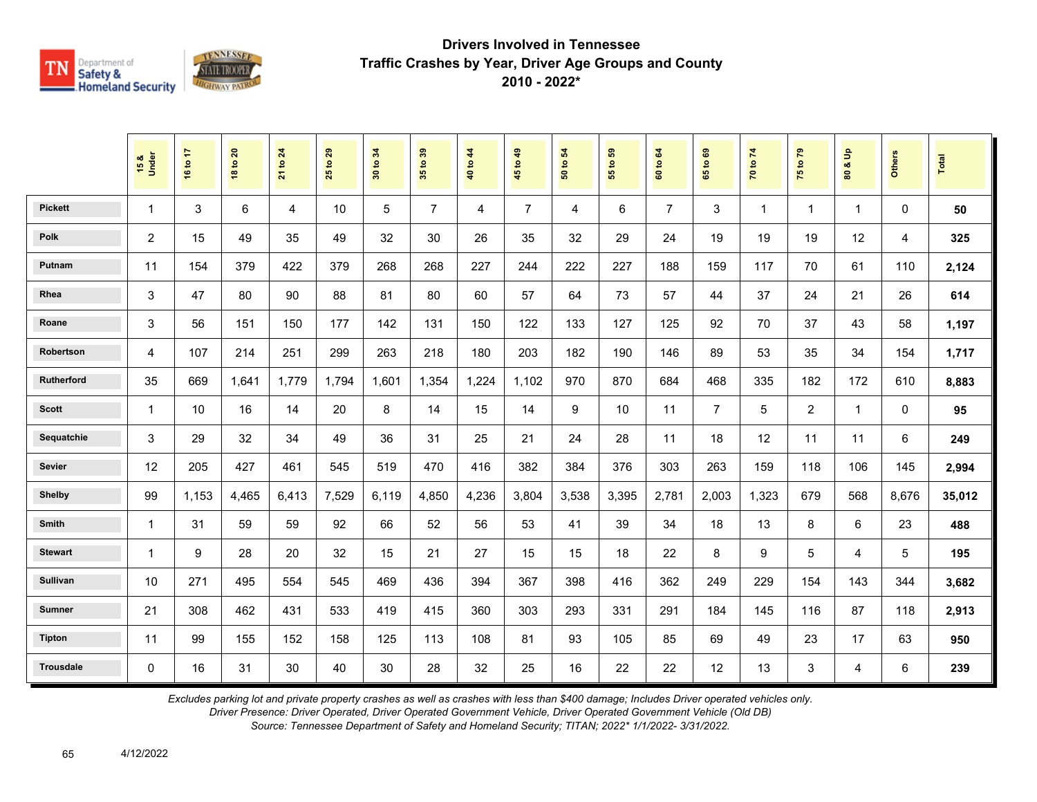# Drivers Involved in Tennessee Traffic Crashes by Year, Driver Age Groups and County 2010 - 2022*

| | 15 & Under | 16 to 17 | 18 to 20 | 21 to 24 | 25 to 29 | 30 to 34 | 35 to 39 | 40 to 44 | 45 to 49 | 50 to 54 | 55 to 59 | 60 to 64 | 65 to 69 | 70 to 74 | 75 to 79 | 80 & Up | Others | Total |
|---|---|---|---|---|---|---|---|---|---|---|---|---|---|---|---|---|---|---|
| Pickett | 1 | 3 | 6 | 4 | 10 | 5 | 7 | 4 | 7 | 4 | 6 | 7 | 3 | 1 | 1 | 1 | 0 | **50** |
| Polk | 2 | 15 | 49 | 35 | 49 | 32 | 30 | 26 | 35 | 32 | 29 | 24 | 19 | 19 | 19 | 12 | 4 | **325** |
| Putnam | 11 | 154 | 379 | 422 | 379 | 268 | 268 | 227 | 244 | 222 | 227 | 188 | 159 | 117 | 70 | 61 | 110 | **2,124** |
| Rhea | 3 | 47 | 80 | 90 | 88 | 81 | 80 | 60 | 57 | 64 | 73 | 57 | 44 | 37 | 24 | 21 | 26 | **614** |
| Roane | 3 | 56 | 151 | 150 | 177 | 142 | 131 | 150 | 122 | 133 | 127 | 125 | 92 | 70 | 37 | 43 | 58 | **1,197** |
| Robertson | 4 | 107 | 214 | 251 | 299 | 263 | 218 | 180 | 203 | 182 | 190 | 146 | 89 | 53 | 35 | 34 | 154 | **1,717** |
| Rutherford | 35 | 669 | 1,641 | 1,779 | 1,794 | 1,601 | 1,354 | 1,224 | 1,102 | 970 | 870 | 684 | 468 | 335 | 182 | 172 | 610 | **8,883** |
| Scott | 1 | 10 | 16 | 14 | 20 | 8 | 14 | 15 | 14 | 9 | 10 | 11 | 7 | 5 | 2 | 1 | 0 | **95** |
| Sequatchie | 3 | 29 | 32 | 34 | 49 | 36 | 31 | 25 | 21 | 24 | 28 | 11 | 18 | 12 | 11 | 11 | 6 | **249** |
| Sevier | 12 | 205 | 427 | 461 | 545 | 519 | 470 | 416 | 382 | 384 | 376 | 303 | 263 | 159 | 118 | 106 | 145 | **2,994** |
| Shelby | 99 | 1,153 | 4,465 | 6,413 | 7,529 | 6,119 | 4,850 | 4,236 | 3,804 | 3,538 | 3,395 | 2,781 | 2,003 | 1,323 | 679 | 568 | 8,676 | **35,012** |
| Smith | 1 | 31 | 59 | 59 | 92 | 66 | 52 | 56 | 53 | 41 | 39 | 34 | 18 | 13 | 8 | 6 | 23 | **488** |
| Stewart | 1 | 9 | 28 | 20 | 32 | 15 | 21 | 27 | 15 | 15 | 18 | 22 | 8 | 9 | 5 | 4 | 5 | **195** |
| Sullivan | 10 | 271 | 495 | 554 | 545 | 469 | 436 | 394 | 367 | 398 | 416 | 362 | 249 | 229 | 154 | 143 | 344 | **3,682** |
| Sumner | 21 | 308 | 462 | 431 | 533 | 419 | 415 | 360 | 303 | 293 | 331 | 291 | 184 | 145 | 116 | 87 | 118 | **2,913** |
| Tipton | 11 | 99 | 155 | 152 | 158 | 125 | 113 | 108 | 81 | 93 | 105 | 85 | 69 | 49 | 23 | 17 | 63 | **950** |
| Trousdale | 0 | 16 | 31 | 30 | 40 | 30 | 28 | 32 | 25 | 16 | 22 | 22 | 12 | 13 | 3 | 4 | 6 | **239** |

*Excludes parking lot and private property crashes as well as crashes with less than $400 damage; Includes Driver operated vehicles only.*
*Driver Presence: Driver Operated, Driver Operated Government Vehicle, Driver Operated Government Vehicle (Old DB)*
*Source: Tennessee Department of Safety and Homeland Security; TITAN; 2022* 1/1/2022- 3/31/2022.*

4/12/2022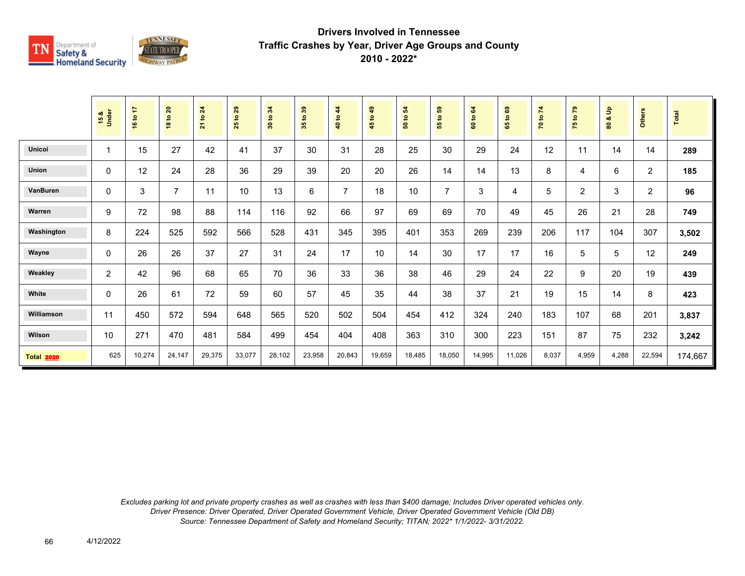# Drivers Involved in Tennessee
## Traffic Crashes by Year, Driver Age Groups and County
## 2010 - 2022*

| | 15 & Under | 16 to 17 | 18 to 20 | 21 to 24 | 25 to 29 | 30 to 34 | 35 to 39 | 40 to 44 | 45 to 49 | 50 to 54 | 55 to 59 | 60 to 64 | 65 to 69 | 70 to 74 | 75 to 79 | 80 & Up | Others | Total |
|---|---|---|---|---|---|---|---|---|---|---|---|---|---|---|---|---|---|---|
| Unicoi | 1 | 15 | 27 | 42 | 41 | 37 | 30 | 31 | 28 | 25 | 30 | 29 | 24 | 12 | 11 | 14 | 14 | **289** |
| Union | 0 | 12 | 24 | 28 | 36 | 29 | 39 | 20 | 20 | 26 | 14 | 14 | 13 | 8 | 4 | 6 | 2 | **185** |
| VanBuren | 0 | 3 | 7 | 11 | 10 | 13 | 6 | 7 | 18 | 10 | 7 | 3 | 4 | 5 | 2 | 3 | 2 | **96** |
| Warren | 9 | 72 | 98 | 88 | 114 | 116 | 92 | 66 | 97 | 69 | 69 | 70 | 49 | 45 | 26 | 21 | 28 | **749** |
| Washington | 8 | 224 | 525 | 592 | 566 | 528 | 431 | 345 | 395 | 401 | 353 | 269 | 239 | 206 | 117 | 104 | 307 | **3,502** |
| Wayne | 0 | 26 | 26 | 37 | 27 | 31 | 24 | 17 | 10 | 14 | 30 | 17 | 17 | 16 | 5 | 5 | 12 | **249** |
| Weakley | 2 | 42 | 96 | 68 | 65 | 70 | 36 | 33 | 36 | 38 | 46 | 29 | 24 | 22 | 9 | 20 | 19 | **439** |
| White | 0 | 26 | 61 | 72 | 59 | 60 | 57 | 45 | 35 | 44 | 38 | 37 | 21 | 19 | 15 | 14 | 8 | **423** |
| Williamson | 11 | 450 | 572 | 594 | 648 | 565 | 520 | 502 | 504 | 454 | 412 | 324 | 240 | 183 | 107 | 68 | 201 | **3,837** |
| Wilson | 10 | 271 | 470 | 481 | 584 | 499 | 454 | 404 | 408 | 363 | 310 | 300 | 223 | 151 | 87 | 75 | 232 | **3,242** |
| **Total 2020** | 625 | 10,274 | 24,147 | 29,375 | 33,077 | 28,102 | 23,958 | 20,843 | 19,659 | 18,485 | 18,050 | 14,995 | 11,026 | 8,037 | 4,959 | 4,288 | 22,594 | 174,667 |

*Excludes parking lot and private property crashes as well as crashes with less than $400 damage; Includes Driver operated vehicles only.*
*Driver Presence: Driver Operated, Driver Operated Government Vehicle, Driver Operated Government Vehicle (Old DB)*
*Source: Tennessee Department of Safety and Homeland Security; TITAN; 2022* 1/1/2022- 3/31/2022.*

4/12/2022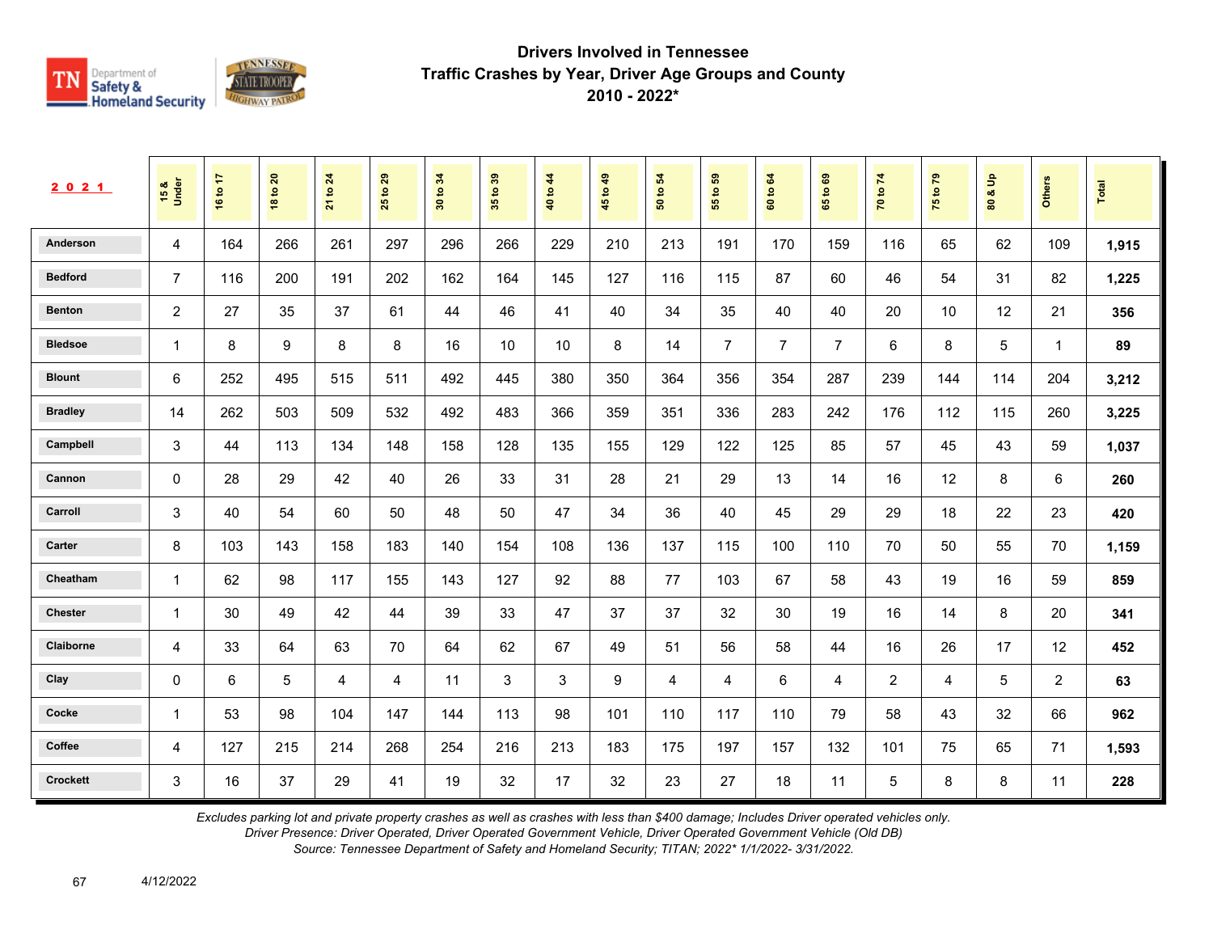# Drivers Involved in Tennessee Traffic Crashes by Year, Driver Age Groups and County 2010 - 2022*

| 2021 | 15 & Under | 16 to 17 | 18 to 20 | 21 to 24 | 25 to 29 | 30 to 34 | 35 to 39 | 40 to 44 | 45 to 49 | 50 to 54 | 55 to 59 | 60 to 64 | 65 to 69 | 70 to 74 | 75 to 79 | 80 & Up | Others | Total |
|---|---|---|---|---|---|---|---|---|---|---|---|---|---|---|---|---|---|---|
| Anderson | 4 | 164 | 266 | 261 | 297 | 296 | 266 | 229 | 210 | 213 | 191 | 170 | 159 | 116 | 65 | 62 | 109 | **1,915** |
| Bedford | 7 | 116 | 200 | 191 | 202 | 162 | 164 | 145 | 127 | 116 | 115 | 87 | 60 | 46 | 54 | 31 | 82 | **1,225** |
| Benton | 2 | 27 | 35 | 37 | 61 | 44 | 46 | 41 | 40 | 34 | 35 | 40 | 40 | 20 | 10 | 12 | 21 | **356** |
| Bledsoe | 1 | 8 | 9 | 8 | 8 | 16 | 10 | 10 | 8 | 14 | 7 | 7 | 7 | 6 | 8 | 5 | 1 | **89** |
| Blount | 6 | 252 | 495 | 515 | 511 | 492 | 445 | 380 | 350 | 364 | 356 | 354 | 287 | 239 | 144 | 114 | 204 | **3,212** |
| Bradley | 14 | 262 | 503 | 509 | 532 | 492 | 483 | 366 | 359 | 351 | 336 | 283 | 242 | 176 | 112 | 115 | 260 | **3,225** |
| Campbell | 3 | 44 | 113 | 134 | 148 | 158 | 128 | 135 | 155 | 129 | 122 | 125 | 85 | 57 | 45 | 43 | 59 | **1,037** |
| Cannon | 0 | 28 | 29 | 42 | 40 | 26 | 33 | 31 | 28 | 21 | 29 | 13 | 14 | 16 | 12 | 8 | 6 | **260** |
| Carroll | 3 | 40 | 54 | 60 | 50 | 48 | 50 | 47 | 34 | 36 | 40 | 45 | 29 | 29 | 18 | 22 | 23 | **420** |
| Carter | 8 | 103 | 143 | 158 | 183 | 140 | 154 | 108 | 136 | 137 | 115 | 100 | 110 | 70 | 50 | 55 | 70 | **1,159** |
| Cheatham | 1 | 62 | 98 | 117 | 155 | 143 | 127 | 92 | 88 | 77 | 103 | 67 | 58 | 43 | 19 | 16 | 59 | **859** |
| Chester | 1 | 30 | 49 | 42 | 44 | 39 | 33 | 47 | 37 | 37 | 32 | 30 | 19 | 16 | 14 | 8 | 20 | **341** |
| Claiborne | 4 | 33 | 64 | 63 | 70 | 64 | 62 | 67 | 49 | 51 | 56 | 58 | 44 | 16 | 26 | 17 | 12 | **452** |
| Clay | 0 | 6 | 5 | 4 | 4 | 11 | 3 | 3 | 9 | 4 | 4 | 6 | 4 | 2 | 4 | 5 | 2 | **63** |
| Cocke | 1 | 53 | 98 | 104 | 147 | 144 | 113 | 98 | 101 | 110 | 117 | 110 | 79 | 58 | 43 | 32 | 66 | **962** |
| Coffee | 4 | 127 | 215 | 214 | 268 | 254 | 216 | 213 | 183 | 175 | 197 | 157 | 132 | 101 | 75 | 65 | 71 | **1,593** |
| Crockett | 3 | 16 | 37 | 29 | 41 | 19 | 32 | 17 | 32 | 23 | 27 | 18 | 11 | 5 | 8 | 8 | 11 | **228** |

*Excludes parking lot and private property crashes as well as crashes with less than $400 damage; Includes Driver operated vehicles only.*
*Driver Presence: Driver Operated, Driver Operated Government Vehicle, Driver Operated Government Vehicle (Old DB)*
*Source: Tennessee Department of Safety and Homeland Security; TITAN; 2022* 1/1/2022- 3/31/2022.*

4/12/2022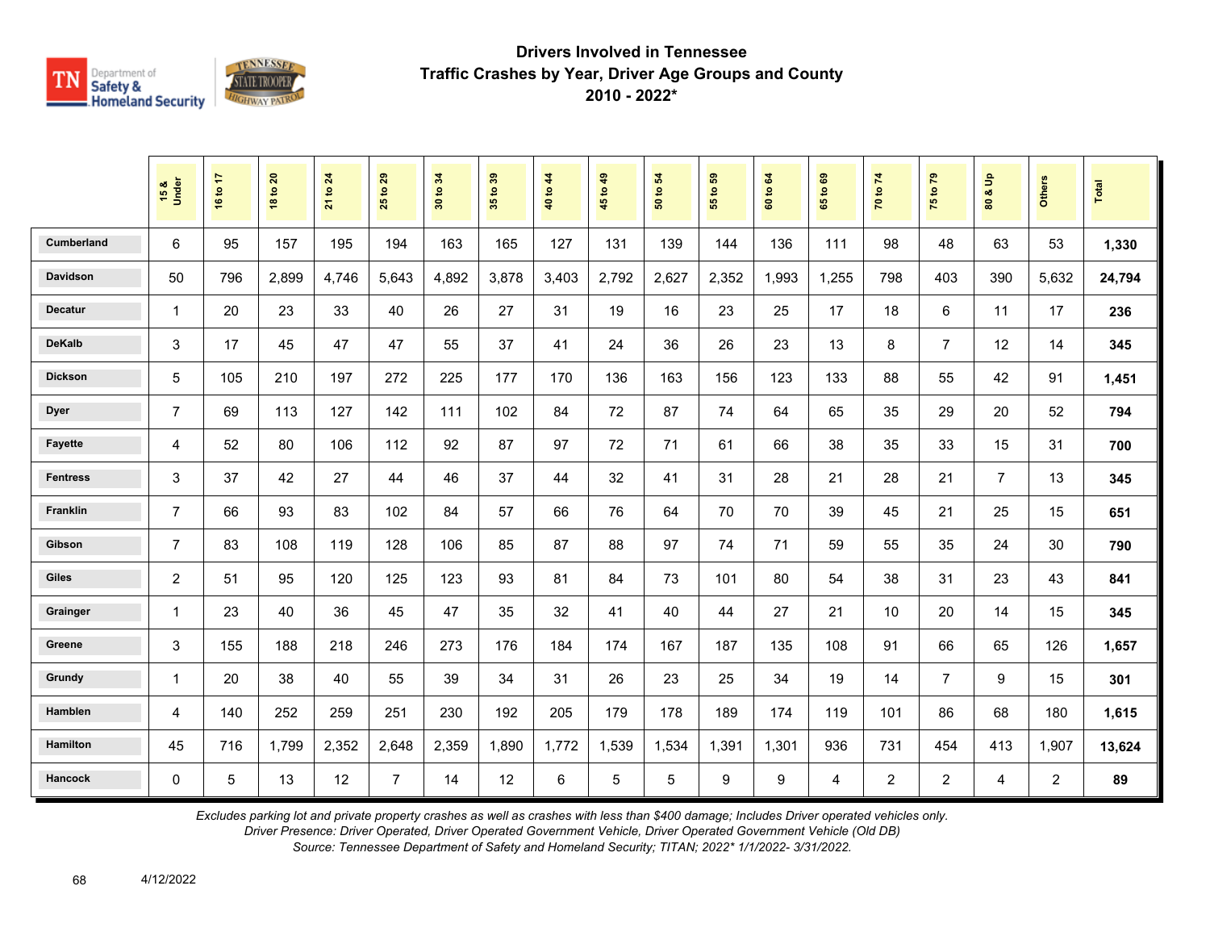# Drivers Involved in Tennessee Traffic Crashes by Year, Driver Age Groups and County 2010 - 2022*

| | 15 & Under | 16 to 17 | 18 to 20 | 21 to 24 | 25 to 29 | 30 to 34 | 35 to 39 | 40 to 44 | 45 to 49 | 50 to 54 | 55 to 59 | 60 to 64 | 65 to 69 | 70 to 74 | 75 to 79 | 80 & Up | Others | Total |
|---|---|---|---|---|---|---|---|---|---|---|---|---|---|---|---|---|---|---|
| Cumberland | 6 | 95 | 157 | 195 | 194 | 163 | 165 | 127 | 131 | 139 | 144 | 136 | 111 | 98 | 48 | 63 | 53 | **1,330** |
| Davidson | 50 | 796 | 2,899 | 4,746 | 5,643 | 4,892 | 3,878 | 3,403 | 2,792 | 2,627 | 2,352 | 1,993 | 1,255 | 798 | 403 | 390 | 5,632 | **24,794** |
| Decatur | 1 | 20 | 23 | 33 | 40 | 26 | 27 | 31 | 19 | 16 | 23 | 25 | 17 | 18 | 6 | 11 | 17 | **236** |
| DeKalb | 3 | 17 | 45 | 47 | 47 | 55 | 37 | 41 | 24 | 36 | 26 | 23 | 13 | 8 | 7 | 12 | 14 | **345** |
| Dickson | 5 | 105 | 210 | 197 | 272 | 225 | 177 | 170 | 136 | 163 | 156 | 123 | 133 | 88 | 55 | 42 | 91 | **1,451** |
| Dyer | 7 | 69 | 113 | 127 | 142 | 111 | 102 | 84 | 72 | 87 | 74 | 64 | 65 | 35 | 29 | 20 | 52 | **794** |
| Fayette | 4 | 52 | 80 | 106 | 112 | 92 | 87 | 97 | 72 | 71 | 61 | 66 | 38 | 35 | 33 | 15 | 31 | **700** |
| Fentress | 3 | 37 | 42 | 27 | 44 | 46 | 37 | 44 | 32 | 41 | 31 | 28 | 21 | 28 | 21 | 7 | 13 | **345** |
| Franklin | 7 | 66 | 93 | 83 | 102 | 84 | 57 | 66 | 76 | 64 | 70 | 70 | 39 | 45 | 21 | 25 | 15 | **651** |
| Gibson | 7 | 83 | 108 | 119 | 128 | 106 | 85 | 87 | 88 | 97 | 74 | 71 | 59 | 55 | 35 | 24 | 30 | **790** |
| Giles | 2 | 51 | 95 | 120 | 125 | 123 | 93 | 81 | 84 | 73 | 101 | 80 | 54 | 38 | 31 | 23 | 43 | **841** |
| Grainger | 1 | 23 | 40 | 36 | 45 | 47 | 35 | 32 | 41 | 40 | 44 | 27 | 21 | 10 | 20 | 14 | 15 | **345** |
| Greene | 3 | 155 | 188 | 218 | 246 | 273 | 176 | 184 | 174 | 167 | 187 | 135 | 108 | 91 | 66 | 65 | 126 | **1,657** |
| Grundy | 1 | 20 | 38 | 40 | 55 | 39 | 34 | 31 | 26 | 23 | 25 | 34 | 19 | 14 | 7 | 9 | 15 | **301** |
| Hamblen | 4 | 140 | 252 | 259 | 251 | 230 | 192 | 205 | 179 | 178 | 189 | 174 | 119 | 101 | 86 | 68 | 180 | **1,615** |
| Hamilton | 45 | 716 | 1,799 | 2,352 | 2,648 | 2,359 | 1,890 | 1,772 | 1,539 | 1,534 | 1,391 | 1,301 | 936 | 731 | 454 | 413 | 1,907 | **13,624** |
| Hancock | 0 | 5 | 13 | 12 | 7 | 14 | 12 | 6 | 5 | 5 | 9 | 9 | 4 | 2 | 2 | 4 | 2 | **89** |

*Excludes parking lot and private property crashes as well as crashes with less than $400 damage; Includes Driver operated vehicles only.*
*Driver Presence: Driver Operated, Driver Operated Government Vehicle, Driver Operated Government Vehicle (Old DB)*
*Source: Tennessee Department of Safety and Homeland Security; TITAN; 2022* 1/1/2022- 3/31/2022.*

4/12/2022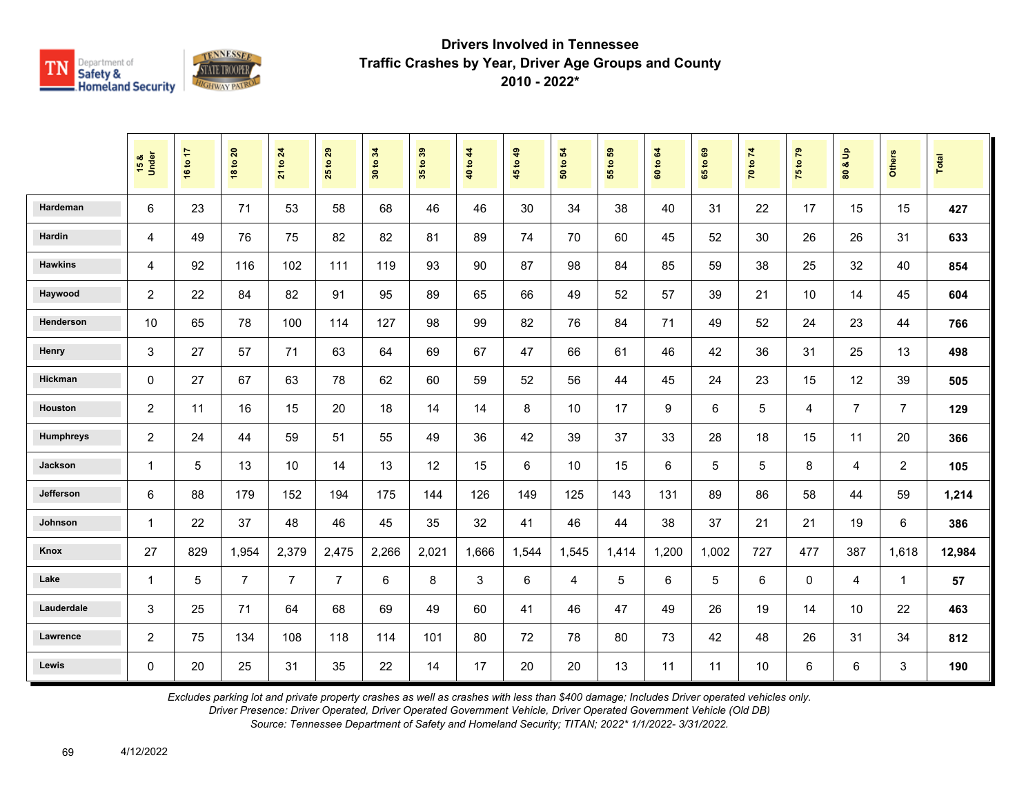## Drivers Involved in Tennessee
## Traffic Crashes by Year, Driver Age Groups and County
## 2010 - 2022*

| | 15 & Under | 16 to 17 | 18 to 20 | 21 to 24 | 25 to 29 | 30 to 34 | 35 to 39 | 40 to 44 | 45 to 49 | 50 to 54 | 55 to 59 | 60 to 64 | 65 to 69 | 70 to 74 | 75 to 79 | 80 & Up | Others | Total |
|---|---|---|---|---|---|---|---|---|---|---|---|---|---|---|---|---|---|---|
| Hardeman | 6 | 23 | 71 | 53 | 58 | 68 | 46 | 46 | 30 | 34 | 38 | 40 | 31 | 22 | 17 | 15 | 15 | **427** |
| Hardin | 4 | 49 | 76 | 75 | 82 | 82 | 81 | 89 | 74 | 70 | 60 | 45 | 52 | 30 | 26 | 26 | 31 | **633** |
| Hawkins | 4 | 92 | 116 | 102 | 111 | 119 | 93 | 90 | 87 | 98 | 84 | 85 | 59 | 38 | 25 | 32 | 40 | **854** |
| Haywood | 2 | 22 | 84 | 82 | 91 | 95 | 89 | 65 | 66 | 49 | 52 | 57 | 39 | 21 | 10 | 14 | 45 | **604** |
| Henderson | 10 | 65 | 78 | 100 | 114 | 127 | 98 | 99 | 82 | 76 | 84 | 71 | 49 | 52 | 24 | 23 | 44 | **766** |
| Henry | 3 | 27 | 57 | 71 | 63 | 64 | 69 | 67 | 47 | 66 | 61 | 46 | 42 | 36 | 31 | 25 | 13 | **498** |
| Hickman | 0 | 27 | 67 | 63 | 78 | 62 | 60 | 59 | 52 | 56 | 44 | 45 | 24 | 23 | 15 | 12 | 39 | **505** |
| Houston | 2 | 11 | 16 | 15 | 20 | 18 | 14 | 14 | 8 | 10 | 17 | 9 | 6 | 5 | 4 | 7 | 7 | **129** |
| Humphreys | 2 | 24 | 44 | 59 | 51 | 55 | 49 | 36 | 42 | 39 | 37 | 33 | 28 | 18 | 15 | 11 | 20 | **366** |
| Jackson | 1 | 5 | 13 | 10 | 14 | 13 | 12 | 15 | 6 | 10 | 15 | 6 | 5 | 5 | 8 | 4 | 2 | **105** |
| Jefferson | 6 | 88 | 179 | 152 | 194 | 175 | 144 | 126 | 149 | 125 | 143 | 131 | 89 | 86 | 58 | 44 | 59 | **1,214** |
| Johnson | 1 | 22 | 37 | 48 | 46 | 45 | 35 | 32 | 41 | 46 | 44 | 38 | 37 | 21 | 21 | 19 | 6 | **386** |
| Knox | 27 | 829 | 1,954 | 2,379 | 2,475 | 2,266 | 2,021 | 1,666 | 1,544 | 1,545 | 1,414 | 1,200 | 1,002 | 727 | 477 | 387 | 1,618 | **12,984** |
| Lake | 1 | 5 | 7 | 7 | 7 | 6 | 8 | 3 | 6 | 4 | 5 | 6 | 5 | 6 | 0 | 4 | 1 | **57** |
| Lauderdale | 3 | 25 | 71 | 64 | 68 | 69 | 49 | 60 | 41 | 46 | 47 | 49 | 26 | 19 | 14 | 10 | 22 | **463** |
| Lawrence | 2 | 75 | 134 | 108 | 118 | 114 | 101 | 80 | 72 | 78 | 80 | 73 | 42 | 48 | 26 | 31 | 34 | **812** |
| Lewis | 0 | 20 | 25 | 31 | 35 | 22 | 14 | 17 | 20 | 20 | 13 | 11 | 11 | 10 | 6 | 6 | 3 | **190** |

*Excludes parking lot and private property crashes as well as crashes with less than $400 damage; Includes Driver operated vehicles only.*
*Driver Presence: Driver Operated, Driver Operated Government Vehicle, Driver Operated Government Vehicle (Old DB)*
*Source: Tennessee Department of Safety and Homeland Security; TITAN; 2022* 1/1/2022- 3/31/2022.*

4/12/2022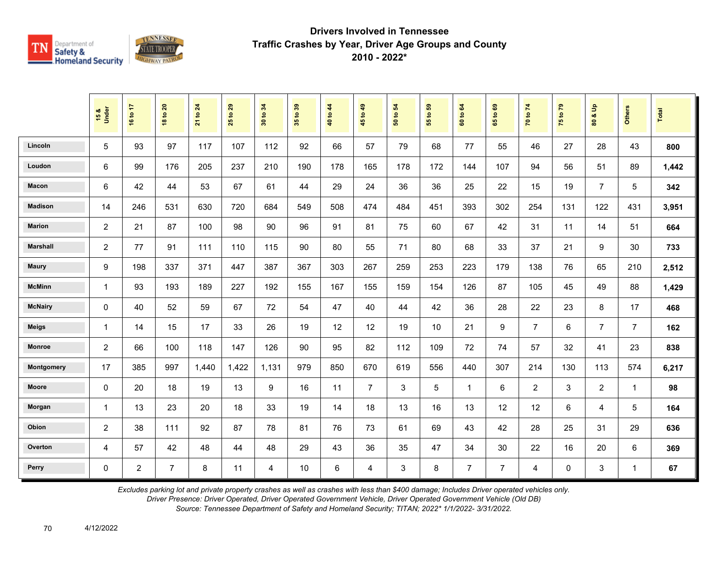# Drivers Involved in Tennessee Traffic Crashes by Year, Driver Age Groups and County 2010 - 2022*

| | 15 & Under | 16 to 17 | 18 to 20 | 21 to 24 | 25 to 29 | 30 to 34 | 35 to 39 | 40 to 44 | 45 to 49 | 50 to 54 | 55 to 59 | 60 to 64 | 65 to 69 | 70 to 74 | 75 to 79 | 80 & Up | Others | Total |
|---|---|---|---|---|---|---|---|---|---|---|---|---|---|---|---|---|---|---|
| Lincoln | 5 | 93 | 97 | 117 | 107 | 112 | 92 | 66 | 57 | 79 | 68 | 77 | 55 | 46 | 27 | 28 | 43 | **800** |
| Loudon | 6 | 99 | 176 | 205 | 237 | 210 | 190 | 178 | 165 | 178 | 172 | 144 | 107 | 94 | 56 | 51 | 89 | **1,442** |
| Macon | 6 | 42 | 44 | 53 | 67 | 61 | 44 | 29 | 24 | 36 | 36 | 25 | 22 | 15 | 19 | 7 | 5 | **342** |
| Madison | 14 | 246 | 531 | 630 | 720 | 684 | 549 | 508 | 474 | 484 | 451 | 393 | 302 | 254 | 131 | 122 | 431 | **3,951** |
| Marion | 2 | 21 | 87 | 100 | 98 | 90 | 96 | 91 | 81 | 75 | 60 | 67 | 42 | 31 | 11 | 14 | 51 | **664** |
| Marshall | 2 | 77 | 91 | 111 | 110 | 115 | 90 | 80 | 55 | 71 | 80 | 68 | 33 | 37 | 21 | 9 | 30 | **733** |
| Maury | 9 | 198 | 337 | 371 | 447 | 387 | 367 | 303 | 267 | 259 | 253 | 223 | 179 | 138 | 76 | 65 | 210 | **2,512** |
| McMinn | 1 | 93 | 193 | 189 | 227 | 192 | 155 | 167 | 155 | 159 | 154 | 126 | 87 | 105 | 45 | 49 | 88 | **1,429** |
| McNairy | 0 | 40 | 52 | 59 | 67 | 72 | 54 | 47 | 40 | 44 | 42 | 36 | 28 | 22 | 23 | 8 | 17 | **468** |
| Meigs | 1 | 14 | 15 | 17 | 33 | 26 | 19 | 12 | 12 | 19 | 10 | 21 | 9 | 7 | 6 | 7 | 7 | **162** |
| Monroe | 2 | 66 | 100 | 118 | 147 | 126 | 90 | 95 | 82 | 112 | 109 | 72 | 74 | 57 | 32 | 41 | 23 | **838** |
| Montgomery | 17 | 385 | 997 | 1,440 | 1,422 | 1,131 | 979 | 850 | 670 | 619 | 556 | 440 | 307 | 214 | 130 | 113 | 574 | **6,217** |
| Moore | 0 | 20 | 18 | 19 | 13 | 9 | 16 | 11 | 7 | 3 | 5 | 1 | 6 | 2 | 3 | 2 | 1 | **98** |
| Morgan | 1 | 13 | 23 | 20 | 18 | 33 | 19 | 14 | 18 | 13 | 16 | 13 | 12 | 12 | 6 | 4 | 5 | **164** |
| Obion | 2 | 38 | 111 | 92 | 87 | 78 | 81 | 76 | 73 | 61 | 69 | 43 | 42 | 28 | 25 | 31 | 29 | **636** |
| Overton | 4 | 57 | 42 | 48 | 44 | 48 | 29 | 43 | 36 | 35 | 47 | 34 | 30 | 22 | 16 | 20 | 6 | **369** |
| Perry | 0 | 2 | 7 | 8 | 11 | 4 | 10 | 6 | 4 | 3 | 8 | 7 | 7 | 4 | 0 | 3 | 1 | **67** |

*Excludes parking lot and private property crashes as well as crashes with less than $400 damage; Includes Driver operated vehicles only.*
*Driver Presence: Driver Operated, Driver Operated Government Vehicle, Driver Operated Government Vehicle (Old DB)*
*Source: Tennessee Department of Safety and Homeland Security; TITAN; 2022* 1/1/2022- 3/31/2022.*

4/12/2022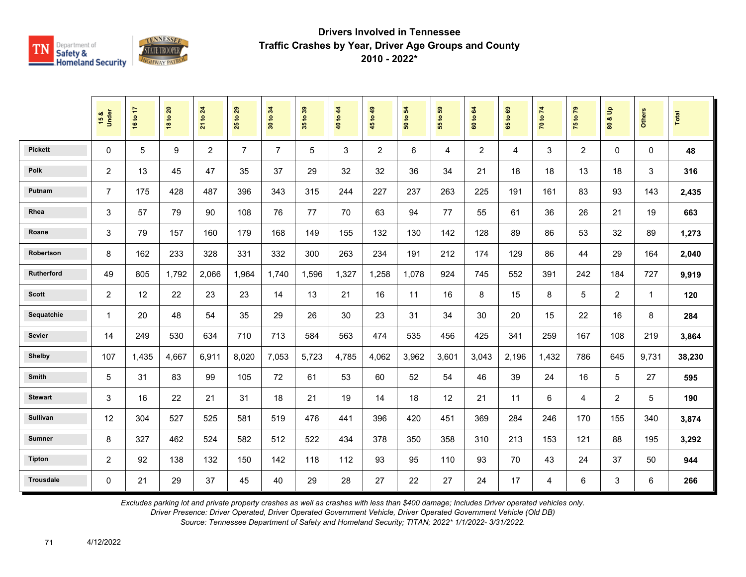# Drivers Involved in Tennessee
## Traffic Crashes by Year, Driver Age Groups and County
## 2010 - 2022*

| | 15 & Under | 16 to 17 | 18 to 20 | 21 to 24 | 25 to 29 | 30 to 34 | 35 to 39 | 40 to 44 | 45 to 49 | 50 to 54 | 55 to 59 | 60 to 64 | 65 to 69 | 70 to 74 | 75 to 79 | 80 & Up | Others | Total |
|---|---|---|---|---|---|---|---|---|---|---|---|---|---|---|---|---|---|---|
| Pickett | 0 | 5 | 9 | 2 | 7 | 7 | 5 | 3 | 2 | 6 | 4 | 2 | 4 | 3 | 2 | 0 | 0 | **48** |
| Polk | 2 | 13 | 45 | 47 | 35 | 37 | 29 | 32 | 32 | 36 | 34 | 21 | 18 | 18 | 13 | 18 | 3 | **316** |
| Putnam | 7 | 175 | 428 | 487 | 396 | 343 | 315 | 244 | 227 | 237 | 263 | 225 | 191 | 161 | 83 | 93 | 143 | **2,435** |
| Rhea | 3 | 57 | 79 | 90 | 108 | 76 | 77 | 70 | 63 | 94 | 77 | 55 | 61 | 36 | 26 | 21 | 19 | **663** |
| Roane | 3 | 79 | 157 | 160 | 179 | 168 | 149 | 155 | 132 | 130 | 142 | 128 | 89 | 86 | 53 | 32 | 89 | **1,273** |
| Robertson | 8 | 162 | 233 | 328 | 331 | 332 | 300 | 263 | 234 | 191 | 212 | 174 | 129 | 86 | 44 | 29 | 164 | **2,040** |
| Rutherford | 49 | 805 | 1,792 | 2,066 | 1,964 | 1,740 | 1,596 | 1,327 | 1,258 | 1,078 | 924 | 745 | 552 | 391 | 242 | 184 | 727 | **9,919** |
| Scott | 2 | 12 | 22 | 23 | 23 | 14 | 13 | 21 | 16 | 11 | 16 | 8 | 15 | 8 | 5 | 2 | 1 | **120** |
| Sequatchie | 1 | 20 | 48 | 54 | 35 | 29 | 26 | 30 | 23 | 31 | 34 | 30 | 20 | 15 | 22 | 16 | 8 | **284** |
| Sevier | 14 | 249 | 530 | 634 | 710 | 713 | 584 | 563 | 474 | 535 | 456 | 425 | 341 | 259 | 167 | 108 | 219 | **3,864** |
| Shelby | 107 | 1,435 | 4,667 | 6,911 | 8,020 | 7,053 | 5,723 | 4,785 | 4,062 | 3,962 | 3,601 | 3,043 | 2,196 | 1,432 | 786 | 645 | 9,731 | **38,230** |
| Smith | 5 | 31 | 83 | 99 | 105 | 72 | 61 | 53 | 60 | 52 | 54 | 46 | 39 | 24 | 16 | 5 | 27 | **595** |
| Stewart | 3 | 16 | 22 | 21 | 31 | 18 | 21 | 19 | 14 | 18 | 12 | 21 | 11 | 6 | 4 | 2 | 5 | **190** |
| Sullivan | 12 | 304 | 527 | 525 | 581 | 519 | 476 | 441 | 396 | 420 | 451 | 369 | 284 | 246 | 170 | 155 | 340 | **3,874** |
| Sumner | 8 | 327 | 462 | 524 | 582 | 512 | 522 | 434 | 378 | 350 | 358 | 310 | 213 | 153 | 121 | 88 | 195 | **3,292** |
| Tipton | 2 | 92 | 138 | 132 | 150 | 142 | 118 | 112 | 93 | 95 | 110 | 93 | 70 | 43 | 24 | 37 | 50 | **944** |
| Trousdale | 0 | 21 | 29 | 37 | 45 | 40 | 29 | 28 | 27 | 22 | 27 | 24 | 17 | 4 | 6 | 3 | 6 | **266** |

*Excludes parking lot and private property crashes as well as crashes with less than $400 damage; Includes Driver operated vehicles only.*
*Driver Presence: Driver Operated, Driver Operated Government Vehicle, Driver Operated Government Vehicle (Old DB)*
*Source: Tennessee Department of Safety and Homeland Security; TITAN; 2022* 1/1/2022- 3/31/2022.*

4/12/2022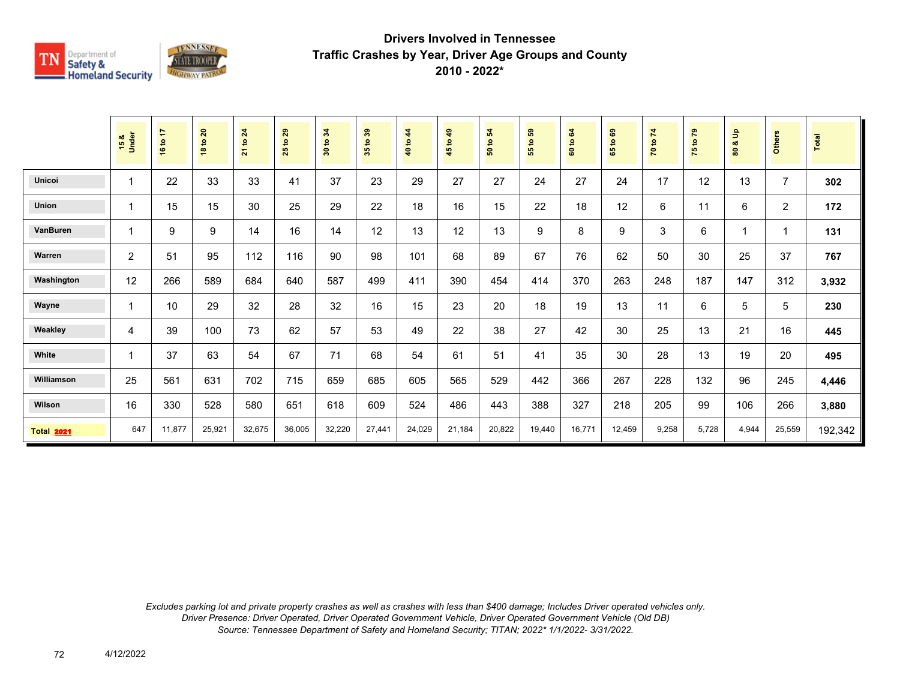# Drivers Involved in Tennessee
## Traffic Crashes by Year, Driver Age Groups and County
## 2010 - 2022*

| | 15 & Under | 16 to 17 | 18 to 20 | 21 to 24 | 25 to 29 | 30 to 34 | 35 to 39 | 40 to 44 | 45 to 49 | 50 to 54 | 55 to 59 | 60 to 64 | 65 to 69 | 70 to 74 | 75 to 79 | 80 & Up | Others | Total |
|---|---|---|---|---|---|---|---|---|---|---|---|---|---|---|---|---|---|---|
| Unicoi | 1 | 22 | 33 | 33 | 41 | 37 | 23 | 29 | 27 | 27 | 24 | 27 | 24 | 17 | 12 | 13 | 7 | **302** |
| Union | 1 | 15 | 15 | 30 | 25 | 29 | 22 | 18 | 16 | 15 | 22 | 18 | 12 | 6 | 11 | 6 | 2 | **172** |
| VanBuren | 1 | 9 | 9 | 14 | 16 | 14 | 12 | 13 | 12 | 13 | 9 | 8 | 9 | 3 | 6 | 1 | 1 | **131** |
| Warren | 2 | 51 | 95 | 112 | 116 | 90 | 98 | 101 | 68 | 89 | 67 | 76 | 62 | 50 | 30 | 25 | 37 | **767** |
| Washington | 12 | 266 | 589 | 684 | 640 | 587 | 499 | 411 | 390 | 454 | 414 | 370 | 263 | 248 | 187 | 147 | 312 | **3,932** |
| Wayne | 1 | 10 | 29 | 32 | 28 | 32 | 16 | 15 | 23 | 20 | 18 | 19 | 13 | 11 | 6 | 5 | 5 | **230** |
| Weakley | 4 | 39 | 100 | 73 | 62 | 57 | 53 | 49 | 22 | 38 | 27 | 42 | 30 | 25 | 13 | 21 | 16 | **445** |
| White | 1 | 37 | 63 | 54 | 67 | 71 | 68 | 54 | 61 | 51 | 41 | 35 | 30 | 28 | 13 | 19 | 20 | **495** |
| Williamson | 25 | 561 | 631 | 702 | 715 | 659 | 685 | 605 | 565 | 529 | 442 | 366 | 267 | 228 | 132 | 96 | 245 | **4,446** |
| Wilson | 16 | 330 | 528 | 580 | 651 | 618 | 609 | 524 | 486 | 443 | 388 | 327 | 218 | 205 | 99 | 106 | 266 | **3,880** |
| **Total 2021** | 647 | 11,877 | 25,921 | 32,675 | 36,005 | 32,220 | 27,441 | 24,029 | 21,184 | 20,822 | 19,440 | 16,771 | 12,459 | 9,258 | 5,728 | 4,944 | 25,559 | 192,342 |

*Excludes parking lot and private property crashes as well as crashes with less than $400 damage; Includes Driver operated vehicles only.*
*Driver Presence: Driver Operated, Driver Operated Government Vehicle, Driver Operated Government Vehicle (Old DB)*
*Source: Tennessee Department of Safety and Homeland Security; TITAN; 2022* 1/1/2022- 3/31/2022.*

4/12/2022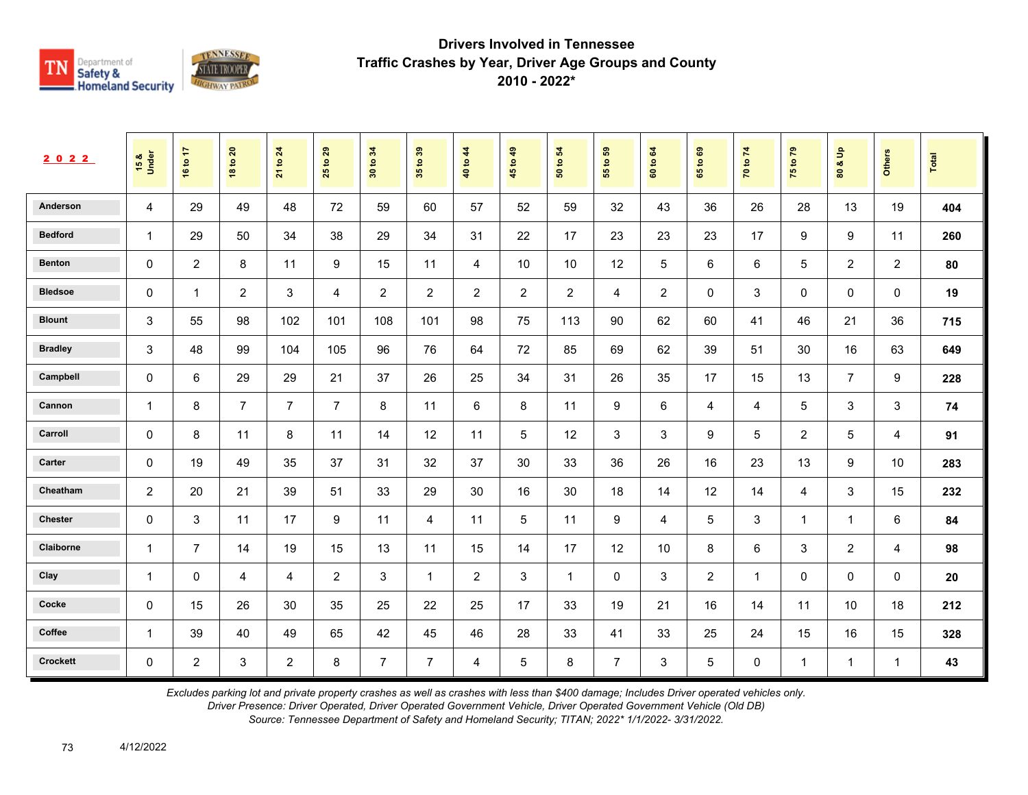# Drivers Involved in Tennessee Traffic Crashes by Year, Driver Age Groups and County 2010 - 2022*

| 2022 | 15 & Under | 16 to 17 | 18 to 20 | 21 to 24 | 25 to 29 | 30 to 34 | 35 to 39 | 40 to 44 | 45 to 49 | 50 to 54 | 55 to 59 | 60 to 64 | 65 to 69 | 70 to 74 | 75 to 79 | 80 & Up | Others | Total |
|---|---|---|---|---|---|---|---|---|---|---|---|---|---|---|---|---|---|---|
| Anderson | 4 | 29 | 49 | 48 | 72 | 59 | 60 | 57 | 52 | 59 | 32 | 43 | 36 | 26 | 28 | 13 | 19 | **404** |
| Bedford | 1 | 29 | 50 | 34 | 38 | 29 | 34 | 31 | 22 | 17 | 23 | 23 | 23 | 17 | 9 | 9 | 11 | **260** |
| Benton | 0 | 2 | 8 | 11 | 9 | 15 | 11 | 4 | 10 | 10 | 12 | 5 | 6 | 6 | 5 | 2 | 2 | **80** |
| Bledsoe | 0 | 1 | 2 | 3 | 4 | 2 | 2 | 2 | 2 | 2 | 4 | 2 | 0 | 3 | 0 | 0 | 0 | **19** |
| Blount | 3 | 55 | 98 | 102 | 101 | 108 | 101 | 98 | 75 | 113 | 90 | 62 | 60 | 41 | 46 | 21 | 36 | **715** |
| Bradley | 3 | 48 | 99 | 104 | 105 | 96 | 76 | 64 | 72 | 85 | 69 | 62 | 39 | 51 | 30 | 16 | 63 | **649** |
| Campbell | 0 | 6 | 29 | 29 | 21 | 37 | 26 | 25 | 34 | 31 | 26 | 35 | 17 | 15 | 13 | 7 | 9 | **228** |
| Cannon | 1 | 8 | 7 | 7 | 7 | 8 | 11 | 6 | 8 | 11 | 9 | 6 | 4 | 4 | 5 | 3 | 3 | **74** |
| Carroll | 0 | 8 | 11 | 8 | 11 | 14 | 12 | 11 | 5 | 12 | 3 | 3 | 9 | 5 | 2 | 5 | 4 | **91** |
| Carter | 0 | 19 | 49 | 35 | 37 | 31 | 32 | 37 | 30 | 33 | 36 | 26 | 16 | 23 | 13 | 9 | 10 | **283** |
| Cheatham | 2 | 20 | 21 | 39 | 51 | 33 | 29 | 30 | 16 | 30 | 18 | 14 | 12 | 14 | 4 | 3 | 15 | **232** |
| Chester | 0 | 3 | 11 | 17 | 9 | 11 | 4 | 11 | 5 | 11 | 9 | 4 | 5 | 3 | 1 | 1 | 6 | **84** |
| Claiborne | 1 | 7 | 14 | 19 | 15 | 13 | 11 | 15 | 14 | 17 | 12 | 10 | 8 | 6 | 3 | 2 | 4 | **98** |
| Clay | 1 | 0 | 4 | 4 | 2 | 3 | 1 | 2 | 3 | 1 | 0 | 3 | 2 | 1 | 0 | 0 | 0 | **20** |
| Cocke | 0 | 15 | 26 | 30 | 35 | 25 | 22 | 25 | 17 | 33 | 19 | 21 | 16 | 14 | 11 | 10 | 18 | **212** |
| Coffee | 1 | 39 | 40 | 49 | 65 | 42 | 45 | 46 | 28 | 33 | 41 | 33 | 25 | 24 | 15 | 16 | 15 | **328** |
| Crockett | 0 | 2 | 3 | 2 | 8 | 7 | 7 | 4 | 5 | 8 | 7 | 3 | 5 | 0 | 1 | 1 | 1 | **43** |

*Excludes parking lot and private property crashes as well as crashes with less than $400 damage; Includes Driver operated vehicles only.*
*Driver Presence: Driver Operated, Driver Operated Government Vehicle, Driver Operated Government Vehicle (Old DB)*
*Source: Tennessee Department of Safety and Homeland Security; TITAN; 2022* 1/1/2022- 3/31/2022.*

4/12/2022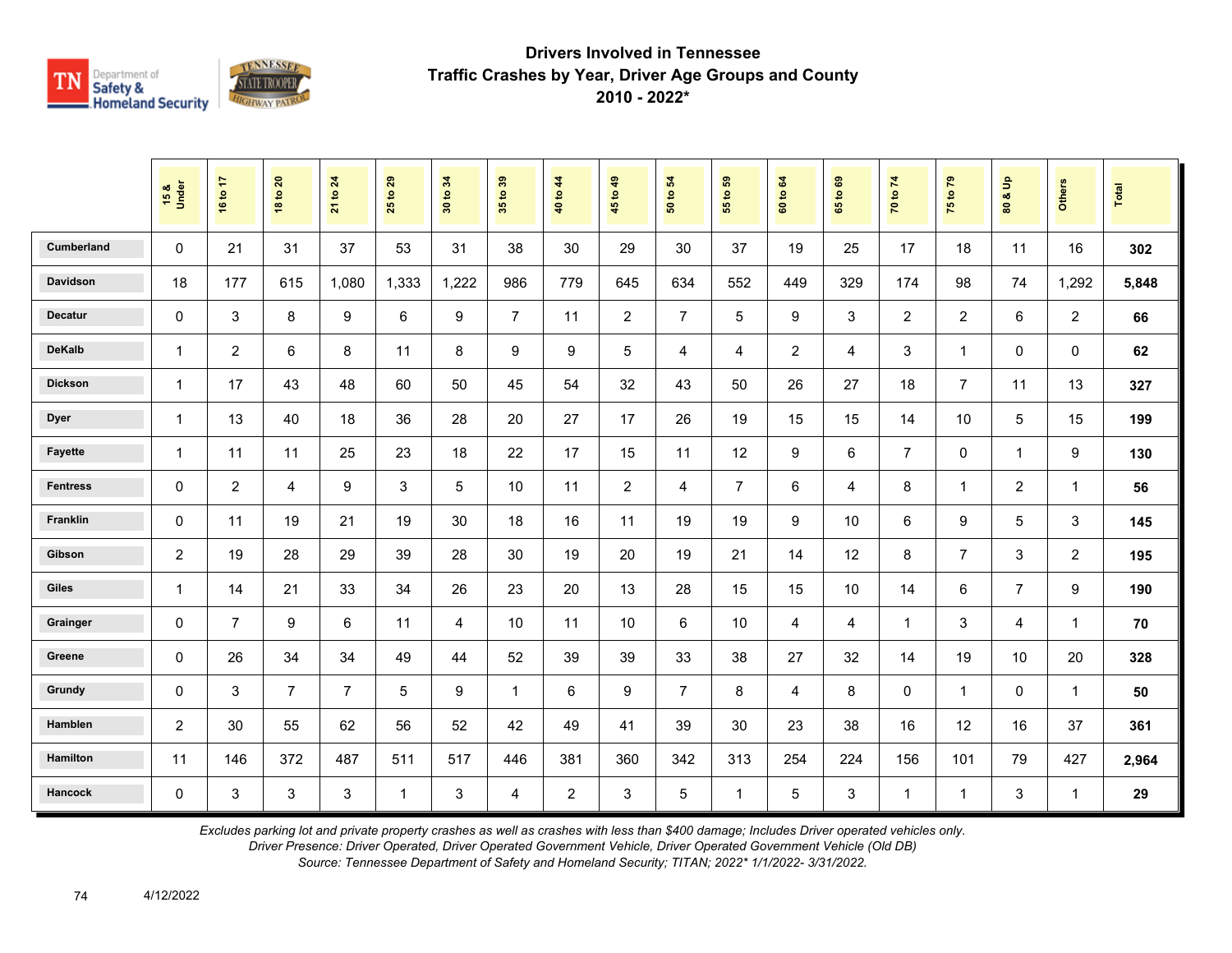# Drivers Involved in Tennessee Traffic Crashes by Year, Driver Age Groups and County 2010 - 2022*

| | 15 & Under | 16 to 17 | 18 to 20 | 21 to 24 | 25 to 29 | 30 to 34 | 35 to 39 | 40 to 44 | 45 to 49 | 50 to 54 | 55 to 59 | 60 to 64 | 65 to 69 | 70 to 74 | 75 to 79 | 80 & Up | Others | Total |
|---|---|---|---|---|---|---|---|---|---|---|---|---|---|---|---|---|---|---|
| Cumberland | 0 | 21 | 31 | 37 | 53 | 31 | 38 | 30 | 29 | 30 | 37 | 19 | 25 | 17 | 18 | 11 | 16 | **302** |
| Davidson | 18 | 177 | 615 | 1,080 | 1,333 | 1,222 | 986 | 779 | 645 | 634 | 552 | 449 | 329 | 174 | 98 | 74 | 1,292 | **5,848** |
| Decatur | 0 | 3 | 8 | 9 | 6 | 9 | 7 | 11 | 2 | 7 | 5 | 9 | 3 | 2 | 2 | 6 | 2 | **66** |
| DeKalb | 1 | 2 | 6 | 8 | 11 | 8 | 9 | 9 | 5 | 4 | 4 | 2 | 4 | 3 | 1 | 0 | 0 | **62** |
| Dickson | 1 | 17 | 43 | 48 | 60 | 50 | 45 | 54 | 32 | 43 | 50 | 26 | 27 | 18 | 7 | 11 | 13 | **327** |
| Dyer | 1 | 13 | 40 | 18 | 36 | 28 | 20 | 27 | 17 | 26 | 19 | 15 | 15 | 14 | 10 | 5 | 15 | **199** |
| Fayette | 1 | 11 | 11 | 25 | 23 | 18 | 22 | 17 | 15 | 11 | 12 | 9 | 6 | 7 | 0 | 1 | 9 | **130** |
| Fentress | 0 | 2 | 4 | 9 | 3 | 5 | 10 | 11 | 2 | 4 | 7 | 6 | 4 | 8 | 1 | 2 | 1 | **56** |
| Franklin | 0 | 11 | 19 | 21 | 19 | 30 | 18 | 16 | 11 | 19 | 19 | 9 | 10 | 6 | 9 | 5 | 3 | **145** |
| Gibson | 2 | 19 | 28 | 29 | 39 | 28 | 30 | 19 | 20 | 19 | 21 | 14 | 12 | 8 | 7 | 3 | 2 | **195** |
| Giles | 1 | 14 | 21 | 33 | 34 | 26 | 23 | 20 | 13 | 28 | 15 | 15 | 10 | 14 | 6 | 7 | 9 | **190** |
| Grainger | 0 | 7 | 9 | 6 | 11 | 4 | 10 | 11 | 10 | 6 | 10 | 4 | 4 | 1 | 3 | 4 | 1 | **70** |
| Greene | 0 | 26 | 34 | 34 | 49 | 44 | 52 | 39 | 39 | 33 | 38 | 27 | 32 | 14 | 19 | 10 | 20 | **328** |
| Grundy | 0 | 3 | 7 | 7 | 5 | 9 | 1 | 6 | 9 | 7 | 8 | 4 | 8 | 0 | 1 | 0 | 1 | **50** |
| Hamblen | 2 | 30 | 55 | 62 | 56 | 52 | 42 | 49 | 41 | 39 | 30 | 23 | 38 | 16 | 12 | 16 | 37 | **361** |
| Hamilton | 11 | 146 | 372 | 487 | 511 | 517 | 446 | 381 | 360 | 342 | 313 | 254 | 224 | 156 | 101 | 79 | 427 | **2,964** |
| Hancock | 0 | 3 | 3 | 3 | 1 | 3 | 4 | 2 | 3 | 5 | 1 | 5 | 3 | 1 | 1 | 3 | 1 | **29** |

*Excludes parking lot and private property crashes as well as crashes with less than $400 damage; Includes Driver operated vehicles only.*
*Driver Presence: Driver Operated, Driver Operated Government Vehicle, Driver Operated Government Vehicle (Old DB)*
*Source: Tennessee Department of Safety and Homeland Security; TITAN; 2022* 1/1/2022- 3/31/2022.*

4/12/2022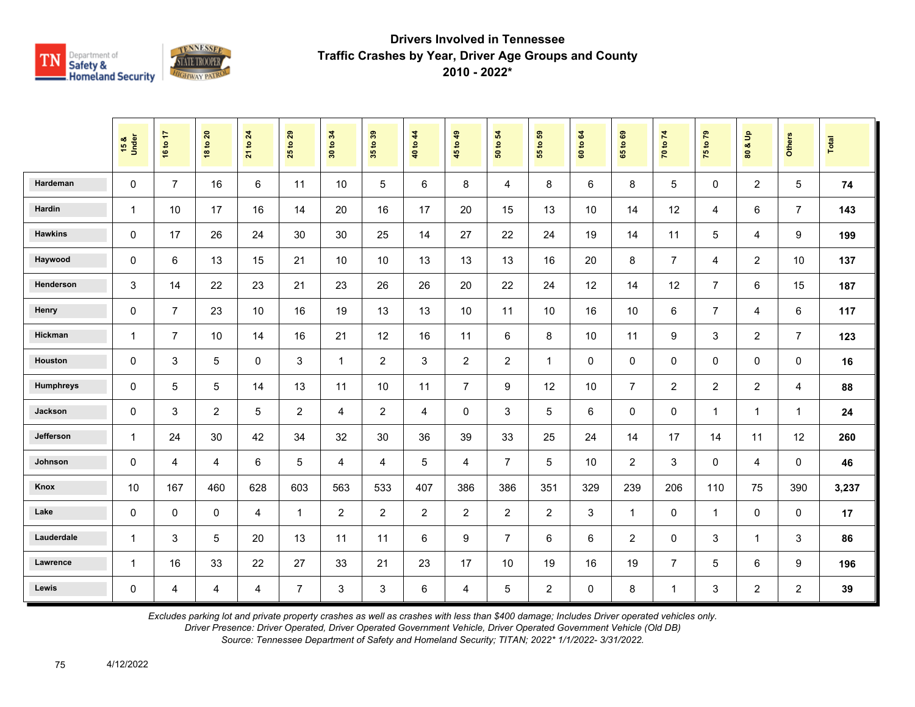# Drivers Involved in Tennessee
## Traffic Crashes by Year, Driver Age Groups and County
## 2010 - 2022*

| | 15 & Under | 16 to 17 | 18 to 20 | 21 to 24 | 25 to 29 | 30 to 34 | 35 to 39 | 40 to 44 | 45 to 49 | 50 to 54 | 55 to 59 | 60 to 64 | 65 to 69 | 70 to 74 | 75 to 79 | 80 & Up | Others | Total |
|---|---|---|---|---|---|---|---|---|---|---|---|---|---|---|---|---|---|---|
| Hardeman | 0 | 7 | 16 | 6 | 11 | 10 | 5 | 6 | 8 | 4 | 8 | 6 | 8 | 5 | 0 | 2 | 5 | **74** |
| Hardin | 1 | 10 | 17 | 16 | 14 | 20 | 16 | 17 | 20 | 15 | 13 | 10 | 14 | 12 | 4 | 6 | 7 | **143** |
| Hawkins | 0 | 17 | 26 | 24 | 30 | 30 | 25 | 14 | 27 | 22 | 24 | 19 | 14 | 11 | 5 | 4 | 9 | **199** |
| Haywood | 0 | 6 | 13 | 15 | 21 | 10 | 10 | 13 | 13 | 13 | 16 | 20 | 8 | 7 | 4 | 2 | 10 | **137** |
| Henderson | 3 | 14 | 22 | 23 | 21 | 23 | 26 | 26 | 20 | 22 | 24 | 12 | 14 | 12 | 7 | 6 | 15 | **187** |
| Henry | 0 | 7 | 23 | 10 | 16 | 19 | 13 | 13 | 10 | 11 | 10 | 16 | 10 | 6 | 7 | 4 | 6 | **117** |
| Hickman | 1 | 7 | 10 | 14 | 16 | 21 | 12 | 16 | 11 | 6 | 8 | 10 | 11 | 9 | 3 | 2 | 7 | **123** |
| Houston | 0 | 3 | 5 | 0 | 3 | 1 | 2 | 3 | 2 | 2 | 1 | 0 | 0 | 0 | 0 | 0 | 0 | **16** |
| Humphreys | 0 | 5 | 5 | 14 | 13 | 11 | 10 | 11 | 7 | 9 | 12 | 10 | 7 | 2 | 2 | 2 | 4 | **88** |
| Jackson | 0 | 3 | 2 | 5 | 2 | 4 | 2 | 4 | 0 | 3 | 5 | 6 | 0 | 0 | 1 | 1 | 1 | **24** |
| Jefferson | 1 | 24 | 30 | 42 | 34 | 32 | 30 | 36 | 39 | 33 | 25 | 24 | 14 | 17 | 14 | 11 | 12 | **260** |
| Johnson | 0 | 4 | 4 | 6 | 5 | 4 | 4 | 5 | 4 | 7 | 5 | 10 | 2 | 3 | 0 | 4 | 0 | **46** |
| Knox | 10 | 167 | 460 | 628 | 603 | 563 | 533 | 407 | 386 | 386 | 351 | 329 | 239 | 206 | 110 | 75 | 390 | **3,237** |
| Lake | 0 | 0 | 0 | 4 | 1 | 2 | 2 | 2 | 2 | 2 | 2 | 3 | 1 | 0 | 1 | 0 | 0 | **17** |
| Lauderdale | 1 | 3 | 5 | 20 | 13 | 11 | 11 | 6 | 9 | 7 | 6 | 6 | 2 | 0 | 3 | 1 | 3 | **86** |
| Lawrence | 1 | 16 | 33 | 22 | 27 | 33 | 21 | 23 | 17 | 10 | 19 | 16 | 19 | 7 | 5 | 6 | 9 | **196** |
| Lewis | 0 | 4 | 4 | 4 | 7 | 3 | 3 | 6 | 4 | 5 | 2 | 0 | 8 | 1 | 3 | 2 | 2 | **39** |

*Excludes parking lot and private property crashes as well as crashes with less than $400 damage; Includes Driver operated vehicles only.*
*Driver Presence: Driver Operated, Driver Operated Government Vehicle, Driver Operated Government Vehicle (Old DB)*
*Source: Tennessee Department of Safety and Homeland Security; TITAN; 2022* 1/1/2022- 3/31/2022.*

4/12/2022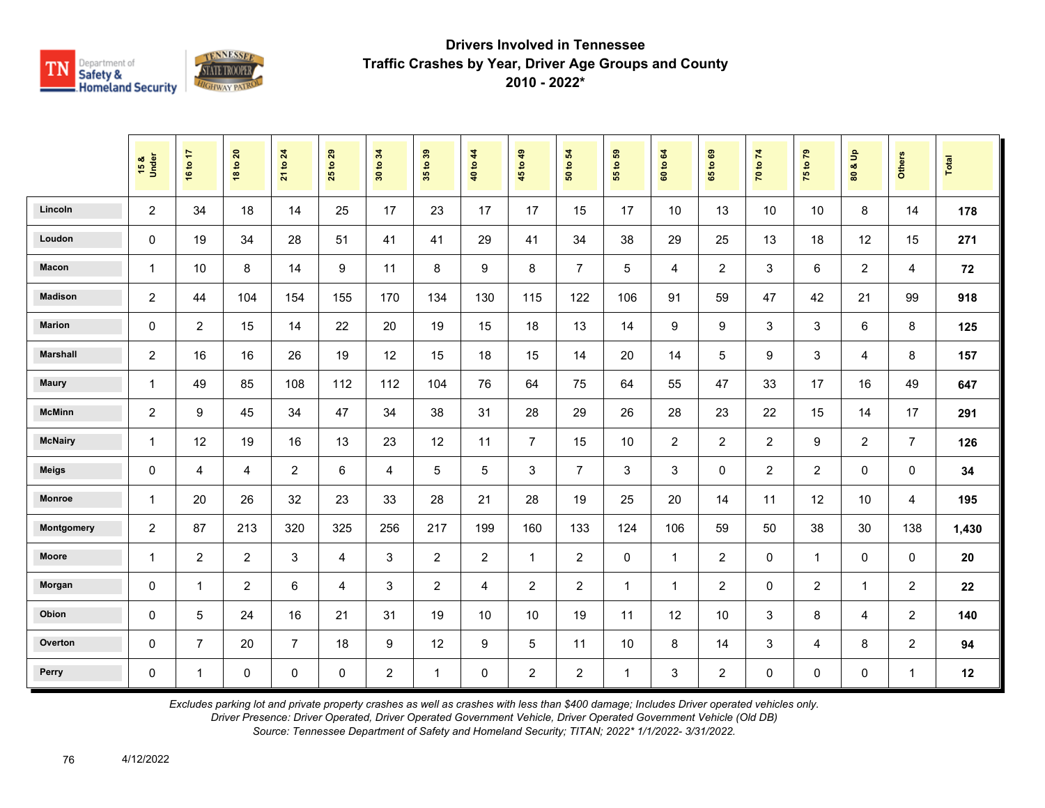# Drivers Involved in Tennessee Traffic Crashes by Year, Driver Age Groups and County 2010 - 2022*

| | 15 & Under | 16 to 17 | 18 to 20 | 21 to 24 | 25 to 29 | 30 to 34 | 35 to 39 | 40 to 44 | 45 to 49 | 50 to 54 | 55 to 59 | 60 to 64 | 65 to 69 | 70 to 74 | 75 to 79 | 80 & Up | Others | Total |
|---|---|---|---|---|---|---|---|---|---|---|---|---|---|---|---|---|---|---|
| Lincoln | 2 | 34 | 18 | 14 | 25 | 17 | 23 | 17 | 17 | 15 | 17 | 10 | 13 | 10 | 10 | 8 | 14 | **178** |
| Loudon | 0 | 19 | 34 | 28 | 51 | 41 | 41 | 29 | 41 | 34 | 38 | 29 | 25 | 13 | 18 | 12 | 15 | **271** |
| Macon | 1 | 10 | 8 | 14 | 9 | 11 | 8 | 9 | 8 | 7 | 5 | 4 | 2 | 3 | 6 | 2 | 4 | **72** |
| Madison | 2 | 44 | 104 | 154 | 155 | 170 | 134 | 130 | 115 | 122 | 106 | 91 | 59 | 47 | 42 | 21 | 99 | **918** |
| Marion | 0 | 2 | 15 | 14 | 22 | 20 | 19 | 15 | 18 | 13 | 14 | 9 | 9 | 3 | 3 | 6 | 8 | **125** |
| Marshall | 2 | 16 | 16 | 26 | 19 | 12 | 15 | 18 | 15 | 14 | 20 | 14 | 5 | 9 | 3 | 4 | 8 | **157** |
| Maury | 1 | 49 | 85 | 108 | 112 | 112 | 104 | 76 | 64 | 75 | 64 | 55 | 47 | 33 | 17 | 16 | 49 | **647** |
| McMinn | 2 | 9 | 45 | 34 | 47 | 34 | 38 | 31 | 28 | 29 | 26 | 28 | 23 | 22 | 15 | 14 | 17 | **291** |
| McNairy | 1 | 12 | 19 | 16 | 13 | 23 | 12 | 11 | 7 | 15 | 10 | 2 | 2 | 2 | 9 | 2 | 7 | **126** |
| Meigs | 0 | 4 | 4 | 2 | 6 | 4 | 5 | 5 | 3 | 7 | 3 | 3 | 0 | 2 | 2 | 0 | 0 | **34** |
| Monroe | 1 | 20 | 26 | 32 | 23 | 33 | 28 | 21 | 28 | 19 | 25 | 20 | 14 | 11 | 12 | 10 | 4 | **195** |
| Montgomery | 2 | 87 | 213 | 320 | 325 | 256 | 217 | 199 | 160 | 133 | 124 | 106 | 59 | 50 | 38 | 30 | 138 | **1,430** |
| Moore | 1 | 2 | 2 | 3 | 4 | 3 | 2 | 2 | 1 | 2 | 0 | 1 | 2 | 0 | 1 | 0 | 0 | **20** |
| Morgan | 0 | 1 | 2 | 6 | 4 | 3 | 2 | 4 | 2 | 2 | 1 | 1 | 2 | 0 | 2 | 1 | 2 | **22** |
| Obion | 0 | 5 | 24 | 16 | 21 | 31 | 19 | 10 | 10 | 19 | 11 | 12 | 10 | 3 | 8 | 4 | 2 | **140** |
| Overton | 0 | 7 | 20 | 7 | 18 | 9 | 12 | 9 | 5 | 11 | 10 | 8 | 14 | 3 | 4 | 8 | 2 | **94** |
| Perry | 0 | 1 | 0 | 0 | 0 | 2 | 1 | 0 | 2 | 2 | 1 | 3 | 2 | 0 | 0 | 0 | 1 | **12** |

*Excludes parking lot and private property crashes as well as crashes with less than $400 damage; Includes Driver operated vehicles only.*
*Driver Presence: Driver Operated, Driver Operated Government Vehicle, Driver Operated Government Vehicle (Old DB)*
*Source: Tennessee Department of Safety and Homeland Security; TITAN; 2022* 1/1/2022- 3/31/2022.*

4/12/2022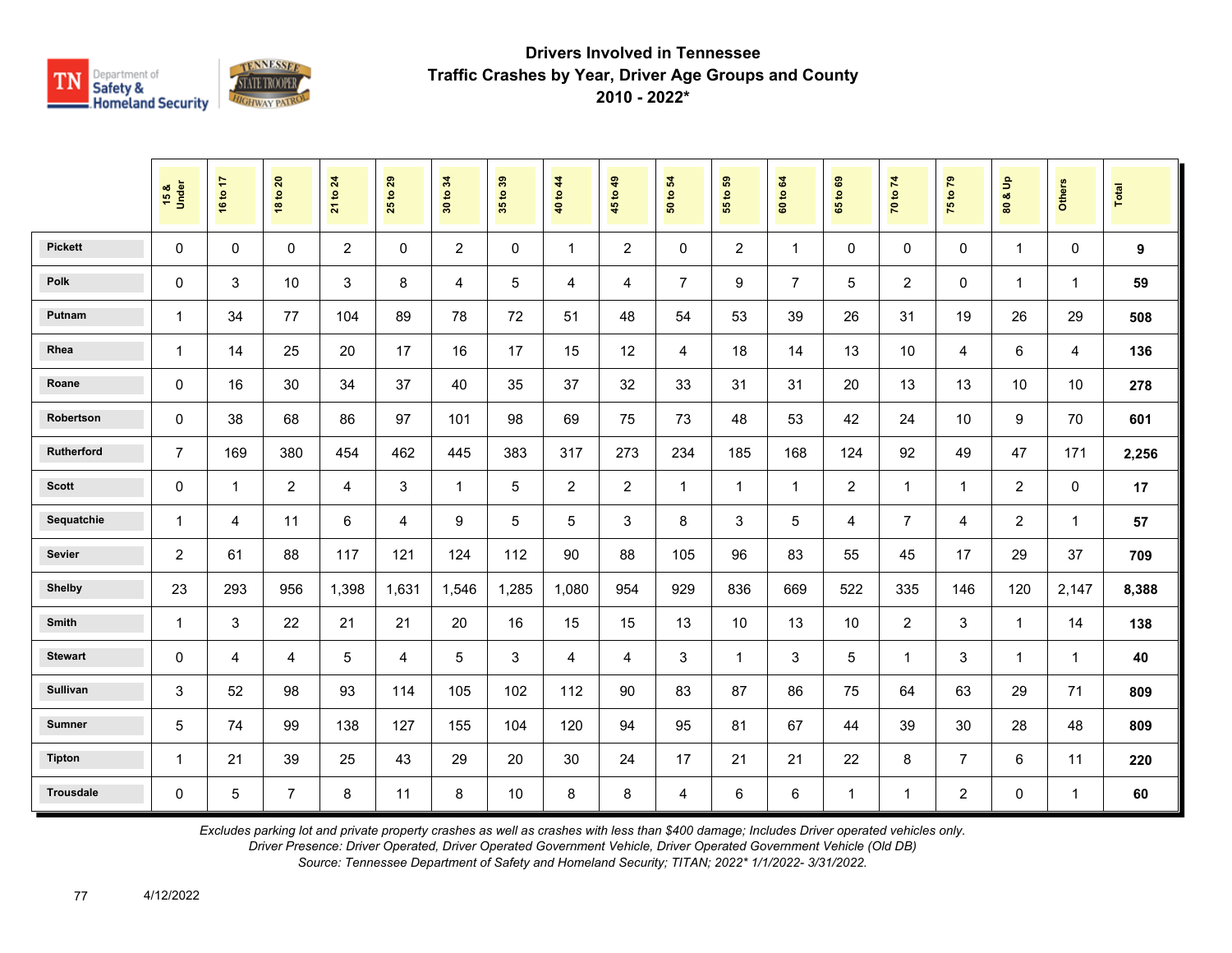# Drivers Involved in Tennessee Traffic Crashes by Year, Driver Age Groups and County 2010 - 2022*

| | 15 & Under | 16 to 17 | 18 to 20 | 21 to 24 | 25 to 29 | 30 to 34 | 35 to 39 | 40 to 44 | 45 to 49 | 50 to 54 | 55 to 59 | 60 to 64 | 65 to 69 | 70 to 74 | 75 to 79 | 80 & Up | Others | Total |
|---|---|---|---|---|---|---|---|---|---|---|---|---|---|---|---|---|---|---|
| Pickett | 0 | 0 | 0 | 2 | 0 | 2 | 0 | 1 | 2 | 0 | 2 | 1 | 0 | 0 | 0 | 1 | 0 | **9** |
| Polk | 0 | 3 | 10 | 3 | 8 | 4 | 5 | 4 | 4 | 7 | 9 | 7 | 5 | 2 | 0 | 1 | 1 | **59** |
| Putnam | 1 | 34 | 77 | 104 | 89 | 78 | 72 | 51 | 48 | 54 | 53 | 39 | 26 | 31 | 19 | 26 | 29 | **508** |
| Rhea | 1 | 14 | 25 | 20 | 17 | 16 | 17 | 15 | 12 | 4 | 18 | 14 | 13 | 10 | 4 | 6 | 4 | **136** |
| Roane | 0 | 16 | 30 | 34 | 37 | 40 | 35 | 37 | 32 | 33 | 31 | 31 | 20 | 13 | 13 | 10 | 10 | **278** |
| Robertson | 0 | 38 | 68 | 86 | 97 | 101 | 98 | 69 | 75 | 73 | 48 | 53 | 42 | 24 | 10 | 9 | 70 | **601** |
| Rutherford | 7 | 169 | 380 | 454 | 462 | 445 | 383 | 317 | 273 | 234 | 185 | 168 | 124 | 92 | 49 | 47 | 171 | **2,256** |
| Scott | 0 | 1 | 2 | 4 | 3 | 1 | 5 | 2 | 2 | 1 | 1 | 1 | 2 | 1 | 1 | 2 | 0 | **17** |
| Sequatchie | 1 | 4 | 11 | 6 | 4 | 9 | 5 | 5 | 3 | 8 | 3 | 5 | 4 | 7 | 4 | 2 | 1 | **57** |
| Sevier | 2 | 61 | 88 | 117 | 121 | 124 | 112 | 90 | 88 | 105 | 96 | 83 | 55 | 45 | 17 | 29 | 37 | **709** |
| Shelby | 23 | 293 | 956 | 1,398 | 1,631 | 1,546 | 1,285 | 1,080 | 954 | 929 | 836 | 669 | 522 | 335 | 146 | 120 | 2,147 | **8,388** |
| Smith | 1 | 3 | 22 | 21 | 21 | 20 | 16 | 15 | 15 | 13 | 10 | 13 | 10 | 2 | 3 | 1 | 14 | **138** |
| Stewart | 0 | 4 | 4 | 5 | 4 | 5 | 3 | 4 | 4 | 3 | 1 | 3 | 5 | 1 | 3 | 1 | 1 | **40** |
| Sullivan | 3 | 52 | 98 | 93 | 114 | 105 | 102 | 112 | 90 | 83 | 87 | 86 | 75 | 64 | 63 | 29 | 71 | **809** |
| Sumner | 5 | 74 | 99 | 138 | 127 | 155 | 104 | 120 | 94 | 95 | 81 | 67 | 44 | 39 | 30 | 28 | 48 | **809** |
| Tipton | 1 | 21 | 39 | 25 | 43 | 29 | 20 | 30 | 24 | 17 | 21 | 21 | 22 | 8 | 7 | 6 | 11 | **220** |
| Trousdale | 0 | 5 | 7 | 8 | 11 | 8 | 10 | 8 | 8 | 4 | 6 | 6 | 1 | 1 | 2 | 0 | 1 | **60** |

*Excludes parking lot and private property crashes as well as crashes with less than $400 damage; Includes Driver operated vehicles only.*
*Driver Presence: Driver Operated, Driver Operated Government Vehicle, Driver Operated Government Vehicle (Old DB)*
*Source: Tennessee Department of Safety and Homeland Security; TITAN; 2022* 1/1/2022- 3/31/2022.*

4/12/2022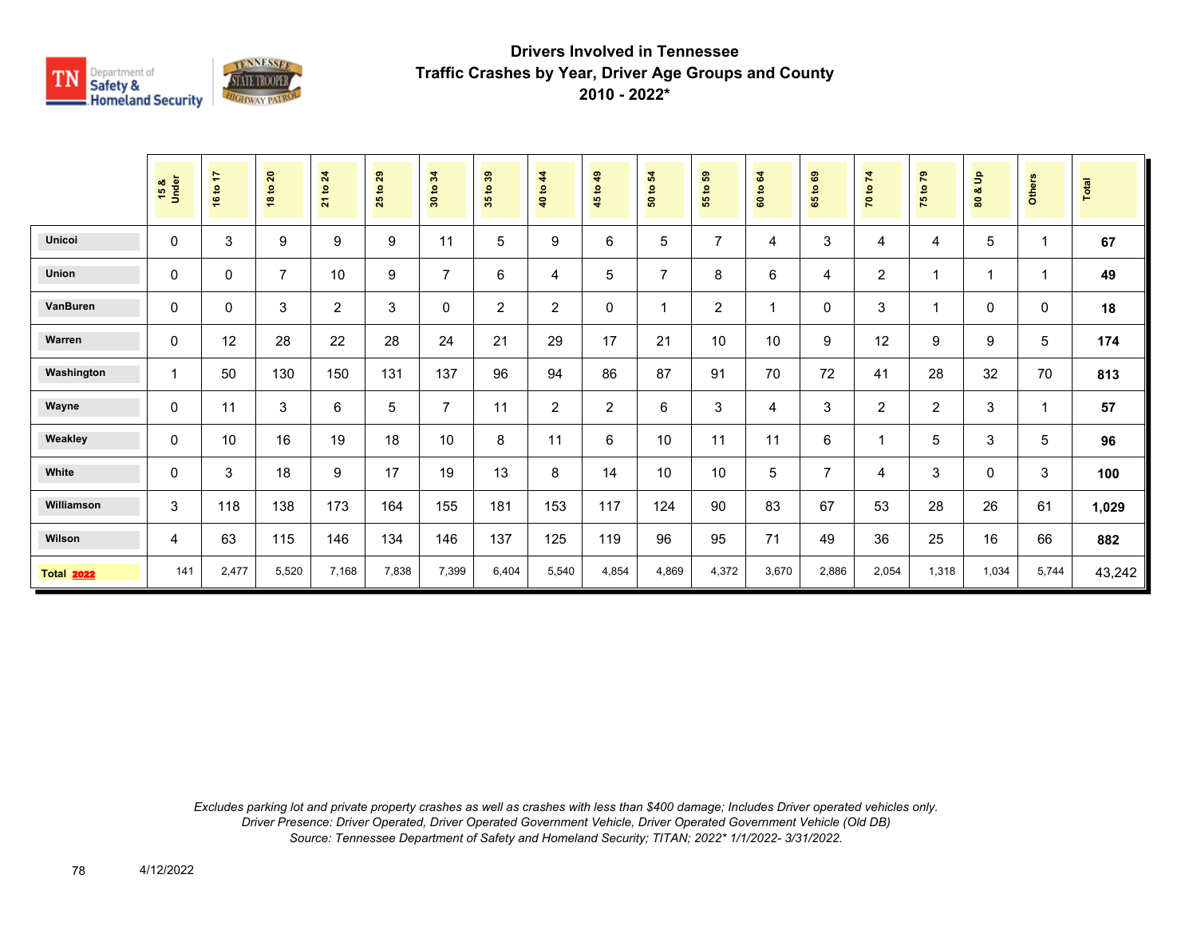# Drivers Involved in Tennessee
# Traffic Crashes by Year, Driver Age Groups and County
# 2010 - 2022*

| | 15 & Under | 16 to 17 | 18 to 20 | 21 to 24 | 25 to 29 | 30 to 34 | 35 to 39 | 40 to 44 | 45 to 49 | 50 to 54 | 55 to 59 | 60 to 64 | 65 to 69 | 70 to 74 | 75 to 79 | 80 & Up | Others | Total |
|---|---|---|---|---|---|---|---|---|---|---|---|---|---|---|---|---|---|---|
| Unicoi | 0 | 3 | 9 | 9 | 9 | 11 | 5 | 9 | 6 | 5 | 7 | 4 | 3 | 4 | 4 | 5 | 1 | **67** |
| Union | 0 | 0 | 7 | 10 | 9 | 7 | 6 | 4 | 5 | 7 | 8 | 6 | 4 | 2 | 1 | 1 | 1 | **49** |
| VanBuren | 0 | 0 | 3 | 2 | 3 | 0 | 2 | 2 | 0 | 1 | 2 | 1 | 0 | 3 | 1 | 0 | 0 | **18** |
| Warren | 0 | 12 | 28 | 22 | 28 | 24 | 21 | 29 | 17 | 21 | 10 | 10 | 9 | 12 | 9 | 9 | 5 | **174** |
| Washington | 1 | 50 | 130 | 150 | 131 | 137 | 96 | 94 | 86 | 87 | 91 | 70 | 72 | 41 | 28 | 32 | 70 | **813** |
| Wayne | 0 | 11 | 3 | 6 | 5 | 7 | 11 | 2 | 2 | 6 | 3 | 4 | 3 | 2 | 2 | 3 | 1 | **57** |
| Weakley | 0 | 10 | 16 | 19 | 18 | 10 | 8 | 11 | 6 | 10 | 11 | 11 | 6 | 1 | 5 | 3 | 5 | **96** |
| White | 0 | 3 | 18 | 9 | 17 | 19 | 13 | 8 | 14 | 10 | 10 | 5 | 7 | 4 | 3 | 0 | 3 | **100** |
| Williamson | 3 | 118 | 138 | 173 | 164 | 155 | 181 | 153 | 117 | 124 | 90 | 83 | 67 | 53 | 28 | 26 | 61 | **1,029** |
| Wilson | 4 | 63 | 115 | 146 | 134 | 146 | 137 | 125 | 119 | 96 | 95 | 71 | 49 | 36 | 25 | 16 | 66 | **882** |
| **Total 2022** | 141 | 2,477 | 5,520 | 7,168 | 7,838 | 7,399 | 6,404 | 5,540 | 4,854 | 4,869 | 4,372 | 3,670 | 2,886 | 2,054 | 1,318 | 1,034 | 5,744 | 43,242 |

*Excludes parking lot and private property crashes as well as crashes with less than $400 damage; Includes Driver operated vehicles only.*
*Driver Presence: Driver Operated, Driver Operated Government Vehicle, Driver Operated Government Vehicle (Old DB)*
*Source: Tennessee Department of Safety and Homeland Security; TITAN; 2022* 1/1/2022- 3/31/2022.*

4/12/2022